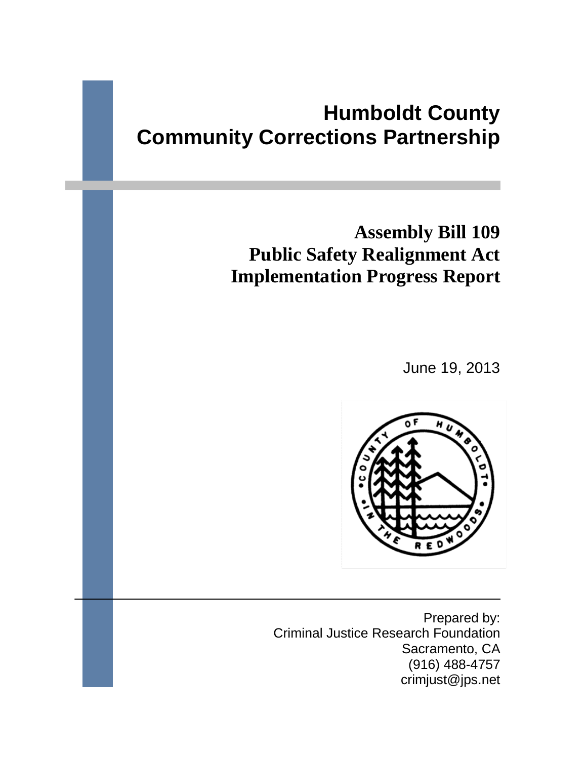# Humboldt County Community Corrections Partnership

## Assembly Bill 109 Public Safety Realignment Act Implementation Progress Report

June 19, 2013

Prepared by:
Criminal Justice Research Foundation
Sacramento, CA
(916) 488-4757
crimjust@jps.net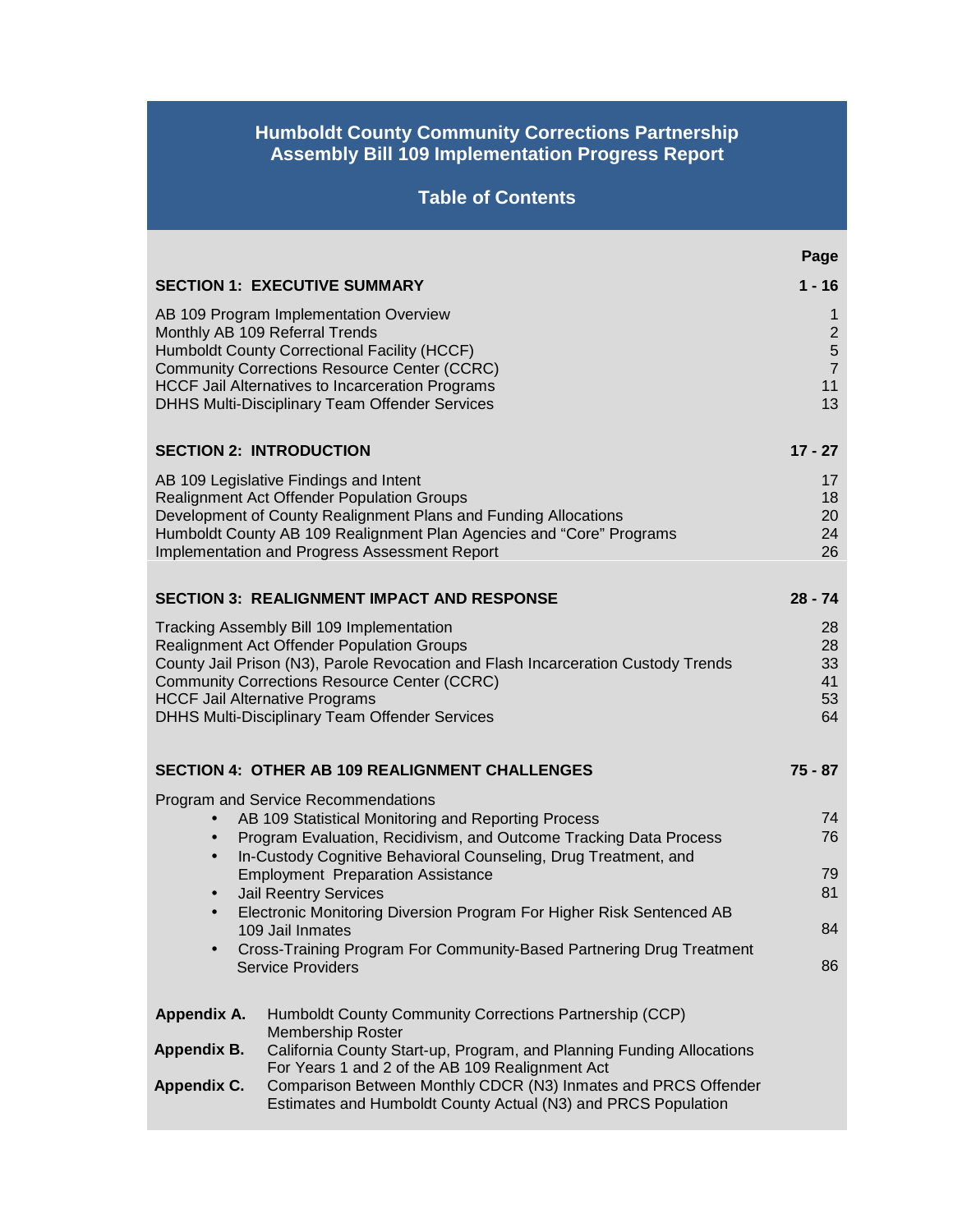# Humboldt County Community Corrections Partnership
# Assembly Bill 109 Implementation Progress Report

## Table of Contents

| | Page |
|---|---|
| **SECTION 1: EXECUTIVE SUMMARY** | **1 - 16** |
| AB 109 Program Implementation Overview | 1 |
| Monthly AB 109 Referral Trends | 2 |
| Humboldt County Correctional Facility (HCCF) | 5 |
| Community Corrections Resource Center (CCRC) | 7 |
| HCCF Jail Alternatives to Incarceration Programs | 11 |
| DHHS Multi-Disciplinary Team Offender Services | 13 |
| **SECTION 2: INTRODUCTION** | **17 - 27** |
| AB 109 Legislative Findings and Intent | 17 |
| Realignment Act Offender Population Groups | 18 |
| Development of County Realignment Plans and Funding Allocations | 20 |
| Humboldt County AB 109 Realignment Plan Agencies and "Core" Programs | 24 |
| Implementation and Progress Assessment Report | 26 |
| **SECTION 3: REALIGNMENT IMPACT AND RESPONSE** | **28 - 74** |
| Tracking Assembly Bill 109 Implementation | 28 |
| Realignment Act Offender Population Groups | 28 |
| County Jail Prison (N3), Parole Revocation and Flash Incarceration Custody Trends | 33 |
| Community Corrections Resource Center (CCRC) | 41 |
| HCCF Jail Alternative Programs | 53 |
| DHHS Multi-Disciplinary Team Offender Services | 64 |
| **SECTION 4: OTHER AB 109 REALIGNMENT CHALLENGES** | **75 - 87** |
| Program and Service Recommendations | |
| • AB 109 Statistical Monitoring and Reporting Process | 74 |
| • Program Evaluation, Recidivism, and Outcome Tracking Data Process | 76 |
| • In-Custody Cognitive Behavioral Counseling, Drug Treatment, and Employment Preparation Assistance | 79 |
| • Jail Reentry Services | 81 |
| • Electronic Monitoring Diversion Program For Higher Risk Sentenced AB 109 Jail Inmates | 84 |
| • Cross-Training Program For Community-Based Partnering Drug Treatment Service Providers | 86 |

**Appendix A.** Humboldt County Community Corrections Partnership (CCP) Membership Roster

**Appendix B.** California County Start-up, Program, and Planning Funding Allocations For Years 1 and 2 of the AB 109 Realignment Act

**Appendix C.** Comparison Between Monthly CDCR (N3) Inmates and PRCS Offender Estimates and Humboldt County Actual (N3) and PRCS Population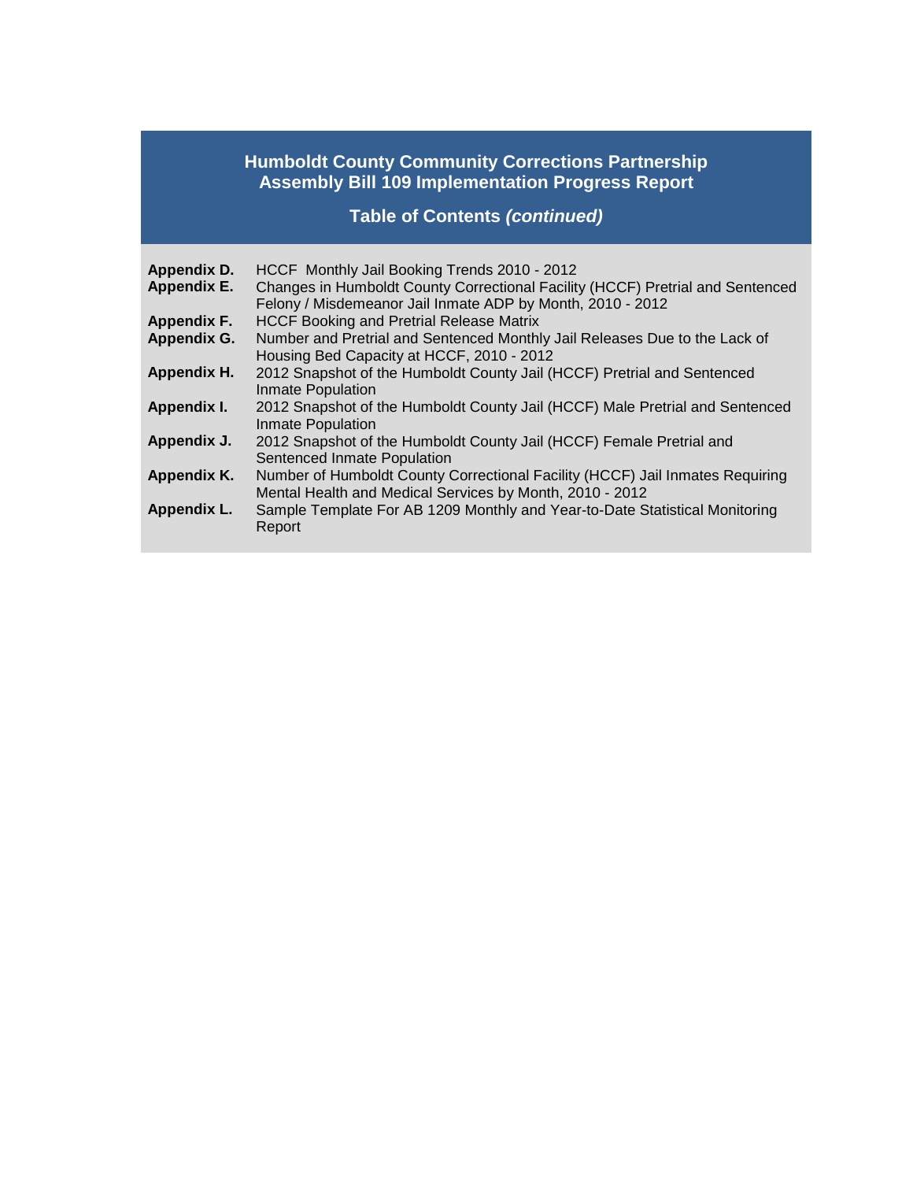# Humboldt County Community Corrections Partnership
# Assembly Bill 109 Implementation Progress Report

## Table of Contents *(continued)*

| | |
|---|---|
| **Appendix D.** | HCCF Monthly Jail Booking Trends 2010 - 2012 |
| **Appendix E.** | Changes in Humboldt County Correctional Facility (HCCF) Pretrial and Sentenced Felony / Misdemeanor Jail Inmate ADP by Month, 2010 - 2012 |
| **Appendix F.** | HCCF Booking and Pretrial Release Matrix |
| **Appendix G.** | Number and Pretrial and Sentenced Monthly Jail Releases Due to the Lack of Housing Bed Capacity at HCCF, 2010 - 2012 |
| **Appendix H.** | 2012 Snapshot of the Humboldt County Jail (HCCF) Pretrial and Sentenced Inmate Population |
| **Appendix I.** | 2012 Snapshot of the Humboldt County Jail (HCCF) Male Pretrial and Sentenced Inmate Population |
| **Appendix J.** | 2012 Snapshot of the Humboldt County Jail (HCCF) Female Pretrial and Sentenced Inmate Population |
| **Appendix K.** | Number of Humboldt County Correctional Facility (HCCF) Jail Inmates Requiring Mental Health and Medical Services by Month, 2010 - 2012 |
| **Appendix L.** | Sample Template For AB 1209 Monthly and Year-to-Date Statistical Monitoring Report |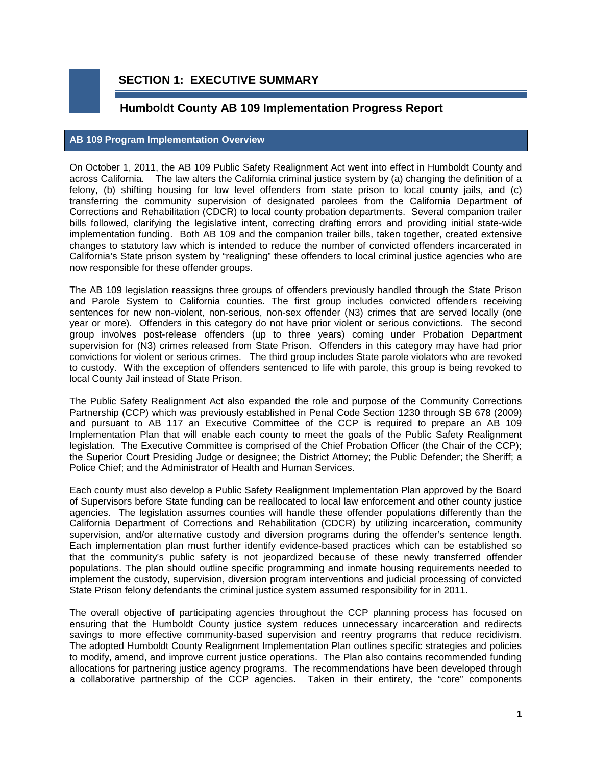# SECTION 1: EXECUTIVE SUMMARY

## Humboldt County AB 109 Implementation Progress Report

### AB 109 Program Implementation Overview

On October 1, 2011, the AB 109 Public Safety Realignment Act went into effect in Humboldt County and across California. The law alters the California criminal justice system by (a) changing the definition of a felony, (b) shifting housing for low level offenders from state prison to local county jails, and (c) transferring the community supervision of designated parolees from the California Department of Corrections and Rehabilitation (CDCR) to local county probation departments. Several companion trailer bills followed, clarifying the legislative intent, correcting drafting errors and providing initial state-wide implementation funding. Both AB 109 and the companion trailer bills, taken together, created extensive changes to statutory law which is intended to reduce the number of convicted offenders incarcerated in California's State prison system by "realigning" these offenders to local criminal justice agencies who are now responsible for these offender groups.

The AB 109 legislation reassigns three groups of offenders previously handled through the State Prison and Parole System to California counties. The first group includes convicted offenders receiving sentences for new non-violent, non-serious, non-sex offender (N3) crimes that are served locally (one year or more). Offenders in this category do not have prior violent or serious convictions. The second group involves post-release offenders (up to three years) coming under Probation Department supervision for (N3) crimes released from State Prison. Offenders in this category may have had prior convictions for violent or serious crimes. The third group includes State parole violators who are revoked to custody. With the exception of offenders sentenced to life with parole, this group is being revoked to local County Jail instead of State Prison.

The Public Safety Realignment Act also expanded the role and purpose of the Community Corrections Partnership (CCP) which was previously established in Penal Code Section 1230 through SB 678 (2009) and pursuant to AB 117 an Executive Committee of the CCP is required to prepare an AB 109 Implementation Plan that will enable each county to meet the goals of the Public Safety Realignment legislation. The Executive Committee is comprised of the Chief Probation Officer (the Chair of the CCP); the Superior Court Presiding Judge or designee; the District Attorney; the Public Defender; the Sheriff; a Police Chief; and the Administrator of Health and Human Services.

Each county must also develop a Public Safety Realignment Implementation Plan approved by the Board of Supervisors before State funding can be reallocated to local law enforcement and other county justice agencies. The legislation assumes counties will handle these offender populations differently than the California Department of Corrections and Rehabilitation (CDCR) by utilizing incarceration, community supervision, and/or alternative custody and diversion programs during the offender's sentence length. Each implementation plan must further identify evidence-based practices which can be established so that the community's public safety is not jeopardized because of these newly transferred offender populations. The plan should outline specific programming and inmate housing requirements needed to implement the custody, supervision, diversion program interventions and judicial processing of convicted State Prison felony defendants the criminal justice system assumed responsibility for in 2011.

The overall objective of participating agencies throughout the CCP planning process has focused on ensuring that the Humboldt County justice system reduces unnecessary incarceration and redirects savings to more effective community-based supervision and reentry programs that reduce recidivism. The adopted Humboldt County Realignment Implementation Plan outlines specific strategies and policies to modify, amend, and improve current justice operations. The Plan also contains recommended funding allocations for partnering justice agency programs. The recommendations have been developed through a collaborative partnership of the CCP agencies. Taken in their entirety, the "core" components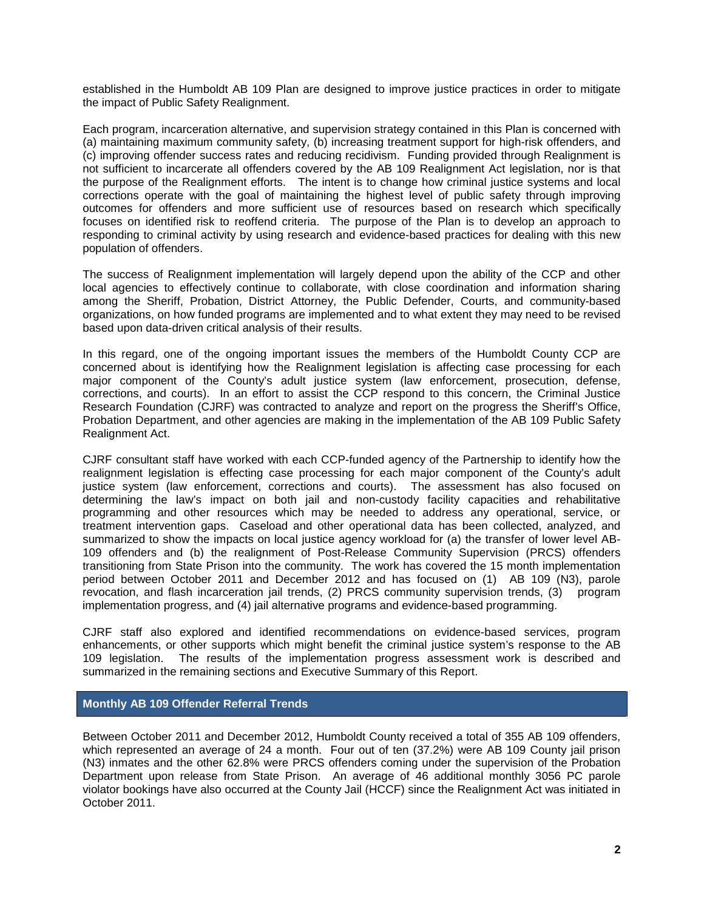established in the Humboldt AB 109 Plan are designed to improve justice practices in order to mitigate the impact of Public Safety Realignment.

Each program, incarceration alternative, and supervision strategy contained in this Plan is concerned with (a) maintaining maximum community safety, (b) increasing treatment support for high-risk offenders, and (c) improving offender success rates and reducing recidivism. Funding provided through Realignment is not sufficient to incarcerate all offenders covered by the AB 109 Realignment Act legislation, nor is that the purpose of the Realignment efforts. The intent is to change how criminal justice systems and local corrections operate with the goal of maintaining the highest level of public safety through improving outcomes for offenders and more sufficient use of resources based on research which specifically focuses on identified risk to reoffend criteria. The purpose of the Plan is to develop an approach to responding to criminal activity by using research and evidence-based practices for dealing with this new population of offenders.

The success of Realignment implementation will largely depend upon the ability of the CCP and other local agencies to effectively continue to collaborate, with close coordination and information sharing among the Sheriff, Probation, District Attorney, the Public Defender, Courts, and community-based organizations, on how funded programs are implemented and to what extent they may need to be revised based upon data-driven critical analysis of their results.

In this regard, one of the ongoing important issues the members of the Humboldt County CCP are concerned about is identifying how the Realignment legislation is affecting case processing for each major component of the County's adult justice system (law enforcement, prosecution, defense, corrections, and courts). In an effort to assist the CCP respond to this concern, the Criminal Justice Research Foundation (CJRF) was contracted to analyze and report on the progress the Sheriff's Office, Probation Department, and other agencies are making in the implementation of the AB 109 Public Safety Realignment Act.

CJRF consultant staff have worked with each CCP-funded agency of the Partnership to identify how the realignment legislation is effecting case processing for each major component of the County's adult justice system (law enforcement, corrections and courts). The assessment has also focused on determining the law's impact on both jail and non-custody facility capacities and rehabilitative programming and other resources which may be needed to address any operational, service, or treatment intervention gaps. Caseload and other operational data has been collected, analyzed, and summarized to show the impacts on local justice agency workload for (a) the transfer of lower level AB-109 offenders and (b) the realignment of Post-Release Community Supervision (PRCS) offenders transitioning from State Prison into the community. The work has covered the 15 month implementation period between October 2011 and December 2012 and has focused on (1) AB 109 (N3), parole revocation, and flash incarceration jail trends, (2) PRCS community supervision trends, (3) program implementation progress, and (4) jail alternative programs and evidence-based programming.

CJRF staff also explored and identified recommendations on evidence-based services, program enhancements, or other supports which might benefit the criminal justice system's response to the AB 109 legislation. The results of the implementation progress assessment work is described and summarized in the remaining sections and Executive Summary of this Report.

## Monthly AB 109 Offender Referral Trends

Between October 2011 and December 2012, Humboldt County received a total of 355 AB 109 offenders, which represented an average of 24 a month. Four out of ten (37.2%) were AB 109 County jail prison (N3) inmates and the other 62.8% were PRCS offenders coming under the supervision of the Probation Department upon release from State Prison. An average of 46 additional monthly 3056 PC parole violator bookings have also occurred at the County Jail (HCCF) since the Realignment Act was initiated in October 2011.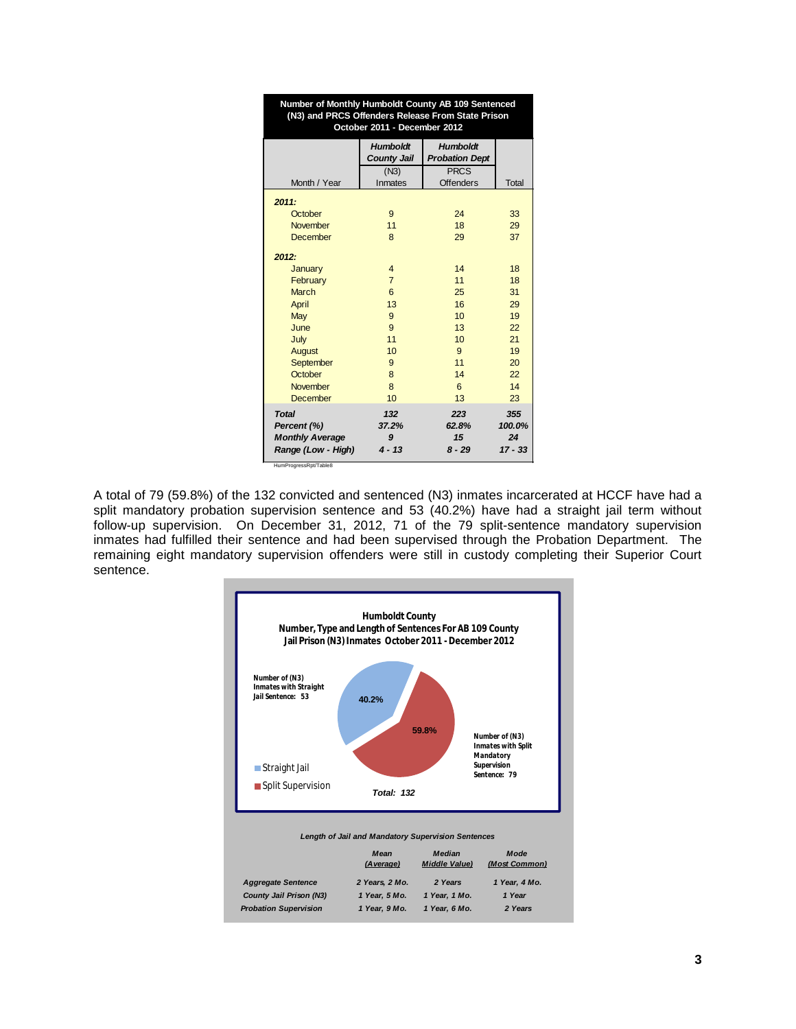**Number of Monthly Humboldt County AB 109 Sentenced (N3) and PRCS Offenders Release From State Prison October 2011 - December 2012**

| Month / Year | *Humboldt County Jail* (N3) Inmates | *Humboldt Probation Dept* PRCS Offenders | Total |
|---|---|---|---|
| ***2011:*** | | | |
| October | 9 | 24 | 33 |
| November | 11 | 18 | 29 |
| December | 8 | 29 | 37 |
| ***2012:*** | | | |
| January | 4 | 14 | 18 |
| February | 7 | 11 | 18 |
| March | 6 | 25 | 31 |
| April | 13 | 16 | 29 |
| May | 9 | 10 | 19 |
| June | 9 | 13 | 22 |
| July | 11 | 10 | 21 |
| August | 10 | 9 | 19 |
| September | 9 | 11 | 20 |
| October | 8 | 14 | 22 |
| November | 8 | 6 | 14 |
| December | 10 | 13 | 23 |
| ***Total*** | ***132*** | ***223*** | ***355*** |
| ***Percent (%)*** | ***37.2%*** | ***62.8%*** | ***100.0%*** |
| ***Monthly Average*** | ***9*** | ***15*** | ***24*** |
| ***Range (Low - High)*** | ***4 - 13*** | ***8 - 29*** | ***17 - 33*** |

HumProgressRpt/Table8

A total of 79 (59.8%) of the 132 convicted and sentenced (N3) inmates incarcerated at HCCF have had a split mandatory probation supervision sentence and 53 (40.2%) have had a straight jail term without follow-up supervision. On December 31, 2012, 71 of the 79 split-sentence mandatory supervision inmates had fulfilled their sentence and had been supervised through the Probation Department. The remaining eight mandatory supervision offenders were still in custody completing their Superior Court sentence.

**Humboldt County**
**Number, Type and Length of Sentences For AB 109 County Jail Prison (N3) Inmates October 2011 - December 2012**

| Sentence Type | Number | Percent |
|---|---|---|
| Straight Jail (Number of (N3) Inmates with Straight Jail Sentence) | 53 | 40.2% |
| Split Supervision (Number of (N3) Inmates with Split Mandatory Supervision Sentence) | 79 | 59.8% |
| *Total* | *132* | |

***Length of Jail and Mandatory Supervision Sentences***

| | *Mean (Average)* | *Median Middle Value)* | *Mode (Most Common)* |
|---|---|---|---|
| ***Aggregate Sentence*** | *2 Years, 2 Mo.* | *2 Years* | *1 Year, 4 Mo.* |
| ***County Jail Prison (N3)*** | *1 Year, 5 Mo.* | *1 Year, 1 Mo.* | *1 Year* |
| ***Probation Supervision*** | *1 Year, 9 Mo.* | *1 Year, 6 Mo.* | *2 Years* |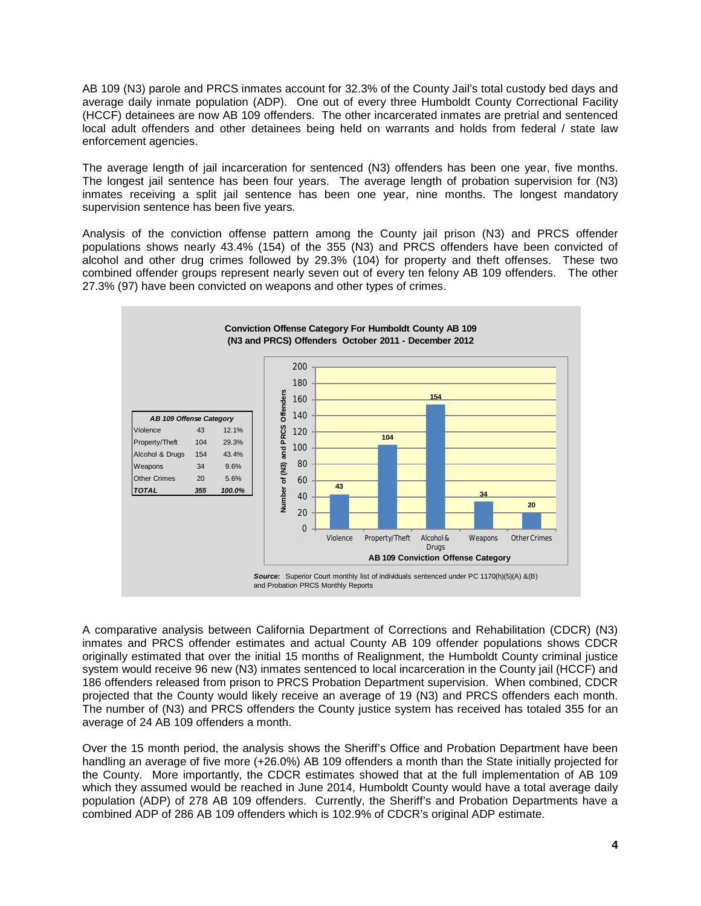AB 109 (N3) parole and PRCS inmates account for 32.3% of the County Jail's total custody bed days and average daily inmate population (ADP). One out of every three Humboldt County Correctional Facility (HCCF) detainees are now AB 109 offenders. The other incarcerated inmates are pretrial and sentenced local adult offenders and other detainees being held on warrants and holds from federal / state law enforcement agencies.

The average length of jail incarceration for sentenced (N3) offenders has been one year, five months. The longest jail sentence has been four years. The average length of probation supervision for (N3) inmates receiving a split jail sentence has been one year, nine months. The longest mandatory supervision sentence has been five years.

Analysis of the conviction offense pattern among the County jail prison (N3) and PRCS offender populations shows nearly 43.4% (154) of the 355 (N3) and PRCS offenders have been convicted of alcohol and other drug crimes followed by 29.3% (104) for property and theft offenses. These two combined offender groups represent nearly seven out of every ten felony AB 109 offenders. The other 27.3% (97) have been convicted on weapons and other types of crimes.

**Conviction Offense Category For Humboldt County AB 109 (N3 and PRCS) Offenders October 2011 - December 2012**

| *AB 109 Offense Category* | | |
|---|---|---|
| Violence | 43 | 12.1% |
| Property/Theft | 104 | 29.3% |
| Alcohol & Drugs | 154 | 43.4% |
| Weapons | 34 | 9.6% |
| Other Crimes | 20 | 5.6% |
| ***TOTAL*** | ***355*** | ***100.0%*** |

| AB 109 Conviction Offense Category | Number of (N3) and PRCS Offenders |
|---|---|
| Violence | 43 |
| Property/Theft | 104 |
| Alcohol & Drugs | 154 |
| Weapons | 34 |
| Other Crimes | 20 |

***Source:*** Superior Court monthly list of individuals sentenced under PC 1170(h)(5)(A) &(B) and Probation PRCS Monthly Reports

A comparative analysis between California Department of Corrections and Rehabilitation (CDCR) (N3) inmates and PRCS offender estimates and actual County AB 109 offender populations shows CDCR originally estimated that over the initial 15 months of Realignment, the Humboldt County criminal justice system would receive 96 new (N3) inmates sentenced to local incarceration in the County jail (HCCF) and 186 offenders released from prison to PRCS Probation Department supervision. When combined, CDCR projected that the County would likely receive an average of 19 (N3) and PRCS offenders each month. The number of (N3) and PRCS offenders the County justice system has received has totaled 355 for an average of 24 AB 109 offenders a month.

Over the 15 month period, the analysis shows the Sheriff's Office and Probation Department have been handling an average of five more (+26.0%) AB 109 offenders a month than the State initially projected for the County. More importantly, the CDCR estimates showed that at the full implementation of AB 109 which they assumed would be reached in June 2014, Humboldt County would have a total average daily population (ADP) of 278 AB 109 offenders. Currently, the Sheriff's and Probation Departments have a combined ADP of 286 AB 109 offenders which is 102.9% of CDCR's original ADP estimate.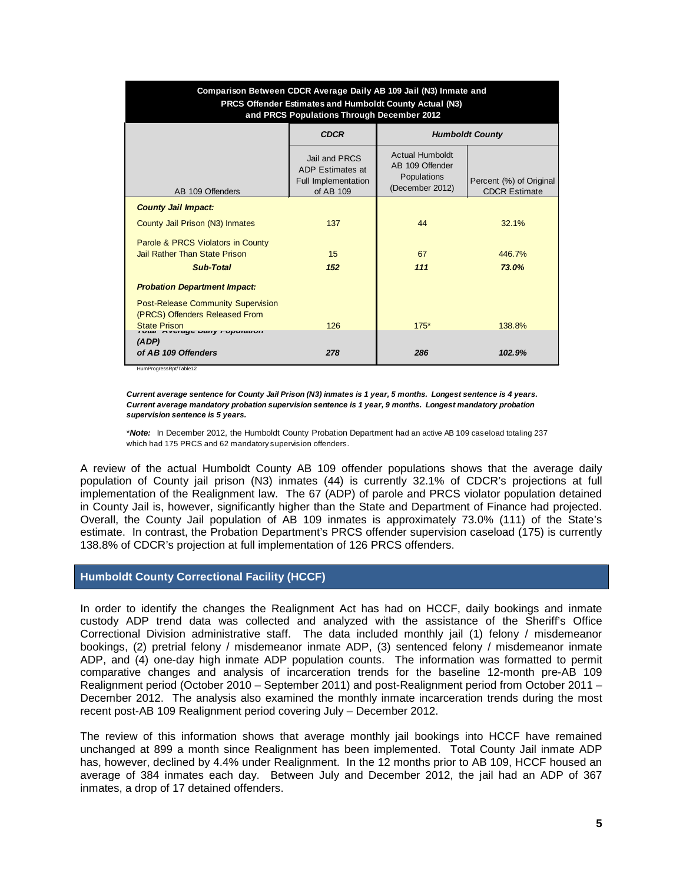| Comparison Between CDCR Average Daily AB 109 Jail (N3) Inmate and PRCS Offender Estimates and Humboldt County Actual (N3) and PRCS Populations Through December 2012 | | | |
|---|---|---|---|
| | ***CDCR*** | ***Humboldt County*** | |
| AB 109 Offenders | Jail and PRCS ADP Estimates at Full Implementation of AB 109 | Actual Humboldt AB 109 Offender Populations (December 2012) | Percent (%) of Original CDCR Estimate |
| ***County Jail Impact:*** | | | |
| County Jail Prison (N3) Inmates | 137 | 44 | 32.1% |
| Parole & PRCS Violators in County Jail Rather Than State Prison | 15 | 67 | 446.7% |
| ***Sub-Total*** | ***152*** | ***111*** | ***73.0%*** |
| ***Probation Department Impact:*** | | | |
| Post-Release Community Supervision (PRCS) Offenders Released From State Prison | 126 | 175* | 138.8% |
| ***Total Average Daily Population (ADP) of AB 109 Offenders*** | ***278*** | ***286*** | ***102.9%*** |

HumProgressRpt/Table12

***Current average sentence for County Jail Prison (N3) inmates is 1 year, 5 months. Longest sentence is 4 years. Current average mandatory probation supervision sentence is 1 year, 9 months. Longest mandatory probation supervision sentence is 5 years.***

****Note:*** In December 2012, the Humboldt County Probation Department had an active AB 109 caseload totaling 237 which had 175 PRCS and 62 mandatory supervision offenders.

A review of the actual Humboldt County AB 109 offender populations shows that the average daily population of County jail prison (N3) inmates (44) is currently 32.1% of CDCR's projections at full implementation of the Realignment law. The 67 (ADP) of parole and PRCS violator population detained in County Jail is, however, significantly higher than the State and Department of Finance had projected. Overall, the County Jail population of AB 109 inmates is approximately 73.0% (111) of the State's estimate. In contrast, the Probation Department's PRCS offender supervision caseload (175) is currently 138.8% of CDCR's projection at full implementation of 126 PRCS offenders.

## Humboldt County Correctional Facility (HCCF)

In order to identify the changes the Realignment Act has had on HCCF, daily bookings and inmate custody ADP trend data was collected and analyzed with the assistance of the Sheriff's Office Correctional Division administrative staff. The data included monthly jail (1) felony / misdemeanor bookings, (2) pretrial felony / misdemeanor inmate ADP, (3) sentenced felony / misdemeanor inmate ADP, and (4) one-day high inmate ADP population counts. The information was formatted to permit comparative changes and analysis of incarceration trends for the baseline 12-month pre-AB 109 Realignment period (October 2010 – September 2011) and post-Realignment period from October 2011 – December 2012. The analysis also examined the monthly inmate incarceration trends during the most recent post-AB 109 Realignment period covering July – December 2012.

The review of this information shows that average monthly jail bookings into HCCF have remained unchanged at 899 a month since Realignment has been implemented. Total County Jail inmate ADP has, however, declined by 4.4% under Realignment. In the 12 months prior to AB 109, HCCF housed an average of 384 inmates each day. Between July and December 2012, the jail had an ADP of 367 inmates, a drop of 17 detained offenders.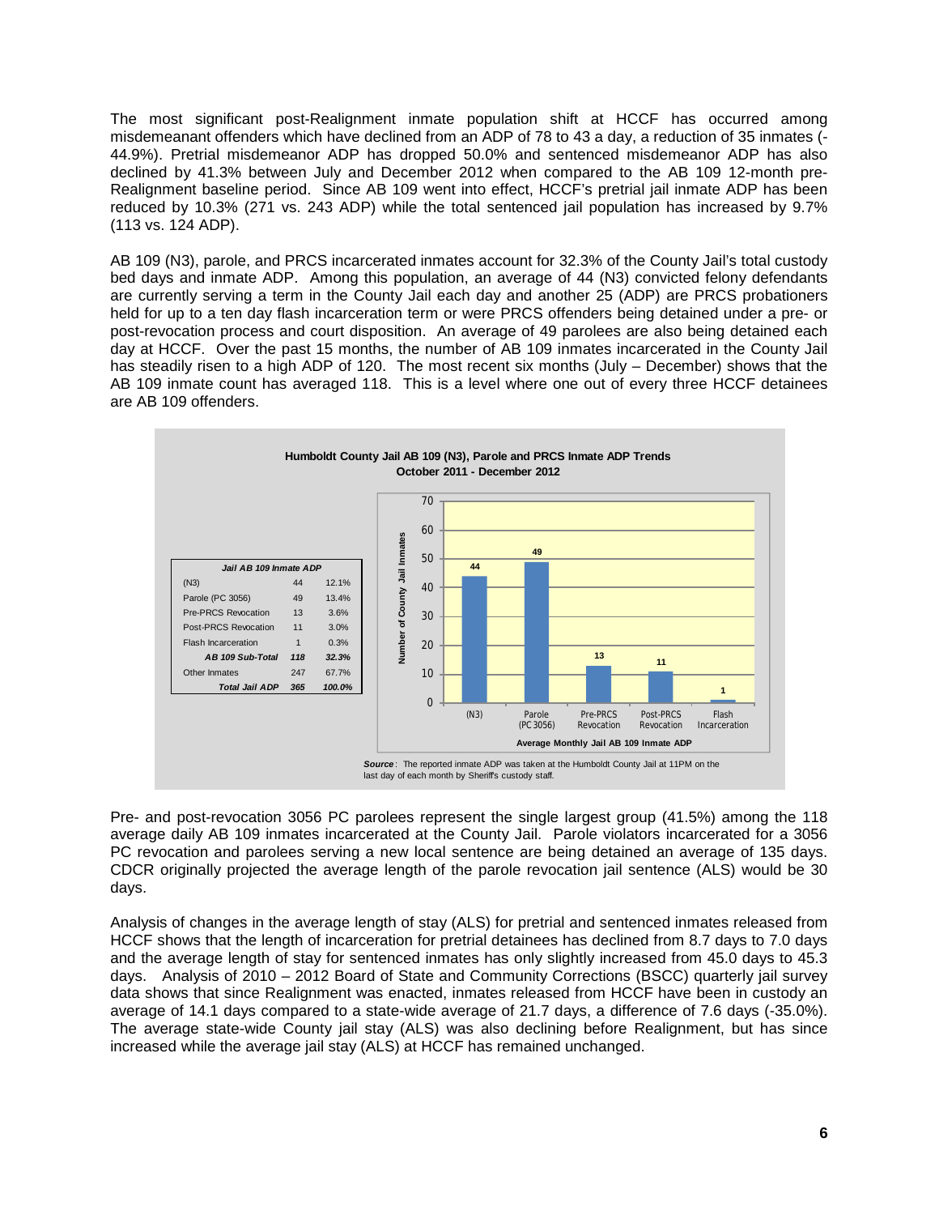The most significant post-Realignment inmate population shift at HCCF has occurred among misdemeanant offenders which have declined from an ADP of 78 to 43 a day, a reduction of 35 inmates (-44.9%). Pretrial misdemeanor ADP has dropped 50.0% and sentenced misdemeanor ADP has also declined by 41.3% between July and December 2012 when compared to the AB 109 12-month pre-Realignment baseline period. Since AB 109 went into effect, HCCF's pretrial jail inmate ADP has been reduced by 10.3% (271 vs. 243 ADP) while the total sentenced jail population has increased by 9.7% (113 vs. 124 ADP).

AB 109 (N3), parole, and PRCS incarcerated inmates account for 32.3% of the County Jail's total custody bed days and inmate ADP. Among this population, an average of 44 (N3) convicted felony defendants are currently serving a term in the County Jail each day and another 25 (ADP) are PRCS probationers held for up to a ten day flash incarceration term or were PRCS offenders being detained under a pre- or post-revocation process and court disposition. An average of 49 parolees are also being detained each day at HCCF. Over the past 15 months, the number of AB 109 inmates incarcerated in the County Jail has steadily risen to a high ADP of 120. The most recent six months (July – December) shows that the AB 109 inmate count has averaged 118. This is a level where one out of every three HCCF detainees are AB 109 offenders.

**Humboldt County Jail AB 109 (N3), Parole and PRCS Inmate ADP Trends**
**October 2011 - December 2012**

| *Jail AB 109 Inmate ADP* | | |
|---|---|---|
| (N3) | 44 | 12.1% |
| Parole (PC 3056) | 49 | 13.4% |
| Pre-PRCS Revocation | 13 | 3.6% |
| Post-PRCS Revocation | 11 | 3.0% |
| Flash Incarceration | 1 | 0.3% |
| ***AB 109 Sub-Total*** | ***118*** | ***32.3%*** |
| Other Inmates | 247 | 67.7% |
| ***Total Jail ADP*** | ***365*** | ***100.0%*** |

***Source***: The reported inmate ADP was taken at the Humboldt County Jail at 11PM on the last day of each month by Sheriff's custody staff.

Pre- and post-revocation 3056 PC parolees represent the single largest group (41.5%) among the 118 average daily AB 109 inmates incarcerated at the County Jail. Parole violators incarcerated for a 3056 PC revocation and parolees serving a new local sentence are being detained an average of 135 days. CDCR originally projected the average length of the parole revocation jail sentence (ALS) would be 30 days.

Analysis of changes in the average length of stay (ALS) for pretrial and sentenced inmates released from HCCF shows that the length of incarceration for pretrial detainees has declined from 8.7 days to 7.0 days and the average length of stay for sentenced inmates has only slightly increased from 45.0 days to 45.3 days. Analysis of 2010 – 2012 Board of State and Community Corrections (BSCC) quarterly jail survey data shows that since Realignment was enacted, inmates released from HCCF have been in custody an average of 14.1 days compared to a state-wide average of 21.7 days, a difference of 7.6 days (-35.0%). The average state-wide County jail stay (ALS) was also declining before Realignment, but has since increased while the average jail stay (ALS) at HCCF has remained unchanged.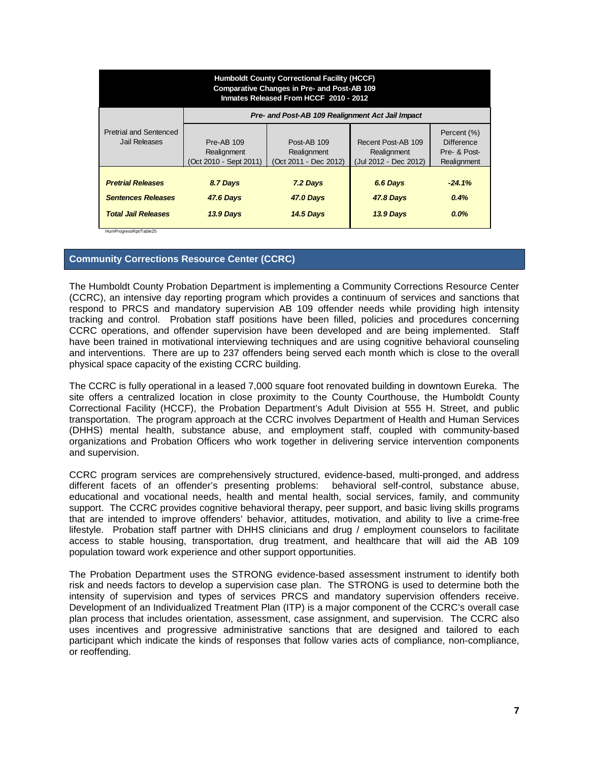| Humboldt County Correctional Facility (HCCF) Comparative Changes in Pre- and Post-AB 109 Inmates Released From HCCF 2010 - 2012 | | | | |
|---|---|---|---|---|
| Pretrial and Sentenced Jail Releases | Pre- and Post-AB 109 Realignment Act Jail Impact | | | |
| | Pre-AB 109 Realignment (Oct 2010 - Sept 2011) | Post-AB 109 Realignment (Oct 2011 - Dec 2012) | Recent Post-AB 109 Realignment (Jul 2012 - Dec 2012) | Percent (%) Difference Pre- & Post-Realignment |
| ***Pretrial Releases*** | ***8.7 Days*** | ***7.2 Days*** | ***6.6 Days*** | ***-24.1%*** |
| ***Sentences Releases*** | ***47.6 Days*** | ***47.0 Days*** | ***47.8 Days*** | ***0.4%*** |
| ***Total Jail Releases*** | ***13.9 Days*** | ***14.5 Days*** | ***13.9 Days*** | ***0.0%*** |

HumProgressRpt/Table25

## Community Corrections Resource Center (CCRC)

The Humboldt County Probation Department is implementing a Community Corrections Resource Center (CCRC), an intensive day reporting program which provides a continuum of services and sanctions that respond to PRCS and mandatory supervision AB 109 offender needs while providing high intensity tracking and control. Probation staff positions have been filled, policies and procedures concerning CCRC operations, and offender supervision have been developed and are being implemented. Staff have been trained in motivational interviewing techniques and are using cognitive behavioral counseling and interventions. There are up to 237 offenders being served each month which is close to the overall physical space capacity of the existing CCRC building.

The CCRC is fully operational in a leased 7,000 square foot renovated building in downtown Eureka. The site offers a centralized location in close proximity to the County Courthouse, the Humboldt County Correctional Facility (HCCF), the Probation Department's Adult Division at 555 H. Street, and public transportation. The program approach at the CCRC involves Department of Health and Human Services (DHHS) mental health, substance abuse, and employment staff, coupled with community-based organizations and Probation Officers who work together in delivering service intervention components and supervision.

CCRC program services are comprehensively structured, evidence-based, multi-pronged, and address different facets of an offender's presenting problems: behavioral self-control, substance abuse, educational and vocational needs, health and mental health, social services, family, and community support. The CCRC provides cognitive behavioral therapy, peer support, and basic living skills programs that are intended to improve offenders' behavior, attitudes, motivation, and ability to live a crime-free lifestyle. Probation staff partner with DHHS clinicians and drug / employment counselors to facilitate access to stable housing, transportation, drug treatment, and healthcare that will aid the AB 109 population toward work experience and other support opportunities.

The Probation Department uses the STRONG evidence-based assessment instrument to identify both risk and needs factors to develop a supervision case plan. The STRONG is used to determine both the intensity of supervision and types of services PRCS and mandatory supervision offenders receive. Development of an Individualized Treatment Plan (ITP) is a major component of the CCRC's overall case plan process that includes orientation, assessment, case assignment, and supervision. The CCRC also uses incentives and progressive administrative sanctions that are designed and tailored to each participant which indicate the kinds of responses that follow varies acts of compliance, non-compliance, or reoffending.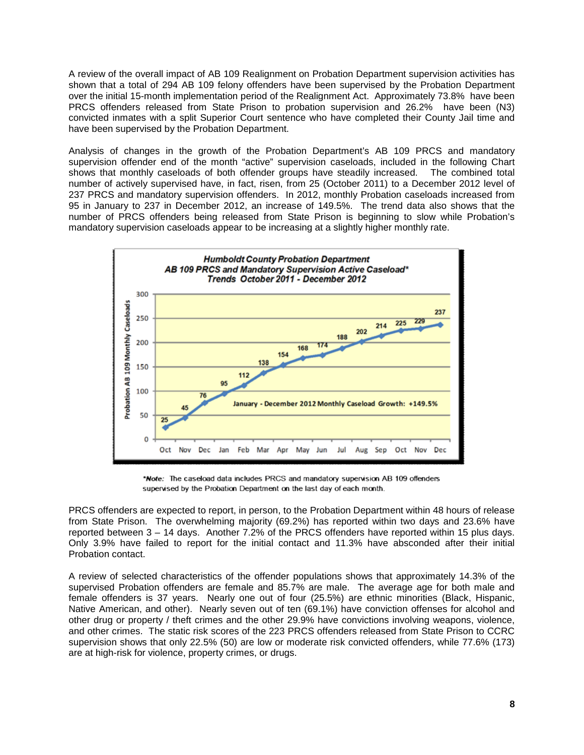A review of the overall impact of AB 109 Realignment on Probation Department supervision activities has shown that a total of 294 AB 109 felony offenders have been supervised by the Probation Department over the initial 15-month implementation period of the Realignment Act. Approximately 73.8% have been PRCS offenders released from State Prison to probation supervision and 26.2% have been (N3) convicted inmates with a split Superior Court sentence who have completed their County Jail time and have been supervised by the Probation Department.

Analysis of changes in the growth of the Probation Department's AB 109 PRCS and mandatory supervision offender end of the month "active" supervision caseloads, included in the following Chart shows that monthly caseloads of both offender groups have steadily increased. The combined total number of actively supervised have, in fact, risen, from 25 (October 2011) to a December 2012 level of 237 PRCS and mandatory supervision offenders. In 2012, monthly Probation caseloads increased from 95 in January to 237 in December 2012, an increase of 149.5%. The trend data also shows that the number of PRCS offenders being released from State Prison is beginning to slow while Probation's mandatory supervision caseloads appear to be increasing at a slightly higher monthly rate.

**Humboldt County Probation Department**
**AB 109 PRCS and Mandatory Supervision Active Caseload\***
**Trends October 2011 - December 2012**

| Month | Oct | Nov | Dec | Jan | Feb | Mar | Apr | May | Jun | Jul | Aug | Sep | Oct | Nov | Dec |
|---|---|---|---|---|---|---|---|---|---|---|---|---|---|---|---|
| Probation AB 109 Monthly Caseloads | 25 | 45 | 76 | 95 | 112 | 138 | 154 | 168 | 174 | 188 | 202 | 214 | 225 | 229 | 237 |

January - December 2012 Monthly Caseload Growth: +149.5%

*\*Note:* The caseload data includes PRCS and mandatory supervision AB 109 offenders supervised by the Probation Department on the last day of each month.

PRCS offenders are expected to report, in person, to the Probation Department within 48 hours of release from State Prison. The overwhelming majority (69.2%) has reported within two days and 23.6% have reported between 3 – 14 days. Another 7.2% of the PRCS offenders have reported within 15 plus days. Only 3.9% have failed to report for the initial contact and 11.3% have absconded after their initial Probation contact.

A review of selected characteristics of the offender populations shows that approximately 14.3% of the supervised Probation offenders are female and 85.7% are male. The average age for both male and female offenders is 37 years. Nearly one out of four (25.5%) are ethnic minorities (Black, Hispanic, Native American, and other). Nearly seven out of ten (69.1%) have conviction offenses for alcohol and other drug or property / theft crimes and the other 29.9% have convictions involving weapons, violence, and other crimes. The static risk scores of the 223 PRCS offenders released from State Prison to CCRC supervision shows that only 22.5% (50) are low or moderate risk convicted offenders, while 77.6% (173) are at high-risk for violence, property crimes, or drugs.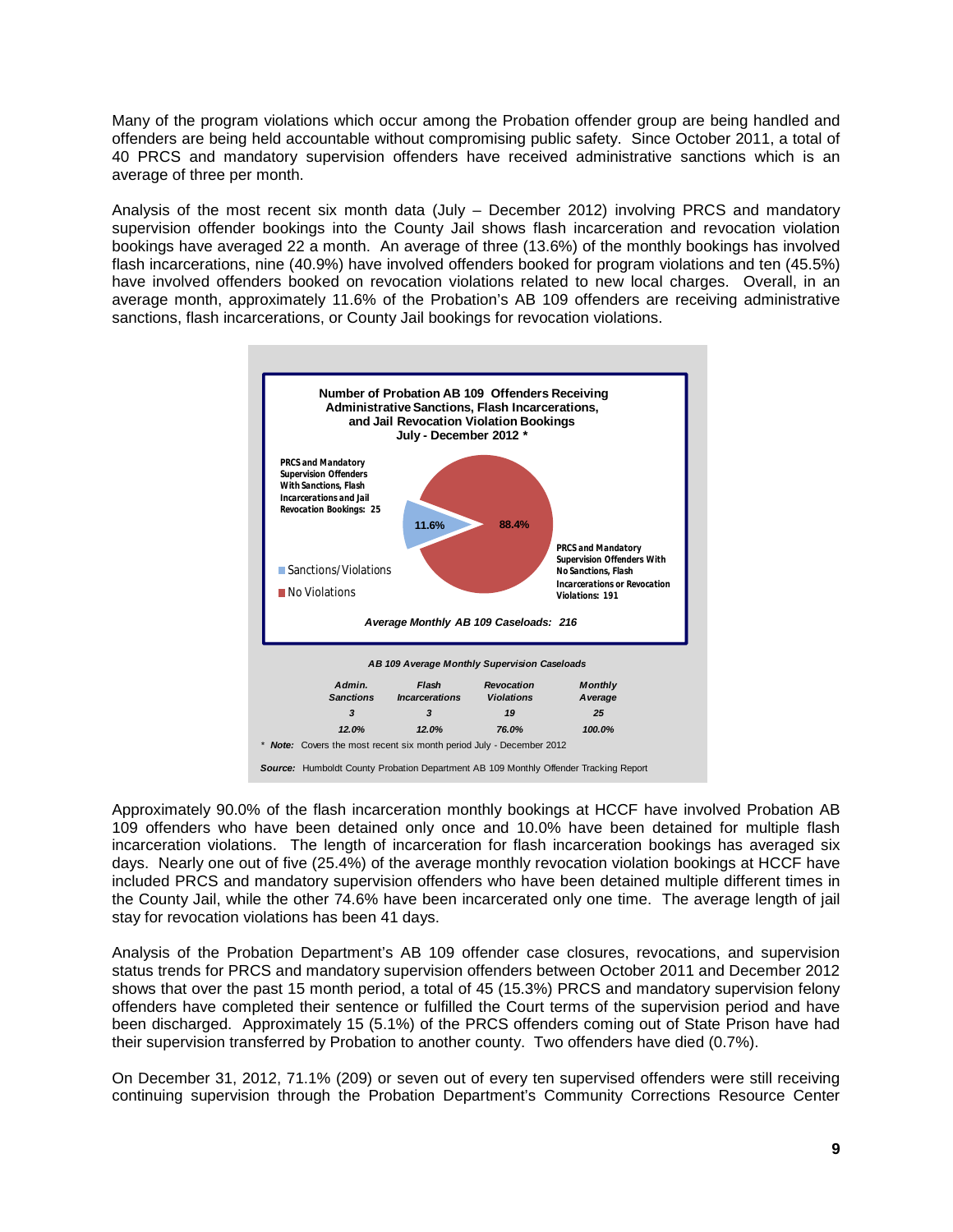Many of the program violations which occur among the Probation offender group are being handled and offenders are being held accountable without compromising public safety. Since October 2011, a total of 40 PRCS and mandatory supervision offenders have received administrative sanctions which is an average of three per month.

Analysis of the most recent six month data (July – December 2012) involving PRCS and mandatory supervision offender bookings into the County Jail shows flash incarceration and revocation violation bookings have averaged 22 a month. An average of three (13.6%) of the monthly bookings has involved flash incarcerations, nine (40.9%) have involved offenders booked for program violations and ten (45.5%) have involved offenders booked on revocation violations related to new local charges. Overall, in an average month, approximately 11.6% of the Probation's AB 109 offenders are receiving administrative sanctions, flash incarcerations, or County Jail bookings for revocation violations.

**Number of Probation AB 109 Offenders Receiving Administrative Sanctions, Flash Incarcerations, and Jail Revocation Violation Bookings July - December 2012 \***

- PRCS and Mandatory Supervision Offenders With Sanctions, Flash Incarcerations and Jail Revocation Bookings: 25 (11.6%)
- PRCS and Mandatory Supervision Offenders With No Sanctions, Flash Incarcerations or Revocation Violations: 191 (88.4%)

Legend: Sanctions/Violations; No Violations

*Average Monthly AB 109 Caseloads: 216*

***AB 109 Average Monthly Supervision Caseloads***

| *Admin. Sanctions* | *Flash Incarcerations* | *Revocation Violations* | *Monthly Average* |
|---|---|---|---|
| *3* | *3* | *19* | *25* |
| *12.0%* | *12.0%* | *76.0%* | *100.0%* |

\* ***Note:*** Covers the most recent six month period July - December 2012

***Source:*** Humboldt County Probation Department AB 109 Monthly Offender Tracking Report

Approximately 90.0% of the flash incarceration monthly bookings at HCCF have involved Probation AB 109 offenders who have been detained only once and 10.0% have been detained for multiple flash incarceration violations. The length of incarceration for flash incarceration bookings has averaged six days. Nearly one out of five (25.4%) of the average monthly revocation violation bookings at HCCF have included PRCS and mandatory supervision offenders who have been detained multiple different times in the County Jail, while the other 74.6% have been incarcerated only one time. The average length of jail stay for revocation violations has been 41 days.

Analysis of the Probation Department's AB 109 offender case closures, revocations, and supervision status trends for PRCS and mandatory supervision offenders between October 2011 and December 2012 shows that over the past 15 month period, a total of 45 (15.3%) PRCS and mandatory supervision felony offenders have completed their sentence or fulfilled the Court terms of the supervision period and have been discharged. Approximately 15 (5.1%) of the PRCS offenders coming out of State Prison have had their supervision transferred by Probation to another county. Two offenders have died (0.7%).

On December 31, 2012, 71.1% (209) or seven out of every ten supervised offenders were still receiving continuing supervision through the Probation Department's Community Corrections Resource Center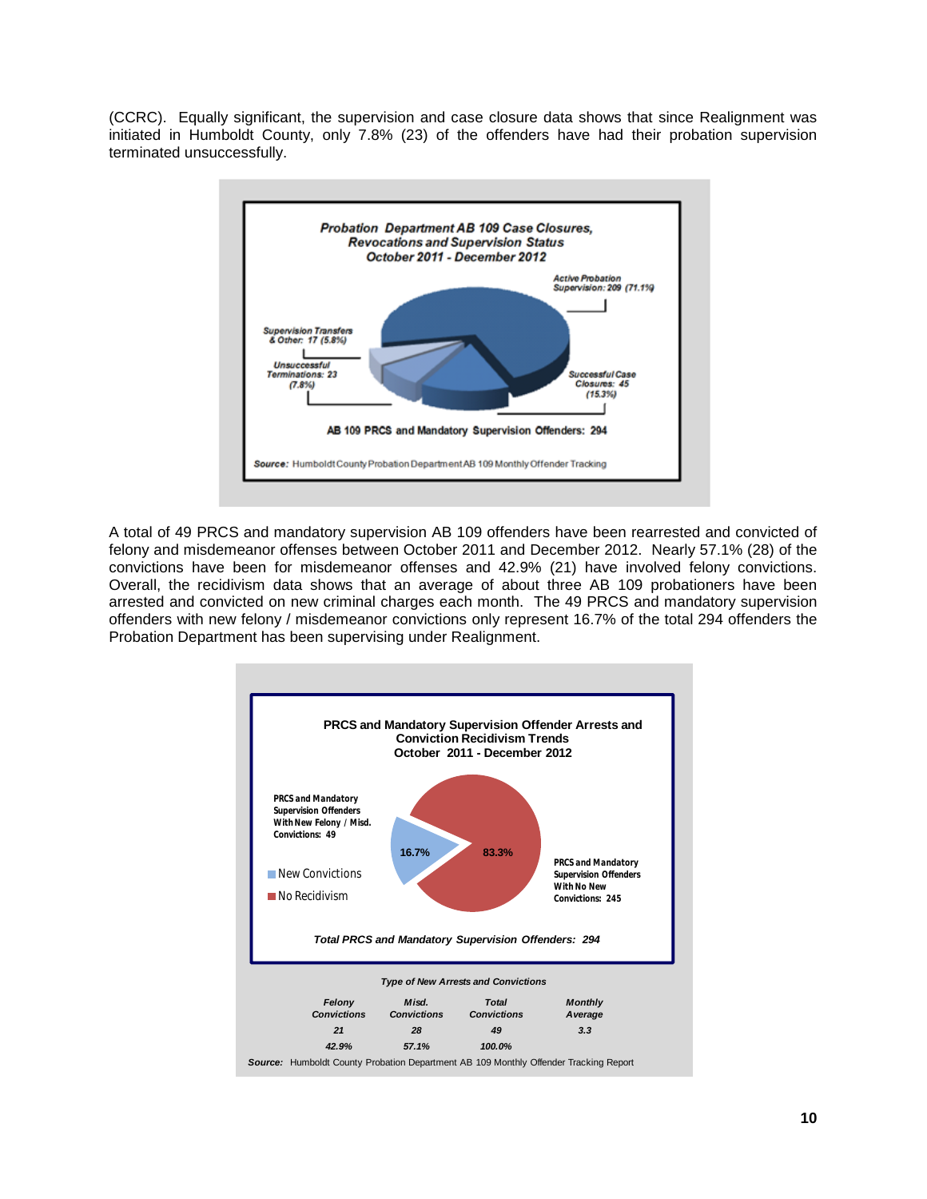(CCRC). Equally significant, the supervision and case closure data shows that since Realignment was initiated in Humboldt County, only 7.8% (23) of the offenders have had their probation supervision terminated unsuccessfully.

**Probation Department AB 109 Case Closures, Revocations and Supervision Status October 2011 - December 2012**

- Active Probation Supervision: 209 (71.1%)
- Successful Case Closures: 45 (15.3%)
- Unsuccessful Terminations: 23 (7.8%)
- Supervision Transfers & Other: 17 (5.8%)

AB 109 PRCS and Mandatory Supervision Offenders: 294

*Source:* Humboldt County Probation Department AB 109 Monthly Offender Tracking

A total of 49 PRCS and mandatory supervision AB 109 offenders have been rearrested and convicted of felony and misdemeanor offenses between October 2011 and December 2012. Nearly 57.1% (28) of the convictions have been for misdemeanor offenses and 42.9% (21) have involved felony convictions. Overall, the recidivism data shows that an average of about three AB 109 probationers have been arrested and convicted on new criminal charges each month. The 49 PRCS and mandatory supervision offenders with new felony / misdemeanor convictions only represent 16.7% of the total 294 offenders the Probation Department has been supervising under Realignment.

**PRCS and Mandatory Supervision Offender Arrests and Conviction Recidivism Trends October 2011 - December 2012**

- New Convictions: PRCS and Mandatory Supervision Offenders With New Felony / Misd. Convictions: 49 (16.7%)
- No Recidivism: PRCS and Mandatory Supervision Offenders With No New Convictions: 245 (83.3%)

*Total PRCS and Mandatory Supervision Offenders: 294*

*Type of New Arrests and Convictions*

| Felony Convictions | Misd. Convictions | Total Convictions | Monthly Average |
|---|---|---|---|
| 21 | 28 | 49 | 3.3 |
| 42.9% | 57.1% | 100.0% | |

*Source:* Humboldt County Probation Department AB 109 Monthly Offender Tracking Report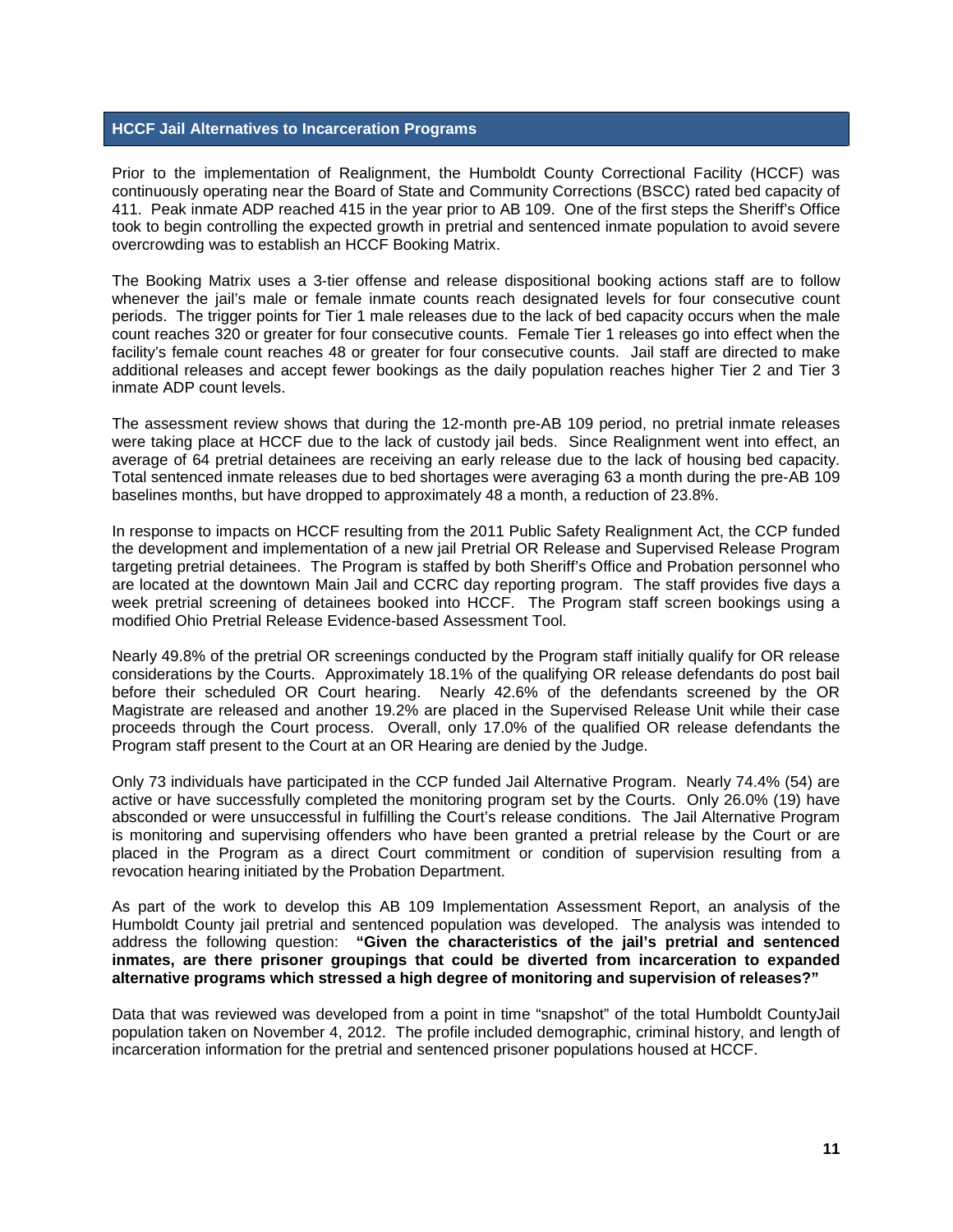## HCCF Jail Alternatives to Incarceration Programs

Prior to the implementation of Realignment, the Humboldt County Correctional Facility (HCCF) was continuously operating near the Board of State and Community Corrections (BSCC) rated bed capacity of 411. Peak inmate ADP reached 415 in the year prior to AB 109. One of the first steps the Sheriff's Office took to begin controlling the expected growth in pretrial and sentenced inmate population to avoid severe overcrowding was to establish an HCCF Booking Matrix.

The Booking Matrix uses a 3-tier offense and release dispositional booking actions staff are to follow whenever the jail's male or female inmate counts reach designated levels for four consecutive count periods. The trigger points for Tier 1 male releases due to the lack of bed capacity occurs when the male count reaches 320 or greater for four consecutive counts. Female Tier 1 releases go into effect when the facility's female count reaches 48 or greater for four consecutive counts. Jail staff are directed to make additional releases and accept fewer bookings as the daily population reaches higher Tier 2 and Tier 3 inmate ADP count levels.

The assessment review shows that during the 12-month pre-AB 109 period, no pretrial inmate releases were taking place at HCCF due to the lack of custody jail beds. Since Realignment went into effect, an average of 64 pretrial detainees are receiving an early release due to the lack of housing bed capacity. Total sentenced inmate releases due to bed shortages were averaging 63 a month during the pre-AB 109 baselines months, but have dropped to approximately 48 a month, a reduction of 23.8%.

In response to impacts on HCCF resulting from the 2011 Public Safety Realignment Act, the CCP funded the development and implementation of a new jail Pretrial OR Release and Supervised Release Program targeting pretrial detainees. The Program is staffed by both Sheriff's Office and Probation personnel who are located at the downtown Main Jail and CCRC day reporting program. The staff provides five days a week pretrial screening of detainees booked into HCCF. The Program staff screen bookings using a modified Ohio Pretrial Release Evidence-based Assessment Tool.

Nearly 49.8% of the pretrial OR screenings conducted by the Program staff initially qualify for OR release considerations by the Courts. Approximately 18.1% of the qualifying OR release defendants do post bail before their scheduled OR Court hearing. Nearly 42.6% of the defendants screened by the OR Magistrate are released and another 19.2% are placed in the Supervised Release Unit while their case proceeds through the Court process. Overall, only 17.0% of the qualified OR release defendants the Program staff present to the Court at an OR Hearing are denied by the Judge.

Only 73 individuals have participated in the CCP funded Jail Alternative Program. Nearly 74.4% (54) are active or have successfully completed the monitoring program set by the Courts. Only 26.0% (19) have absconded or were unsuccessful in fulfilling the Court's release conditions. The Jail Alternative Program is monitoring and supervising offenders who have been granted a pretrial release by the Court or are placed in the Program as a direct Court commitment or condition of supervision resulting from a revocation hearing initiated by the Probation Department.

As part of the work to develop this AB 109 Implementation Assessment Report, an analysis of the Humboldt County jail pretrial and sentenced population was developed. The analysis was intended to address the following question: **"Given the characteristics of the jail's pretrial and sentenced inmates, are there prisoner groupings that could be diverted from incarceration to expanded alternative programs which stressed a high degree of monitoring and supervision of releases?"**

Data that was reviewed was developed from a point in time "snapshot" of the total Humboldt CountyJail population taken on November 4, 2012. The profile included demographic, criminal history, and length of incarceration information for the pretrial and sentenced prisoner populations housed at HCCF.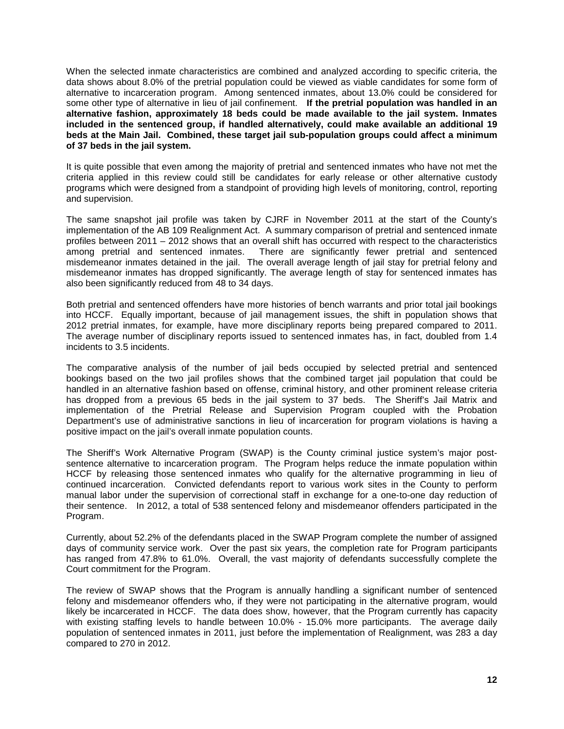When the selected inmate characteristics are combined and analyzed according to specific criteria, the data shows about 8.0% of the pretrial population could be viewed as viable candidates for some form of alternative to incarceration program. Among sentenced inmates, about 13.0% could be considered for some other type of alternative in lieu of jail confinement. **If the pretrial population was handled in an alternative fashion, approximately 18 beds could be made available to the jail system. Inmates included in the sentenced group, if handled alternatively, could make available an additional 19 beds at the Main Jail. Combined, these target jail sub-population groups could affect a minimum of 37 beds in the jail system.**

It is quite possible that even among the majority of pretrial and sentenced inmates who have not met the criteria applied in this review could still be candidates for early release or other alternative custody programs which were designed from a standpoint of providing high levels of monitoring, control, reporting and supervision.

The same snapshot jail profile was taken by CJRF in November 2011 at the start of the County's implementation of the AB 109 Realignment Act. A summary comparison of pretrial and sentenced inmate profiles between 2011 – 2012 shows that an overall shift has occurred with respect to the characteristics among pretrial and sentenced inmates. There are significantly fewer pretrial and sentenced misdemeanor inmates detained in the jail. The overall average length of jail stay for pretrial felony and misdemeanor inmates has dropped significantly. The average length of stay for sentenced inmates has also been significantly reduced from 48 to 34 days.

Both pretrial and sentenced offenders have more histories of bench warrants and prior total jail bookings into HCCF. Equally important, because of jail management issues, the shift in population shows that 2012 pretrial inmates, for example, have more disciplinary reports being prepared compared to 2011. The average number of disciplinary reports issued to sentenced inmates has, in fact, doubled from 1.4 incidents to 3.5 incidents.

The comparative analysis of the number of jail beds occupied by selected pretrial and sentenced bookings based on the two jail profiles shows that the combined target jail population that could be handled in an alternative fashion based on offense, criminal history, and other prominent release criteria has dropped from a previous 65 beds in the jail system to 37 beds. The Sheriff's Jail Matrix and implementation of the Pretrial Release and Supervision Program coupled with the Probation Department's use of administrative sanctions in lieu of incarceration for program violations is having a positive impact on the jail's overall inmate population counts.

The Sheriff's Work Alternative Program (SWAP) is the County criminal justice system's major post-sentence alternative to incarceration program. The Program helps reduce the inmate population within HCCF by releasing those sentenced inmates who qualify for the alternative programming in lieu of continued incarceration. Convicted defendants report to various work sites in the County to perform manual labor under the supervision of correctional staff in exchange for a one-to-one day reduction of their sentence. In 2012, a total of 538 sentenced felony and misdemeanor offenders participated in the Program.

Currently, about 52.2% of the defendants placed in the SWAP Program complete the number of assigned days of community service work. Over the past six years, the completion rate for Program participants has ranged from 47.8% to 61.0%. Overall, the vast majority of defendants successfully complete the Court commitment for the Program.

The review of SWAP shows that the Program is annually handling a significant number of sentenced felony and misdemeanor offenders who, if they were not participating in the alternative program, would likely be incarcerated in HCCF. The data does show, however, that the Program currently has capacity with existing staffing levels to handle between 10.0% - 15.0% more participants. The average daily population of sentenced inmates in 2011, just before the implementation of Realignment, was 283 a day compared to 270 in 2012.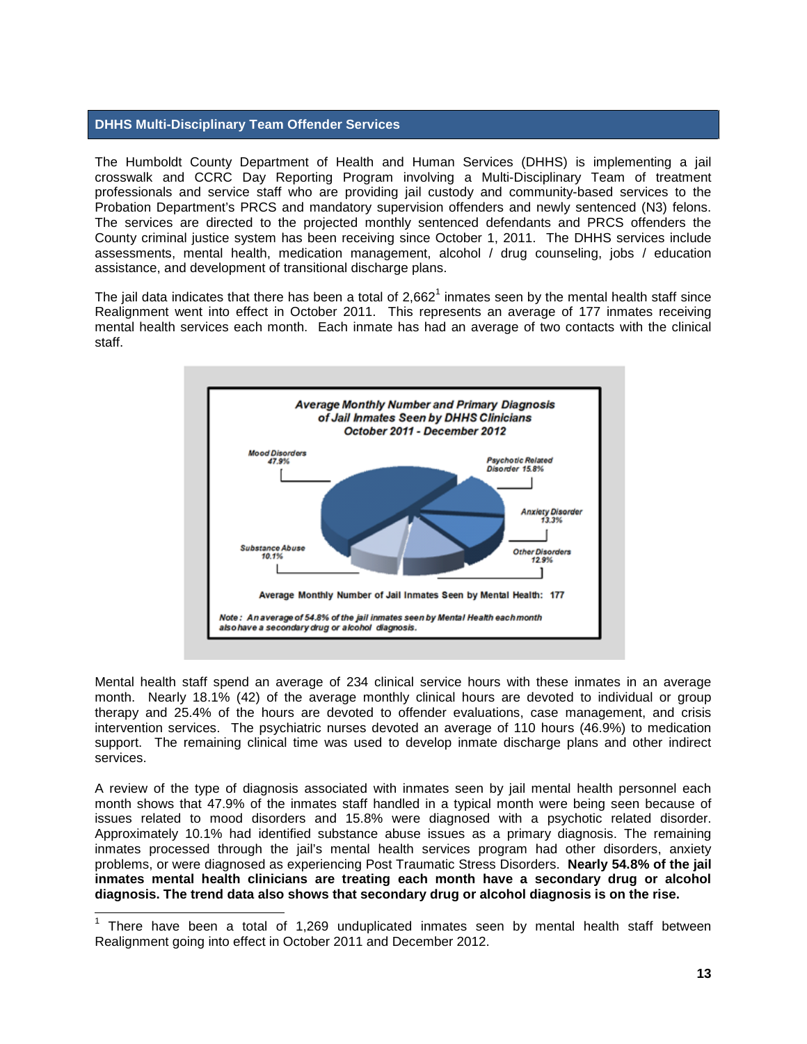## DHHS Multi-Disciplinary Team Offender Services

The Humboldt County Department of Health and Human Services (DHHS) is implementing a jail crosswalk and CCRC Day Reporting Program involving a Multi-Disciplinary Team of treatment professionals and service staff who are providing jail custody and community-based services to the Probation Department's PRCS and mandatory supervision offenders and newly sentenced (N3) felons. The services are directed to the projected monthly sentenced defendants and PRCS offenders the County criminal justice system has been receiving since October 1, 2011. The DHHS services include assessments, mental health, medication management, alcohol / drug counseling, jobs / education assistance, and development of transitional discharge plans.

The jail data indicates that there has been a total of 2,662[1] inmates seen by the mental health staff since Realignment went into effect in October 2011. This represents an average of 177 inmates receiving mental health services each month. Each inmate has had an average of two contacts with the clinical staff.

***Average Monthly Number and Primary Diagnosis of Jail Inmates Seen by DHHS Clinicians October 2011 - December 2012***

| Primary Diagnosis | Percent |
|---|---|
| Mood Disorders | 47.9% |
| Psychotic Related Disorder | 15.8% |
| Anxiety Disorder | 13.3% |
| Other Disorders | 12.9% |
| Substance Abuse | 10.1% |

Average Monthly Number of Jail Inmates Seen by Mental Health: 177

*Note: An average of 54.8% of the jail inmates seen by Mental Health each month also have a secondary drug or alcohol diagnosis.*

Mental health staff spend an average of 234 clinical service hours with these inmates in an average month. Nearly 18.1% (42) of the average monthly clinical hours are devoted to individual or group therapy and 25.4% of the hours are devoted to offender evaluations, case management, and crisis intervention services. The psychiatric nurses devoted an average of 110 hours (46.9%) to medication support. The remaining clinical time was used to develop inmate discharge plans and other indirect services.

A review of the type of diagnosis associated with inmates seen by jail mental health personnel each month shows that 47.9% of the inmates staff handled in a typical month were being seen because of issues related to mood disorders and 15.8% were diagnosed with a psychotic related disorder. Approximately 10.1% had identified substance abuse issues as a primary diagnosis. The remaining inmates processed through the jail's mental health services program had other disorders, anxiety problems, or were diagnosed as experiencing Post Traumatic Stress Disorders. **Nearly 54.8% of the jail inmates mental health clinicians are treating each month have a secondary drug or alcohol diagnosis. The trend data also shows that secondary drug or alcohol diagnosis is on the rise.**

[1] There have been a total of 1,269 unduplicated inmates seen by mental health staff between Realignment going into effect in October 2011 and December 2012.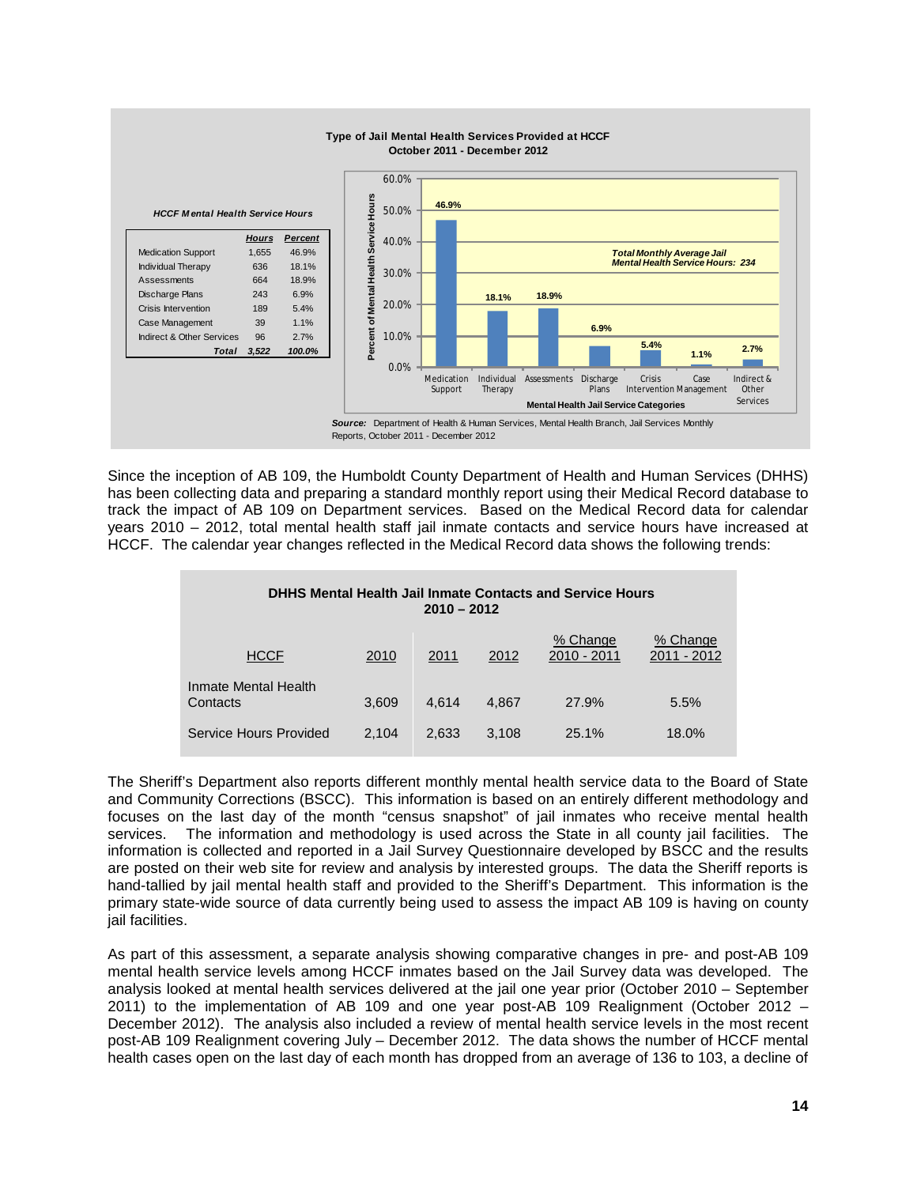**Type of Jail Mental Health Services Provided at HCCF**
**October 2011 - December 2012**

*HCCF Mental Health Service Hours*

| | Hours | Percent |
|---|---|---|
| Medication Support | 1,655 | 46.9% |
| Individual Therapy | 636 | 18.1% |
| Assessments | 664 | 18.9% |
| Discharge Plans | 243 | 6.9% |
| Crisis Intervention | 189 | 5.4% |
| Case Management | 39 | 1.1% |
| Indirect & Other Services | 96 | 2.7% |
| ***Total*** | ***3,522*** | ***100.0%*** |

| Mental Health Jail Service Categories | Percent of Mental Health Service Hours |
|---|---|
| Medication Support | 46.9% |
| Individual Therapy | 18.1% |
| Assessments | 18.9% |
| Discharge Plans | 6.9% |
| Crisis Intervention | 5.4% |
| Case Management | 1.1% |
| Indirect & Other Services | 2.7% |

*Total Monthly Average Jail Mental Health Service Hours: 234*

***Source:*** Department of Health & Human Services, Mental Health Branch, Jail Services Monthly Reports, October 2011 - December 2012

Since the inception of AB 109, the Humboldt County Department of Health and Human Services (DHHS) has been collecting data and preparing a standard monthly report using their Medical Record database to track the impact of AB 109 on Department services. Based on the Medical Record data for calendar years 2010 – 2012, total mental health staff jail inmate contacts and service hours have increased at HCCF. The calendar year changes reflected in the Medical Record data shows the following trends:

**DHHS Mental Health Jail Inmate Contacts and Service Hours**
**2010 – 2012**

| HCCF | 2010 | 2011 | 2012 | % Change 2010 - 2011 | % Change 2011 - 2012 |
|---|---|---|---|---|---|
| Inmate Mental Health Contacts | 3,609 | 4,614 | 4,867 | 27.9% | 5.5% |
| Service Hours Provided | 2,104 | 2,633 | 3,108 | 25.1% | 18.0% |

The Sheriff's Department also reports different monthly mental health service data to the Board of State and Community Corrections (BSCC). This information is based on an entirely different methodology and focuses on the last day of the month "census snapshot" of jail inmates who receive mental health services. The information and methodology is used across the State in all county jail facilities. The information is collected and reported in a Jail Survey Questionnaire developed by BSCC and the results are posted on their web site for review and analysis by interested groups. The data the Sheriff reports is hand-tallied by jail mental health staff and provided to the Sheriff's Department. This information is the primary state-wide source of data currently being used to assess the impact AB 109 is having on county jail facilities.

As part of this assessment, a separate analysis showing comparative changes in pre- and post-AB 109 mental health service levels among HCCF inmates based on the Jail Survey data was developed. The analysis looked at mental health services delivered at the jail one year prior (October 2010 – September 2011) to the implementation of AB 109 and one year post-AB 109 Realignment (October 2012 – December 2012). The analysis also included a review of mental health service levels in the most recent post-AB 109 Realignment covering July – December 2012. The data shows the number of HCCF mental health cases open on the last day of each month has dropped from an average of 136 to 103, a decline of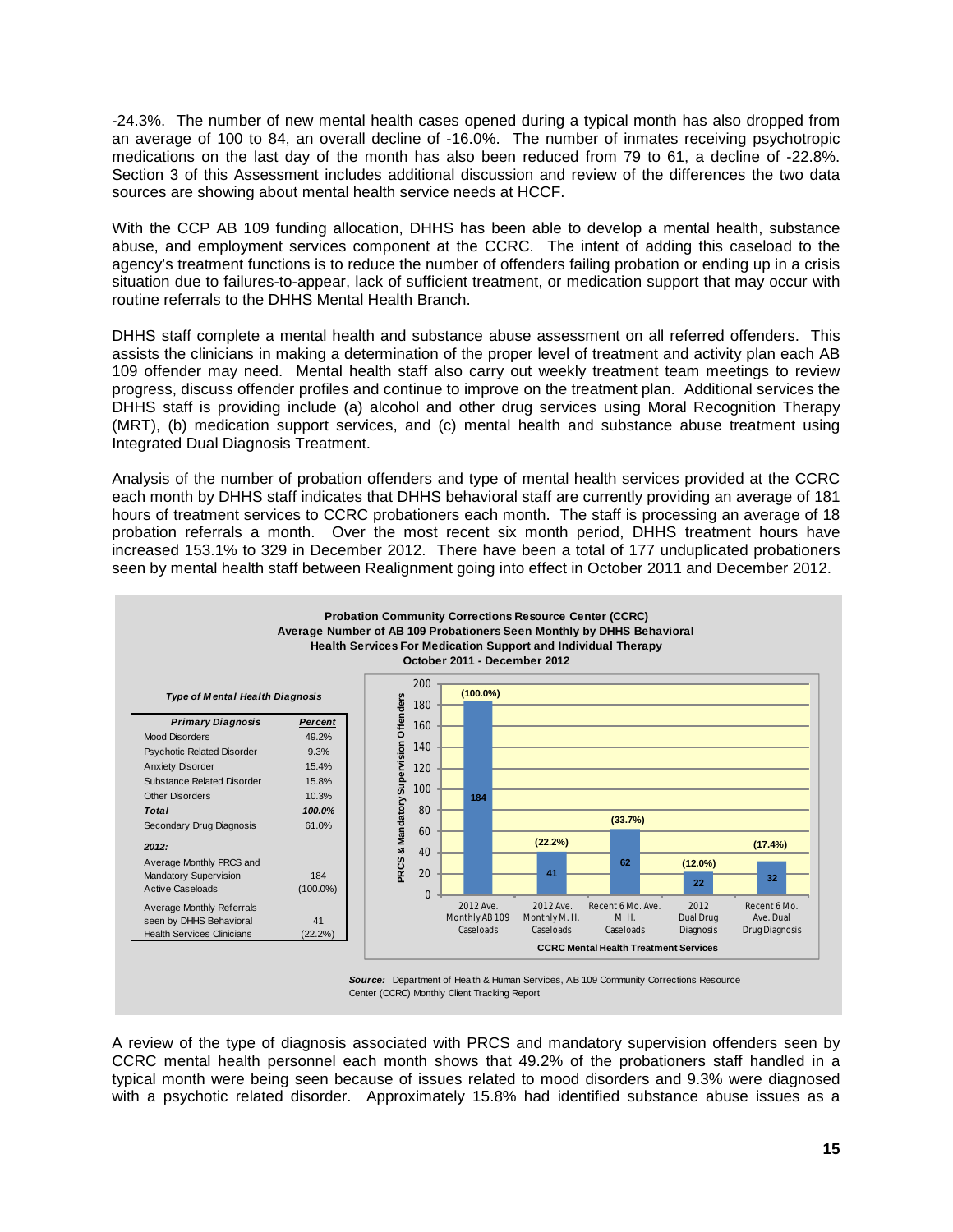-24.3%. The number of new mental health cases opened during a typical month has also dropped from an average of 100 to 84, an overall decline of -16.0%. The number of inmates receiving psychotropic medications on the last day of the month has also been reduced from 79 to 61, a decline of -22.8%. Section 3 of this Assessment includes additional discussion and review of the differences the two data sources are showing about mental health service needs at HCCF.

With the CCP AB 109 funding allocation, DHHS has been able to develop a mental health, substance abuse, and employment services component at the CCRC. The intent of adding this caseload to the agency's treatment functions is to reduce the number of offenders failing probation or ending up in a crisis situation due to failures-to-appear, lack of sufficient treatment, or medication support that may occur with routine referrals to the DHHS Mental Health Branch.

DHHS staff complete a mental health and substance abuse assessment on all referred offenders. This assists the clinicians in making a determination of the proper level of treatment and activity plan each AB 109 offender may need. Mental health staff also carry out weekly treatment team meetings to review progress, discuss offender profiles and continue to improve on the treatment plan. Additional services the DHHS staff is providing include (a) alcohol and other drug services using Moral Recognition Therapy (MRT), (b) medication support services, and (c) mental health and substance abuse treatment using Integrated Dual Diagnosis Treatment.

Analysis of the number of probation offenders and type of mental health services provided at the CCRC each month by DHHS staff indicates that DHHS behavioral staff are currently providing an average of 181 hours of treatment services to CCRC probationers each month. The staff is processing an average of 18 probation referrals a month. Over the most recent six month period, DHHS treatment hours have increased 153.1% to 329 in December 2012. There have been a total of 177 unduplicated probationers seen by mental health staff between Realignment going into effect in October 2011 and December 2012.

**Probation Community Corrections Resource Center (CCRC)**
**Average Number of AB 109 Probationers Seen Monthly by DHHS Behavioral Health Services For Medication Support and Individual Therapy**
**October 2011 - December 2012**

*Type of Mental Health Diagnosis*

| Primary Diagnosis | Percent |
|---|---|
| Mood Disorders | 49.2% |
| Psychotic Related Disorder | 9.3% |
| Anxiety Disorder | 15.4% |
| Substance Related Disorder | 15.8% |
| Other Disorders | 10.3% |
| ***Total*** | ***100.0%*** |
| Secondary Drug Diagnosis | 61.0% |
| ***2012:*** | |
| Average Monthly PRCS and Mandatory Supervision Active Caseloads | 184 (100.0%) |
| Average Monthly Referrals seen by DHHS Behavioral Health Services Clinicians | 41 (22.2%) |

**CCRC Mental Health Treatment Services** (PRCS & Mandatory Supervision Offenders)

| Category | Number | Percent |
|---|---|---|
| 2012 Ave. Monthly AB 109 Caseloads | 184 | (100.0%) |
| 2012 Ave. Monthly M. H. Caseloads | 41 | (22.2%) |
| Recent 6 Mo. Ave. M. H. Caseloads | 62 | (33.7%) |
| 2012 Dual Drug Diagnosis | 22 | (12.0%) |
| Recent 6 Mo. Ave. Dual Drug Diagnosis | 32 | (17.4%) |

***Source:*** Department of Health & Human Services, AB 109 Community Corrections Resource Center (CCRC) Monthly Client Tracking Report

A review of the type of diagnosis associated with PRCS and mandatory supervision offenders seen by CCRC mental health personnel each month shows that 49.2% of the probationers staff handled in a typical month were being seen because of issues related to mood disorders and 9.3% were diagnosed with a psychotic related disorder. Approximately 15.8% had identified substance abuse issues as a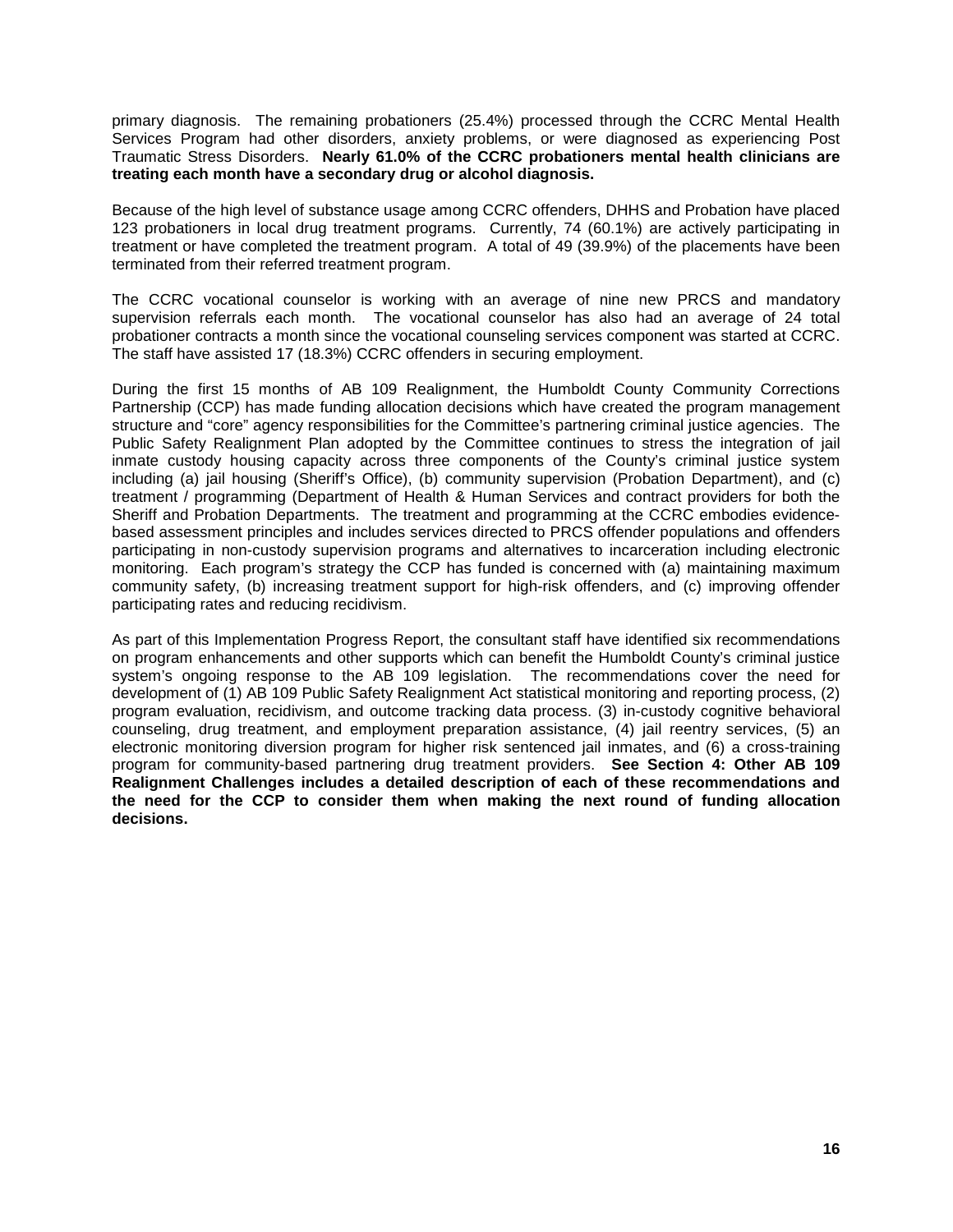primary diagnosis. The remaining probationers (25.4%) processed through the CCRC Mental Health Services Program had other disorders, anxiety problems, or were diagnosed as experiencing Post Traumatic Stress Disorders. **Nearly 61.0% of the CCRC probationers mental health clinicians are treating each month have a secondary drug or alcohol diagnosis.**

Because of the high level of substance usage among CCRC offenders, DHHS and Probation have placed 123 probationers in local drug treatment programs. Currently, 74 (60.1%) are actively participating in treatment or have completed the treatment program. A total of 49 (39.9%) of the placements have been terminated from their referred treatment program.

The CCRC vocational counselor is working with an average of nine new PRCS and mandatory supervision referrals each month. The vocational counselor has also had an average of 24 total probationer contracts a month since the vocational counseling services component was started at CCRC. The staff have assisted 17 (18.3%) CCRC offenders in securing employment.

During the first 15 months of AB 109 Realignment, the Humboldt County Community Corrections Partnership (CCP) has made funding allocation decisions which have created the program management structure and "core" agency responsibilities for the Committee's partnering criminal justice agencies. The Public Safety Realignment Plan adopted by the Committee continues to stress the integration of jail inmate custody housing capacity across three components of the County's criminal justice system including (a) jail housing (Sheriff's Office), (b) community supervision (Probation Department), and (c) treatment / programming (Department of Health & Human Services and contract providers for both the Sheriff and Probation Departments. The treatment and programming at the CCRC embodies evidence-based assessment principles and includes services directed to PRCS offender populations and offenders participating in non-custody supervision programs and alternatives to incarceration including electronic monitoring. Each program's strategy the CCP has funded is concerned with (a) maintaining maximum community safety, (b) increasing treatment support for high-risk offenders, and (c) improving offender participating rates and reducing recidivism.

As part of this Implementation Progress Report, the consultant staff have identified six recommendations on program enhancements and other supports which can benefit the Humboldt County's criminal justice system's ongoing response to the AB 109 legislation. The recommendations cover the need for development of (1) AB 109 Public Safety Realignment Act statistical monitoring and reporting process, (2) program evaluation, recidivism, and outcome tracking data process. (3) in-custody cognitive behavioral counseling, drug treatment, and employment preparation assistance, (4) jail reentry services, (5) an electronic monitoring diversion program for higher risk sentenced jail inmates, and (6) a cross-training program for community-based partnering drug treatment providers. **See Section 4: Other AB 109 Realignment Challenges includes a detailed description of each of these recommendations and the need for the CCP to consider them when making the next round of funding allocation decisions.**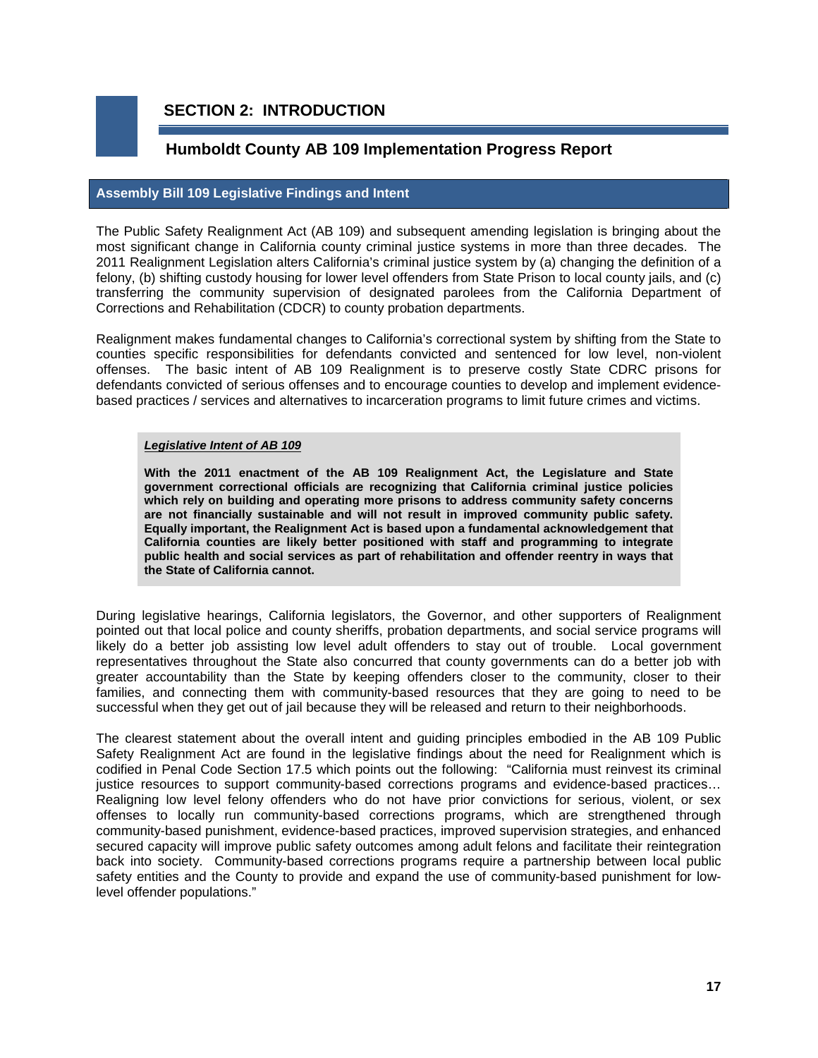# SECTION 2: INTRODUCTION

## Humboldt County AB 109 Implementation Progress Report

### Assembly Bill 109 Legislative Findings and Intent

The Public Safety Realignment Act (AB 109) and subsequent amending legislation is bringing about the most significant change in California county criminal justice systems in more than three decades. The 2011 Realignment Legislation alters California's criminal justice system by (a) changing the definition of a felony, (b) shifting custody housing for lower level offenders from State Prison to local county jails, and (c) transferring the community supervision of designated parolees from the California Department of Corrections and Rehabilitation (CDCR) to county probation departments.

Realignment makes fundamental changes to California's correctional system by shifting from the State to counties specific responsibilities for defendants convicted and sentenced for low level, non-violent offenses. The basic intent of AB 109 Realignment is to preserve costly State CDRC prisons for defendants convicted of serious offenses and to encourage counties to develop and implement evidence-based practices / services and alternatives to incarceration programs to limit future crimes and victims.

> ***Legislative Intent of AB 109***
>
> **With the 2011 enactment of the AB 109 Realignment Act, the Legislature and State government correctional officials are recognizing that California criminal justice policies which rely on building and operating more prisons to address community safety concerns are not financially sustainable and will not result in improved community public safety. Equally important, the Realignment Act is based upon a fundamental acknowledgement that California counties are likely better positioned with staff and programming to integrate public health and social services as part of rehabilitation and offender reentry in ways that the State of California cannot.**

During legislative hearings, California legislators, the Governor, and other supporters of Realignment pointed out that local police and county sheriffs, probation departments, and social service programs will likely do a better job assisting low level adult offenders to stay out of trouble. Local government representatives throughout the State also concurred that county governments can do a better job with greater accountability than the State by keeping offenders closer to the community, closer to their families, and connecting them with community-based resources that they are going to need to be successful when they get out of jail because they will be released and return to their neighborhoods.

The clearest statement about the overall intent and guiding principles embodied in the AB 109 Public Safety Realignment Act are found in the legislative findings about the need for Realignment which is codified in Penal Code Section 17.5 which points out the following: "California must reinvest its criminal justice resources to support community-based corrections programs and evidence-based practices… Realigning low level felony offenders who do not have prior convictions for serious, violent, or sex offenses to locally run community-based corrections programs, which are strengthened through community-based punishment, evidence-based practices, improved supervision strategies, and enhanced secured capacity will improve public safety outcomes among adult felons and facilitate their reintegration back into society. Community-based corrections programs require a partnership between local public safety entities and the County to provide and expand the use of community-based punishment for low-level offender populations."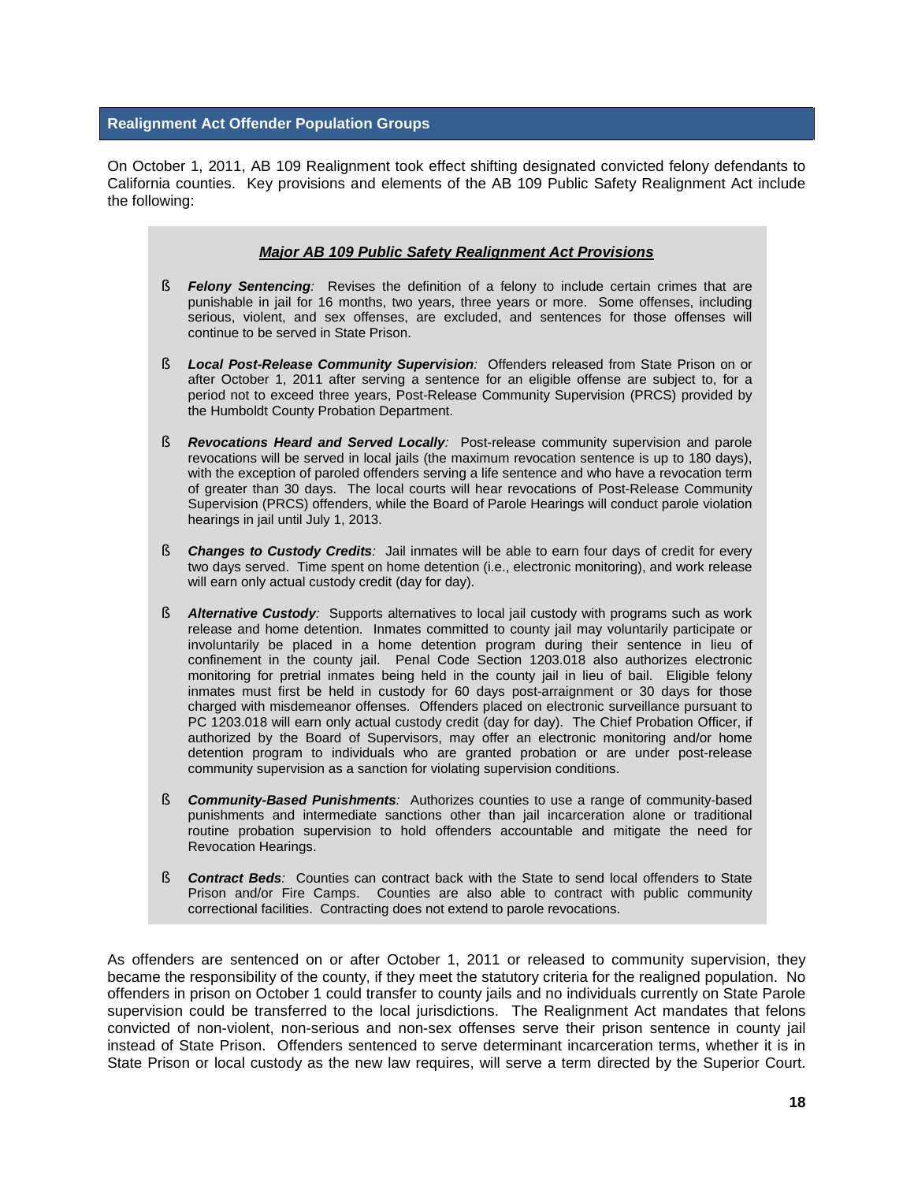## Realignment Act Offender Population Groups

On October 1, 2011, AB 109 Realignment took effect shifting designated convicted felony defendants to California counties. Key provisions and elements of the AB 109 Public Safety Realignment Act include the following:

### ***Major AB 109 Public Safety Realignment Act Provisions***

- ***Felony Sentencing****:* Revises the definition of a felony to include certain crimes that are punishable in jail for 16 months, two years, three years or more. Some offenses, including serious, violent, and sex offenses, are excluded, and sentences for those offenses will continue to be served in State Prison.

- ***Local Post-Release Community Supervision****:* Offenders released from State Prison on or after October 1, 2011 after serving a sentence for an eligible offense are subject to, for a period not to exceed three years, Post-Release Community Supervision (PRCS) provided by the Humboldt County Probation Department.

- ***Revocations Heard and Served Locally****:* Post-release community supervision and parole revocations will be served in local jails (the maximum revocation sentence is up to 180 days), with the exception of paroled offenders serving a life sentence and who have a revocation term of greater than 30 days. The local courts will hear revocations of Post-Release Community Supervision (PRCS) offenders, while the Board of Parole Hearings will conduct parole violation hearings in jail until July 1, 2013.

- ***Changes to Custody Credits****:* Jail inmates will be able to earn four days of credit for every two days served. Time spent on home detention (i.e., electronic monitoring), and work release will earn only actual custody credit (day for day).

- ***Alternative Custody****:* Supports alternatives to local jail custody with programs such as work release and home detention. Inmates committed to county jail may voluntarily participate or involuntarily be placed in a home detention program during their sentence in lieu of confinement in the county jail. Penal Code Section 1203.018 also authorizes electronic monitoring for pretrial inmates being held in the county jail in lieu of bail. Eligible felony inmates must first be held in custody for 60 days post-arraignment or 30 days for those charged with misdemeanor offenses. Offenders placed on electronic surveillance pursuant to PC 1203.018 will earn only actual custody credit (day for day). The Chief Probation Officer, if authorized by the Board of Supervisors, may offer an electronic monitoring and/or home detention program to individuals who are granted probation or are under post-release community supervision as a sanction for violating supervision conditions.

- ***Community-Based Punishments****:* Authorizes counties to use a range of community-based punishments and intermediate sanctions other than jail incarceration alone or traditional routine probation supervision to hold offenders accountable and mitigate the need for Revocation Hearings.

- ***Contract Beds****:* Counties can contract back with the State to send local offenders to State Prison and/or Fire Camps. Counties are also able to contract with public community correctional facilities. Contracting does not extend to parole revocations.

As offenders are sentenced on or after October 1, 2011 or released to community supervision, they became the responsibility of the county, if they meet the statutory criteria for the realigned population. No offenders in prison on October 1 could transfer to county jails and no individuals currently on State Parole supervision could be transferred to the local jurisdictions. The Realignment Act mandates that felons convicted of non-violent, non-serious and non-sex offenses serve their prison sentence in county jail instead of State Prison. Offenders sentenced to serve determinant incarceration terms, whether it is in State Prison or local custody as the new law requires, will serve a term directed by the Superior Court.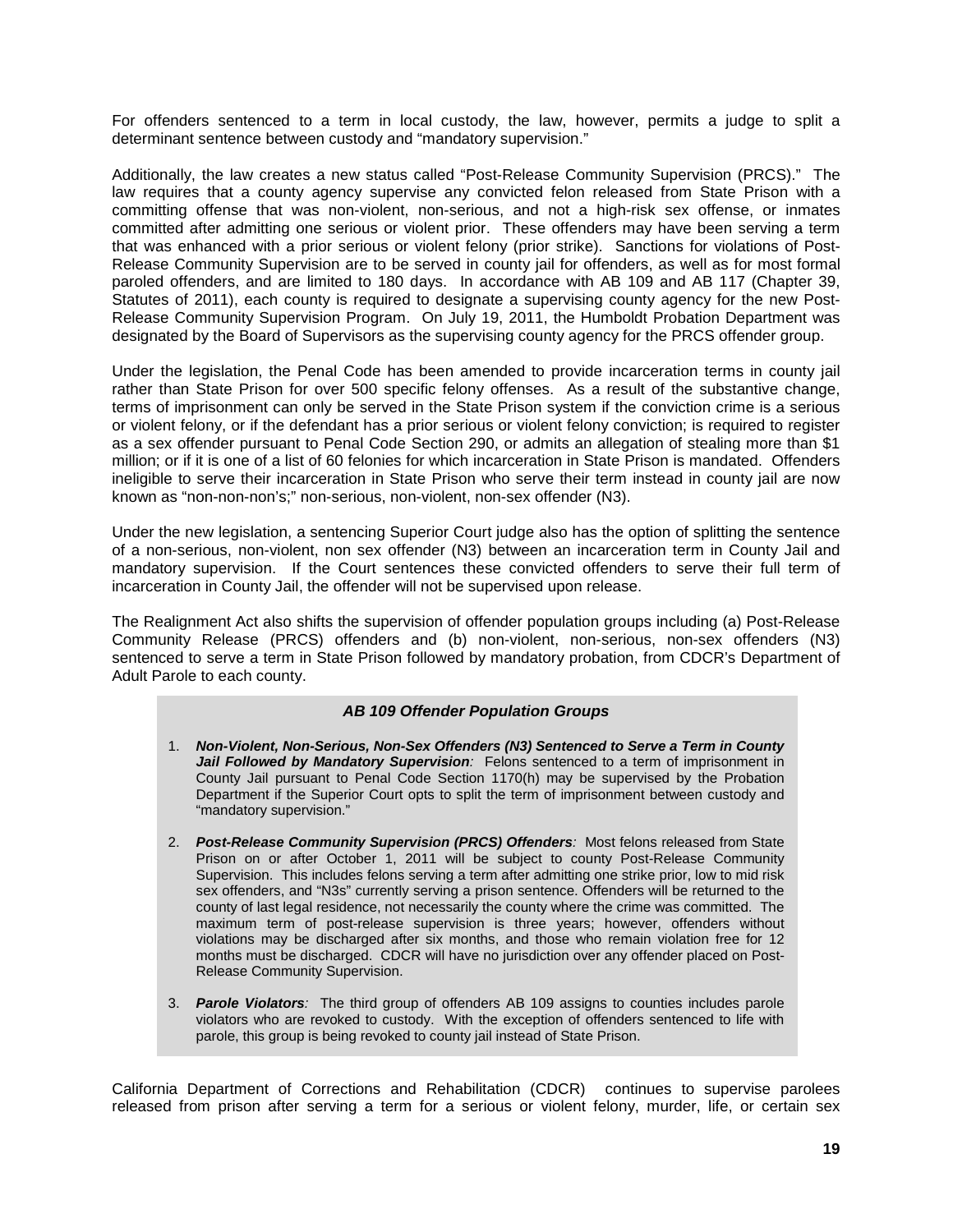For offenders sentenced to a term in local custody, the law, however, permits a judge to split a determinant sentence between custody and "mandatory supervision."

Additionally, the law creates a new status called "Post-Release Community Supervision (PRCS)." The law requires that a county agency supervise any convicted felon released from State Prison with a committing offense that was non-violent, non-serious, and not a high-risk sex offense, or inmates committed after admitting one serious or violent prior. These offenders may have been serving a term that was enhanced with a prior serious or violent felony (prior strike). Sanctions for violations of Post-Release Community Supervision are to be served in county jail for offenders, as well as for most formal paroled offenders, and are limited to 180 days. In accordance with AB 109 and AB 117 (Chapter 39, Statutes of 2011), each county is required to designate a supervising county agency for the new Post-Release Community Supervision Program. On July 19, 2011, the Humboldt Probation Department was designated by the Board of Supervisors as the supervising county agency for the PRCS offender group.

Under the legislation, the Penal Code has been amended to provide incarceration terms in county jail rather than State Prison for over 500 specific felony offenses. As a result of the substantive change, terms of imprisonment can only be served in the State Prison system if the conviction crime is a serious or violent felony, or if the defendant has a prior serious or violent felony conviction; is required to register as a sex offender pursuant to Penal Code Section 290, or admits an allegation of stealing more than $1 million; or if it is one of a list of 60 felonies for which incarceration in State Prison is mandated. Offenders ineligible to serve their incarceration in State Prison who serve their term instead in county jail are now known as "non-non-non's;" non-serious, non-violent, non-sex offender (N3).

Under the new legislation, a sentencing Superior Court judge also has the option of splitting the sentence of a non-serious, non-violent, non sex offender (N3) between an incarceration term in County Jail and mandatory supervision. If the Court sentences these convicted offenders to serve their full term of incarceration in County Jail, the offender will not be supervised upon release.

The Realignment Act also shifts the supervision of offender population groups including (a) Post-Release Community Release (PRCS) offenders and (b) non-violent, non-serious, non-sex offenders (N3) sentenced to serve a term in State Prison followed by mandatory probation, from CDCR's Department of Adult Parole to each county.

***AB 109 Offender Population Groups***

1. ***Non-Violent, Non-Serious, Non-Sex Offenders (N3) Sentenced to Serve a Term in County Jail Followed by Mandatory Supervision****:* Felons sentenced to a term of imprisonment in County Jail pursuant to Penal Code Section 1170(h) may be supervised by the Probation Department if the Superior Court opts to split the term of imprisonment between custody and "mandatory supervision."

2. ***Post-Release Community Supervision (PRCS) Offenders****:* Most felons released from State Prison on or after October 1, 2011 will be subject to county Post-Release Community Supervision. This includes felons serving a term after admitting one strike prior, low to mid risk sex offenders, and "N3s" currently serving a prison sentence. Offenders will be returned to the county of last legal residence, not necessarily the county where the crime was committed. The maximum term of post-release supervision is three years; however, offenders without violations may be discharged after six months, and those who remain violation free for 12 months must be discharged. CDCR will have no jurisdiction over any offender placed on Post-Release Community Supervision.

3. ***Parole Violators****:* The third group of offenders AB 109 assigns to counties includes parole violators who are revoked to custody. With the exception of offenders sentenced to life with parole, this group is being revoked to county jail instead of State Prison.

California Department of Corrections and Rehabilitation (CDCR) continues to supervise parolees released from prison after serving a term for a serious or violent felony, murder, life, or certain sex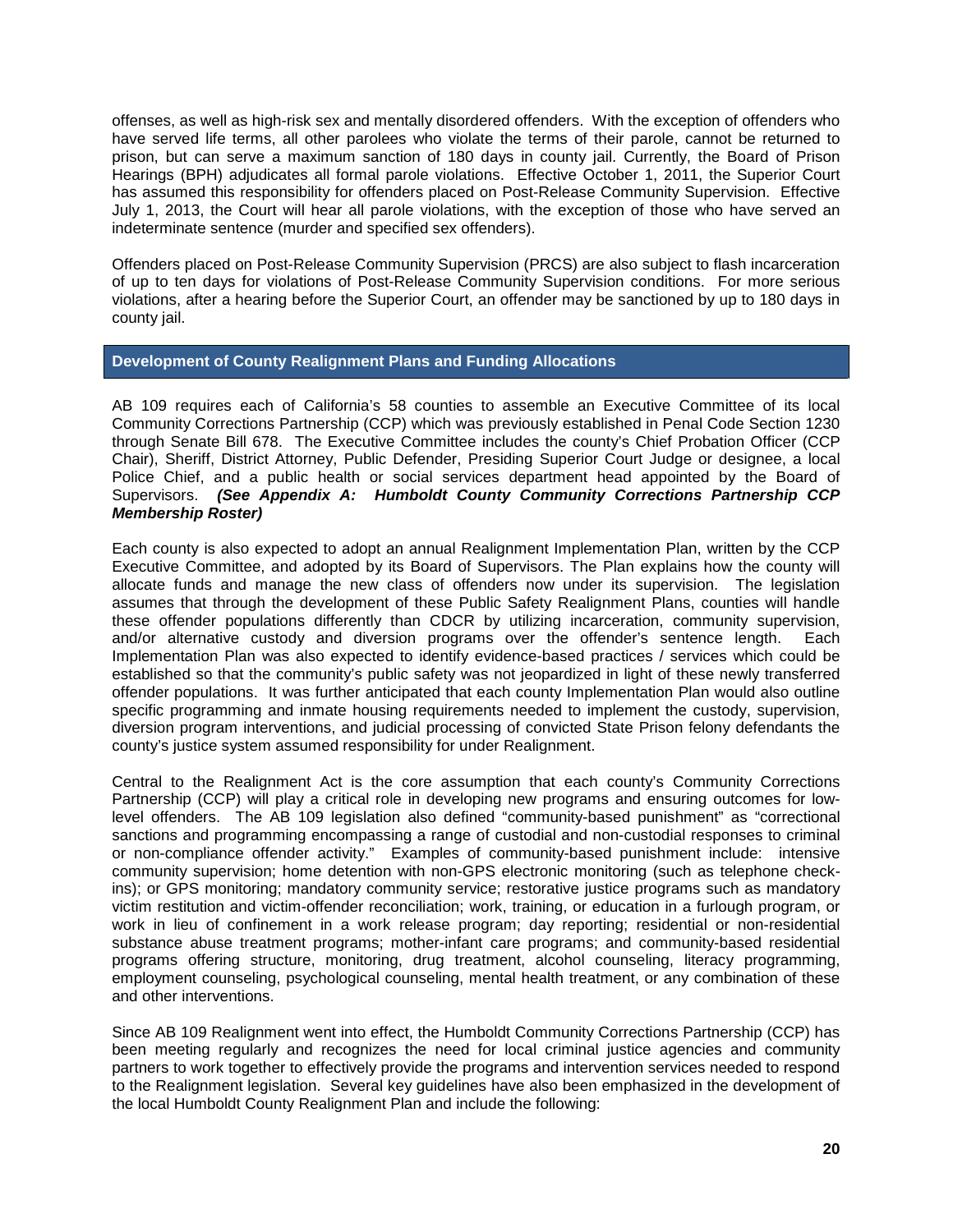offenses, as well as high-risk sex and mentally disordered offenders. With the exception of offenders who have served life terms, all other parolees who violate the terms of their parole, cannot be returned to prison, but can serve a maximum sanction of 180 days in county jail. Currently, the Board of Prison Hearings (BPH) adjudicates all formal parole violations. Effective October 1, 2011, the Superior Court has assumed this responsibility for offenders placed on Post-Release Community Supervision. Effective July 1, 2013, the Court will hear all parole violations, with the exception of those who have served an indeterminate sentence (murder and specified sex offenders).

Offenders placed on Post-Release Community Supervision (PRCS) are also subject to flash incarceration of up to ten days for violations of Post-Release Community Supervision conditions. For more serious violations, after a hearing before the Superior Court, an offender may be sanctioned by up to 180 days in county jail.

## Development of County Realignment Plans and Funding Allocations

AB 109 requires each of California's 58 counties to assemble an Executive Committee of its local Community Corrections Partnership (CCP) which was previously established in Penal Code Section 1230 through Senate Bill 678. The Executive Committee includes the county's Chief Probation Officer (CCP Chair), Sheriff, District Attorney, Public Defender, Presiding Superior Court Judge or designee, a local Police Chief, and a public health or social services department head appointed by the Board of Supervisors. ***(See Appendix A: Humboldt County Community Corrections Partnership CCP Membership Roster)***

Each county is also expected to adopt an annual Realignment Implementation Plan, written by the CCP Executive Committee, and adopted by its Board of Supervisors. The Plan explains how the county will allocate funds and manage the new class of offenders now under its supervision. The legislation assumes that through the development of these Public Safety Realignment Plans, counties will handle these offender populations differently than CDCR by utilizing incarceration, community supervision, and/or alternative custody and diversion programs over the offender's sentence length. Each Implementation Plan was also expected to identify evidence-based practices / services which could be established so that the community's public safety was not jeopardized in light of these newly transferred offender populations. It was further anticipated that each county Implementation Plan would also outline specific programming and inmate housing requirements needed to implement the custody, supervision, diversion program interventions, and judicial processing of convicted State Prison felony defendants the county's justice system assumed responsibility for under Realignment.

Central to the Realignment Act is the core assumption that each county's Community Corrections Partnership (CCP) will play a critical role in developing new programs and ensuring outcomes for low-level offenders. The AB 109 legislation also defined "community-based punishment" as "correctional sanctions and programming encompassing a range of custodial and non-custodial responses to criminal or non-compliance offender activity." Examples of community-based punishment include: intensive community supervision; home detention with non-GPS electronic monitoring (such as telephone check-ins); or GPS monitoring; mandatory community service; restorative justice programs such as mandatory victim restitution and victim-offender reconciliation; work, training, or education in a furlough program, or work in lieu of confinement in a work release program; day reporting; residential or non-residential substance abuse treatment programs; mother-infant care programs; and community-based residential programs offering structure, monitoring, drug treatment, alcohol counseling, literacy programming, employment counseling, psychological counseling, mental health treatment, or any combination of these and other interventions.

Since AB 109 Realignment went into effect, the Humboldt Community Corrections Partnership (CCP) has been meeting regularly and recognizes the need for local criminal justice agencies and community partners to work together to effectively provide the programs and intervention services needed to respond to the Realignment legislation. Several key guidelines have also been emphasized in the development of the local Humboldt County Realignment Plan and include the following: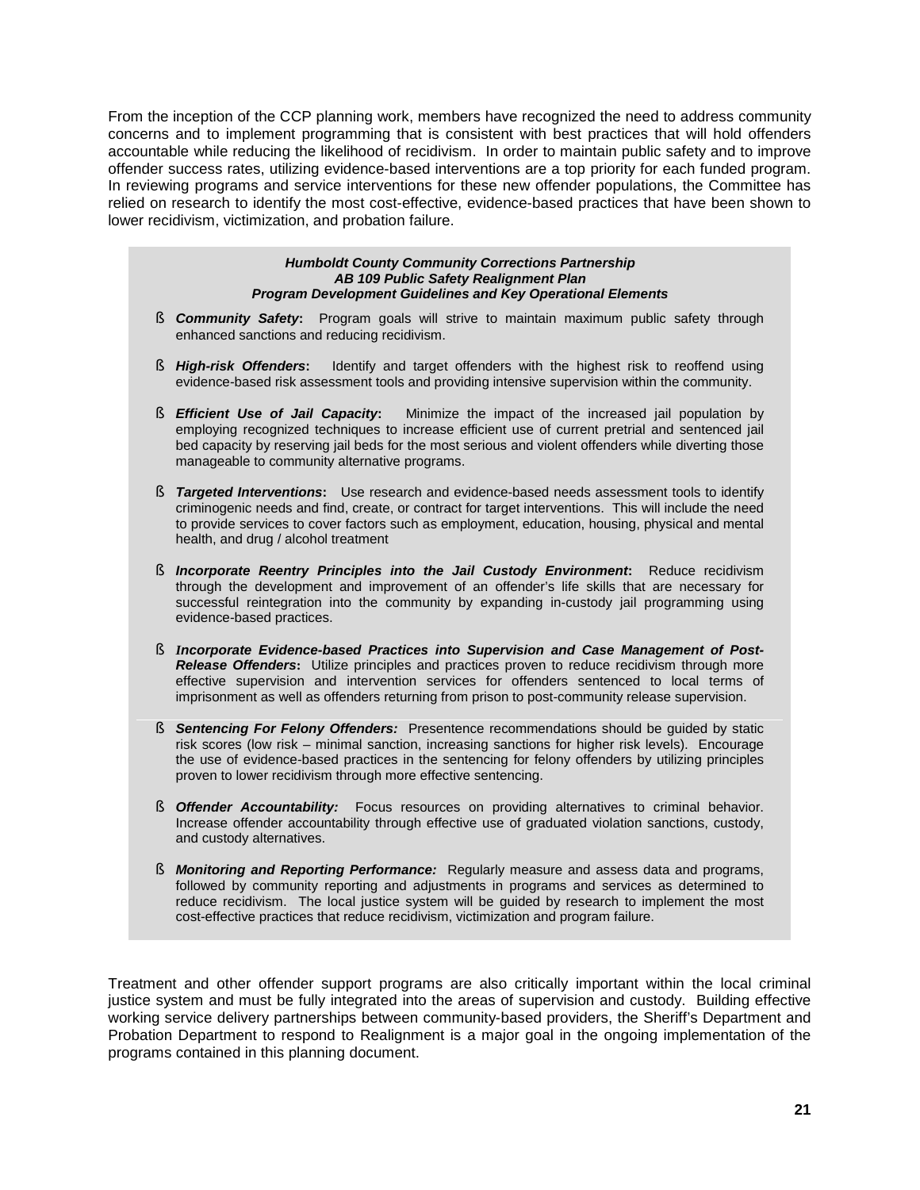From the inception of the CCP planning work, members have recognized the need to address community concerns and to implement programming that is consistent with best practices that will hold offenders accountable while reducing the likelihood of recidivism. In order to maintain public safety and to improve offender success rates, utilizing evidence-based interventions are a top priority for each funded program. In reviewing programs and service interventions for these new offender populations, the Committee has relied on research to identify the most cost-effective, evidence-based practices that have been shown to lower recidivism, victimization, and probation failure.

***Humboldt County Community Corrections Partnership***
***AB 109 Public Safety Realignment Plan***
***Program Development Guidelines and Key Operational Elements***

- ***Community Safety*:** Program goals will strive to maintain maximum public safety through enhanced sanctions and reducing recidivism.
- ***High-risk Offenders*:** Identify and target offenders with the highest risk to reoffend using evidence-based risk assessment tools and providing intensive supervision within the community.
- ***Efficient Use of Jail Capacity*:** Minimize the impact of the increased jail population by employing recognized techniques to increase efficient use of current pretrial and sentenced jail bed capacity by reserving jail beds for the most serious and violent offenders while diverting those manageable to community alternative programs.
- ***Targeted Interventions*:** Use research and evidence-based needs assessment tools to identify criminogenic needs and find, create, or contract for target interventions. This will include the need to provide services to cover factors such as employment, education, housing, physical and mental health, and drug / alcohol treatment
- ***Incorporate Reentry Principles into the Jail Custody Environment*:** Reduce recidivism through the development and improvement of an offender's life skills that are necessary for successful reintegration into the community by expanding in-custody jail programming using evidence-based practices.
- ***Incorporate Evidence-based Practices into Supervision and Case Management of Post-Release Offenders*:** Utilize principles and practices proven to reduce recidivism through more effective supervision and intervention services for offenders sentenced to local terms of imprisonment as well as offenders returning from prison to post-community release supervision.
- ***Sentencing For Felony Offenders:*** Presentence recommendations should be guided by static risk scores (low risk – minimal sanction, increasing sanctions for higher risk levels). Encourage the use of evidence-based practices in the sentencing for felony offenders by utilizing principles proven to lower recidivism through more effective sentencing.
- ***Offender Accountability:*** Focus resources on providing alternatives to criminal behavior. Increase offender accountability through effective use of graduated violation sanctions, custody, and custody alternatives.
- ***Monitoring and Reporting Performance:*** Regularly measure and assess data and programs, followed by community reporting and adjustments in programs and services as determined to reduce recidivism. The local justice system will be guided by research to implement the most cost-effective practices that reduce recidivism, victimization and program failure.

Treatment and other offender support programs are also critically important within the local criminal justice system and must be fully integrated into the areas of supervision and custody. Building effective working service delivery partnerships between community-based providers, the Sheriff's Department and Probation Department to respond to Realignment is a major goal in the ongoing implementation of the programs contained in this planning document.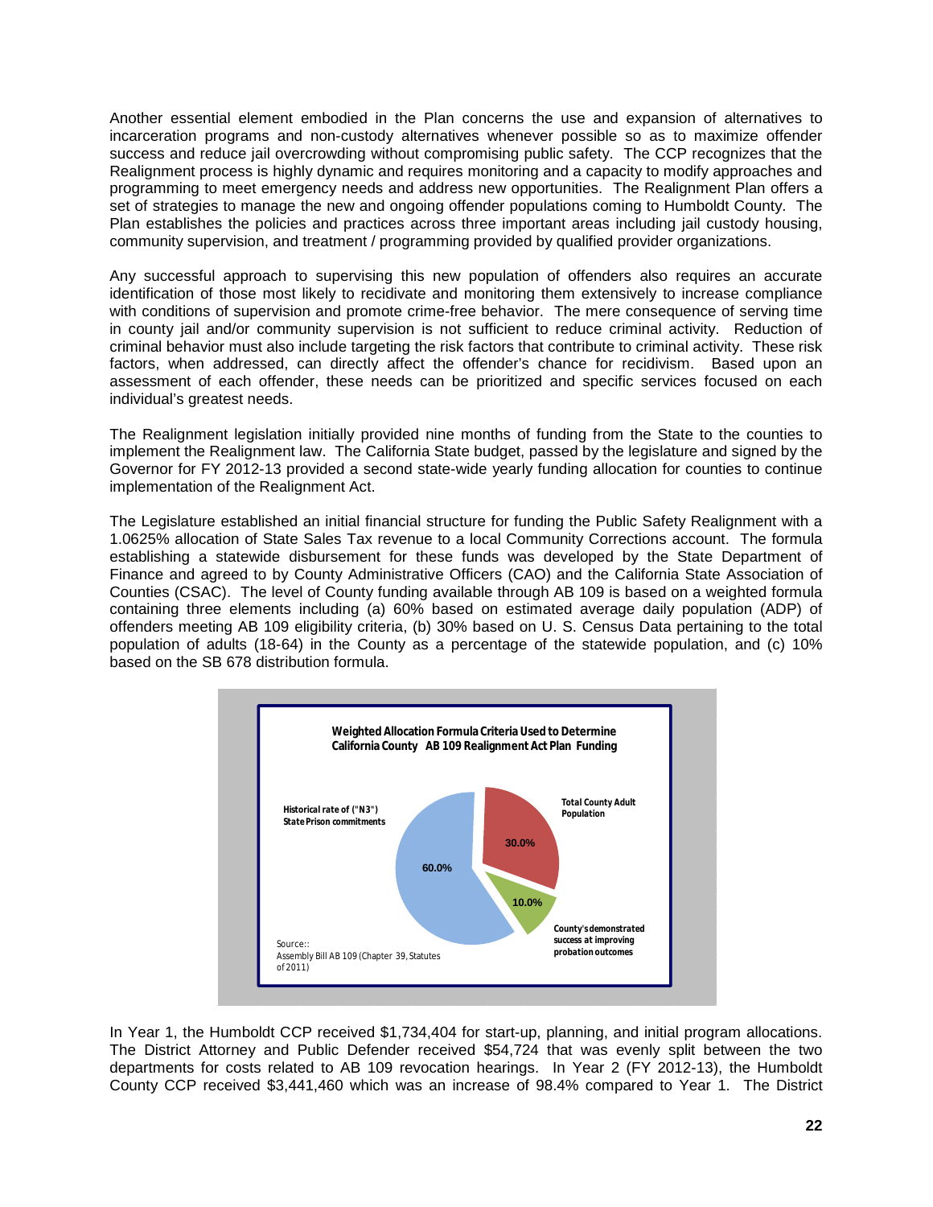Another essential element embodied in the Plan concerns the use and expansion of alternatives to incarceration programs and non-custody alternatives whenever possible so as to maximize offender success and reduce jail overcrowding without compromising public safety. The CCP recognizes that the Realignment process is highly dynamic and requires monitoring and a capacity to modify approaches and programming to meet emergency needs and address new opportunities. The Realignment Plan offers a set of strategies to manage the new and ongoing offender populations coming to Humboldt County. The Plan establishes the policies and practices across three important areas including jail custody housing, community supervision, and treatment / programming provided by qualified provider organizations.

Any successful approach to supervising this new population of offenders also requires an accurate identification of those most likely to recidivate and monitoring them extensively to increase compliance with conditions of supervision and promote crime-free behavior. The mere consequence of serving time in county jail and/or community supervision is not sufficient to reduce criminal activity. Reduction of criminal behavior must also include targeting the risk factors that contribute to criminal activity. These risk factors, when addressed, can directly affect the offender's chance for recidivism. Based upon an assessment of each offender, these needs can be prioritized and specific services focused on each individual's greatest needs.

The Realignment legislation initially provided nine months of funding from the State to the counties to implement the Realignment law. The California State budget, passed by the legislature and signed by the Governor for FY 2012-13 provided a second state-wide yearly funding allocation for counties to continue implementation of the Realignment Act.

The Legislature established an initial financial structure for funding the Public Safety Realignment with a 1.0625% allocation of State Sales Tax revenue to a local Community Corrections account. The formula establishing a statewide disbursement for these funds was developed by the State Department of Finance and agreed to by County Administrative Officers (CAO) and the California State Association of Counties (CSAC). The level of County funding available through AB 109 is based on a weighted formula containing three elements including (a) 60% based on estimated average daily population (ADP) of offenders meeting AB 109 eligibility criteria, (b) 30% based on U. S. Census Data pertaining to the total population of adults (18-64) in the County as a percentage of the statewide population, and (c) 10% based on the SB 678 distribution formula.

**Weighted Allocation Formula Criteria Used to Determine California County AB 109 Realignment Act Plan Funding**

| Criteria | Weight |
|---|---|
| Historical rate of ("N3") State Prison commitments | 60.0% |
| Total County Adult Population | 30.0% |
| County's demonstrated success at improving probation outcomes | 10.0% |

Source:: Assembly Bill AB 109 (Chapter 39, Statutes of 2011)

In Year 1, the Humboldt CCP received $1,734,404 for start-up, planning, and initial program allocations. The District Attorney and Public Defender received $54,724 that was evenly split between the two departments for costs related to AB 109 revocation hearings. In Year 2 (FY 2012-13), the Humboldt County CCP received $3,441,460 which was an increase of 98.4% compared to Year 1. The District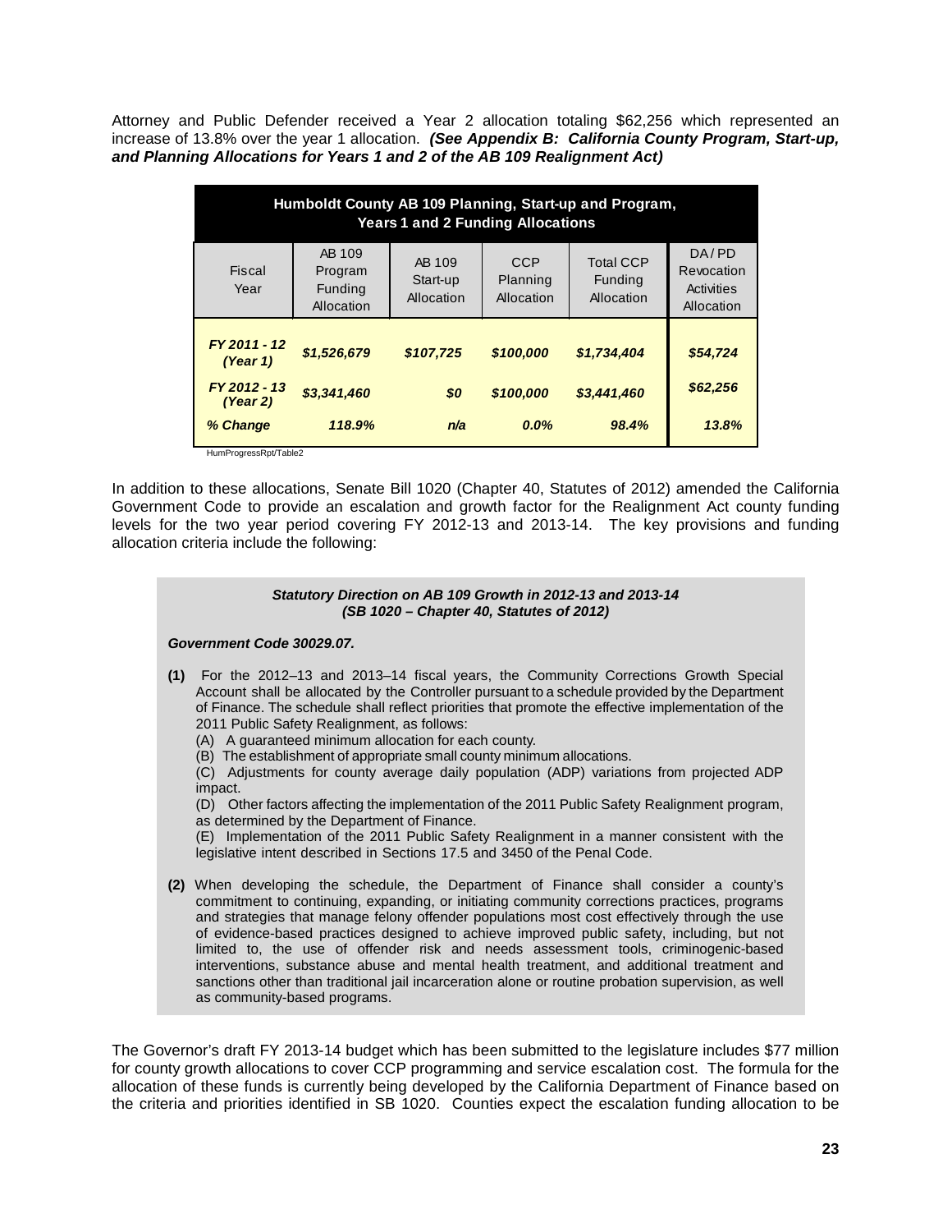Attorney and Public Defender received a Year 2 allocation totaling $62,256 which represented an increase of 13.8% over the year 1 allocation. ***(See Appendix B: California County Program, Start-up, and Planning Allocations for Years 1 and 2 of the AB 109 Realignment Act)***

| Humboldt County AB 109 Planning, Start-up and Program, Years 1 and 2 Funding Allocations | | | | | |
|---|---|---|---|---|---|
| Fiscal Year | AB 109 Program Funding Allocation | AB 109 Start-up Allocation | CCP Planning Allocation | Total CCP Funding Allocation | DA / PD Revocation Activities Allocation |
| ***FY 2011 - 12 (Year 1)*** | ***$1,526,679*** | ***$107,725*** | ***$100,000*** | ***$1,734,404*** | ***$54,724*** |
| ***FY 2012 - 13 (Year 2)*** | ***$3,341,460*** | ***$0*** | ***$100,000*** | ***$3,441,460*** | ***$62,256*** |
| ***% Change*** | ***118.9%*** | ***n/a*** | ***0.0%*** | ***98.4%*** | ***13.8%*** |

HumProgressRpt/Table2

In addition to these allocations, Senate Bill 1020 (Chapter 40, Statutes of 2012) amended the California Government Code to provide an escalation and growth factor for the Realignment Act county funding levels for the two year period covering FY 2012-13 and 2013-14. The key provisions and funding allocation criteria include the following:

***Statutory Direction on AB 109 Growth in 2012-13 and 2013-14***
***(SB 1020 – Chapter 40, Statutes of 2012)***

***Government Code 30029.07.***

**(1)** For the 2012–13 and 2013–14 fiscal years, the Community Corrections Growth Special Account shall be allocated by the Controller pursuant to a schedule provided by the Department of Finance. The schedule shall reflect priorities that promote the effective implementation of the 2011 Public Safety Realignment, as follows:

(A) A guaranteed minimum allocation for each county.

(B) The establishment of appropriate small county minimum allocations.

(C) Adjustments for county average daily population (ADP) variations from projected ADP impact.

(D) Other factors affecting the implementation of the 2011 Public Safety Realignment program, as determined by the Department of Finance.

(E) Implementation of the 2011 Public Safety Realignment in a manner consistent with the legislative intent described in Sections 17.5 and 3450 of the Penal Code.

**(2)** When developing the schedule, the Department of Finance shall consider a county's commitment to continuing, expanding, or initiating community corrections practices, programs and strategies that manage felony offender populations most cost effectively through the use of evidence-based practices designed to achieve improved public safety, including, but not limited to, the use of offender risk and needs assessment tools, criminogenic-based interventions, substance abuse and mental health treatment, and additional treatment and sanctions other than traditional jail incarceration alone or routine probation supervision, as well as community-based programs.

The Governor's draft FY 2013-14 budget which has been submitted to the legislature includes $77 million for county growth allocations to cover CCP programming and service escalation cost. The formula for the allocation of these funds is currently being developed by the California Department of Finance based on the criteria and priorities identified in SB 1020. Counties expect the escalation funding allocation to be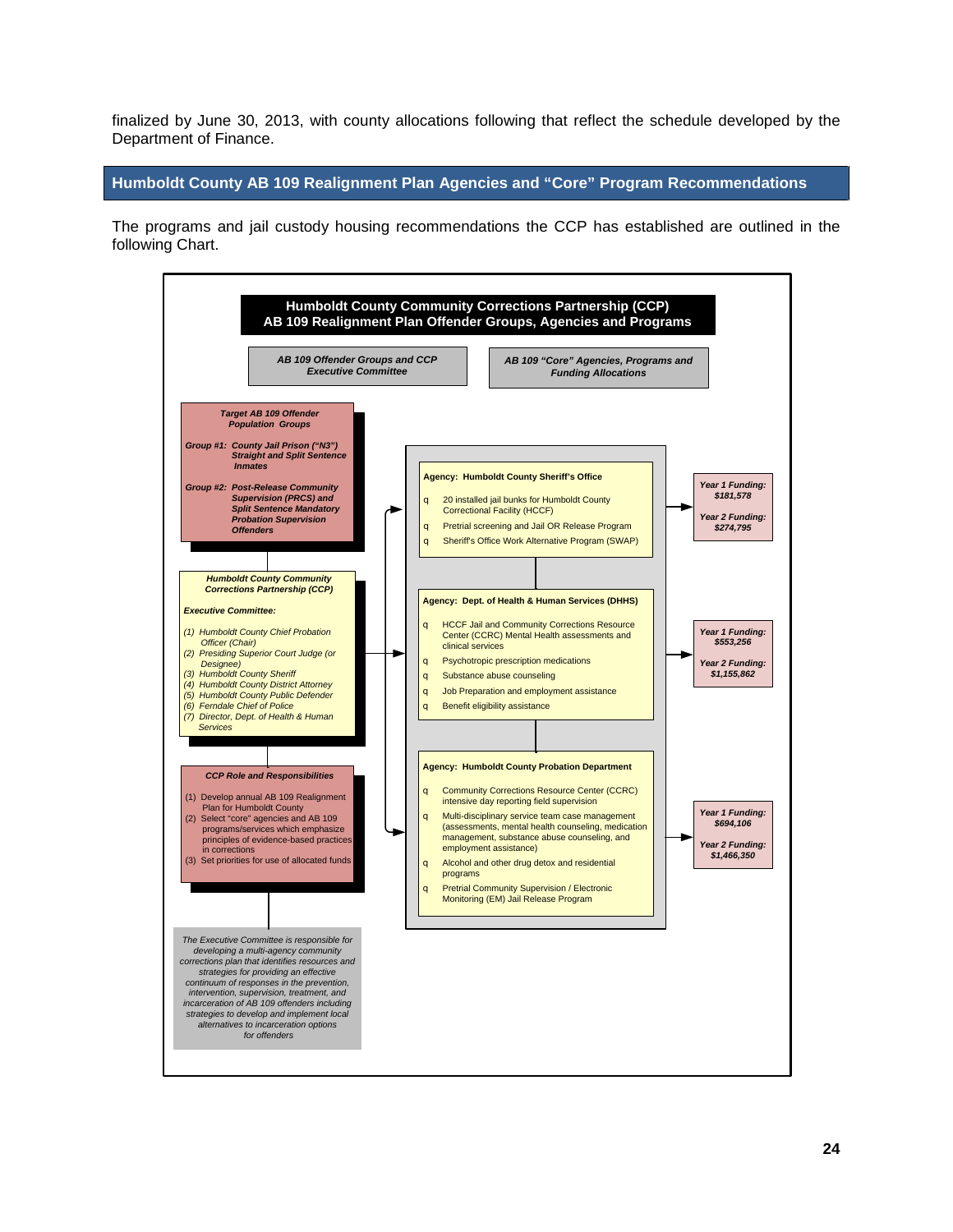finalized by June 30, 2013, with county allocations following that reflect the schedule developed by the Department of Finance.

## Humboldt County AB 109 Realignment Plan Agencies and "Core" Program Recommendations

The programs and jail custody housing recommendations the CCP has established are outlined in the following Chart.

**Humboldt County Community Corrections Partnership (CCP)**
**AB 109 Realignment Plan Offender Groups, Agencies and Programs**

***AB 109 Offender Groups and CCP Executive Committee***

***Target AB 109 Offender Population Groups***

***Group #1: County Jail Prison ("N3") Straight and Split Sentence Inmates***

***Group #2: Post-Release Community Supervision (PRCS) and Split Sentence Mandatory Probation Supervision Offenders***

***Humboldt County Community Corrections Partnership (CCP)***

***Executive Committee:***

*(1) Humboldt County Chief Probation Officer (Chair)*
*(2) Presiding Superior Court Judge (or Designee)*
*(3) Humboldt County Sheriff*
*(4) Humboldt County District Attorney*
*(5) Humboldt County Public Defender*
*(6) Ferndale Chief of Police*
*(7) Director, Dept. of Health & Human Services*

***CCP Role and Responsibilities***

(1) Develop annual AB 109 Realignment Plan for Humboldt County
(2) Select "core" agencies and AB 109 programs/services which emphasize principles of evidence-based practices in corrections
(3) Set priorities for use of allocated funds

*The Executive Committee is responsible for developing a multi-agency community corrections plan that identifies resources and strategies for providing an effective continuum of responses in the prevention, intervention, supervision, treatment, and incarceration of AB 109 offenders including strategies to develop and implement local alternatives to incarceration options for offenders*

***AB 109 "Core" Agencies, Programs and Funding Allocations***

**Agency: Humboldt County Sheriff's Office**

- 20 installed jail bunks for Humboldt County Correctional Facility (HCCF)
- Pretrial screening and Jail OR Release Program
- Sheriff's Office Work Alternative Program (SWAP)

***Year 1 Funding: $181,578***
***Year 2 Funding: $274,795***

**Agency: Dept. of Health & Human Services (DHHS)**

- HCCF Jail and Community Corrections Resource Center (CCRC) Mental Health assessments and clinical services
- Psychotropic prescription medications
- Substance abuse counseling
- Job Preparation and employment assistance
- Benefit eligibility assistance

***Year 1 Funding: $553,256***
***Year 2 Funding: $1,155,862***

**Agency: Humboldt County Probation Department**

- Community Corrections Resource Center (CCRC) intensive day reporting field supervision
- Multi-disciplinary service team case management (assessments, mental health counseling, medication management, substance abuse counseling, and employment assistance)
- Alcohol and other drug detox and residential programs
- Pretrial Community Supervision / Electronic Monitoring (EM) Jail Release Program

***Year 1 Funding: $694,106***
***Year 2 Funding: $1,466,350***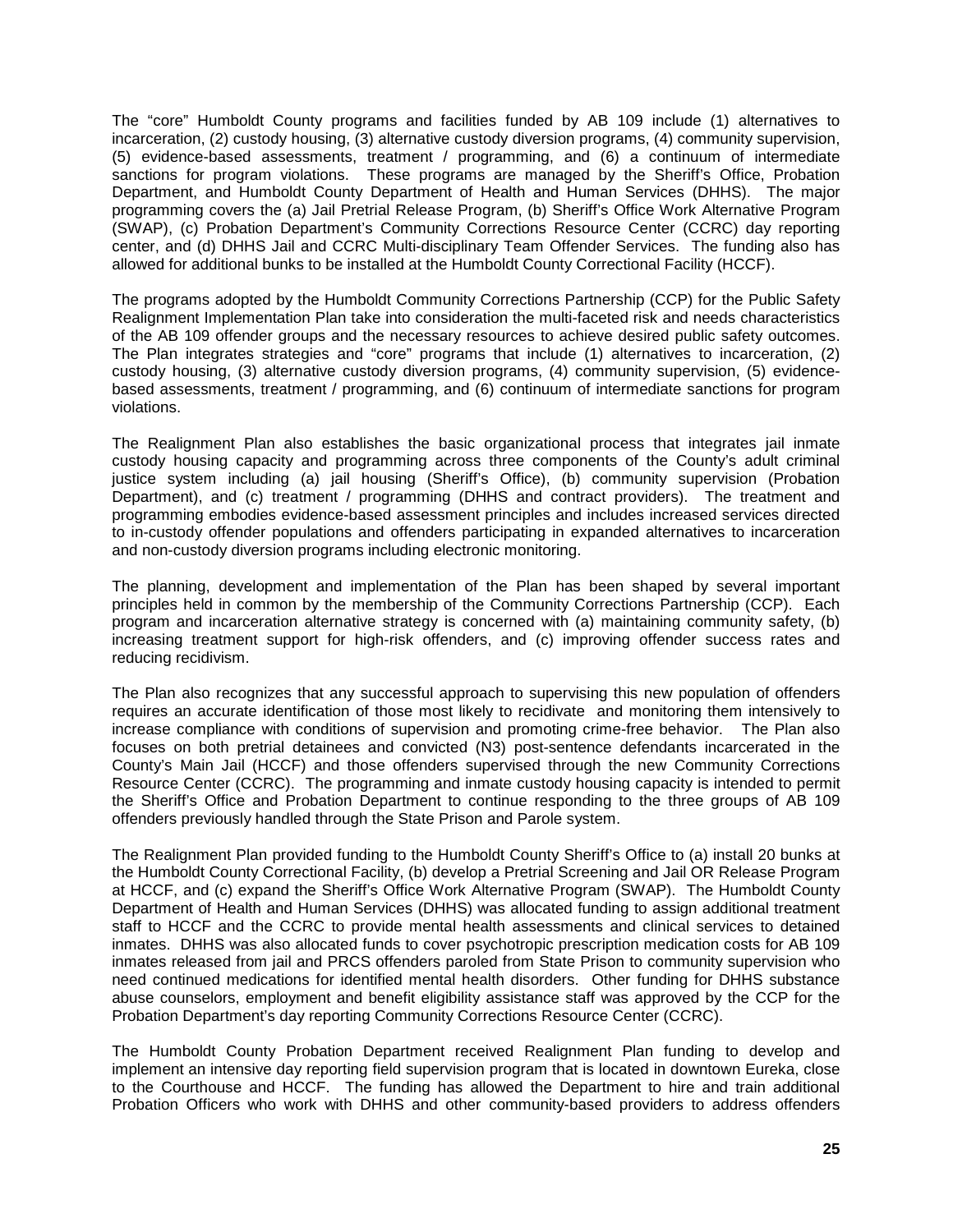The “core” Humboldt County programs and facilities funded by AB 109 include (1) alternatives to incarceration, (2) custody housing, (3) alternative custody diversion programs, (4) community supervision, (5) evidence-based assessments, treatment / programming, and (6) a continuum of intermediate sanctions for program violations. These programs are managed by the Sheriff’s Office, Probation Department, and Humboldt County Department of Health and Human Services (DHHS). The major programming covers the (a) Jail Pretrial Release Program, (b) Sheriff’s Office Work Alternative Program (SWAP), (c) Probation Department’s Community Corrections Resource Center (CCRC) day reporting center, and (d) DHHS Jail and CCRC Multi-disciplinary Team Offender Services. The funding also has allowed for additional bunks to be installed at the Humboldt County Correctional Facility (HCCF).

The programs adopted by the Humboldt Community Corrections Partnership (CCP) for the Public Safety Realignment Implementation Plan take into consideration the multi-faceted risk and needs characteristics of the AB 109 offender groups and the necessary resources to achieve desired public safety outcomes. The Plan integrates strategies and “core” programs that include (1) alternatives to incarceration, (2) custody housing, (3) alternative custody diversion programs, (4) community supervision, (5) evidence-based assessments, treatment / programming, and (6) continuum of intermediate sanctions for program violations.

The Realignment Plan also establishes the basic organizational process that integrates jail inmate custody housing capacity and programming across three components of the County’s adult criminal justice system including (a) jail housing (Sheriff’s Office), (b) community supervision (Probation Department), and (c) treatment / programming (DHHS and contract providers). The treatment and programming embodies evidence-based assessment principles and includes increased services directed to in-custody offender populations and offenders participating in expanded alternatives to incarceration and non-custody diversion programs including electronic monitoring.

The planning, development and implementation of the Plan has been shaped by several important principles held in common by the membership of the Community Corrections Partnership (CCP). Each program and incarceration alternative strategy is concerned with (a) maintaining community safety, (b) increasing treatment support for high-risk offenders, and (c) improving offender success rates and reducing recidivism.

The Plan also recognizes that any successful approach to supervising this new population of offenders requires an accurate identification of those most likely to recidivate and monitoring them intensively to increase compliance with conditions of supervision and promoting crime-free behavior. The Plan also focuses on both pretrial detainees and convicted (N3) post-sentence defendants incarcerated in the County’s Main Jail (HCCF) and those offenders supervised through the new Community Corrections Resource Center (CCRC). The programming and inmate custody housing capacity is intended to permit the Sheriff’s Office and Probation Department to continue responding to the three groups of AB 109 offenders previously handled through the State Prison and Parole system.

The Realignment Plan provided funding to the Humboldt County Sheriff’s Office to (a) install 20 bunks at the Humboldt County Correctional Facility, (b) develop a Pretrial Screening and Jail OR Release Program at HCCF, and (c) expand the Sheriff’s Office Work Alternative Program (SWAP). The Humboldt County Department of Health and Human Services (DHHS) was allocated funding to assign additional treatment staff to HCCF and the CCRC to provide mental health assessments and clinical services to detained inmates. DHHS was also allocated funds to cover psychotropic prescription medication costs for AB 109 inmates released from jail and PRCS offenders paroled from State Prison to community supervision who need continued medications for identified mental health disorders. Other funding for DHHS substance abuse counselors, employment and benefit eligibility assistance staff was approved by the CCP for the Probation Department’s day reporting Community Corrections Resource Center (CCRC).

The Humboldt County Probation Department received Realignment Plan funding to develop and implement an intensive day reporting field supervision program that is located in downtown Eureka, close to the Courthouse and HCCF. The funding has allowed the Department to hire and train additional Probation Officers who work with DHHS and other community-based providers to address offenders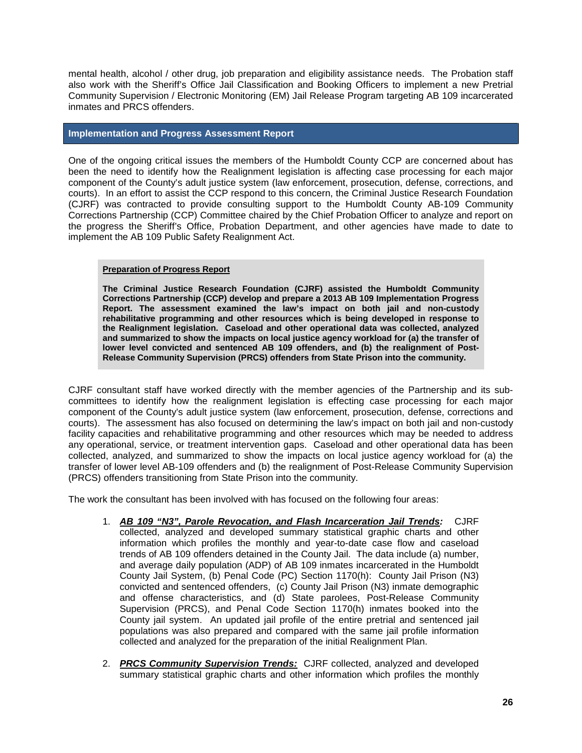mental health, alcohol / other drug, job preparation and eligibility assistance needs. The Probation staff also work with the Sheriff's Office Jail Classification and Booking Officers to implement a new Pretrial Community Supervision / Electronic Monitoring (EM) Jail Release Program targeting AB 109 incarcerated inmates and PRCS offenders.

## Implementation and Progress Assessment Report

One of the ongoing critical issues the members of the Humboldt County CCP are concerned about has been the need to identify how the Realignment legislation is affecting case processing for each major component of the County's adult justice system (law enforcement, prosecution, defense, corrections, and courts). In an effort to assist the CCP respond to this concern, the Criminal Justice Research Foundation (CJRF) was contracted to provide consulting support to the Humboldt County AB-109 Community Corrections Partnership (CCP) Committee chaired by the Chief Probation Officer to analyze and report on the progress the Sheriff's Office, Probation Department, and other agencies have made to date to implement the AB 109 Public Safety Realignment Act.

> **Preparation of Progress Report**
>
> **The Criminal Justice Research Foundation (CJRF) assisted the Humboldt Community Corrections Partnership (CCP) develop and prepare a 2013 AB 109 Implementation Progress Report. The assessment examined the law's impact on both jail and non-custody rehabilitative programming and other resources which is being developed in response to the Realignment legislation. Caseload and other operational data was collected, analyzed and summarized to show the impacts on local justice agency workload for (a) the transfer of lower level convicted and sentenced AB 109 offenders, and (b) the realignment of Post-Release Community Supervision (PRCS) offenders from State Prison into the community.**

CJRF consultant staff have worked directly with the member agencies of the Partnership and its sub-committees to identify how the realignment legislation is effecting case processing for each major component of the County's adult justice system (law enforcement, prosecution, defense, corrections and courts). The assessment has also focused on determining the law's impact on both jail and non-custody facility capacities and rehabilitative programming and other resources which may be needed to address any operational, service, or treatment intervention gaps. Caseload and other operational data has been collected, analyzed, and summarized to show the impacts on local justice agency workload for (a) the transfer of lower level AB-109 offenders and (b) the realignment of Post-Release Community Supervision (PRCS) offenders transitioning from State Prison into the community.

The work the consultant has been involved with has focused on the following four areas:

1. ***AB 109 "N3", Parole Revocation, and Flash Incarceration Jail Trends:*** CJRF collected, analyzed and developed summary statistical graphic charts and other information which profiles the monthly and year-to-date case flow and caseload trends of AB 109 offenders detained in the County Jail. The data include (a) number, and average daily population (ADP) of AB 109 inmates incarcerated in the Humboldt County Jail System, (b) Penal Code (PC) Section 1170(h): County Jail Prison (N3) convicted and sentenced offenders, (c) County Jail Prison (N3) inmate demographic and offense characteristics, and (d) State parolees, Post-Release Community Supervision (PRCS), and Penal Code Section 1170(h) inmates booked into the County jail system. An updated jail profile of the entire pretrial and sentenced jail populations was also prepared and compared with the same jail profile information collected and analyzed for the preparation of the initial Realignment Plan.

2. ***PRCS Community Supervision Trends:*** CJRF collected, analyzed and developed summary statistical graphic charts and other information which profiles the monthly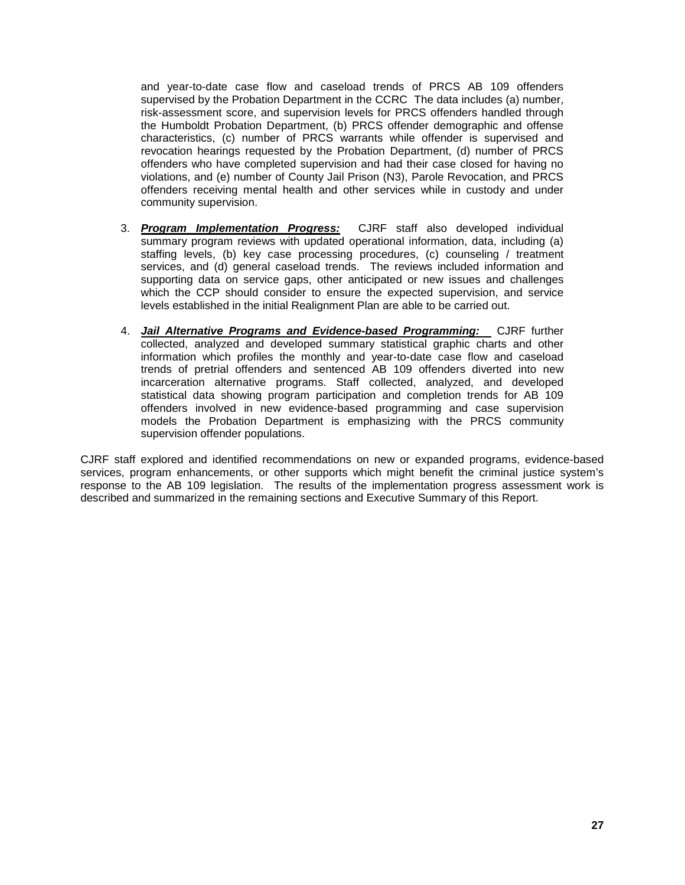and year-to-date case flow and caseload trends of PRCS AB 109 offenders supervised by the Probation Department in the CCRC The data includes (a) number, risk-assessment score, and supervision levels for PRCS offenders handled through the Humboldt Probation Department, (b) PRCS offender demographic and offense characteristics, (c) number of PRCS warrants while offender is supervised and revocation hearings requested by the Probation Department, (d) number of PRCS offenders who have completed supervision and had their case closed for having no violations, and (e) number of County Jail Prison (N3), Parole Revocation, and PRCS offenders receiving mental health and other services while in custody and under community supervision.

3. ***Program Implementation Progress:*** CJRF staff also developed individual summary program reviews with updated operational information, data, including (a) staffing levels, (b) key case processing procedures, (c) counseling / treatment services, and (d) general caseload trends. The reviews included information and supporting data on service gaps, other anticipated or new issues and challenges which the CCP should consider to ensure the expected supervision, and service levels established in the initial Realignment Plan are able to be carried out.

4. ***Jail Alternative Programs and Evidence-based Programming:*** CJRF further collected, analyzed and developed summary statistical graphic charts and other information which profiles the monthly and year-to-date case flow and caseload trends of pretrial offenders and sentenced AB 109 offenders diverted into new incarceration alternative programs. Staff collected, analyzed, and developed statistical data showing program participation and completion trends for AB 109 offenders involved in new evidence-based programming and case supervision models the Probation Department is emphasizing with the PRCS community supervision offender populations.

CJRF staff explored and identified recommendations on new or expanded programs, evidence-based services, program enhancements, or other supports which might benefit the criminal justice system's response to the AB 109 legislation. The results of the implementation progress assessment work is described and summarized in the remaining sections and Executive Summary of this Report.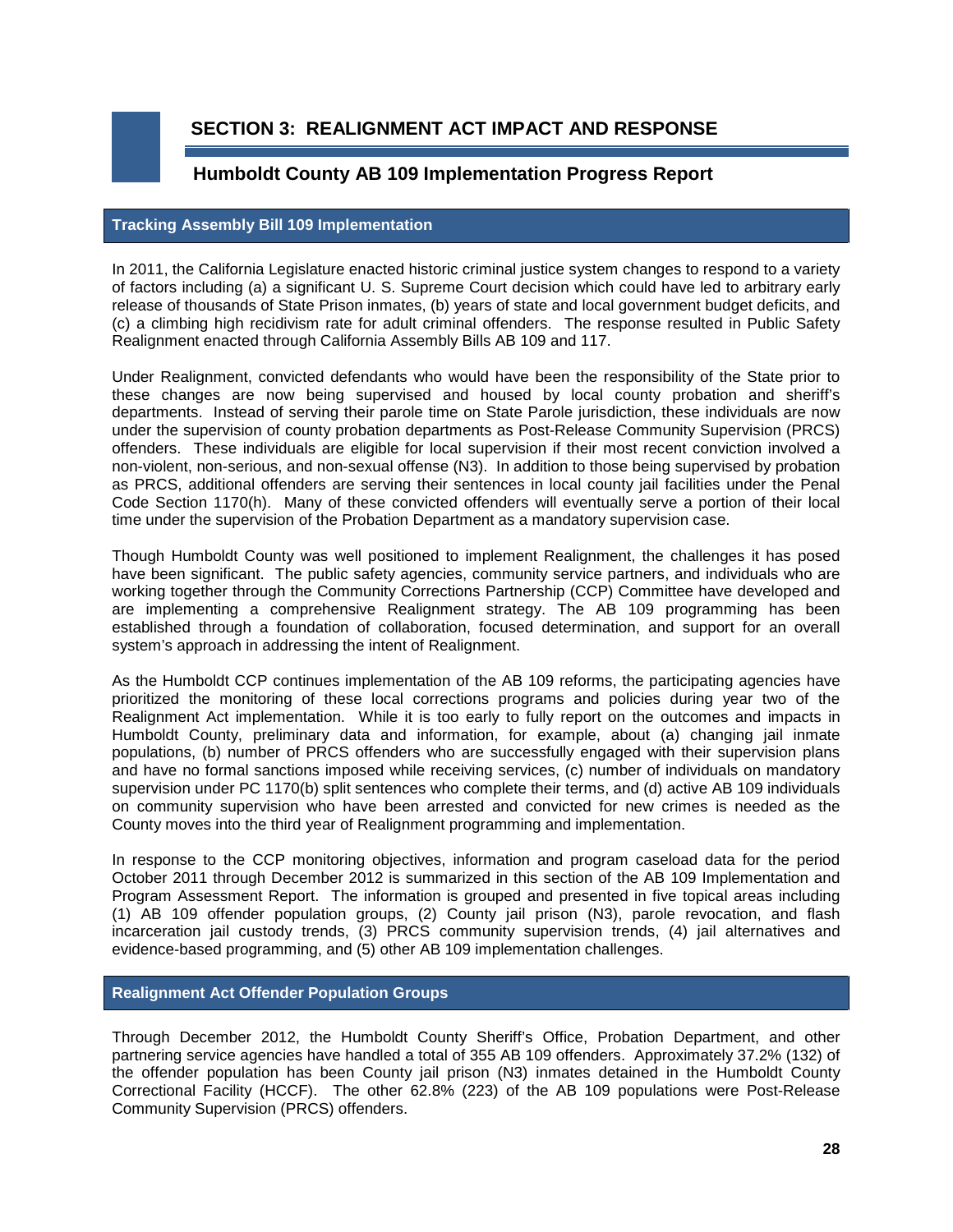## SECTION 3: REALIGNMENT ACT IMPACT AND RESPONSE

### Humboldt County AB 109 Implementation Progress Report

#### Tracking Assembly Bill 109 Implementation

In 2011, the California Legislature enacted historic criminal justice system changes to respond to a variety of factors including (a) a significant U. S. Supreme Court decision which could have led to arbitrary early release of thousands of State Prison inmates, (b) years of state and local government budget deficits, and (c) a climbing high recidivism rate for adult criminal offenders. The response resulted in Public Safety Realignment enacted through California Assembly Bills AB 109 and 117.

Under Realignment, convicted defendants who would have been the responsibility of the State prior to these changes are now being supervised and housed by local county probation and sheriff's departments. Instead of serving their parole time on State Parole jurisdiction, these individuals are now under the supervision of county probation departments as Post-Release Community Supervision (PRCS) offenders. These individuals are eligible for local supervision if their most recent conviction involved a non-violent, non-serious, and non-sexual offense (N3). In addition to those being supervised by probation as PRCS, additional offenders are serving their sentences in local county jail facilities under the Penal Code Section 1170(h). Many of these convicted offenders will eventually serve a portion of their local time under the supervision of the Probation Department as a mandatory supervision case.

Though Humboldt County was well positioned to implement Realignment, the challenges it has posed have been significant. The public safety agencies, community service partners, and individuals who are working together through the Community Corrections Partnership (CCP) Committee have developed and are implementing a comprehensive Realignment strategy. The AB 109 programming has been established through a foundation of collaboration, focused determination, and support for an overall system's approach in addressing the intent of Realignment.

As the Humboldt CCP continues implementation of the AB 109 reforms, the participating agencies have prioritized the monitoring of these local corrections programs and policies during year two of the Realignment Act implementation. While it is too early to fully report on the outcomes and impacts in Humboldt County, preliminary data and information, for example, about (a) changing jail inmate populations, (b) number of PRCS offenders who are successfully engaged with their supervision plans and have no formal sanctions imposed while receiving services, (c) number of individuals on mandatory supervision under PC 1170(b) split sentences who complete their terms, and (d) active AB 109 individuals on community supervision who have been arrested and convicted for new crimes is needed as the County moves into the third year of Realignment programming and implementation.

In response to the CCP monitoring objectives, information and program caseload data for the period October 2011 through December 2012 is summarized in this section of the AB 109 Implementation and Program Assessment Report. The information is grouped and presented in five topical areas including (1) AB 109 offender population groups, (2) County jail prison (N3), parole revocation, and flash incarceration jail custody trends, (3) PRCS community supervision trends, (4) jail alternatives and evidence-based programming, and (5) other AB 109 implementation challenges.

#### Realignment Act Offender Population Groups

Through December 2012, the Humboldt County Sheriff's Office, Probation Department, and other partnering service agencies have handled a total of 355 AB 109 offenders. Approximately 37.2% (132) of the offender population has been County jail prison (N3) inmates detained in the Humboldt County Correctional Facility (HCCF). The other 62.8% (223) of the AB 109 populations were Post-Release Community Supervision (PRCS) offenders.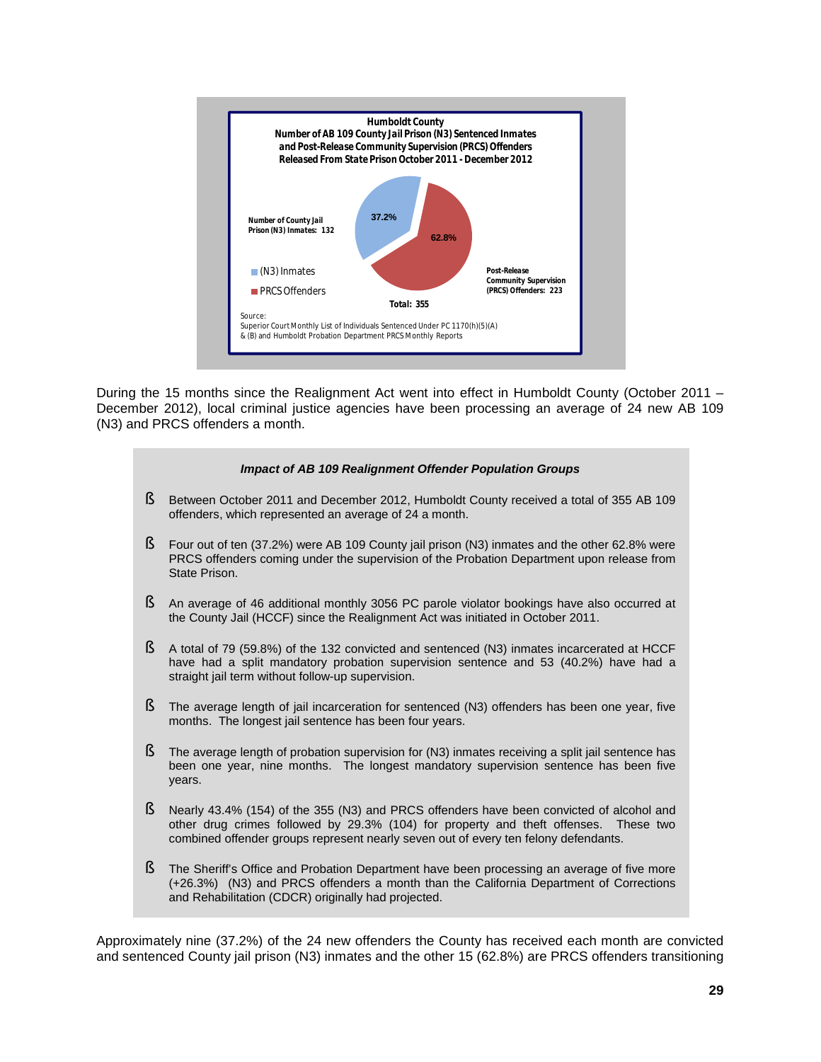**Humboldt County**
**Number of AB 109 County Jail Prison (N3) Sentenced Inmates and Post-Release Community Supervision (PRCS) Offenders Released From State Prison October 2011 - December 2012**

Number of County Jail Prison (N3) Inmates: 132 — 37.2%

Post-Release Community Supervision (PRCS) Offenders: 223 — 62.8%

- (N3) Inmates
- PRCS Offenders

Total: 355

Source:
Superior Court Monthly List of Individuals Sentenced Under PC 1170(h)(5)(A) & (B) and Humboldt Probation Department PRCS Monthly Reports

During the 15 months since the Realignment Act went into effect in Humboldt County (October 2011 – December 2012), local criminal justice agencies have been processing an average of 24 new AB 109 (N3) and PRCS offenders a month.

***Impact of AB 109 Realignment Offender Population Groups***

- Between October 2011 and December 2012, Humboldt County received a total of 355 AB 109 offenders, which represented an average of 24 a month.
- Four out of ten (37.2%) were AB 109 County jail prison (N3) inmates and the other 62.8% were PRCS offenders coming under the supervision of the Probation Department upon release from State Prison.
- An average of 46 additional monthly 3056 PC parole violator bookings have also occurred at the County Jail (HCCF) since the Realignment Act was initiated in October 2011.
- A total of 79 (59.8%) of the 132 convicted and sentenced (N3) inmates incarcerated at HCCF have had a split mandatory probation supervision sentence and 53 (40.2%) have had a straight jail term without follow-up supervision.
- The average length of jail incarceration for sentenced (N3) offenders has been one year, five months. The longest jail sentence has been four years.
- The average length of probation supervision for (N3) inmates receiving a split jail sentence has been one year, nine months. The longest mandatory supervision sentence has been five years.
- Nearly 43.4% (154) of the 355 (N3) and PRCS offenders have been convicted of alcohol and other drug crimes followed by 29.3% (104) for property and theft offenses. These two combined offender groups represent nearly seven out of every ten felony defendants.
- The Sheriff's Office and Probation Department have been processing an average of five more (+26.3%) (N3) and PRCS offenders a month than the California Department of Corrections and Rehabilitation (CDCR) originally had projected.

Approximately nine (37.2%) of the 24 new offenders the County has received each month are convicted and sentenced County jail prison (N3) inmates and the other 15 (62.8%) are PRCS offenders transitioning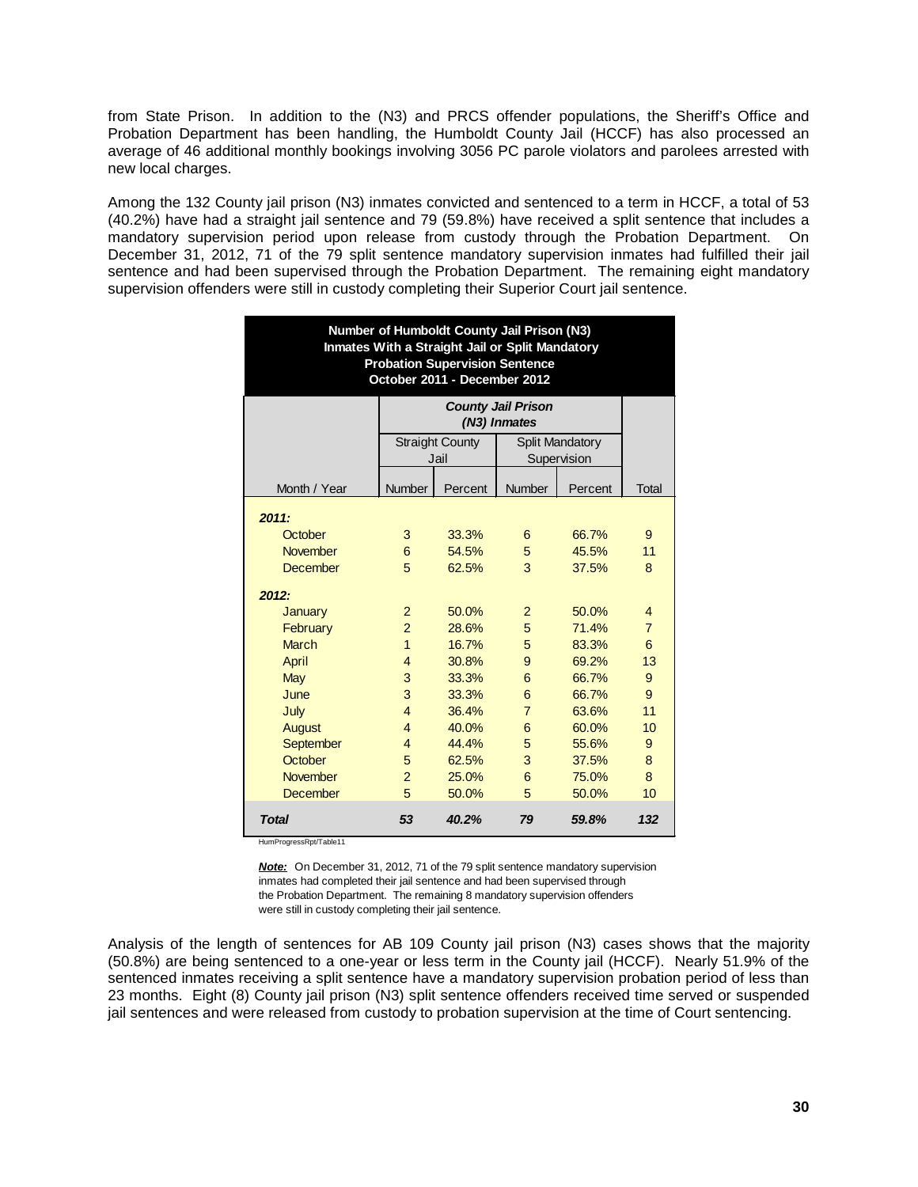from State Prison. In addition to the (N3) and PRCS offender populations, the Sheriff's Office and Probation Department has been handling, the Humboldt County Jail (HCCF) has also processed an average of 46 additional monthly bookings involving 3056 PC parole violators and parolees arrested with new local charges.

Among the 132 County jail prison (N3) inmates convicted and sentenced to a term in HCCF, a total of 53 (40.2%) have had a straight jail sentence and 79 (59.8%) have received a split sentence that includes a mandatory supervision period upon release from custody through the Probation Department. On December 31, 2012, 71 of the 79 split sentence mandatory supervision inmates had fulfilled their jail sentence and had been supervised through the Probation Department. The remaining eight mandatory supervision offenders were still in custody completing their Superior Court jail sentence.

**Number of Humboldt County Jail Prison (N3) Inmates With a Straight Jail or Split Mandatory Probation Supervision Sentence October 2011 - December 2012**

| | ***County Jail Prison (N3) Inmates*** | | | | |
|---|---|---|---|---|---|
| | Straight County Jail | | Split Mandatory Supervision | | |
| Month / Year | Number | Percent | Number | Percent | Total |
| ***2011:*** | | | | | |
| October | 3 | 33.3% | 6 | 66.7% | 9 |
| November | 6 | 54.5% | 5 | 45.5% | 11 |
| December | 5 | 62.5% | 3 | 37.5% | 8 |
| ***2012:*** | | | | | |
| January | 2 | 50.0% | 2 | 50.0% | 4 |
| February | 2 | 28.6% | 5 | 71.4% | 7 |
| March | 1 | 16.7% | 5 | 83.3% | 6 |
| April | 4 | 30.8% | 9 | 69.2% | 13 |
| May | 3 | 33.3% | 6 | 66.7% | 9 |
| June | 3 | 33.3% | 6 | 66.7% | 9 |
| July | 4 | 36.4% | 7 | 63.6% | 11 |
| August | 4 | 40.0% | 6 | 60.0% | 10 |
| September | 4 | 44.4% | 5 | 55.6% | 9 |
| October | 5 | 62.5% | 3 | 37.5% | 8 |
| November | 2 | 25.0% | 6 | 75.0% | 8 |
| December | 5 | 50.0% | 5 | 50.0% | 10 |
| ***Total*** | ***53*** | ***40.2%*** | ***79*** | ***59.8%*** | ***132*** |

HumProgressRpt/Table11

***Note:*** On December 31, 2012, 71 of the 79 split sentence mandatory supervision inmates had completed their jail sentence and had been supervised through the Probation Department. The remaining 8 mandatory supervision offenders were still in custody completing their jail sentence.

Analysis of the length of sentences for AB 109 County jail prison (N3) cases shows that the majority (50.8%) are being sentenced to a one-year or less term in the County jail (HCCF). Nearly 51.9% of the sentenced inmates receiving a split sentence have a mandatory supervision probation period of less than 23 months. Eight (8) County jail prison (N3) split sentence offenders received time served or suspended jail sentences and were released from custody to probation supervision at the time of Court sentencing.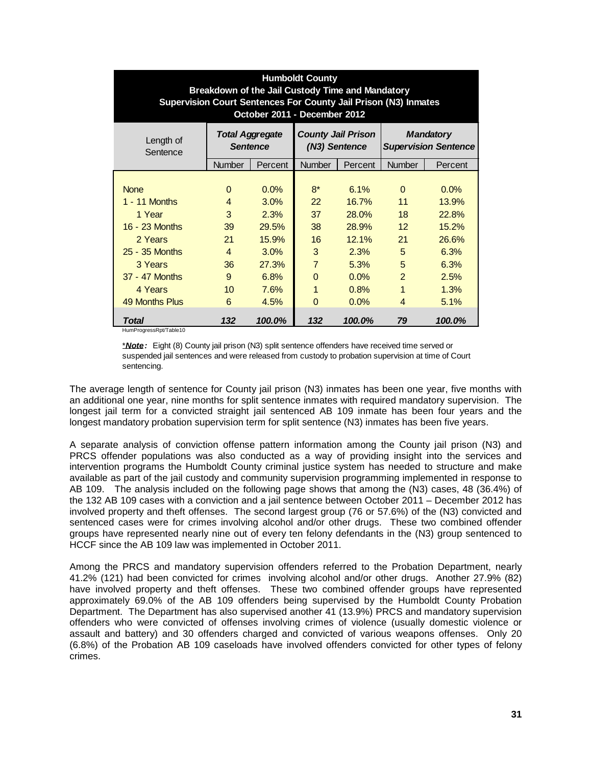| Humboldt County<br>Breakdown of the Jail Custody Time and Mandatory<br>Supervision Court Sentences For County Jail Prison (N3) Inmates<br>October 2011 - December 2012 | | | | | | |
|---|---|---|---|---|---|---|
| Length of Sentence | ***Total Aggregate Sentence*** | | ***County Jail Prison (N3) Sentence*** | | ***Mandatory Supervision Sentence*** | |
| | Number | Percent | Number | Percent | Number | Percent |
| None | 0 | 0.0% | 8* | 6.1% | 0 | 0.0% |
| 1 - 11 Months | 4 | 3.0% | 22 | 16.7% | 11 | 13.9% |
| 1 Year | 3 | 2.3% | 37 | 28.0% | 18 | 22.8% |
| 16 - 23 Months | 39 | 29.5% | 38 | 28.9% | 12 | 15.2% |
| 2 Years | 21 | 15.9% | 16 | 12.1% | 21 | 26.6% |
| 25 - 35 Months | 4 | 3.0% | 3 | 2.3% | 5 | 6.3% |
| 3 Years | 36 | 27.3% | 7 | 5.3% | 5 | 6.3% |
| 37 - 47 Months | 9 | 6.8% | 0 | 0.0% | 2 | 2.5% |
| 4 Years | 10 | 7.6% | 1 | 0.8% | 1 | 1.3% |
| 49 Months Plus | 6 | 4.5% | 0 | 0.0% | 4 | 5.1% |
| ***Total*** | ***132*** | ***100.0%*** | ***132*** | ***100.0%*** | ***79*** | ***100.0%*** |

HumProgressRpt/Table10

*__*Note:*__ Eight (8) County jail prison (N3) split sentence offenders have received time served or suspended jail sentences and were released from custody to probation supervision at time of Court sentencing.

The average length of sentence for County jail prison (N3) inmates has been one year, five months with an additional one year, nine months for split sentence inmates with required mandatory supervision. The longest jail term for a convicted straight jail sentenced AB 109 inmate has been four years and the longest mandatory probation supervision term for split sentence (N3) inmates has been five years.

A separate analysis of conviction offense pattern information among the County jail prison (N3) and PRCS offender populations was also conducted as a way of providing insight into the services and intervention programs the Humboldt County criminal justice system has needed to structure and make available as part of the jail custody and community supervision programming implemented in response to AB 109. The analysis included on the following page shows that among the (N3) cases, 48 (36.4%) of the 132 AB 109 cases with a conviction and a jail sentence between October 2011 – December 2012 has involved property and theft offenses. The second largest group (76 or 57.6%) of the (N3) convicted and sentenced cases were for crimes involving alcohol and/or other drugs. These two combined offender groups have represented nearly nine out of every ten felony defendants in the (N3) group sentenced to HCCF since the AB 109 law was implemented in October 2011.

Among the PRCS and mandatory supervision offenders referred to the Probation Department, nearly 41.2% (121) had been convicted for crimes involving alcohol and/or other drugs. Another 27.9% (82) have involved property and theft offenses. These two combined offender groups have represented approximately 69.0% of the AB 109 offenders being supervised by the Humboldt County Probation Department. The Department has also supervised another 41 (13.9%) PRCS and mandatory supervision offenders who were convicted of offenses involving crimes of violence (usually domestic violence or assault and battery) and 30 offenders charged and convicted of various weapons offenses. Only 20 (6.8%) of the Probation AB 109 caseloads have involved offenders convicted for other types of felony crimes.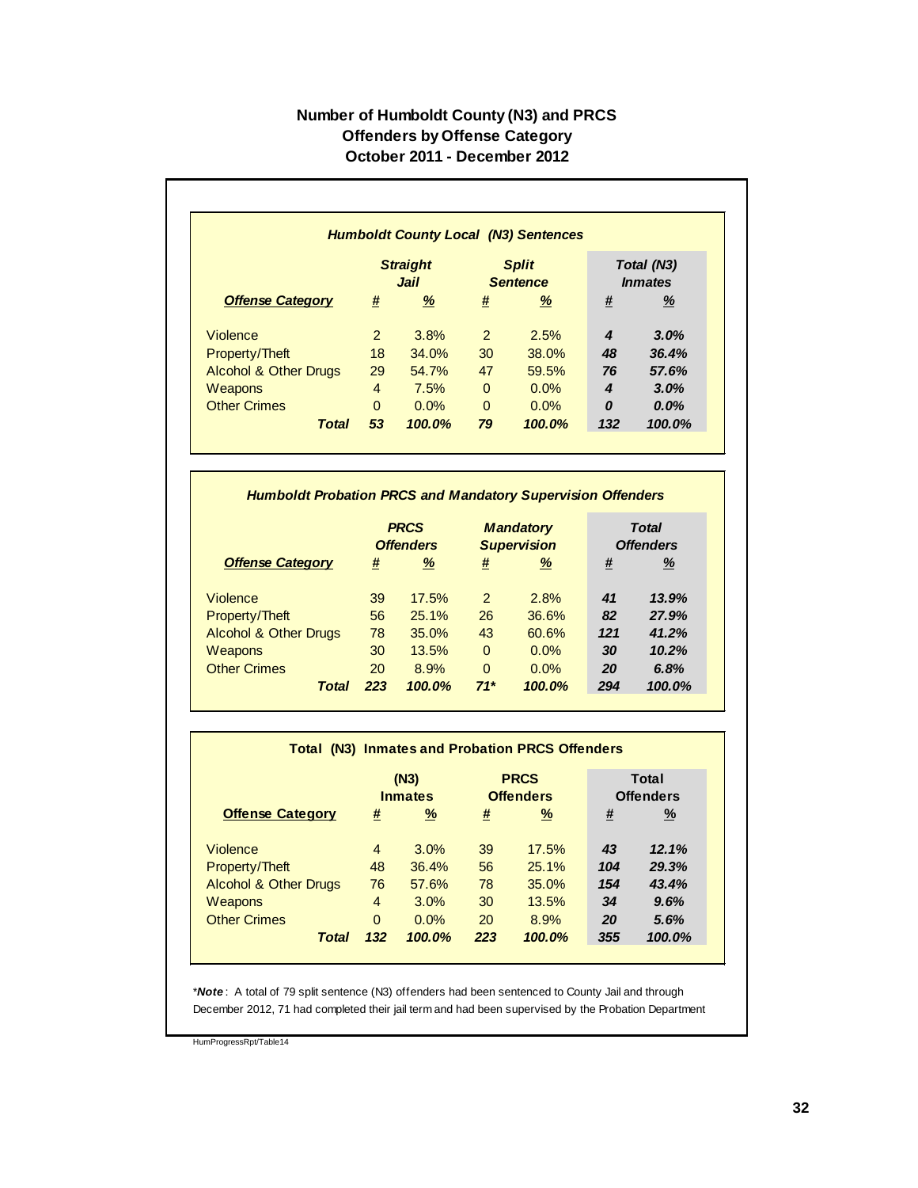# Number of Humboldt County (N3) and PRCS Offenders by Offense Category October 2011 - December 2012

| *Humboldt County Local (N3) Sentences* | | | | | | |
|---|---|---|---|---|---|---|
| | ***Straight Jail*** | | ***Split Sentence*** | | ***Total (N3) Inmates*** | |
| ***Offense Category*** | **#** | **%** | **#** | **%** | **#** | **%** |
| Violence | 2 | 3.8% | 2 | 2.5% | ***4*** | ***3.0%*** |
| Property/Theft | 18 | 34.0% | 30 | 38.0% | ***48*** | ***36.4%*** |
| Alcohol & Other Drugs | 29 | 54.7% | 47 | 59.5% | ***76*** | ***57.6%*** |
| Weapons | 4 | 7.5% | 0 | 0.0% | ***4*** | ***3.0%*** |
| Other Crimes | 0 | 0.0% | 0 | 0.0% | ***0*** | ***0.0%*** |
| ***Total*** | ***53*** | ***100.0%*** | ***79*** | ***100.0%*** | ***132*** | ***100.0%*** |

| *Humboldt Probation PRCS and Mandatory Supervision Offenders* | | | | | | |
|---|---|---|---|---|---|---|
| | ***PRCS Offenders*** | | ***Mandatory Supervision*** | | ***Total Offenders*** | |
| ***Offense Category*** | **#** | **%** | **#** | **%** | **#** | **%** |
| Violence | 39 | 17.5% | 2 | 2.8% | ***41*** | ***13.9%*** |
| Property/Theft | 56 | 25.1% | 26 | 36.6% | ***82*** | ***27.9%*** |
| Alcohol & Other Drugs | 78 | 35.0% | 43 | 60.6% | ***121*** | ***41.2%*** |
| Weapons | 30 | 13.5% | 0 | 0.0% | ***30*** | ***10.2%*** |
| Other Crimes | 20 | 8.9% | 0 | 0.0% | ***20*** | ***6.8%*** |
| ***Total*** | ***223*** | ***100.0%*** | ***71**** | ***100.0%*** | ***294*** | ***100.0%*** |

| **Total (N3) Inmates and Probation PRCS Offenders** | | | | | | |
|---|---|---|---|---|---|---|
| | **(N3) Inmates** | | **PRCS Offenders** | | **Total Offenders** | |
| **Offense Category** | **#** | **%** | **#** | **%** | **#** | **%** |
| Violence | 4 | 3.0% | 39 | 17.5% | ***43*** | ***12.1%*** |
| Property/Theft | 48 | 36.4% | 56 | 25.1% | ***104*** | ***29.3%*** |
| Alcohol & Other Drugs | 76 | 57.6% | 78 | 35.0% | ***154*** | ***43.4%*** |
| Weapons | 4 | 3.0% | 30 | 13.5% | ***34*** | ***9.6%*** |
| Other Crimes | 0 | 0.0% | 20 | 8.9% | ***20*** | ***5.6%*** |
| ***Total*** | ***132*** | ***100.0%*** | ***223*** | ***100.0%*** | ***355*** | ***100.0%*** |

**Note*: A total of 79 split sentence (N3) offenders had been sentenced to County Jail and through December 2012, 71 had completed their jail term and had been supervised by the Probation Department

HumProgressRpt/Table14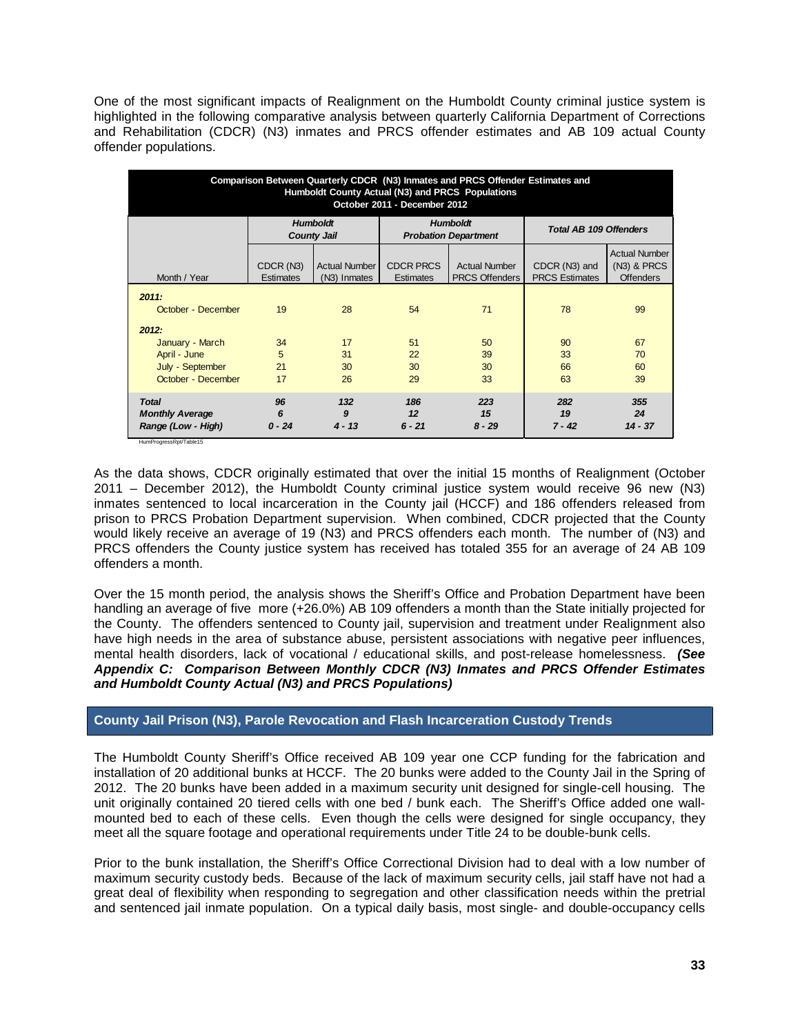One of the most significant impacts of Realignment on the Humboldt County criminal justice system is highlighted in the following comparative analysis between quarterly California Department of Corrections and Rehabilitation (CDCR) (N3) inmates and PRCS offender estimates and AB 109 actual County offender populations.

| Comparison Between Quarterly CDCR (N3) Inmates and PRCS Offender Estimates and Humboldt County Actual (N3) and PRCS Populations October 2011 - December 2012 | | | | | | |
|---|---|---|---|---|---|---|
| | *Humboldt County Jail* | | *Humboldt Probation Department* | | *Total AB 109 Offenders* | |
| Month / Year | CDCR (N3) Estimates | Actual Number (N3) Inmates | CDCR PRCS Estimates | Actual Number PRCS Offenders | CDCR (N3) and PRCS Estimates | Actual Number (N3) & PRCS Offenders |
| ***2011:*** | | | | | | |
| October - December | 19 | 28 | 54 | 71 | 78 | 99 |
| ***2012:*** | | | | | | |
| January - March | 34 | 17 | 51 | 50 | 90 | 67 |
| April - June | 5 | 31 | 22 | 39 | 33 | 70 |
| July - September | 21 | 30 | 30 | 30 | 66 | 60 |
| October - December | 17 | 26 | 29 | 33 | 63 | 39 |
| ***Total*** | ***96*** | ***132*** | ***186*** | ***223*** | ***282*** | ***355*** |
| ***Monthly Average*** | ***6*** | ***9*** | ***12*** | ***15*** | ***19*** | ***24*** |
| ***Range (Low - High)*** | ***0 - 24*** | ***4 - 13*** | ***6 - 21*** | ***8 - 29*** | ***7 - 42*** | ***14 - 37*** |

HumProgressRpt/Table15

As the data shows, CDCR originally estimated that over the initial 15 months of Realignment (October 2011 – December 2012), the Humboldt County criminal justice system would receive 96 new (N3) inmates sentenced to local incarceration in the County jail (HCCF) and 186 offenders released from prison to PRCS Probation Department supervision. When combined, CDCR projected that the County would likely receive an average of 19 (N3) and PRCS offenders each month. The number of (N3) and PRCS offenders the County justice system has received has totaled 355 for an average of 24 AB 109 offenders a month.

Over the 15 month period, the analysis shows the Sheriff's Office and Probation Department have been handling an average of five more (+26.0%) AB 109 offenders a month than the State initially projected for the County. The offenders sentenced to County jail, supervision and treatment under Realignment also have high needs in the area of substance abuse, persistent associations with negative peer influences, mental health disorders, lack of vocational / educational skills, and post-release homelessness. ***(See Appendix C: Comparison Between Monthly CDCR (N3) Inmates and PRCS Offender Estimates and Humboldt County Actual (N3) and PRCS Populations)***

## County Jail Prison (N3), Parole Revocation and Flash Incarceration Custody Trends

The Humboldt County Sheriff's Office received AB 109 year one CCP funding for the fabrication and installation of 20 additional bunks at HCCF. The 20 bunks were added to the County Jail in the Spring of 2012. The 20 bunks have been added in a maximum security unit designed for single-cell housing. The unit originally contained 20 tiered cells with one bed / bunk each. The Sheriff's Office added one wall-mounted bed to each of these cells. Even though the cells were designed for single occupancy, they meet all the square footage and operational requirements under Title 24 to be double-bunk cells.

Prior to the bunk installation, the Sheriff's Office Correctional Division had to deal with a low number of maximum security custody beds. Because of the lack of maximum security cells, jail staff have not had a great deal of flexibility when responding to segregation and other classification needs within the pretrial and sentenced jail inmate population. On a typical daily basis, most single- and double-occupancy cells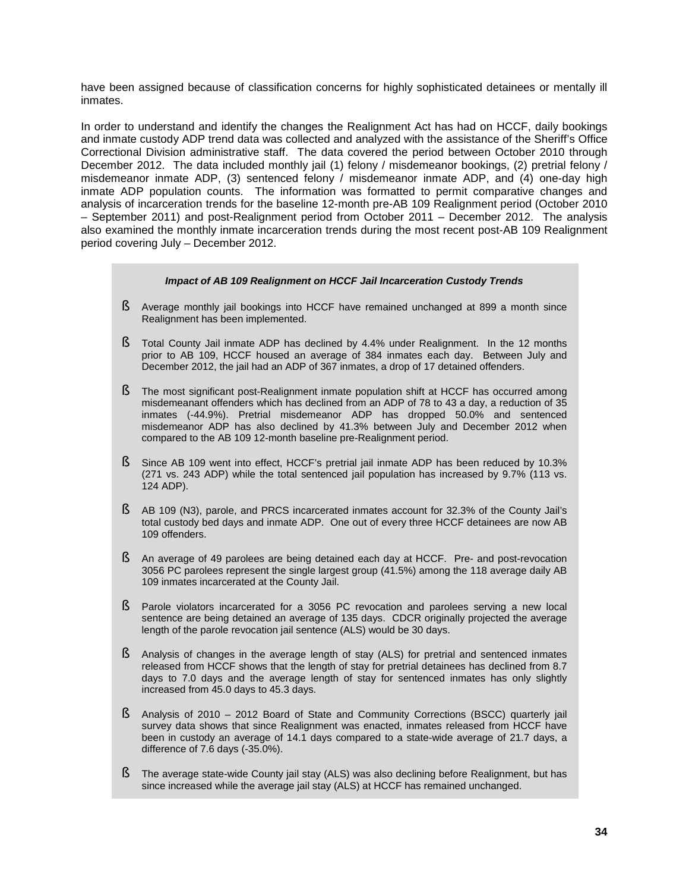have been assigned because of classification concerns for highly sophisticated detainees or mentally ill inmates.

In order to understand and identify the changes the Realignment Act has had on HCCF, daily bookings and inmate custody ADP trend data was collected and analyzed with the assistance of the Sheriff's Office Correctional Division administrative staff. The data covered the period between October 2010 through December 2012. The data included monthly jail (1) felony / misdemeanor bookings, (2) pretrial felony / misdemeanor inmate ADP, (3) sentenced felony / misdemeanor inmate ADP, and (4) one-day high inmate ADP population counts. The information was formatted to permit comparative changes and analysis of incarceration trends for the baseline 12-month pre-AB 109 Realignment period (October 2010 – September 2011) and post-Realignment period from October 2011 – December 2012. The analysis also examined the monthly inmate incarceration trends during the most recent post-AB 109 Realignment period covering July – December 2012.

***Impact of AB 109 Realignment on HCCF Jail Incarceration Custody Trends***

- Average monthly jail bookings into HCCF have remained unchanged at 899 a month since Realignment has been implemented.
- Total County Jail inmate ADP has declined by 4.4% under Realignment. In the 12 months prior to AB 109, HCCF housed an average of 384 inmates each day. Between July and December 2012, the jail had an ADP of 367 inmates, a drop of 17 detained offenders.
- The most significant post-Realignment inmate population shift at HCCF has occurred among misdemeanant offenders which has declined from an ADP of 78 to 43 a day, a reduction of 35 inmates (-44.9%). Pretrial misdemeanor ADP has dropped 50.0% and sentenced misdemeanor ADP has also declined by 41.3% between July and December 2012 when compared to the AB 109 12-month baseline pre-Realignment period.
- Since AB 109 went into effect, HCCF's pretrial jail inmate ADP has been reduced by 10.3% (271 vs. 243 ADP) while the total sentenced jail population has increased by 9.7% (113 vs. 124 ADP).
- AB 109 (N3), parole, and PRCS incarcerated inmates account for 32.3% of the County Jail's total custody bed days and inmate ADP. One out of every three HCCF detainees are now AB 109 offenders.
- An average of 49 parolees are being detained each day at HCCF. Pre- and post-revocation 3056 PC parolees represent the single largest group (41.5%) among the 118 average daily AB 109 inmates incarcerated at the County Jail.
- Parole violators incarcerated for a 3056 PC revocation and parolees serving a new local sentence are being detained an average of 135 days. CDCR originally projected the average length of the parole revocation jail sentence (ALS) would be 30 days.
- Analysis of changes in the average length of stay (ALS) for pretrial and sentenced inmates released from HCCF shows that the length of stay for pretrial detainees has declined from 8.7 days to 7.0 days and the average length of stay for sentenced inmates has only slightly increased from 45.0 days to 45.3 days.
- Analysis of 2010 – 2012 Board of State and Community Corrections (BSCC) quarterly jail survey data shows that since Realignment was enacted, inmates released from HCCF have been in custody an average of 14.1 days compared to a state-wide average of 21.7 days, a difference of 7.6 days (-35.0%).
- The average state-wide County jail stay (ALS) was also declining before Realignment, but has since increased while the average jail stay (ALS) at HCCF has remained unchanged.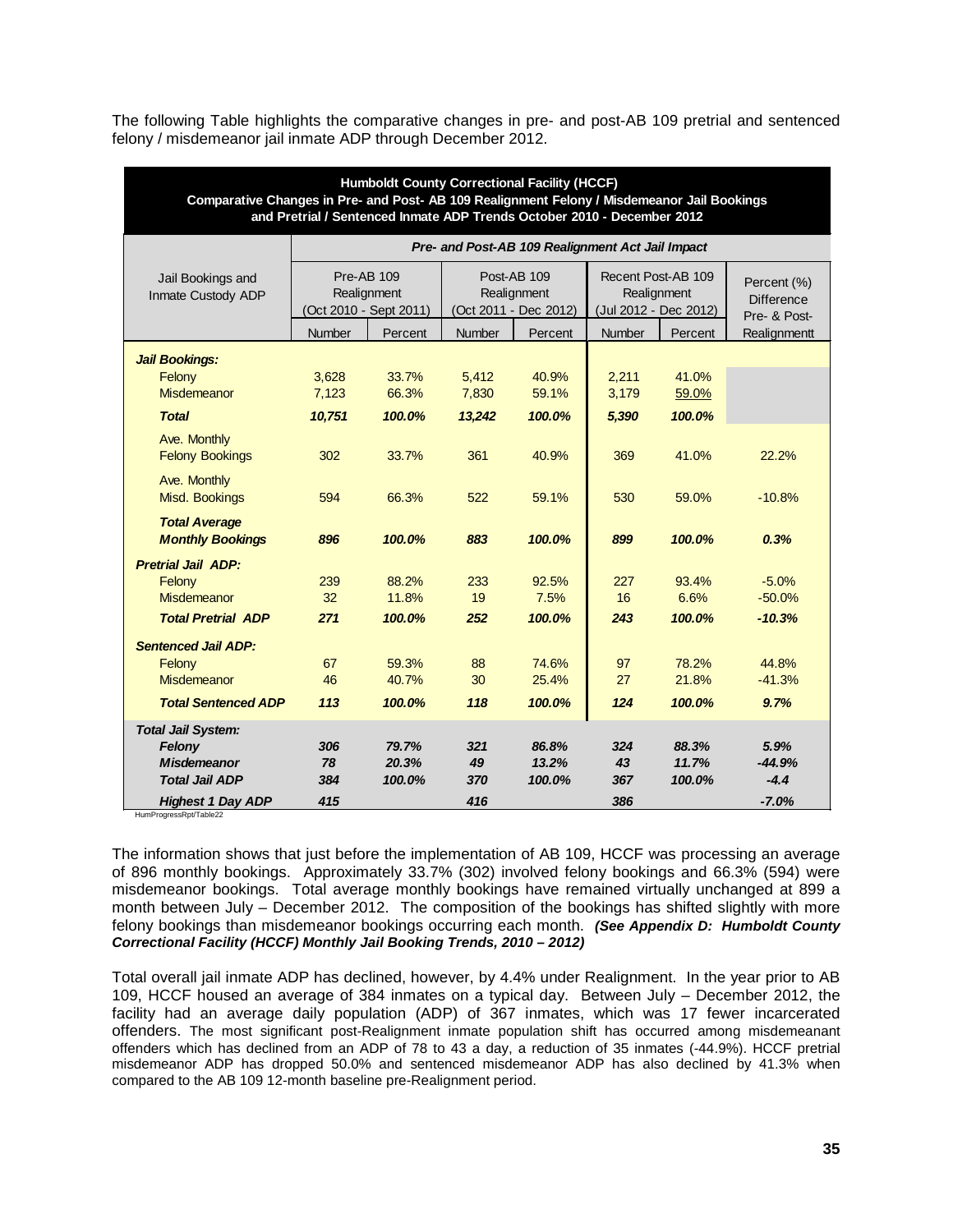The following Table highlights the comparative changes in pre- and post-AB 109 pretrial and sentenced felony / misdemeanor jail inmate ADP through December 2012.

**Humboldt County Correctional Facility (HCCF)**
**Comparative Changes in Pre- and Post- AB 109 Realignment Felony / Misdemeanor Jail Bookings and Pretrial / Sentenced Inmate ADP Trends October 2010 - December 2012**

| Jail Bookings and Inmate Custody ADP | *Pre- and Post-AB 109 Realignment Act Jail Impact* | | | | | | |
|---|---|---|---|---|---|---|---|
| | Pre-AB 109 Realignment (Oct 2010 - Sept 2011) | | Post-AB 109 Realignment (Oct 2011 - Dec 2012) | | Recent Post-AB 109 Realignment (Jul 2012 - Dec 2012) | | Percent (%) Difference Pre- & Post- Realignmentt |
| | Number | Percent | Number | Percent | Number | Percent | |
| ***Jail Bookings:*** | | | | | | | |
| Felony | 3,628 | 33.7% | 5,412 | 40.9% | 2,211 | 41.0% | |
| Misdemeanor | 7,123 | 66.3% | 7,830 | 59.1% | 3,179 | 59.0% | |
| ***Total*** | ***10,751*** | ***100.0%*** | ***13,242*** | ***100.0%*** | ***5,390*** | ***100.0%*** | |
| Ave. Monthly Felony Bookings | 302 | 33.7% | 361 | 40.9% | 369 | 41.0% | 22.2% |
| Ave. Monthly Misd. Bookings | 594 | 66.3% | 522 | 59.1% | 530 | 59.0% | -10.8% |
| ***Total Average Monthly Bookings*** | ***896*** | ***100.0%*** | ***883*** | ***100.0%*** | ***899*** | ***100.0%*** | ***0.3%*** |
| ***Pretrial Jail ADP:*** | | | | | | | |
| Felony | 239 | 88.2% | 233 | 92.5% | 227 | 93.4% | -5.0% |
| Misdemeanor | 32 | 11.8% | 19 | 7.5% | 16 | 6.6% | -50.0% |
| ***Total Pretrial ADP*** | ***271*** | ***100.0%*** | ***252*** | ***100.0%*** | ***243*** | ***100.0%*** | ***-10.3%*** |
| ***Sentenced Jail ADP:*** | | | | | | | |
| Felony | 67 | 59.3% | 88 | 74.6% | 97 | 78.2% | 44.8% |
| Misdemeanor | 46 | 40.7% | 30 | 25.4% | 27 | 21.8% | -41.3% |
| ***Total Sentenced ADP*** | ***113*** | ***100.0%*** | ***118*** | ***100.0%*** | ***124*** | ***100.0%*** | ***9.7%*** |
| ***Total Jail System:*** | | | | | | | |
| ***Felony*** | ***306*** | ***79.7%*** | ***321*** | ***86.8%*** | ***324*** | ***88.3%*** | ***5.9%*** |
| ***Misdemeanor*** | ***78*** | ***20.3%*** | ***49*** | ***13.2%*** | ***43*** | ***11.7%*** | ***-44.9%*** |
| ***Total Jail ADP*** | ***384*** | ***100.0%*** | ***370*** | ***100.0%*** | ***367*** | ***100.0%*** | ***-4.4*** |
| ***Highest 1 Day ADP*** | ***415*** | | ***416*** | | ***386*** | | ***-7.0%*** |

HumProgressRpt/Table22

The information shows that just before the implementation of AB 109, HCCF was processing an average of 896 monthly bookings. Approximately 33.7% (302) involved felony bookings and 66.3% (594) were misdemeanor bookings. Total average monthly bookings have remained virtually unchanged at 899 a month between July – December 2012. The composition of the bookings has shifted slightly with more felony bookings than misdemeanor bookings occurring each month. ***(See Appendix D: Humboldt County Correctional Facility (HCCF) Monthly Jail Booking Trends, 2010 – 2012)***

Total overall jail inmate ADP has declined, however, by 4.4% under Realignment. In the year prior to AB 109, HCCF housed an average of 384 inmates on a typical day. Between July – December 2012, the facility had an average daily population (ADP) of 367 inmates, which was 17 fewer incarcerated offenders. The most significant post-Realignment inmate population shift has occurred among misdemeanant offenders which has declined from an ADP of 78 to 43 a day, a reduction of 35 inmates (-44.9%). HCCF pretrial misdemeanor ADP has dropped 50.0% and sentenced misdemeanor ADP has also declined by 41.3% when compared to the AB 109 12-month baseline pre-Realignment period.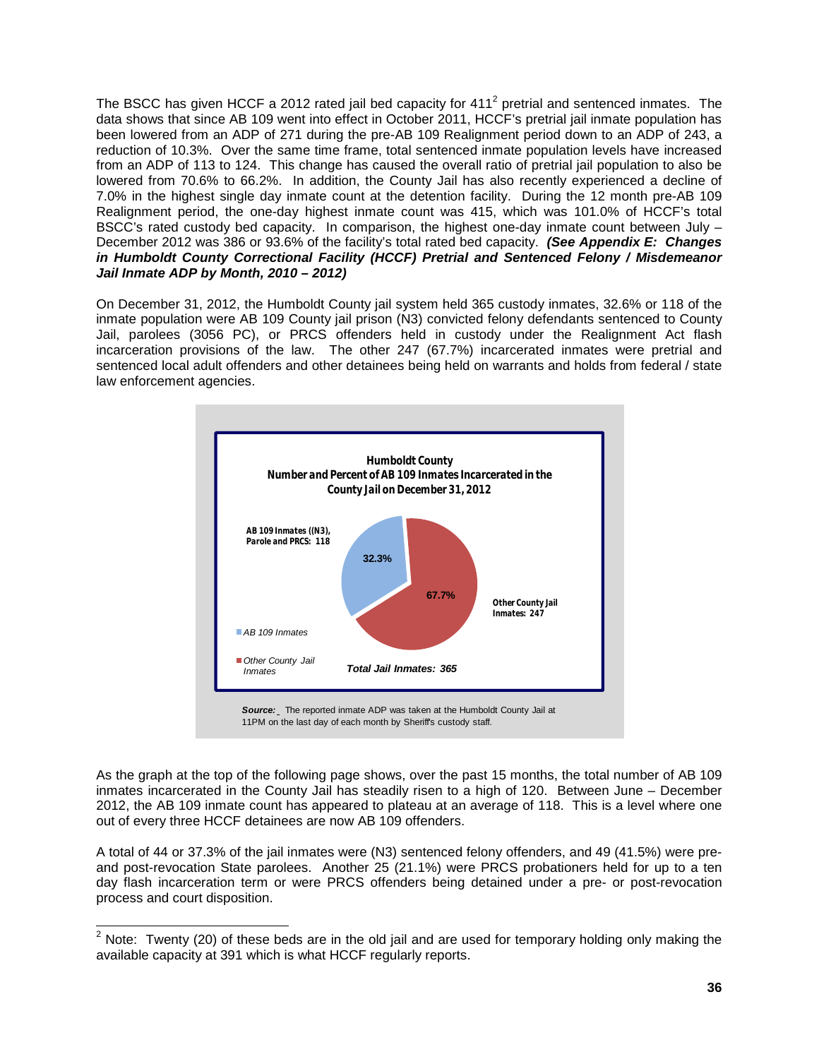The BSCC has given HCCF a 2012 rated jail bed capacity for 411[2] pretrial and sentenced inmates. The data shows that since AB 109 went into effect in October 2011, HCCF's pretrial jail inmate population has been lowered from an ADP of 271 during the pre-AB 109 Realignment period down to an ADP of 243, a reduction of 10.3%. Over the same time frame, total sentenced inmate population levels have increased from an ADP of 113 to 124. This change has caused the overall ratio of pretrial jail population to also be lowered from 70.6% to 66.2%. In addition, the County Jail has also recently experienced a decline of 7.0% in the highest single day inmate count at the detention facility. During the 12 month pre-AB 109 Realignment period, the one-day highest inmate count was 415, which was 101.0% of HCCF's total BSCC's rated custody bed capacity. In comparison, the highest one-day inmate count between July – December 2012 was 386 or 93.6% of the facility's total rated bed capacity. ***(See Appendix E: Changes in Humboldt County Correctional Facility (HCCF) Pretrial and Sentenced Felony / Misdemeanor Jail Inmate ADP by Month, 2010 – 2012)***

On December 31, 2012, the Humboldt County jail system held 365 custody inmates, 32.6% or 118 of the inmate population were AB 109 County jail prison (N3) convicted felony defendants sentenced to County Jail, parolees (3056 PC), or PRCS offenders held in custody under the Realignment Act flash incarceration provisions of the law. The other 247 (67.7%) incarcerated inmates were pretrial and sentenced local adult offenders and other detainees being held on warrants and holds from federal / state law enforcement agencies.

**Humboldt County**
**Number and Percent of AB 109 Inmates Incarcerated in the County Jail on December 31, 2012**

AB 109 Inmates ((N3), Parole and PRCS: 118 — 32.3%

Other County Jail Inmates: 247 — 67.7%

*Total Jail Inmates: 365*

***Source:*** The reported inmate ADP was taken at the Humboldt County Jail at 11PM on the last day of each month by Sheriff's custody staff.

As the graph at the top of the following page shows, over the past 15 months, the total number of AB 109 inmates incarcerated in the County Jail has steadily risen to a high of 120. Between June – December 2012, the AB 109 inmate count has appeared to plateau at an average of 118. This is a level where one out of every three HCCF detainees are now AB 109 offenders.

A total of 44 or 37.3% of the jail inmates were (N3) sentenced felony offenders, and 49 (41.5%) were pre- and post-revocation State parolees. Another 25 (21.1%) were PRCS probationers held for up to a ten day flash incarceration term or were PRCS offenders being detained under a pre- or post-revocation process and court disposition.

---

[2] Note: Twenty (20) of these beds are in the old jail and are used for temporary holding only making the available capacity at 391 which is what HCCF regularly reports.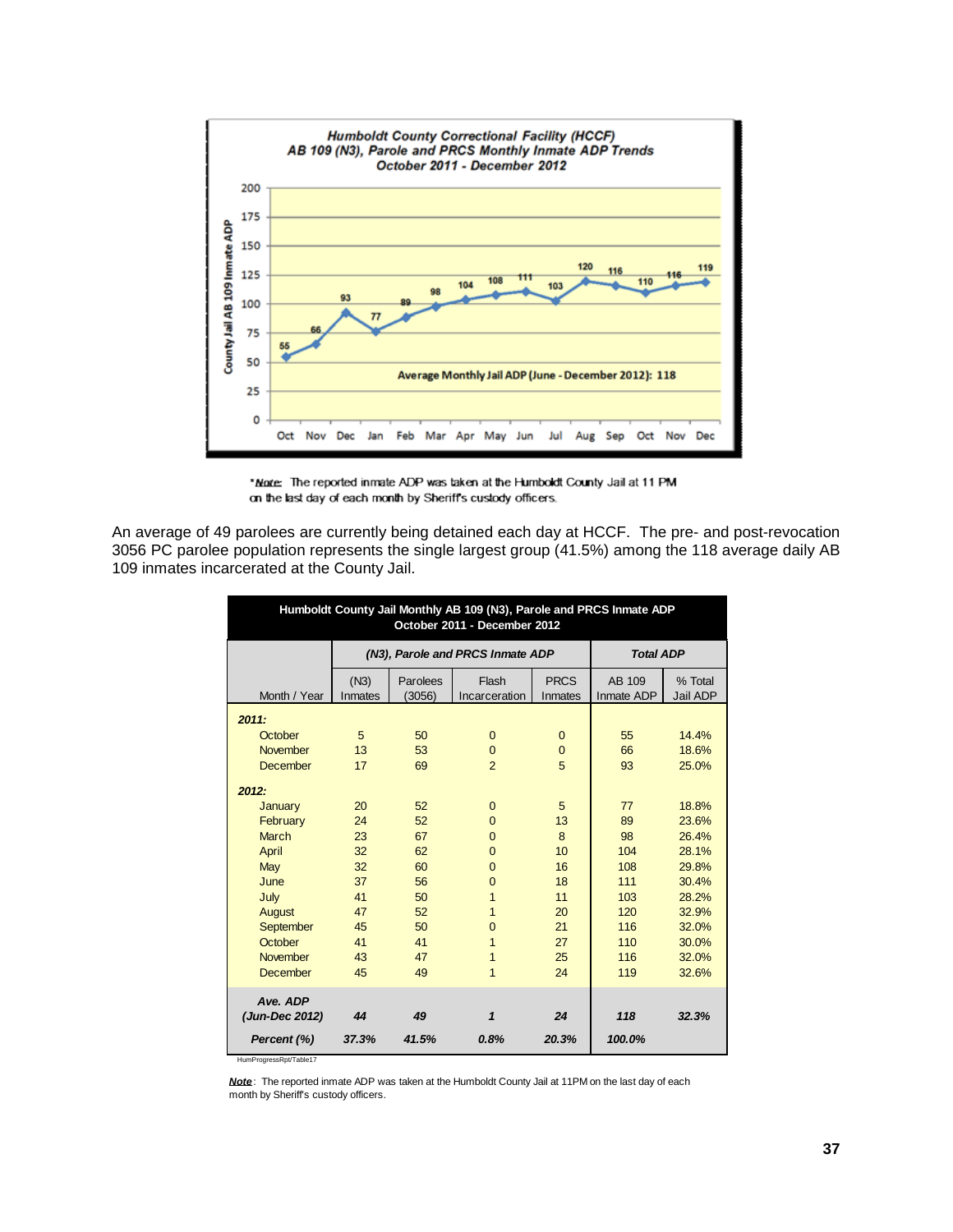**Humboldt County Correctional Facility (HCCF)**
**AB 109 (N3), Parole and PRCS Monthly Inmate ADP Trends**
**October 2011 - December 2012**

| Month | Oct | Nov | Dec | Jan | Feb | Mar | Apr | May | Jun | Jul | Aug | Sep | Oct | Nov | Dec |
|---|---|---|---|---|---|---|---|---|---|---|---|---|---|---|---|
| County Jail AB 109 Inmate ADP | 55 | 66 | 93 | 77 | 89 | 98 | 104 | 108 | 111 | 103 | 120 | 116 | 110 | 116 | 119 |

Average Monthly Jail ADP (June - December 2012): 118

**\*Note:** The reported inmate ADP was taken at the Humboldt County Jail at 11 PM on the last day of each month by Sheriff's custody officers.

An average of 49 parolees are currently being detained each day at HCCF. The pre- and post-revocation 3056 PC parolee population represents the single largest group (41.5%) among the 118 average daily AB 109 inmates incarcerated at the County Jail.

**Humboldt County Jail Monthly AB 109 (N3), Parole and PRCS Inmate ADP**
**October 2011 - December 2012**

| | *(N3), Parole and PRCS Inmate ADP* | | | | *Total ADP* | |
|---|---|---|---|---|---|---|
| Month / Year | (N3) Inmates | Parolees (3056) | Flash Incarceration | PRCS Inmates | AB 109 Inmate ADP | % Total Jail ADP |
| ***2011:*** | | | | | | |
| October | 5 | 50 | 0 | 0 | 55 | 14.4% |
| November | 13 | 53 | 0 | 0 | 66 | 18.6% |
| December | 17 | 69 | 2 | 5 | 93 | 25.0% |
| ***2012:*** | | | | | | |
| January | 20 | 52 | 0 | 5 | 77 | 18.8% |
| February | 24 | 52 | 0 | 13 | 89 | 23.6% |
| March | 23 | 67 | 0 | 8 | 98 | 26.4% |
| April | 32 | 62 | 0 | 10 | 104 | 28.1% |
| May | 32 | 60 | 0 | 16 | 108 | 29.8% |
| June | 37 | 56 | 0 | 18 | 111 | 30.4% |
| July | 41 | 50 | 1 | 11 | 103 | 28.2% |
| August | 47 | 52 | 1 | 20 | 120 | 32.9% |
| September | 45 | 50 | 0 | 21 | 116 | 32.0% |
| October | 41 | 41 | 1 | 27 | 110 | 30.0% |
| November | 43 | 47 | 1 | 25 | 116 | 32.0% |
| December | 45 | 49 | 1 | 24 | 119 | 32.6% |
| ***Ave. ADP (Jun-Dec 2012)*** | ***44*** | ***49*** | ***1*** | ***24*** | ***118*** | ***32.3%*** |
| ***Percent (%)*** | ***37.3%*** | ***41.5%*** | ***0.8%*** | ***20.3%*** | ***100.0%*** | |

HumProgressRpt/Table17

**Note**: The reported inmate ADP was taken at the Humboldt County Jail at 11PM on the last day of each month by Sheriff's custody officers.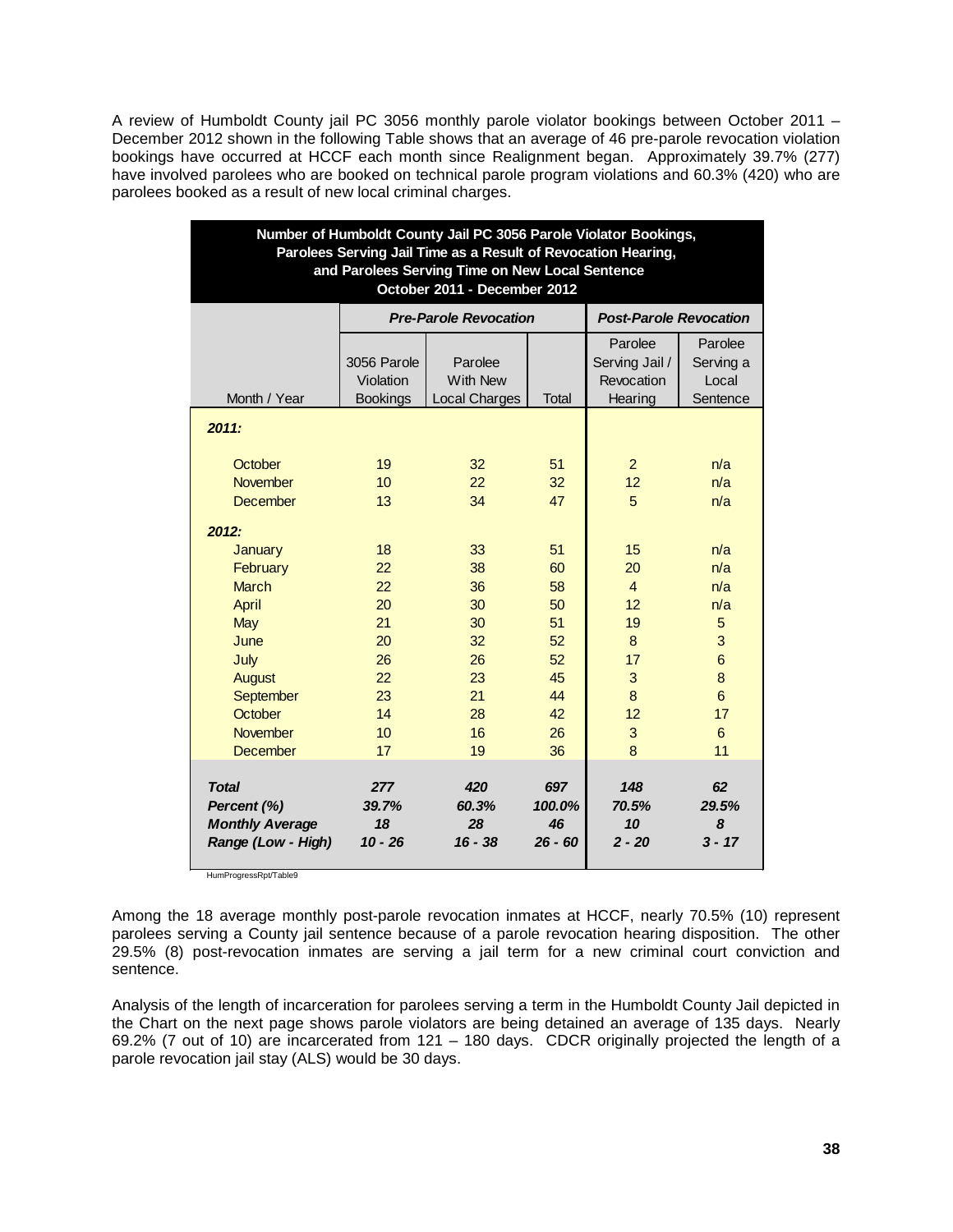A review of Humboldt County jail PC 3056 monthly parole violator bookings between October 2011 – December 2012 shown in the following Table shows that an average of 46 pre-parole revocation violation bookings have occurred at HCCF each month since Realignment began. Approximately 39.7% (277) have involved parolees who are booked on technical parole program violations and 60.3% (420) who are parolees booked as a result of new local criminal charges.

**Number of Humboldt County Jail PC 3056 Parole Violator Bookings, Parolees Serving Jail Time as a Result of Revocation Hearing, and Parolees Serving Time on New Local Sentence October 2011 - December 2012**

| | *Pre-Parole Revocation* | | | *Post-Parole Revocation* | |
|---|---|---|---|---|---|
| Month / Year | 3056 Parole Violation Bookings | Parolee With New Local Charges | Total | Parolee Serving Jail / Revocation Hearing | Parolee Serving a Local Sentence |
| ***2011:*** | | | | | |
| October | 19 | 32 | 51 | 2 | n/a |
| November | 10 | 22 | 32 | 12 | n/a |
| December | 13 | 34 | 47 | 5 | n/a |
| ***2012:*** | | | | | |
| January | 18 | 33 | 51 | 15 | n/a |
| February | 22 | 38 | 60 | 20 | n/a |
| March | 22 | 36 | 58 | 4 | n/a |
| April | 20 | 30 | 50 | 12 | n/a |
| May | 21 | 30 | 51 | 19 | 5 |
| June | 20 | 32 | 52 | 8 | 3 |
| July | 26 | 26 | 52 | 17 | 6 |
| August | 22 | 23 | 45 | 3 | 8 |
| September | 23 | 21 | 44 | 8 | 6 |
| October | 14 | 28 | 42 | 12 | 17 |
| November | 10 | 16 | 26 | 3 | 6 |
| December | 17 | 19 | 36 | 8 | 11 |
| ***Total*** | ***277*** | ***420*** | ***697*** | ***148*** | ***62*** |
| ***Percent (%)*** | ***39.7%*** | ***60.3%*** | ***100.0%*** | ***70.5%*** | ***29.5%*** |
| ***Monthly Average*** | ***18*** | ***28*** | ***46*** | ***10*** | ***8*** |
| ***Range (Low - High)*** | ***10 - 26*** | ***16 - 38*** | ***26 - 60*** | ***2 - 20*** | ***3 - 17*** |

HumProgressRpt/Table9

Among the 18 average monthly post-parole revocation inmates at HCCF, nearly 70.5% (10) represent parolees serving a County jail sentence because of a parole revocation hearing disposition. The other 29.5% (8) post-revocation inmates are serving a jail term for a new criminal court conviction and sentence.

Analysis of the length of incarceration for parolees serving a term in the Humboldt County Jail depicted in the Chart on the next page shows parole violators are being detained an average of 135 days. Nearly 69.2% (7 out of 10) are incarcerated from 121 – 180 days. CDCR originally projected the length of a parole revocation jail stay (ALS) would be 30 days.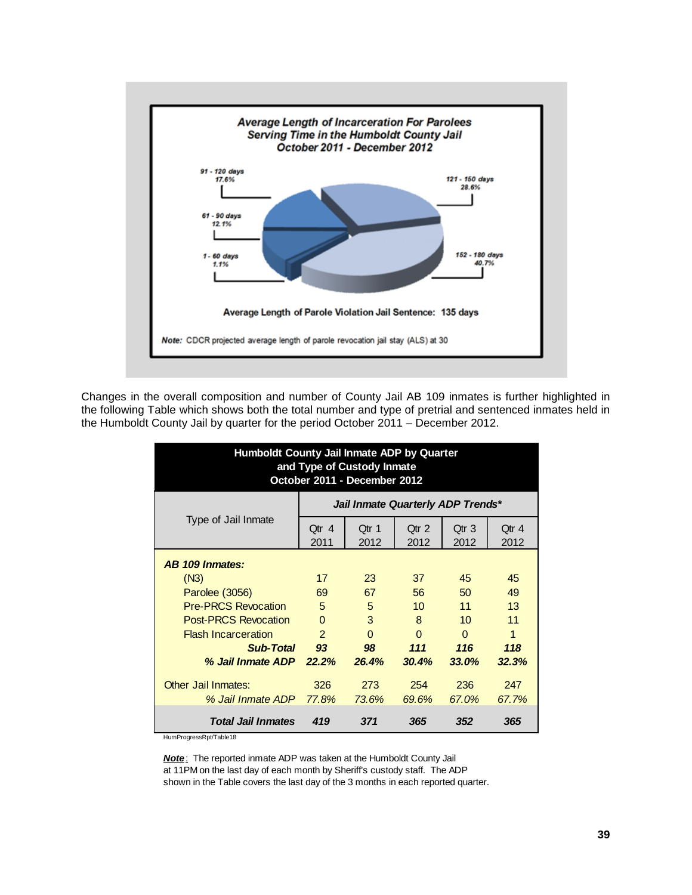**Average Length of Incarceration For Parolees Serving Time in the Humboldt County Jail October 2011 - December 2012**

91 - 120 days 17.6%

121 - 150 days 28.6%

61 - 90 days 12.1%

1 - 60 days 1.1%

152 - 180 days 40.7%

**Average Length of Parole Violation Jail Sentence: 135 days**

*Note:* CDCR projected average length of parole revocation jail stay (ALS) at 30

Changes in the overall composition and number of County Jail AB 109 inmates is further highlighted in the following Table which shows both the total number and type of pretrial and sentenced inmates held in the Humboldt County Jail by quarter for the period October 2011 – December 2012.

**Humboldt County Jail Inmate ADP by Quarter and Type of Custody Inmate October 2011 - December 2012**

| Type of Jail Inmate | *Jail Inmate Quarterly ADP Trends** | | | | |
|---|---|---|---|---|---|
| | Qtr 4 2011 | Qtr 1 2012 | Qtr 2 2012 | Qtr 3 2012 | Qtr 4 2012 |
| ***AB 109 Inmates:*** | | | | | |
| (N3) | 17 | 23 | 37 | 45 | 45 |
| Parolee (3056) | 69 | 67 | 56 | 50 | 49 |
| Pre-PRCS Revocation | 5 | 5 | 10 | 11 | 13 |
| Post-PRCS Revocation | 0 | 3 | 8 | 10 | 11 |
| Flash Incarceration | 2 | 0 | 0 | 0 | 1 |
| ***Sub-Total*** | ***93*** | ***98*** | ***111*** | ***116*** | ***118*** |
| ***% Jail Inmate ADP*** | ***22.2%*** | ***26.4%*** | ***30.4%*** | ***33.0%*** | ***32.3%*** |
| Other Jail Inmates: | 326 | 273 | 254 | 236 | 247 |
| *% Jail Inmate ADP* | *77.8%* | *73.6%* | *69.6%* | *67.0%* | *67.7%* |
| ***Total Jail Inmates*** | ***419*** | ***371*** | ***365*** | ***352*** | ***365*** |

HumProgressRpt/Table18

***Note***: The reported inmate ADP was taken at the Humboldt County Jail at 11PM on the last day of each month by Sheriff's custody staff. The ADP shown in the Table covers the last day of the 3 months in each reported quarter.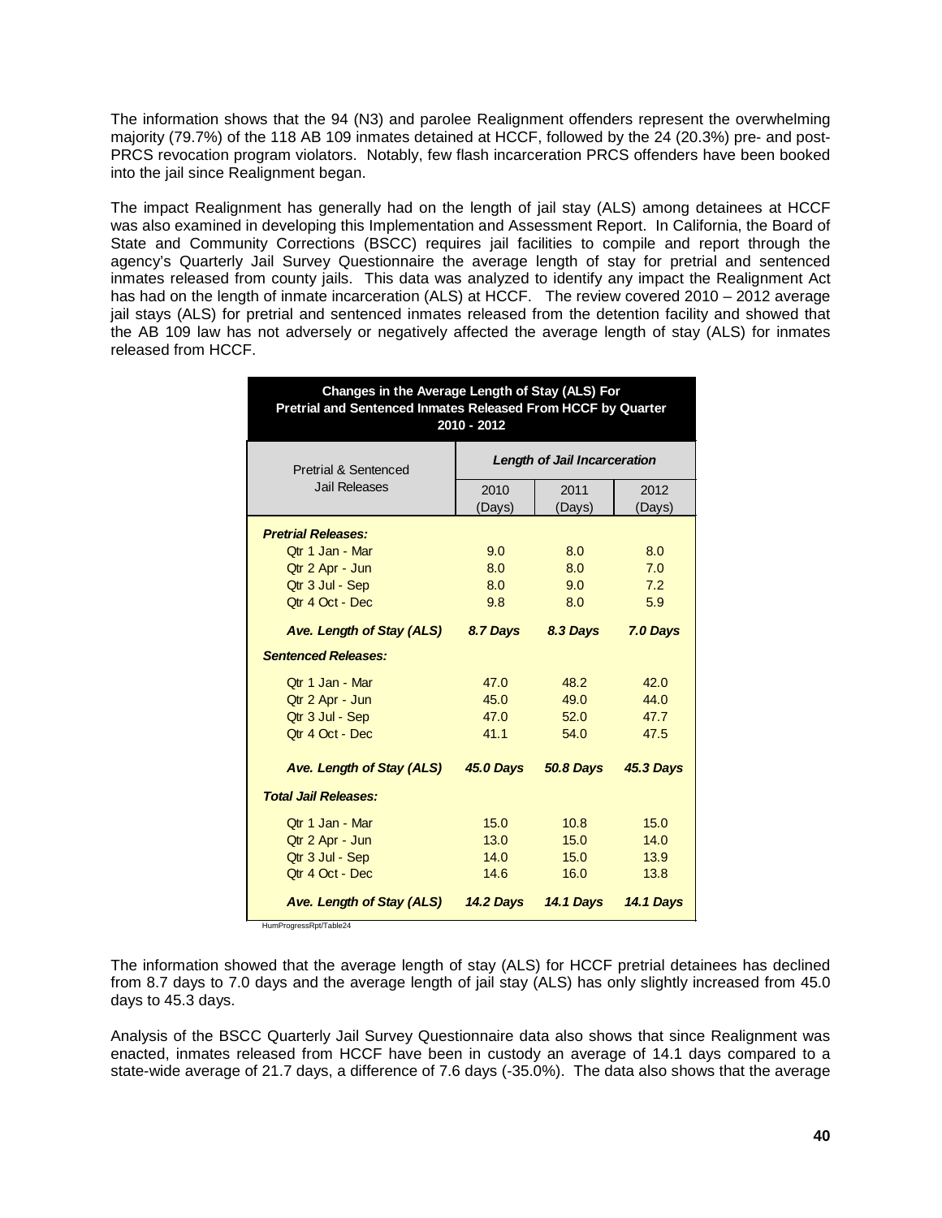The information shows that the 94 (N3) and parolee Realignment offenders represent the overwhelming majority (79.7%) of the 118 AB 109 inmates detained at HCCF, followed by the 24 (20.3%) pre- and post-PRCS revocation program violators. Notably, few flash incarceration PRCS offenders have been booked into the jail since Realignment began.

The impact Realignment has generally had on the length of jail stay (ALS) among detainees at HCCF was also examined in developing this Implementation and Assessment Report. In California, the Board of State and Community Corrections (BSCC) requires jail facilities to compile and report through the agency's Quarterly Jail Survey Questionnaire the average length of stay for pretrial and sentenced inmates released from county jails. This data was analyzed to identify any impact the Realignment Act has had on the length of inmate incarceration (ALS) at HCCF. The review covered 2010 – 2012 average jail stays (ALS) for pretrial and sentenced inmates released from the detention facility and showed that the AB 109 law has not adversely or negatively affected the average length of stay (ALS) for inmates released from HCCF.

**Changes in the Average Length of Stay (ALS) For Pretrial and Sentenced Inmates Released From HCCF by Quarter 2010 - 2012**

| Pretrial & Sentenced Jail Releases | ***Length of Jail Incarceration*** | | |
|---|---|---|---|
| | 2010 (Days) | 2011 (Days) | 2012 (Days) |
| ***Pretrial Releases:*** | | | |
| Qtr 1 Jan - Mar | 9.0 | 8.0 | 8.0 |
| Qtr 2 Apr - Jun | 8.0 | 8.0 | 7.0 |
| Qtr 3 Jul - Sep | 8.0 | 9.0 | 7.2 |
| Qtr 4 Oct - Dec | 9.8 | 8.0 | 5.9 |
| ***Ave. Length of Stay (ALS)*** | ***8.7 Days*** | ***8.3 Days*** | ***7.0 Days*** |
| ***Sentenced Releases:*** | | | |
| Qtr 1 Jan - Mar | 47.0 | 48.2 | 42.0 |
| Qtr 2 Apr - Jun | 45.0 | 49.0 | 44.0 |
| Qtr 3 Jul - Sep | 47.0 | 52.0 | 47.7 |
| Qtr 4 Oct - Dec | 41.1 | 54.0 | 47.5 |
| ***Ave. Length of Stay (ALS)*** | ***45.0 Days*** | ***50.8 Days*** | ***45.3 Days*** |
| ***Total Jail Releases:*** | | | |
| Qtr 1 Jan - Mar | 15.0 | 10.8 | 15.0 |
| Qtr 2 Apr - Jun | 13.0 | 15.0 | 14.0 |
| Qtr 3 Jul - Sep | 14.0 | 15.0 | 13.9 |
| Qtr 4 Oct - Dec | 14.6 | 16.0 | 13.8 |
| ***Ave. Length of Stay (ALS)*** | ***14.2 Days*** | ***14.1 Days*** | ***14.1 Days*** |

HumProgressRpt/Table24

The information showed that the average length of stay (ALS) for HCCF pretrial detainees has declined from 8.7 days to 7.0 days and the average length of jail stay (ALS) has only slightly increased from 45.0 days to 45.3 days.

Analysis of the BSCC Quarterly Jail Survey Questionnaire data also shows that since Realignment was enacted, inmates released from HCCF have been in custody an average of 14.1 days compared to a state-wide average of 21.7 days, a difference of 7.6 days (-35.0%). The data also shows that the average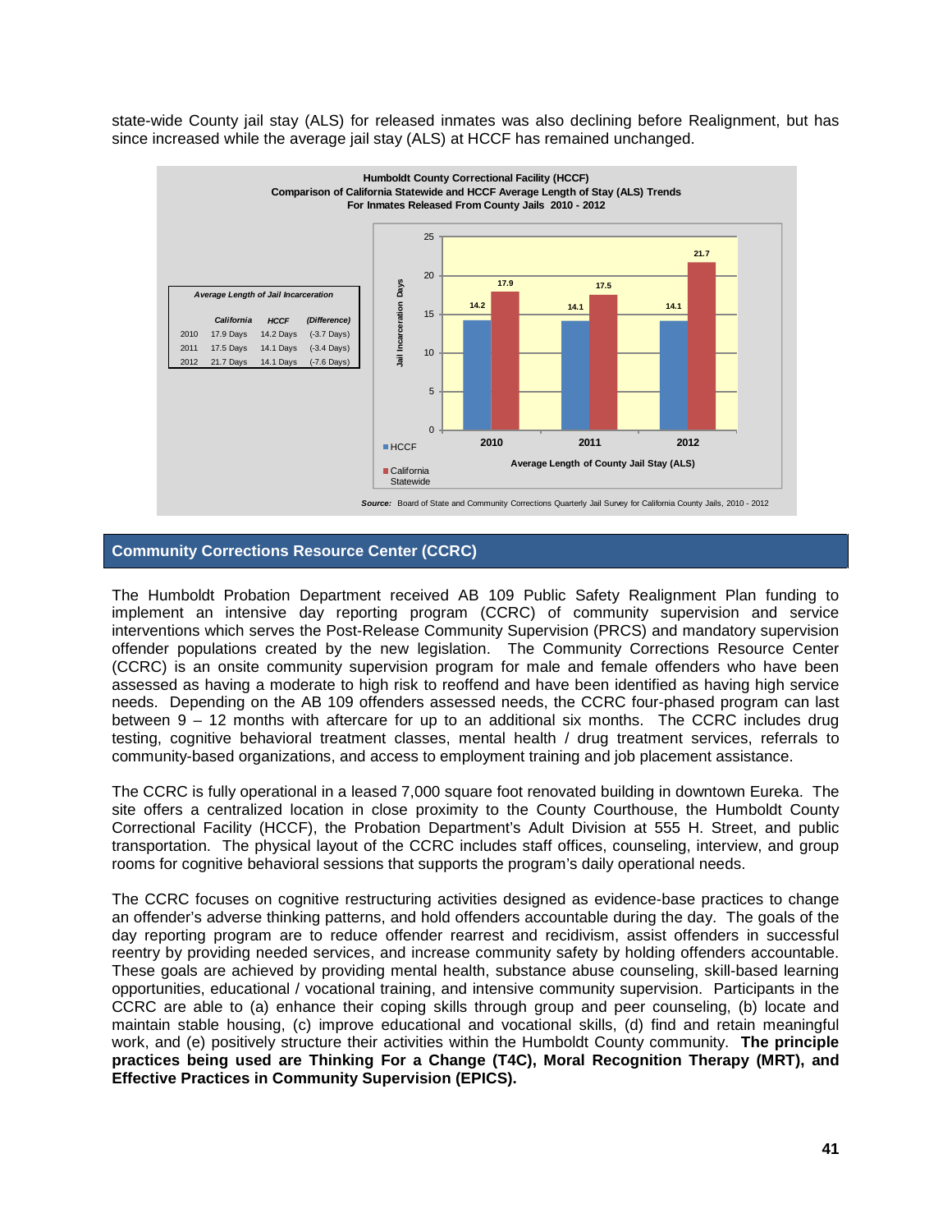state-wide County jail stay (ALS) for released inmates was also declining before Realignment, but has since increased while the average jail stay (ALS) at HCCF has remained unchanged.

**Humboldt County Correctional Facility (HCCF)**
**Comparison of California Statewide and HCCF Average Length of Stay (ALS) Trends**
**For Inmates Released From County Jails 2010 - 2012**

*Average Length of Jail Incarceration*

| | *California* | *HCCF* | *(Difference)* |
|---|---|---|---|
| 2010 | 17.9 Days | 14.2 Days | (-3.7 Days) |
| 2011 | 17.5 Days | 14.1 Days | (-3.4 Days) |
| 2012 | 21.7 Days | 14.1 Days | (-7.6 Days) |

Average Length of County Jail Stay (ALS)

| Year | HCCF | California Statewide |
|---|---|---|
| 2010 | 14.2 | 17.9 |
| 2011 | 14.1 | 17.5 |
| 2012 | 14.1 | 21.7 |

***Source:*** Board of State and Community Corrections Quarterly Jail Survey for California County Jails, 2010 - 2012

## Community Corrections Resource Center (CCRC)

The Humboldt Probation Department received AB 109 Public Safety Realignment Plan funding to implement an intensive day reporting program (CCRC) of community supervision and service interventions which serves the Post-Release Community Supervision (PRCS) and mandatory supervision offender populations created by the new legislation. The Community Corrections Resource Center (CCRC) is an onsite community supervision program for male and female offenders who have been assessed as having a moderate to high risk to reoffend and have been identified as having high service needs. Depending on the AB 109 offenders assessed needs, the CCRC four-phased program can last between 9 – 12 months with aftercare for up to an additional six months. The CCRC includes drug testing, cognitive behavioral treatment classes, mental health / drug treatment services, referrals to community-based organizations, and access to employment training and job placement assistance.

The CCRC is fully operational in a leased 7,000 square foot renovated building in downtown Eureka. The site offers a centralized location in close proximity to the County Courthouse, the Humboldt County Correctional Facility (HCCF), the Probation Department's Adult Division at 555 H. Street, and public transportation. The physical layout of the CCRC includes staff offices, counseling, interview, and group rooms for cognitive behavioral sessions that supports the program's daily operational needs.

The CCRC focuses on cognitive restructuring activities designed as evidence-base practices to change an offender's adverse thinking patterns, and hold offenders accountable during the day. The goals of the day reporting program are to reduce offender rearrest and recidivism, assist offenders in successful reentry by providing needed services, and increase community safety by holding offenders accountable. These goals are achieved by providing mental health, substance abuse counseling, skill-based learning opportunities, educational / vocational training, and intensive community supervision. Participants in the CCRC are able to (a) enhance their coping skills through group and peer counseling, (b) locate and maintain stable housing, (c) improve educational and vocational skills, (d) find and retain meaningful work, and (e) positively structure their activities within the Humboldt County community. **The principle practices being used are Thinking For a Change (T4C), Moral Recognition Therapy (MRT), and Effective Practices in Community Supervision (EPICS).**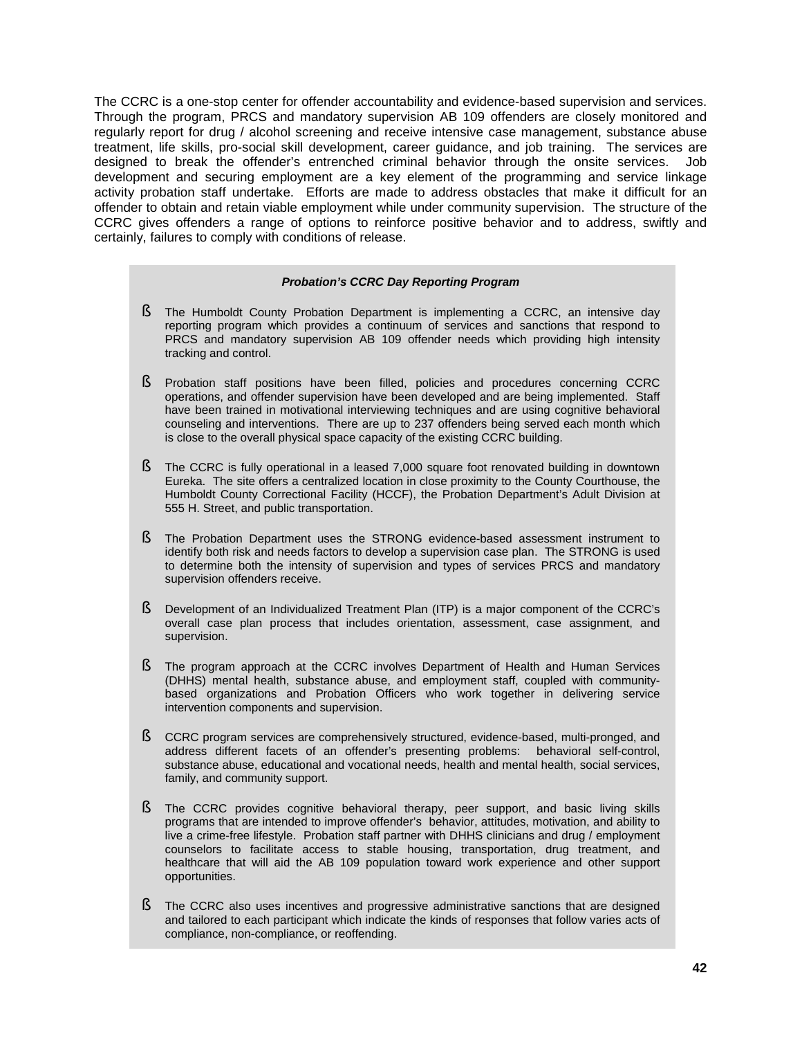The CCRC is a one-stop center for offender accountability and evidence-based supervision and services. Through the program, PRCS and mandatory supervision AB 109 offenders are closely monitored and regularly report for drug / alcohol screening and receive intensive case management, substance abuse treatment, life skills, pro-social skill development, career guidance, and job training. The services are designed to break the offender's entrenched criminal behavior through the onsite services. Job development and securing employment are a key element of the programming and service linkage activity probation staff undertake. Efforts are made to address obstacles that make it difficult for an offender to obtain and retain viable employment while under community supervision. The structure of the CCRC gives offenders a range of options to reinforce positive behavior and to address, swiftly and certainly, failures to comply with conditions of release.

***Probation's CCRC Day Reporting Program***

- The Humboldt County Probation Department is implementing a CCRC, an intensive day reporting program which provides a continuum of services and sanctions that respond to PRCS and mandatory supervision AB 109 offender needs which providing high intensity tracking and control.

- Probation staff positions have been filled, policies and procedures concerning CCRC operations, and offender supervision have been developed and are being implemented. Staff have been trained in motivational interviewing techniques and are using cognitive behavioral counseling and interventions. There are up to 237 offenders being served each month which is close to the overall physical space capacity of the existing CCRC building.

- The CCRC is fully operational in a leased 7,000 square foot renovated building in downtown Eureka. The site offers a centralized location in close proximity to the County Courthouse, the Humboldt County Correctional Facility (HCCF), the Probation Department's Adult Division at 555 H. Street, and public transportation.

- The Probation Department uses the STRONG evidence-based assessment instrument to identify both risk and needs factors to develop a supervision case plan. The STRONG is used to determine both the intensity of supervision and types of services PRCS and mandatory supervision offenders receive.

- Development of an Individualized Treatment Plan (ITP) is a major component of the CCRC's overall case plan process that includes orientation, assessment, case assignment, and supervision.

- The program approach at the CCRC involves Department of Health and Human Services (DHHS) mental health, substance abuse, and employment staff, coupled with community-based organizations and Probation Officers who work together in delivering service intervention components and supervision.

- CCRC program services are comprehensively structured, evidence-based, multi-pronged, and address different facets of an offender's presenting problems: behavioral self-control, substance abuse, educational and vocational needs, health and mental health, social services, family, and community support.

- The CCRC provides cognitive behavioral therapy, peer support, and basic living skills programs that are intended to improve offender's behavior, attitudes, motivation, and ability to live a crime-free lifestyle. Probation staff partner with DHHS clinicians and drug / employment counselors to facilitate access to stable housing, transportation, drug treatment, and healthcare that will aid the AB 109 population toward work experience and other support opportunities.

- The CCRC also uses incentives and progressive administrative sanctions that are designed and tailored to each participant which indicate the kinds of responses that follow varies acts of compliance, non-compliance, or reoffending.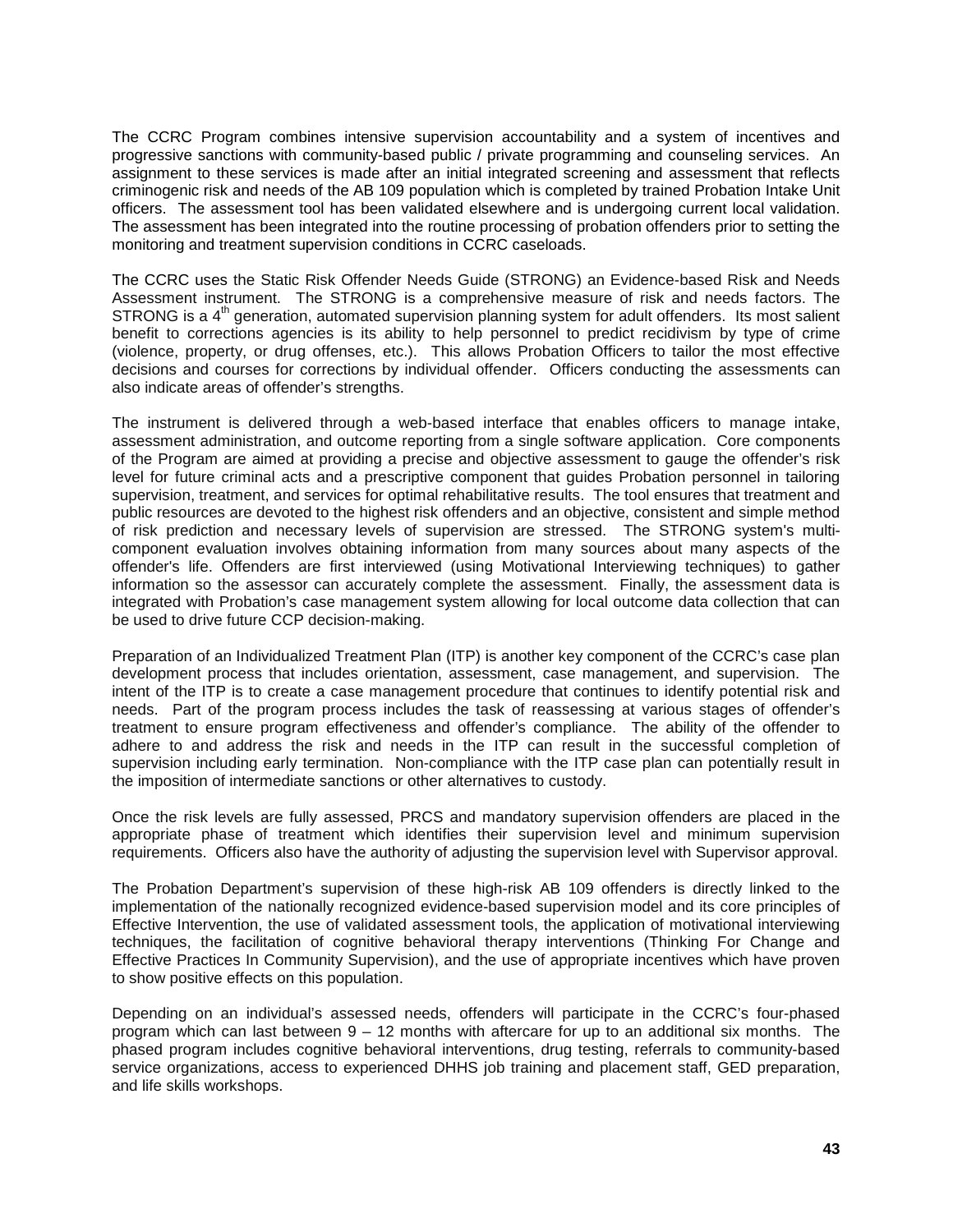The CCRC Program combines intensive supervision accountability and a system of incentives and progressive sanctions with community-based public / private programming and counseling services. An assignment to these services is made after an initial integrated screening and assessment that reflects criminogenic risk and needs of the AB 109 population which is completed by trained Probation Intake Unit officers. The assessment tool has been validated elsewhere and is undergoing current local validation. The assessment has been integrated into the routine processing of probation offenders prior to setting the monitoring and treatment supervision conditions in CCRC caseloads.

The CCRC uses the Static Risk Offender Needs Guide (STRONG) an Evidence-based Risk and Needs Assessment instrument. The STRONG is a comprehensive measure of risk and needs factors. The STRONG is a 4th generation, automated supervision planning system for adult offenders. Its most salient benefit to corrections agencies is its ability to help personnel to predict recidivism by type of crime (violence, property, or drug offenses, etc.). This allows Probation Officers to tailor the most effective decisions and courses for corrections by individual offender. Officers conducting the assessments can also indicate areas of offender's strengths.

The instrument is delivered through a web-based interface that enables officers to manage intake, assessment administration, and outcome reporting from a single software application. Core components of the Program are aimed at providing a precise and objective assessment to gauge the offender's risk level for future criminal acts and a prescriptive component that guides Probation personnel in tailoring supervision, treatment, and services for optimal rehabilitative results. The tool ensures that treatment and public resources are devoted to the highest risk offenders and an objective, consistent and simple method of risk prediction and necessary levels of supervision are stressed. The STRONG system's multi-component evaluation involves obtaining information from many sources about many aspects of the offender's life. Offenders are first interviewed (using Motivational Interviewing techniques) to gather information so the assessor can accurately complete the assessment. Finally, the assessment data is integrated with Probation's case management system allowing for local outcome data collection that can be used to drive future CCP decision-making.

Preparation of an Individualized Treatment Plan (ITP) is another key component of the CCRC's case plan development process that includes orientation, assessment, case management, and supervision. The intent of the ITP is to create a case management procedure that continues to identify potential risk and needs. Part of the program process includes the task of reassessing at various stages of offender's treatment to ensure program effectiveness and offender's compliance. The ability of the offender to adhere to and address the risk and needs in the ITP can result in the successful completion of supervision including early termination. Non-compliance with the ITP case plan can potentially result in the imposition of intermediate sanctions or other alternatives to custody.

Once the risk levels are fully assessed, PRCS and mandatory supervision offenders are placed in the appropriate phase of treatment which identifies their supervision level and minimum supervision requirements. Officers also have the authority of adjusting the supervision level with Supervisor approval.

The Probation Department's supervision of these high-risk AB 109 offenders is directly linked to the implementation of the nationally recognized evidence-based supervision model and its core principles of Effective Intervention, the use of validated assessment tools, the application of motivational interviewing techniques, the facilitation of cognitive behavioral therapy interventions (Thinking For Change and Effective Practices In Community Supervision), and the use of appropriate incentives which have proven to show positive effects on this population.

Depending on an individual's assessed needs, offenders will participate in the CCRC's four-phased program which can last between 9 – 12 months with aftercare for up to an additional six months. The phased program includes cognitive behavioral interventions, drug testing, referrals to community-based service organizations, access to experienced DHHS job training and placement staff, GED preparation, and life skills workshops.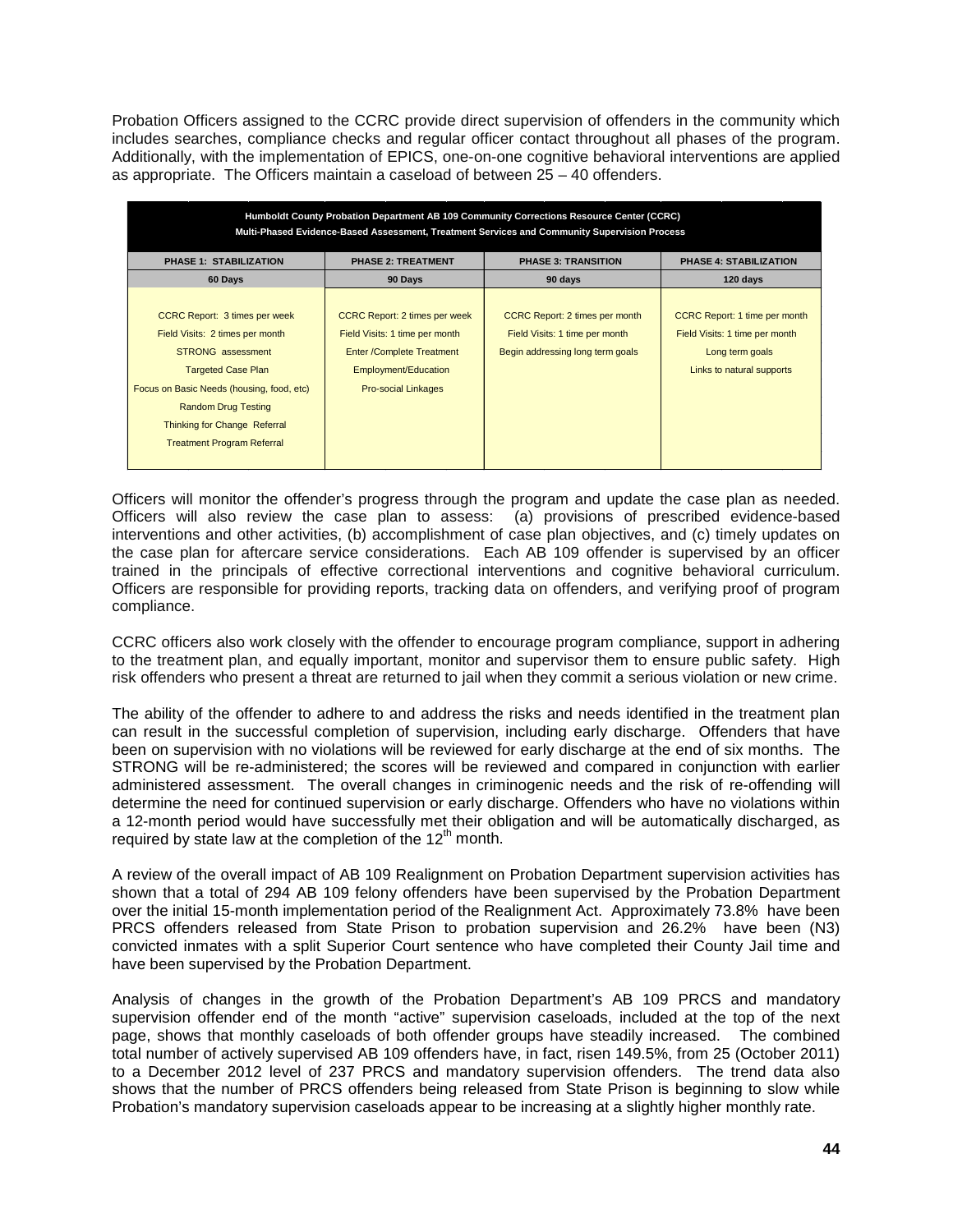Probation Officers assigned to the CCRC provide direct supervision of offenders in the community which includes searches, compliance checks and regular officer contact throughout all phases of the program. Additionally, with the implementation of EPICS, one-on-one cognitive behavioral interventions are applied as appropriate. The Officers maintain a caseload of between 25 – 40 offenders.

| Humboldt County Probation Department AB 109 Community Corrections Resource Center (CCRC) Multi-Phased Evidence-Based Assessment, Treatment Services and Community Supervision Process | | | |
|---|---|---|---|
| **PHASE 1: STABILIZATION** | **PHASE 2: TREATMENT** | **PHASE 3: TRANSITION** | **PHASE 4: STABILIZATION** |
| **60 Days** | **90 Days** | **90 days** | **120 days** |
| CCRC Report: 3 times per week<br>Field Visits: 2 times per month<br>STRONG assessment<br>Targeted Case Plan<br>Focus on Basic Needs (housing, food, etc)<br>Random Drug Testing<br>Thinking for Change Referral<br>Treatment Program Referral | CCRC Report: 2 times per week<br>Field Visits: 1 time per month<br>Enter /Complete Treatment<br>Employment/Education<br>Pro-social Linkages | CCRC Report: 2 times per month<br>Field Visits: 1 time per month<br>Begin addressing long term goals | CCRC Report: 1 time per month<br>Field Visits: 1 time per month<br>Long term goals<br>Links to natural supports |

Officers will monitor the offender's progress through the program and update the case plan as needed. Officers will also review the case plan to assess: (a) provisions of prescribed evidence-based interventions and other activities, (b) accomplishment of case plan objectives, and (c) timely updates on the case plan for aftercare service considerations. Each AB 109 offender is supervised by an officer trained in the principals of effective correctional interventions and cognitive behavioral curriculum. Officers are responsible for providing reports, tracking data on offenders, and verifying proof of program compliance.

CCRC officers also work closely with the offender to encourage program compliance, support in adhering to the treatment plan, and equally important, monitor and supervisor them to ensure public safety. High risk offenders who present a threat are returned to jail when they commit a serious violation or new crime.

The ability of the offender to adhere to and address the risks and needs identified in the treatment plan can result in the successful completion of supervision, including early discharge. Offenders that have been on supervision with no violations will be reviewed for early discharge at the end of six months. The STRONG will be re-administered; the scores will be reviewed and compared in conjunction with earlier administered assessment. The overall changes in criminogenic needs and the risk of re-offending will determine the need for continued supervision or early discharge. Offenders who have no violations within a 12-month period would have successfully met their obligation and will be automatically discharged, as required by state law at the completion of the 12th month.

A review of the overall impact of AB 109 Realignment on Probation Department supervision activities has shown that a total of 294 AB 109 felony offenders have been supervised by the Probation Department over the initial 15-month implementation period of the Realignment Act. Approximately 73.8% have been PRCS offenders released from State Prison to probation supervision and 26.2% have been (N3) convicted inmates with a split Superior Court sentence who have completed their County Jail time and have been supervised by the Probation Department.

Analysis of changes in the growth of the Probation Department's AB 109 PRCS and mandatory supervision offender end of the month "active" supervision caseloads, included at the top of the next page, shows that monthly caseloads of both offender groups have steadily increased. The combined total number of actively supervised AB 109 offenders have, in fact, risen 149.5%, from 25 (October 2011) to a December 2012 level of 237 PRCS and mandatory supervision offenders. The trend data also shows that the number of PRCS offenders being released from State Prison is beginning to slow while Probation's mandatory supervision caseloads appear to be increasing at a slightly higher monthly rate.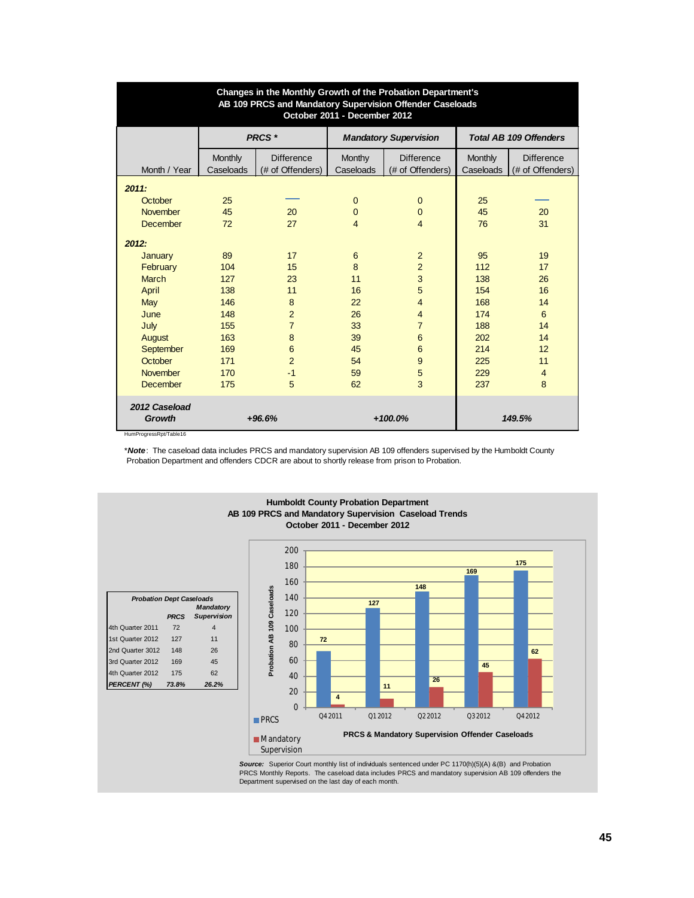**Changes in the Monthly Growth of the Probation Department's AB 109 PRCS and Mandatory Supervision Offender Caseloads October 2011 - December 2012**

| | *PRCS ** | | *Mandatory Supervision* | | *Total AB 109 Offenders* | |
|---|---|---|---|---|---|---|
| Month / Year | Monthly Caseloads | Difference (# of Offenders) | Monthy Caseloads | Difference (# of Offenders) | Monthly Caseloads | Difference (# of Offenders) |
| ***2011:*** | | | | | | |
| October | 25 | — | 0 | 0 | 25 | — |
| November | 45 | 20 | 0 | 0 | 45 | 20 |
| December | 72 | 27 | 4 | 4 | 76 | 31 |
| ***2012:*** | | | | | | |
| January | 89 | 17 | 6 | 2 | 95 | 19 |
| February | 104 | 15 | 8 | 2 | 112 | 17 |
| March | 127 | 23 | 11 | 3 | 138 | 26 |
| April | 138 | 11 | 16 | 5 | 154 | 16 |
| May | 146 | 8 | 22 | 4 | 168 | 14 |
| June | 148 | 2 | 26 | 4 | 174 | 6 |
| July | 155 | 7 | 33 | 7 | 188 | 14 |
| August | 163 | 8 | 39 | 6 | 202 | 14 |
| September | 169 | 6 | 45 | 6 | 214 | 12 |
| October | 171 | 2 | 54 | 9 | 225 | 11 |
| November | 170 | -1 | 59 | 5 | 229 | 4 |
| December | 175 | 5 | 62 | 3 | 237 | 8 |
| ***2012 Caseload Growth*** | ***+96.6%*** | | ***+100.0%*** | | ***149.5%*** | |

HumProgressRpt/Table16

**Note*: The caseload data includes PRCS and mandatory supervision AB 109 offenders supervised by the Humboldt County Probation Department and offenders CDCR are about to shortly release from prison to Probation.

**Humboldt County Probation Department**
**AB 109 PRCS and Mandatory Supervision Caseload Trends**
**October 2011 - December 2012**

| *Probation Dept Caseloads* | ***PRCS*** | ***Mandatory Supervision*** |
|---|---|---|
| 4th Quarter 2011 | 72 | 4 |
| 1st Quarter 2012 | 127 | 11 |
| 2nd Quarter 3012 | 148 | 26 |
| 3rd Quarter 2012 | 169 | 45 |
| 4th Quarter 2012 | 175 | 62 |
| ***PERCENT (%)*** | ***73.8%*** | ***26.2%*** |

| Quarter | PRCS | Mandatory Supervision |
|---|---|---|
| Q4 2011 | 72 | 4 |
| Q1 2012 | 127 | 11 |
| Q2 2012 | 148 | 26 |
| Q3 2012 | 169 | 45 |
| Q4 2012 | 175 | 62 |

**PRCS & Mandatory Supervision Offender Caseloads**

***Source:*** Superior Court monthly list of individuals sentenced under PC 1170(h)(5)(A) &(B) and Probation PRCS Monthly Reports. The caseload data includes PRCS and mandatory supervision AB 109 offenders the Department supervised on the last day of each month.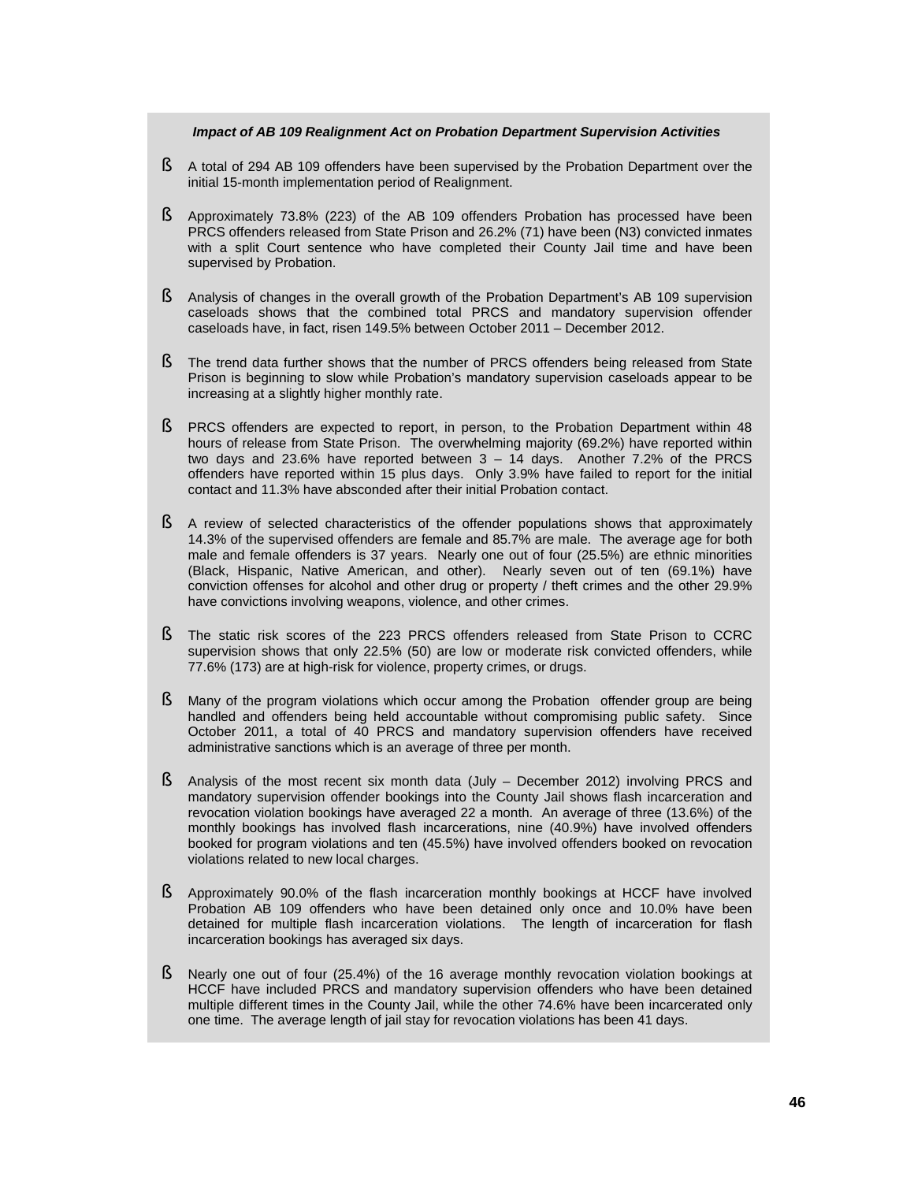***Impact of AB 109 Realignment Act on Probation Department Supervision Activities***

- A total of 294 AB 109 offenders have been supervised by the Probation Department over the initial 15-month implementation period of Realignment.

- Approximately 73.8% (223) of the AB 109 offenders Probation has processed have been PRCS offenders released from State Prison and 26.2% (71) have been (N3) convicted inmates with a split Court sentence who have completed their County Jail time and have been supervised by Probation.

- Analysis of changes in the overall growth of the Probation Department's AB 109 supervision caseloads shows that the combined total PRCS and mandatory supervision offender caseloads have, in fact, risen 149.5% between October 2011 – December 2012.

- The trend data further shows that the number of PRCS offenders being released from State Prison is beginning to slow while Probation's mandatory supervision caseloads appear to be increasing at a slightly higher monthly rate.

- PRCS offenders are expected to report, in person, to the Probation Department within 48 hours of release from State Prison. The overwhelming majority (69.2%) have reported within two days and 23.6% have reported between 3 – 14 days. Another 7.2% of the PRCS offenders have reported within 15 plus days. Only 3.9% have failed to report for the initial contact and 11.3% have absconded after their initial Probation contact.

- A review of selected characteristics of the offender populations shows that approximately 14.3% of the supervised offenders are female and 85.7% are male. The average age for both male and female offenders is 37 years. Nearly one out of four (25.5%) are ethnic minorities (Black, Hispanic, Native American, and other). Nearly seven out of ten (69.1%) have conviction offenses for alcohol and other drug or property / theft crimes and the other 29.9% have convictions involving weapons, violence, and other crimes.

- The static risk scores of the 223 PRCS offenders released from State Prison to CCRC supervision shows that only 22.5% (50) are low or moderate risk convicted offenders, while 77.6% (173) are at high-risk for violence, property crimes, or drugs.

- Many of the program violations which occur among the Probation offender group are being handled and offenders being held accountable without compromising public safety. Since October 2011, a total of 40 PRCS and mandatory supervision offenders have received administrative sanctions which is an average of three per month.

- Analysis of the most recent six month data (July – December 2012) involving PRCS and mandatory supervision offender bookings into the County Jail shows flash incarceration and revocation violation bookings have averaged 22 a month. An average of three (13.6%) of the monthly bookings has involved flash incarcerations, nine (40.9%) have involved offenders booked for program violations and ten (45.5%) have involved offenders booked on revocation violations related to new local charges.

- Approximately 90.0% of the flash incarceration monthly bookings at HCCF have involved Probation AB 109 offenders who have been detained only once and 10.0% have been detained for multiple flash incarceration violations. The length of incarceration for flash incarceration bookings has averaged six days.

- Nearly one out of four (25.4%) of the 16 average monthly revocation violation bookings at HCCF have included PRCS and mandatory supervision offenders who have been detained multiple different times in the County Jail, while the other 74.6% have been incarcerated only one time. The average length of jail stay for revocation violations has been 41 days.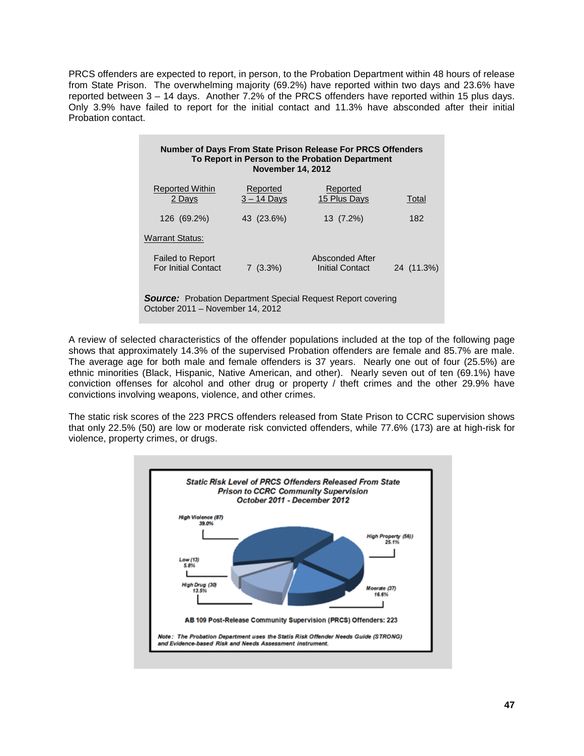PRCS offenders are expected to report, in person, to the Probation Department within 48 hours of release from State Prison. The overwhelming majority (69.2%) have reported within two days and 23.6% have reported between 3 – 14 days. Another 7.2% of the PRCS offenders have reported within 15 plus days. Only 3.9% have failed to report for the initial contact and 11.3% have absconded after their initial Probation contact.

**Number of Days From State Prison Release For PRCS Offenders To Report in Person to the Probation Department November 14, 2012**

| Reported Within 2 Days | Reported 3 – 14 Days | Reported 15 Plus Days | Total |
|---|---|---|---|
| 126 (69.2%) | 43 (23.6%) | 13 (7.2%) | 182 |
| Warrant Status: | | | |
| Failed to Report For Initial Contact | 7 (3.3%) | Absconded After Initial Contact | 24 (11.3%) |

***Source:*** Probation Department Special Request Report covering October 2011 – November 14, 2012

A review of selected characteristics of the offender populations included at the top of the following page shows that approximately 14.3% of the supervised Probation offenders are female and 85.7% are male. The average age for both male and female offenders is 37 years. Nearly one out of four (25.5%) are ethnic minorities (Black, Hispanic, Native American, and other). Nearly seven out of ten (69.1%) have conviction offenses for alcohol and other drug or property / theft crimes and the other 29.9% have convictions involving weapons, violence, and other crimes.

The static risk scores of the 223 PRCS offenders released from State Prison to CCRC supervision shows that only 22.5% (50) are low or moderate risk convicted offenders, while 77.6% (173) are at high-risk for violence, property crimes, or drugs.

***Static Risk Level of PRCS Offenders Released From State Prison to CCRC Community Supervision October 2011 - December 2012***

| Risk Level | Number | Percent |
|---|---|---|
| High Violence | 87 | 39.0% |
| High Property | 56 | 25.1% |
| Moerate | 37 | 16.6% |
| High Drug | 30 | 13.5% |
| Low | 13 | 5.8% |

**AB 109 Post-Release Community Supervision (PRCS) Offenders: 223**

***Note:*** *The Probation Department uses the Statis Risk Offender Needs Guide (STRONG) and Evidence-based Risk and Needs Assessment instrument.*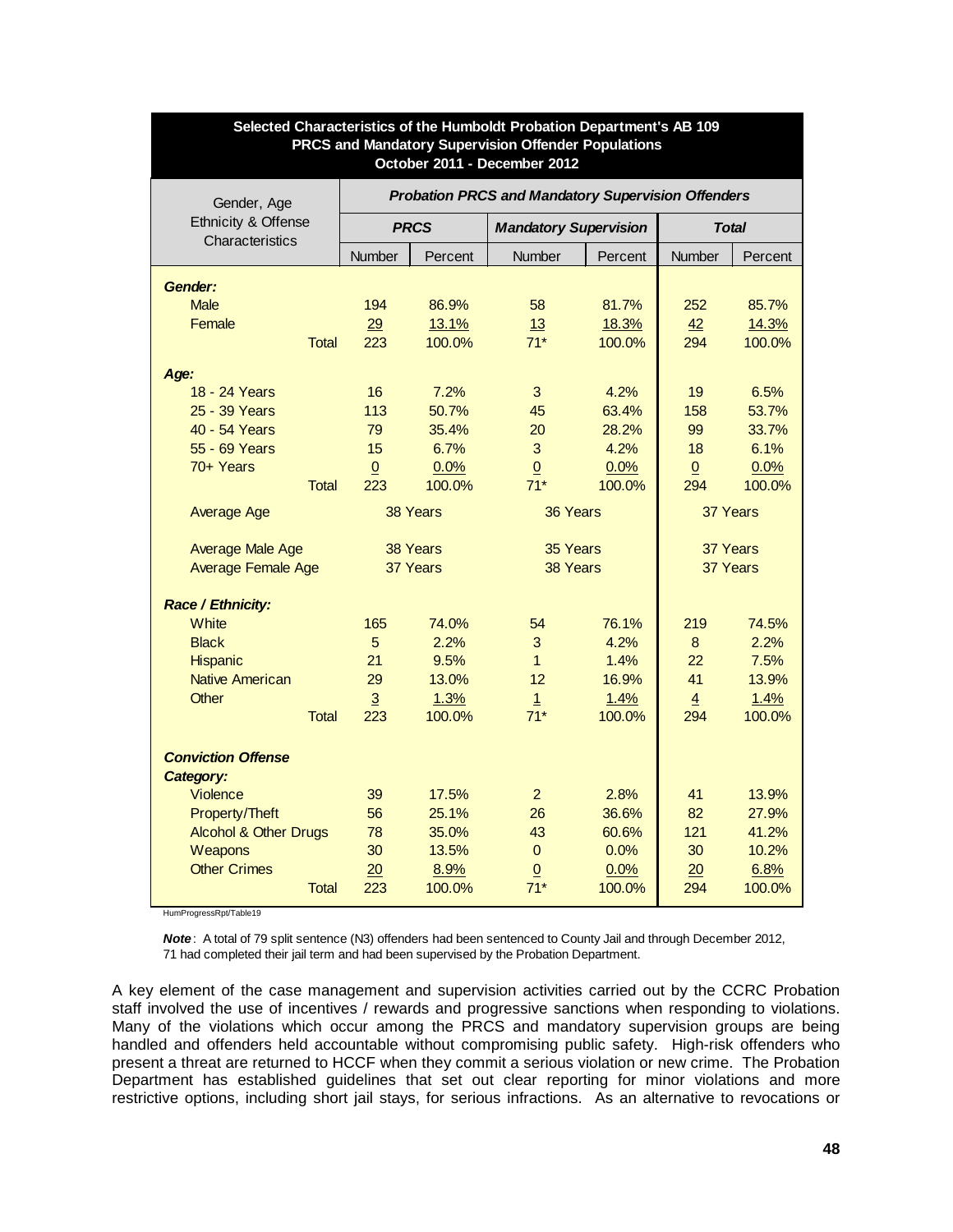| Selected Characteristics of the Humboldt Probation Department's AB 109 PRCS and Mandatory Supervision Offender Populations October 2011 - December 2012 | | | | | | |
|---|---|---|---|---|---|---|
| Gender, Age Ethnicity & Offense Characteristics | ***Probation PRCS and Mandatory Supervision Offenders*** | | | | | |
| | ***PRCS*** | | ***Mandatory Supervision*** | | ***Total*** | |
| | Number | Percent | Number | Percent | Number | Percent |
| ***Gender:*** | | | | | | |
| Male | 194 | 86.9% | 58 | 81.7% | 252 | 85.7% |
| Female | 29 | 13.1% | 13 | 18.3% | 42 | 14.3% |
| Total | 223 | 100.0% | 71* | 100.0% | 294 | 100.0% |
| ***Age:*** | | | | | | |
| 18 - 24 Years | 16 | 7.2% | 3 | 4.2% | 19 | 6.5% |
| 25 - 39 Years | 113 | 50.7% | 45 | 63.4% | 158 | 53.7% |
| 40 - 54 Years | 79 | 35.4% | 20 | 28.2% | 99 | 33.7% |
| 55 - 69 Years | 15 | 6.7% | 3 | 4.2% | 18 | 6.1% |
| 70+ Years | 0 | 0.0% | 0 | 0.0% | 0 | 0.0% |
| Total | 223 | 100.0% | 71* | 100.0% | 294 | 100.0% |
| Average Age | 38 Years | | 36 Years | | 37 Years | |
| Average Male Age | 38 Years | | 35 Years | | 37 Years | |
| Average Female Age | 37 Years | | 38 Years | | 37 Years | |
| ***Race / Ethnicity:*** | | | | | | |
| White | 165 | 74.0% | 54 | 76.1% | 219 | 74.5% |
| Black | 5 | 2.2% | 3 | 4.2% | 8 | 2.2% |
| Hispanic | 21 | 9.5% | 1 | 1.4% | 22 | 7.5% |
| Native American | 29 | 13.0% | 12 | 16.9% | 41 | 13.9% |
| Other | 3 | 1.3% | 1 | 1.4% | 4 | 1.4% |
| Total | 223 | 100.0% | 71* | 100.0% | 294 | 100.0% |
| ***Conviction Offense Category:*** | | | | | | |
| Violence | 39 | 17.5% | 2 | 2.8% | 41 | 13.9% |
| Property/Theft | 56 | 25.1% | 26 | 36.6% | 82 | 27.9% |
| Alcohol & Other Drugs | 78 | 35.0% | 43 | 60.6% | 121 | 41.2% |
| Weapons | 30 | 13.5% | 0 | 0.0% | 30 | 10.2% |
| Other Crimes | 20 | 8.9% | 0 | 0.0% | 20 | 6.8% |
| Total | 223 | 100.0% | 71* | 100.0% | 294 | 100.0% |

HumProgressRpt/Table19

***Note***: A total of 79 split sentence (N3) offenders had been sentenced to County Jail and through December 2012, 71 had completed their jail term and had been supervised by the Probation Department.

A key element of the case management and supervision activities carried out by the CCRC Probation staff involved the use of incentives / rewards and progressive sanctions when responding to violations. Many of the violations which occur among the PRCS and mandatory supervision groups are being handled and offenders held accountable without compromising public safety. High-risk offenders who present a threat are returned to HCCF when they commit a serious violation or new crime. The Probation Department has established guidelines that set out clear reporting for minor violations and more restrictive options, including short jail stays, for serious infractions. As an alternative to revocations or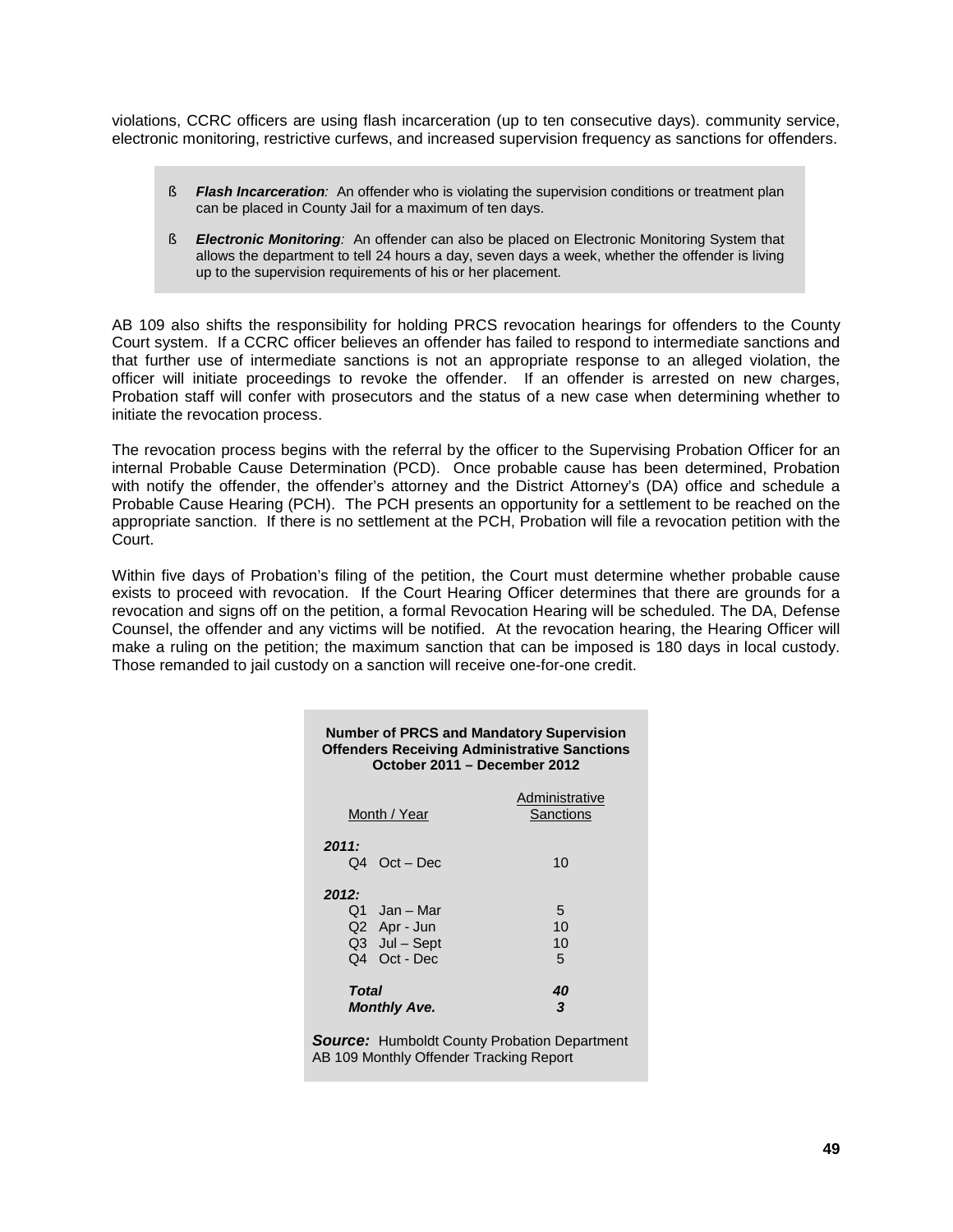violations, CCRC officers are using flash incarceration (up to ten consecutive days). community service, electronic monitoring, restrictive curfews, and increased supervision frequency as sanctions for offenders.

- ***Flash Incarceration**:* An offender who is violating the supervision conditions or treatment plan can be placed in County Jail for a maximum of ten days.
- ***Electronic Monitoring**:* An offender can also be placed on Electronic Monitoring System that allows the department to tell 24 hours a day, seven days a week, whether the offender is living up to the supervision requirements of his or her placement.

AB 109 also shifts the responsibility for holding PRCS revocation hearings for offenders to the County Court system. If a CCRC officer believes an offender has failed to respond to intermediate sanctions and that further use of intermediate sanctions is not an appropriate response to an alleged violation, the officer will initiate proceedings to revoke the offender. If an offender is arrested on new charges, Probation staff will confer with prosecutors and the status of a new case when determining whether to initiate the revocation process.

The revocation process begins with the referral by the officer to the Supervising Probation Officer for an internal Probable Cause Determination (PCD). Once probable cause has been determined, Probation with notify the offender, the offender's attorney and the District Attorney's (DA) office and schedule a Probable Cause Hearing (PCH). The PCH presents an opportunity for a settlement to be reached on the appropriate sanction. If there is no settlement at the PCH, Probation will file a revocation petition with the Court.

Within five days of Probation's filing of the petition, the Court must determine whether probable cause exists to proceed with revocation. If the Court Hearing Officer determines that there are grounds for a revocation and signs off on the petition, a formal Revocation Hearing will be scheduled. The DA, Defense Counsel, the offender and any victims will be notified. At the revocation hearing, the Hearing Officer will make a ruling on the petition; the maximum sanction that can be imposed is 180 days in local custody. Those remanded to jail custody on a sanction will receive one-for-one credit.

**Number of PRCS and Mandatory Supervision Offenders Receiving Administrative Sanctions October 2011 – December 2012**

| Month / Year | Administrative Sanctions |
|---|---|
| ***2011:*** | |
| Q4 Oct – Dec | 10 |
| ***2012:*** | |
| Q1 Jan – Mar | 5 |
| Q2 Apr - Jun | 10 |
| Q3 Jul – Sept | 10 |
| Q4 Oct - Dec | 5 |
| ***Total*** | ***40*** |
| ***Monthly Ave.*** | ***3*** |

***Source:*** Humboldt County Probation Department AB 109 Monthly Offender Tracking Report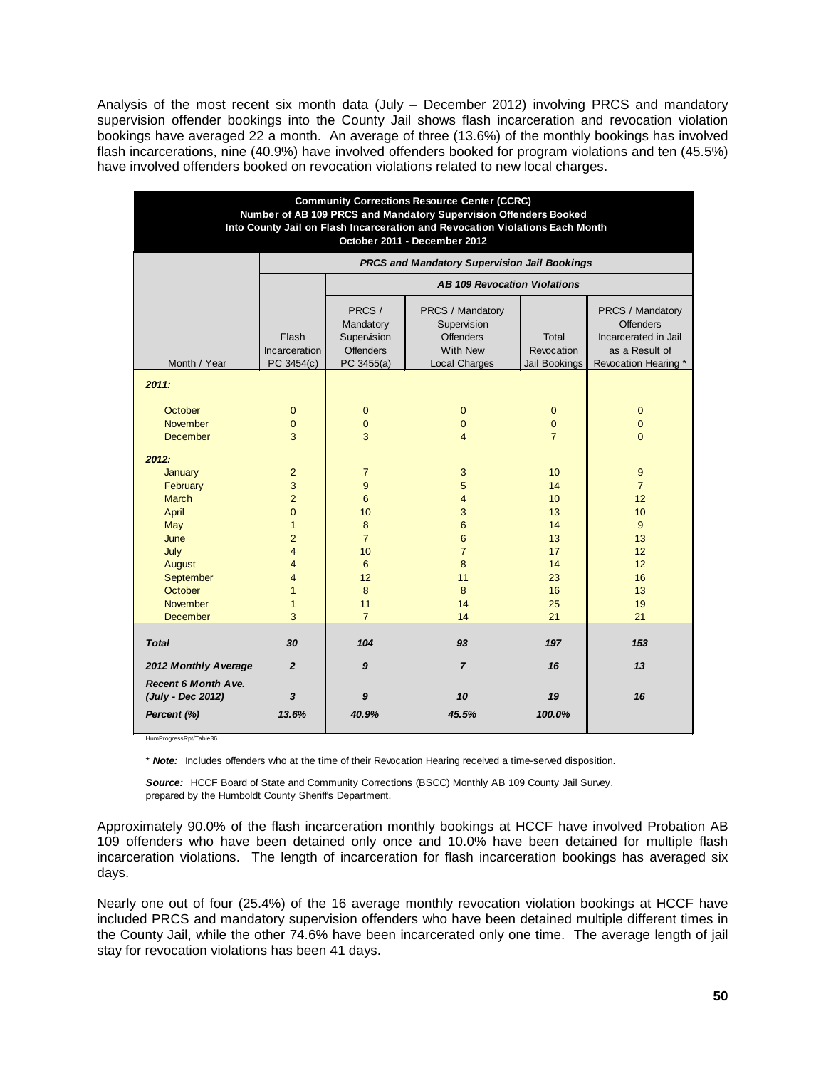Analysis of the most recent six month data (July – December 2012) involving PRCS and mandatory supervision offender bookings into the County Jail shows flash incarceration and revocation violation bookings have averaged 22 a month. An average of three (13.6%) of the monthly bookings has involved flash incarcerations, nine (40.9%) have involved offenders booked for program violations and ten (45.5%) have involved offenders booked on revocation violations related to new local charges.

**Community Corrections Resource Center (CCRC)**
**Number of AB 109 PRCS and Mandatory Supervision Offenders Booked Into County Jail on Flash Incarceration and Revocation Violations Each Month**
**October 2011 - December 2012**

| | *PRCS and Mandatory Supervision Jail Bookings* | | | | |
|---|---|---|---|---|---|
| | | *AB 109 Revocation Violations* | | | |
| Month / Year | Flash Incarceration PC 3454(c) | PRCS / Mandatory Supervision Offenders PC 3455(a) | PRCS / Mandatory Supervision Offenders With New Local Charges | Total Revocation Jail Bookings | PRCS / Mandatory Offenders Incarcerated in Jail as a Result of Revocation Hearing * |
| ***2011:*** | | | | | |
| October | 0 | 0 | 0 | 0 | 0 |
| November | 0 | 0 | 0 | 0 | 0 |
| December | 3 | 3 | 4 | 7 | 0 |
| ***2012:*** | | | | | |
| January | 2 | 7 | 3 | 10 | 9 |
| February | 3 | 9 | 5 | 14 | 7 |
| March | 2 | 6 | 4 | 10 | 12 |
| April | 0 | 10 | 3 | 13 | 10 |
| May | 1 | 8 | 6 | 14 | 9 |
| June | 2 | 7 | 6 | 13 | 13 |
| July | 4 | 10 | 7 | 17 | 12 |
| August | 4 | 6 | 8 | 14 | 12 |
| September | 4 | 12 | 11 | 23 | 16 |
| October | 1 | 8 | 8 | 16 | 13 |
| November | 1 | 11 | 14 | 25 | 19 |
| December | 3 | 7 | 14 | 21 | 21 |
| ***Total*** | ***30*** | ***104*** | ***93*** | ***197*** | ***153*** |
| ***2012 Monthly Average*** | ***2*** | ***9*** | ***7*** | ***16*** | ***13*** |
| ***Recent 6 Month Ave. (July - Dec 2012)*** | ***3*** | ***9*** | ***10*** | ***19*** | ***16*** |
| ***Percent (%)*** | ***13.6%*** | ***40.9%*** | ***45.5%*** | ***100.0%*** | |

HumProgressRpt/Table36

\* ***Note:*** Includes offenders who at the time of their Revocation Hearing received a time-served disposition.

***Source:*** HCCF Board of State and Community Corrections (BSCC) Monthly AB 109 County Jail Survey, prepared by the Humboldt County Sheriff's Department.

Approximately 90.0% of the flash incarceration monthly bookings at HCCF have involved Probation AB 109 offenders who have been detained only once and 10.0% have been detained for multiple flash incarceration violations. The length of incarceration for flash incarceration bookings has averaged six days.

Nearly one out of four (25.4%) of the 16 average monthly revocation violation bookings at HCCF have included PRCS and mandatory supervision offenders who have been detained multiple different times in the County Jail, while the other 74.6% have been incarcerated only one time. The average length of jail stay for revocation violations has been 41 days.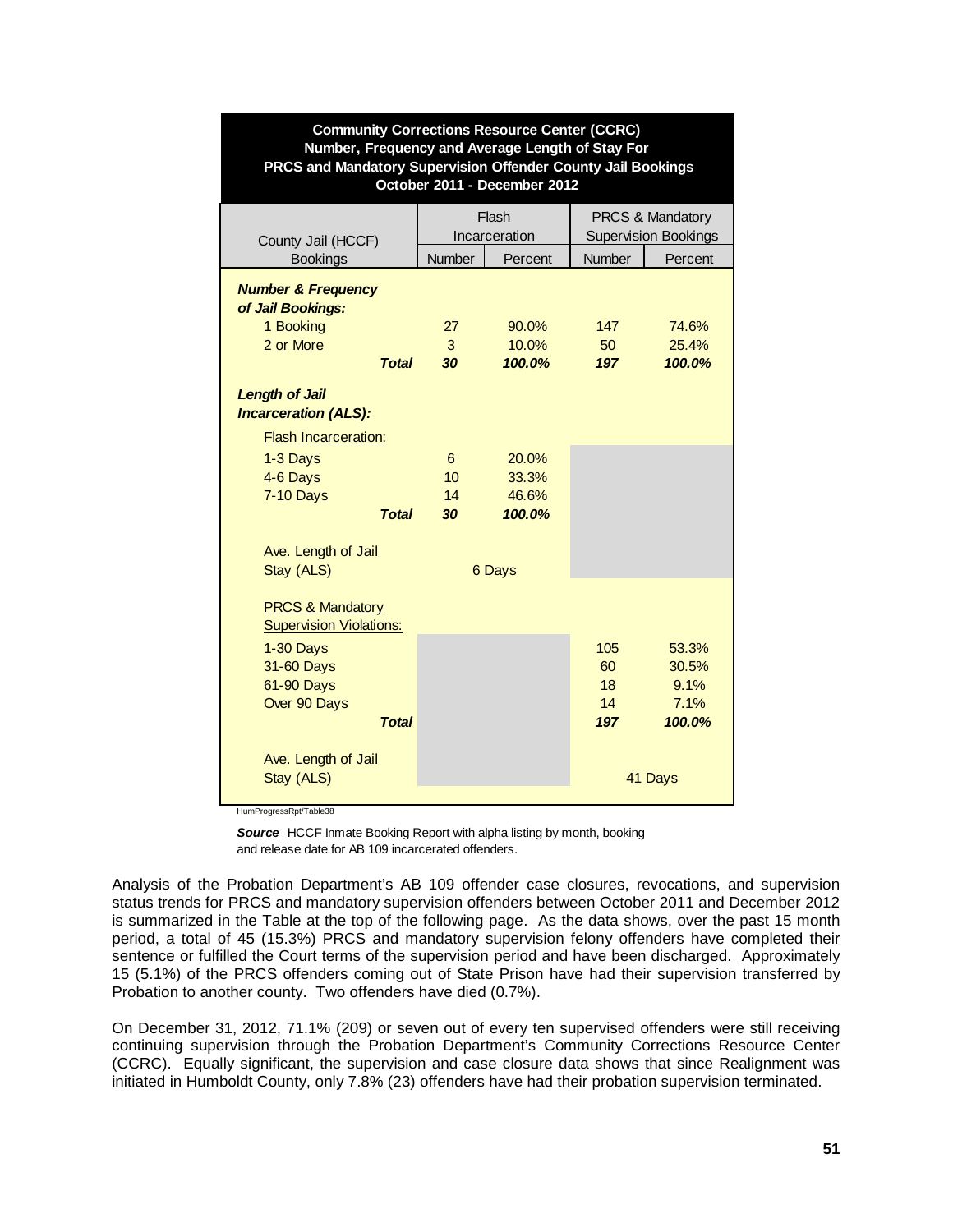| **Community Corrections Resource Center (CCRC)<br>Number, Frequency and Average Length of Stay For<br>PRCS and Mandatory Supervision Offender County Jail Bookings<br>October 2011 - December 2012** | | | | |
|---|---|---|---|---|
| County Jail (HCCF) | Flash Incarceration | | PRCS & Mandatory Supervision Bookings | |
| Bookings | Number | Percent | Number | Percent |
| ***Number & Frequency of Jail Bookings:*** | | | | |
| 1 Booking | 27 | 90.0% | 147 | 74.6% |
| 2 or More | 3 | 10.0% | 50 | 25.4% |
| ***Total*** | ***30*** | ***100.0%*** | ***197*** | ***100.0%*** |
| ***Length of Jail Incarceration (ALS):*** | | | | |
| Flash Incarceration: | | | | |
| 1-3 Days | 6 | 20.0% | | |
| 4-6 Days | 10 | 33.3% | | |
| 7-10 Days | 14 | 46.6% | | |
| ***Total*** | ***30*** | ***100.0%*** | | |
| Ave. Length of Jail Stay (ALS) | 6 Days | | | |
| PRCS & Mandatory Supervision Violations: | | | | |
| 1-30 Days | | | 105 | 53.3% |
| 31-60 Days | | | 60 | 30.5% |
| 61-90 Days | | | 18 | 9.1% |
| Over 90 Days | | | 14 | 7.1% |
| ***Total*** | | | ***197*** | ***100.0%*** |
| Ave. Length of Jail Stay (ALS) | | | 41 Days | |

HumProgressRpt/Table38

***Source*** HCCF Inmate Booking Report with alpha listing by month, booking and release date for AB 109 incarcerated offenders.

Analysis of the Probation Department's AB 109 offender case closures, revocations, and supervision status trends for PRCS and mandatory supervision offenders between October 2011 and December 2012 is summarized in the Table at the top of the following page. As the data shows, over the past 15 month period, a total of 45 (15.3%) PRCS and mandatory supervision felony offenders have completed their sentence or fulfilled the Court terms of the supervision period and have been discharged. Approximately 15 (5.1%) of the PRCS offenders coming out of State Prison have had their supervision transferred by Probation to another county. Two offenders have died (0.7%).

On December 31, 2012, 71.1% (209) or seven out of every ten supervised offenders were still receiving continuing supervision through the Probation Department's Community Corrections Resource Center (CCRC). Equally significant, the supervision and case closure data shows that since Realignment was initiated in Humboldt County, only 7.8% (23) offenders have had their probation supervision terminated.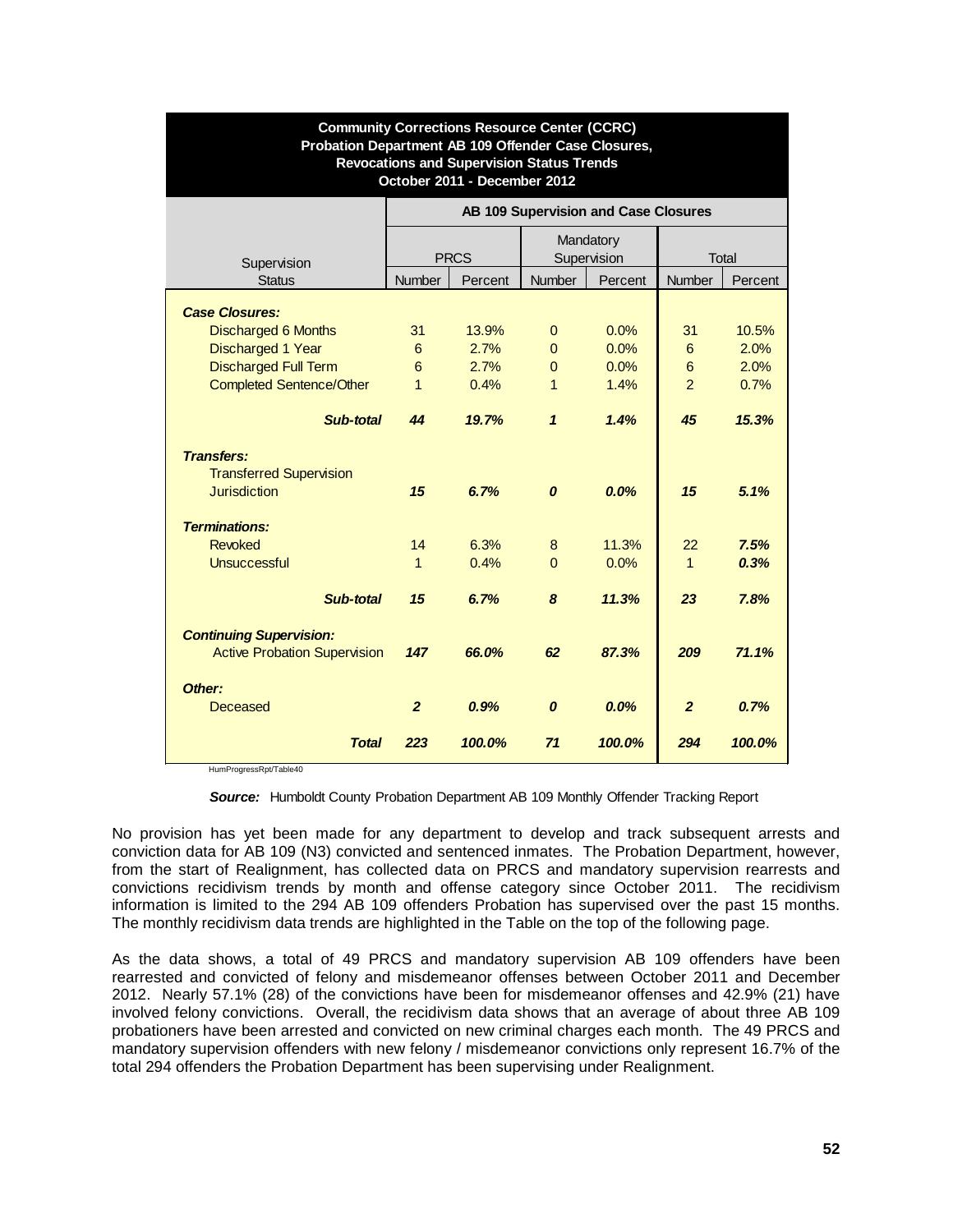| Community Corrections Resource Center (CCRC) Probation Department AB 109 Offender Case Closures, Revocations and Supervision Status Trends October 2011 - December 2012 | | | | | | |
|---|---|---|---|---|---|---|
| | AB 109 Supervision and Case Closures | | | | | |
| Supervision Status | PRCS | | Mandatory Supervision | | Total | |
| | Number | Percent | Number | Percent | Number | Percent |
| ***Case Closures:*** | | | | | | |
| Discharged 6 Months | 31 | 13.9% | 0 | 0.0% | 31 | 10.5% |
| Discharged 1 Year | 6 | 2.7% | 0 | 0.0% | 6 | 2.0% |
| Discharged Full Term | 6 | 2.7% | 0 | 0.0% | 6 | 2.0% |
| Completed Sentence/Other | 1 | 0.4% | 1 | 1.4% | 2 | 0.7% |
| ***Sub-total*** | ***44*** | ***19.7%*** | ***1*** | ***1.4%*** | ***45*** | ***15.3%*** |
| ***Transfers:*** | | | | | | |
| Transferred Supervision Jurisdiction | ***15*** | ***6.7%*** | ***0*** | ***0.0%*** | ***15*** | ***5.1%*** |
| ***Terminations:*** | | | | | | |
| Revoked | 14 | 6.3% | 8 | 11.3% | 22 | ***7.5%*** |
| Unsuccessful | 1 | 0.4% | 0 | 0.0% | 1 | ***0.3%*** |
| ***Sub-total*** | ***15*** | ***6.7%*** | ***8*** | ***11.3%*** | ***23*** | ***7.8%*** |
| ***Continuing Supervision:*** | | | | | | |
| Active Probation Supervision | ***147*** | ***66.0%*** | ***62*** | ***87.3%*** | ***209*** | ***71.1%*** |
| ***Other:*** | | | | | | |
| Deceased | ***2*** | ***0.9%*** | ***0*** | ***0.0%*** | ***2*** | ***0.7%*** |
| ***Total*** | ***223*** | ***100.0%*** | ***71*** | ***100.0%*** | ***294*** | ***100.0%*** |

HumProgressRpt/Table40

***Source:*** Humboldt County Probation Department AB 109 Monthly Offender Tracking Report

No provision has yet been made for any department to develop and track subsequent arrests and conviction data for AB 109 (N3) convicted and sentenced inmates. The Probation Department, however, from the start of Realignment, has collected data on PRCS and mandatory supervision rearrests and convictions recidivism trends by month and offense category since October 2011. The recidivism information is limited to the 294 AB 109 offenders Probation has supervised over the past 15 months. The monthly recidivism data trends are highlighted in the Table on the top of the following page.

As the data shows, a total of 49 PRCS and mandatory supervision AB 109 offenders have been rearrested and convicted of felony and misdemeanor offenses between October 2011 and December 2012. Nearly 57.1% (28) of the convictions have been for misdemeanor offenses and 42.9% (21) have involved felony convictions. Overall, the recidivism data shows that an average of about three AB 109 probationers have been arrested and convicted on new criminal charges each month. The 49 PRCS and mandatory supervision offenders with new felony / misdemeanor convictions only represent 16.7% of the total 294 offenders the Probation Department has been supervising under Realignment.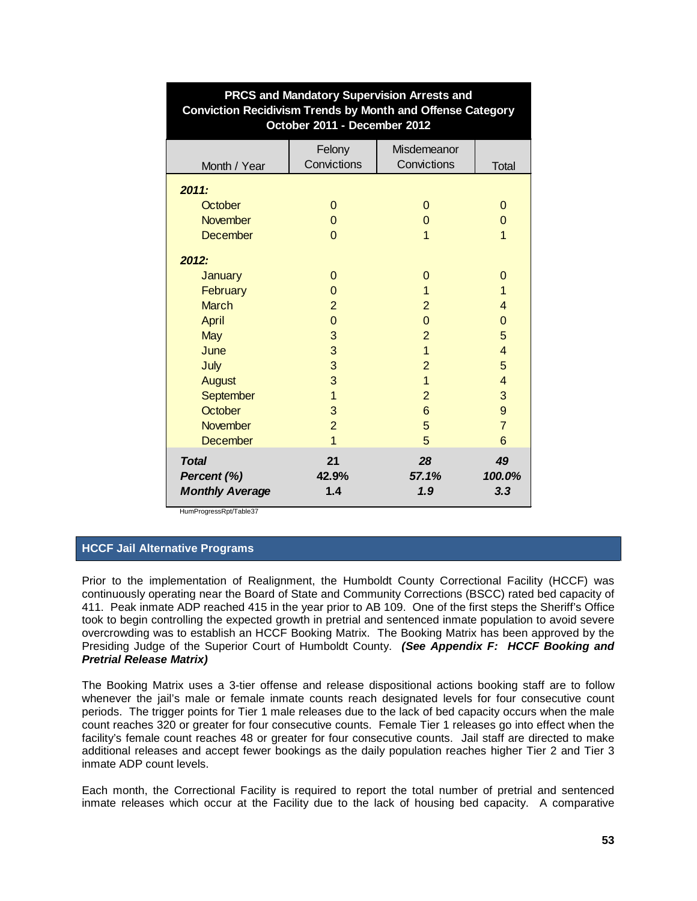| PRCS and Mandatory Supervision Arrests and Conviction Recidivism Trends by Month and Offense Category October 2011 - December 2012 | | | |
|---|---|---|---|
| Month / Year | Felony Convictions | Misdemeanor Convictions | Total |
| ***2011:*** | | | |
| October | 0 | 0 | 0 |
| November | 0 | 0 | 0 |
| December | 0 | 1 | 1 |
| ***2012:*** | | | |
| January | 0 | 0 | 0 |
| February | 0 | 1 | 1 |
| March | 2 | 2 | 4 |
| April | 0 | 0 | 0 |
| May | 3 | 2 | 5 |
| June | 3 | 1 | 4 |
| July | 3 | 2 | 5 |
| August | 3 | 1 | 4 |
| September | 1 | 2 | 3 |
| October | 3 | 6 | 9 |
| November | 2 | 5 | 7 |
| December | 1 | 5 | 6 |
| ***Total*** | **21** | ***28*** | ***49*** |
| ***Percent (%)*** | **42.9%** | ***57.1%*** | ***100.0%*** |
| ***Monthly Average*** | **1.4** | ***1.9*** | ***3.3*** |

HumProgressRpt/Table37

## HCCF Jail Alternative Programs

Prior to the implementation of Realignment, the Humboldt County Correctional Facility (HCCF) was continuously operating near the Board of State and Community Corrections (BSCC) rated bed capacity of 411. Peak inmate ADP reached 415 in the year prior to AB 109. One of the first steps the Sheriff's Office took to begin controlling the expected growth in pretrial and sentenced inmate population to avoid severe overcrowding was to establish an HCCF Booking Matrix. The Booking Matrix has been approved by the Presiding Judge of the Superior Court of Humboldt County. ***(See Appendix F: HCCF Booking and Pretrial Release Matrix)***

The Booking Matrix uses a 3-tier offense and release dispositional actions booking staff are to follow whenever the jail's male or female inmate counts reach designated levels for four consecutive count periods. The trigger points for Tier 1 male releases due to the lack of bed capacity occurs when the male count reaches 320 or greater for four consecutive counts. Female Tier 1 releases go into effect when the facility's female count reaches 48 or greater for four consecutive counts. Jail staff are directed to make additional releases and accept fewer bookings as the daily population reaches higher Tier 2 and Tier 3 inmate ADP count levels.

Each month, the Correctional Facility is required to report the total number of pretrial and sentenced inmate releases which occur at the Facility due to the lack of housing bed capacity. A comparative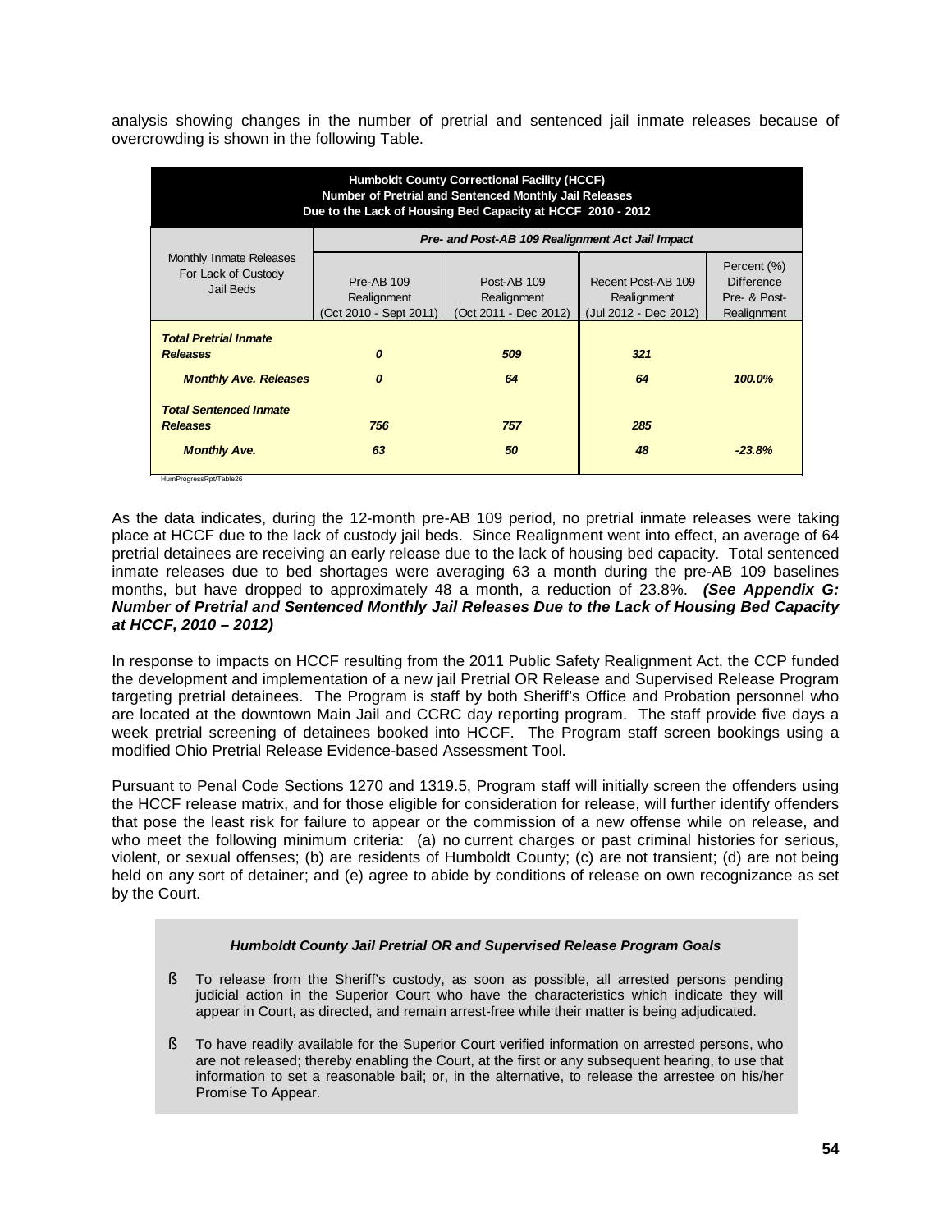analysis showing changes in the number of pretrial and sentenced jail inmate releases because of overcrowding is shown in the following Table.

| **Humboldt County Correctional Facility (HCCF)<br>Number of Pretrial and Sentenced Monthly Jail Releases<br>Due to the Lack of Housing Bed Capacity at HCCF 2010 - 2012** | | | | |
|---|---|---|---|---|
| Monthly Inmate Releases For Lack of Custody Jail Beds | ***Pre- and Post-AB 109 Realignment Act Jail Impact*** | | | |
| | Pre-AB 109 Realignment (Oct 2010 - Sept 2011) | Post-AB 109 Realignment (Oct 2011 - Dec 2012) | Recent Post-AB 109 Realignment (Jul 2012 - Dec 2012) | Percent (%) Difference Pre- & Post-Realignment |
| ***Total Pretrial Inmate Releases*** | ***0*** | ***509*** | ***321*** | |
| ***Monthly Ave. Releases*** | ***0*** | ***64*** | ***64*** | ***100.0%*** |
| ***Total Sentenced Inmate Releases*** | ***756*** | ***757*** | ***285*** | |
| ***Monthly Ave.*** | ***63*** | ***50*** | ***48*** | ***-23.8%*** |

HumProgressRpt/Table26

As the data indicates, during the 12-month pre-AB 109 period, no pretrial inmate releases were taking place at HCCF due to the lack of custody jail beds. Since Realignment went into effect, an average of 64 pretrial detainees are receiving an early release due to the lack of housing bed capacity. Total sentenced inmate releases due to bed shortages were averaging 63 a month during the pre-AB 109 baselines months, but have dropped to approximately 48 a month, a reduction of 23.8%. ***(See Appendix G: Number of Pretrial and Sentenced Monthly Jail Releases Due to the Lack of Housing Bed Capacity at HCCF, 2010 – 2012)***

In response to impacts on HCCF resulting from the 2011 Public Safety Realignment Act, the CCP funded the development and implementation of a new jail Pretrial OR Release and Supervised Release Program targeting pretrial detainees. The Program is staff by both Sheriff's Office and Probation personnel who are located at the downtown Main Jail and CCRC day reporting program. The staff provide five days a week pretrial screening of detainees booked into HCCF. The Program staff screen bookings using a modified Ohio Pretrial Release Evidence-based Assessment Tool.

Pursuant to Penal Code Sections 1270 and 1319.5, Program staff will initially screen the offenders using the HCCF release matrix, and for those eligible for consideration for release, will further identify offenders that pose the least risk for failure to appear or the commission of a new offense while on release, and who meet the following minimum criteria: (a) no current charges or past criminal histories for serious, violent, or sexual offenses; (b) are residents of Humboldt County; (c) are not transient; (d) are not being held on any sort of detainer; and (e) agree to abide by conditions of release on own recognizance as set by the Court.

***Humboldt County Jail Pretrial OR and Supervised Release Program Goals***

- To release from the Sheriff's custody, as soon as possible, all arrested persons pending judicial action in the Superior Court who have the characteristics which indicate they will appear in Court, as directed, and remain arrest-free while their matter is being adjudicated.
- To have readily available for the Superior Court verified information on arrested persons, who are not released; thereby enabling the Court, at the first or any subsequent hearing, to use that information to set a reasonable bail; or, in the alternative, to release the arrestee on his/her Promise To Appear.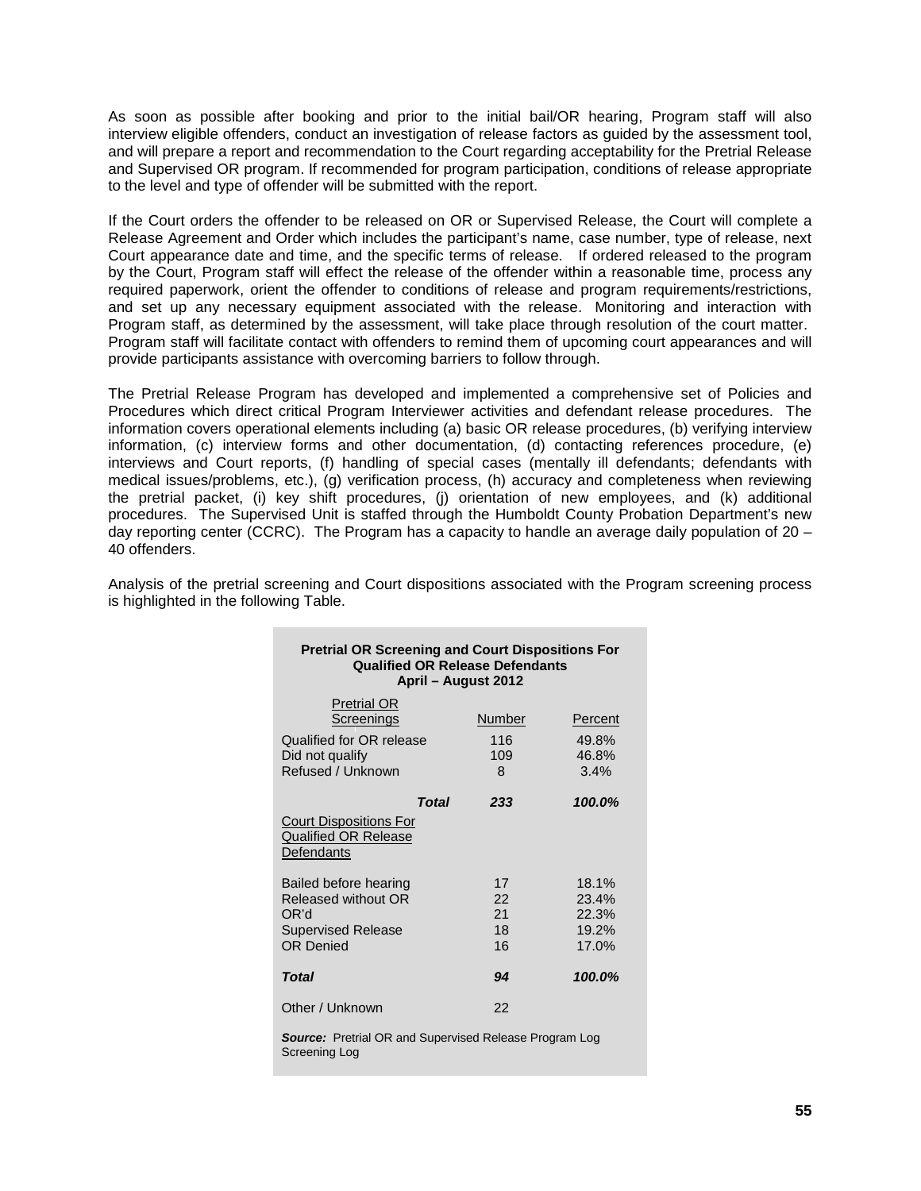As soon as possible after booking and prior to the initial bail/OR hearing, Program staff will also interview eligible offenders, conduct an investigation of release factors as guided by the assessment tool, and will prepare a report and recommendation to the Court regarding acceptability for the Pretrial Release and Supervised OR program. If recommended for program participation, conditions of release appropriate to the level and type of offender will be submitted with the report.

If the Court orders the offender to be released on OR or Supervised Release, the Court will complete a Release Agreement and Order which includes the participant's name, case number, type of release, next Court appearance date and time, and the specific terms of release. If ordered released to the program by the Court, Program staff will effect the release of the offender within a reasonable time, process any required paperwork, orient the offender to conditions of release and program requirements/restrictions, and set up any necessary equipment associated with the release. Monitoring and interaction with Program staff, as determined by the assessment, will take place through resolution of the court matter. Program staff will facilitate contact with offenders to remind them of upcoming court appearances and will provide participants assistance with overcoming barriers to follow through.

The Pretrial Release Program has developed and implemented a comprehensive set of Policies and Procedures which direct critical Program Interviewer activities and defendant release procedures. The information covers operational elements including (a) basic OR release procedures, (b) verifying interview information, (c) interview forms and other documentation, (d) contacting references procedure, (e) interviews and Court reports, (f) handling of special cases (mentally ill defendants; defendants with medical issues/problems, etc.), (g) verification process, (h) accuracy and completeness when reviewing the pretrial packet, (i) key shift procedures, (j) orientation of new employees, and (k) additional procedures. The Supervised Unit is staffed through the Humboldt County Probation Department's new day reporting center (CCRC). The Program has a capacity to handle an average daily population of 20 – 40 offenders.

Analysis of the pretrial screening and Court dispositions associated with the Program screening process is highlighted in the following Table.

**Pretrial OR Screening and Court Dispositions For Qualified OR Release Defendants**
**April – August 2012**

| Pretrial OR Screenings | Number | Percent |
|---|---|---|
| Qualified for OR release | 116 | 49.8% |
| Did not qualify | 109 | 46.8% |
| Refused / Unknown | 8 | 3.4% |
| ***Total*** | ***233*** | ***100.0%*** |
| Court Dispositions For Qualified OR Release Defendants | | |
| Bailed before hearing | 17 | 18.1% |
| Released without OR | 22 | 23.4% |
| OR'd | 21 | 22.3% |
| Supervised Release | 18 | 19.2% |
| OR Denied | 16 | 17.0% |
| ***Total*** | ***94*** | ***100.0%*** |
| Other / Unknown | 22 | |

***Source:*** Pretrial OR and Supervised Release Program Log Screening Log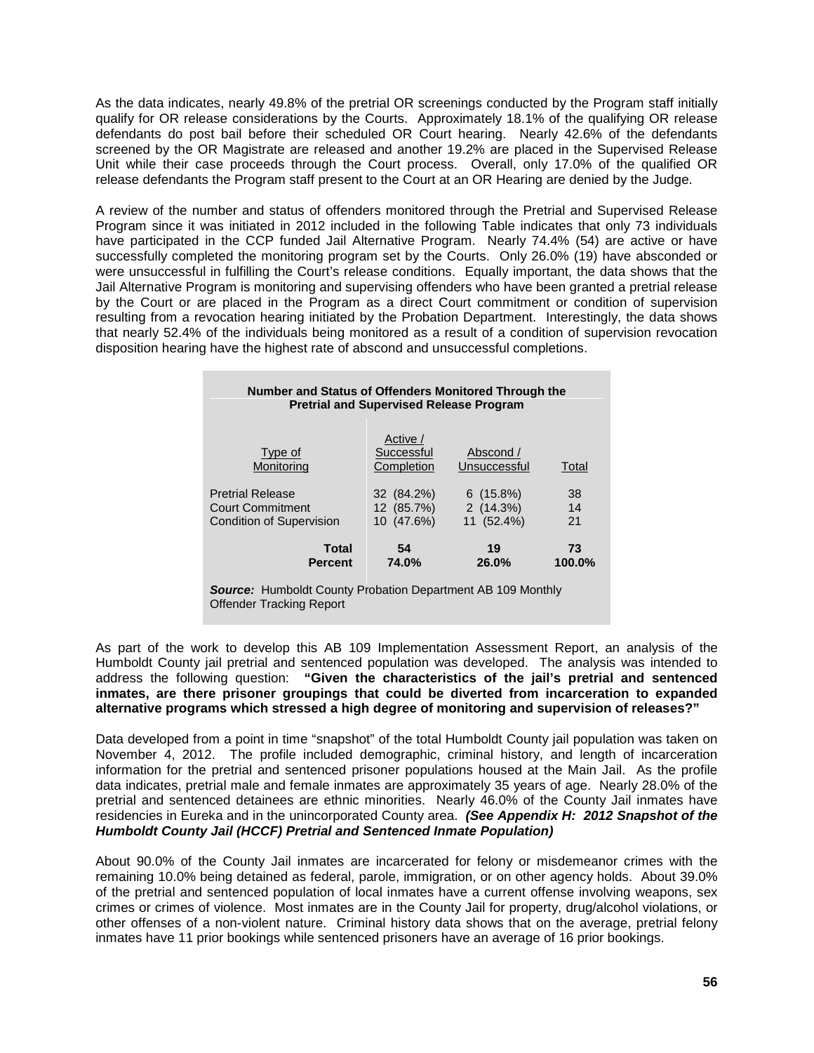As the data indicates, nearly 49.8% of the pretrial OR screenings conducted by the Program staff initially qualify for OR release considerations by the Courts. Approximately 18.1% of the qualifying OR release defendants do post bail before their scheduled OR Court hearing. Nearly 42.6% of the defendants screened by the OR Magistrate are released and another 19.2% are placed in the Supervised Release Unit while their case proceeds through the Court process. Overall, only 17.0% of the qualified OR release defendants the Program staff present to the Court at an OR Hearing are denied by the Judge.

A review of the number and status of offenders monitored through the Pretrial and Supervised Release Program since it was initiated in 2012 included in the following Table indicates that only 73 individuals have participated in the CCP funded Jail Alternative Program. Nearly 74.4% (54) are active or have successfully completed the monitoring program set by the Courts. Only 26.0% (19) have absconded or were unsuccessful in fulfilling the Court's release conditions. Equally important, the data shows that the Jail Alternative Program is monitoring and supervising offenders who have been granted a pretrial release by the Court or are placed in the Program as a direct Court commitment or condition of supervision resulting from a revocation hearing initiated by the Probation Department. Interestingly, the data shows that nearly 52.4% of the individuals being monitored as a result of a condition of supervision revocation disposition hearing have the highest rate of abscond and unsuccessful completions.

**Number and Status of Offenders Monitored Through the Pretrial and Supervised Release Program**

| Type of Monitoring | Active / Successful Completion | Abscond / Unsuccessful | Total |
|---|---|---|---|
| Pretrial Release | 32 (84.2%) | 6 (15.8%) | 38 |
| Court Commitment | 12 (85.7%) | 2 (14.3%) | 14 |
| Condition of Supervision | 10 (47.6%) | 11 (52.4%) | 21 |
| **Total** | **54** | **19** | **73** |
| **Percent** | **74.0%** | **26.0%** | **100.0%** |

***Source:*** Humboldt County Probation Department AB 109 Monthly Offender Tracking Report

As part of the work to develop this AB 109 Implementation Assessment Report, an analysis of the Humboldt County jail pretrial and sentenced population was developed. The analysis was intended to address the following question: **"Given the characteristics of the jail's pretrial and sentenced inmates, are there prisoner groupings that could be diverted from incarceration to expanded alternative programs which stressed a high degree of monitoring and supervision of releases?"**

Data developed from a point in time "snapshot" of the total Humboldt County jail population was taken on November 4, 2012. The profile included demographic, criminal history, and length of incarceration information for the pretrial and sentenced prisoner populations housed at the Main Jail. As the profile data indicates, pretrial male and female inmates are approximately 35 years of age. Nearly 28.0% of the pretrial and sentenced detainees are ethnic minorities. Nearly 46.0% of the County Jail inmates have residencies in Eureka and in the unincorporated County area. ***(See Appendix H: 2012 Snapshot of the Humboldt County Jail (HCCF) Pretrial and Sentenced Inmate Population)***

About 90.0% of the County Jail inmates are incarcerated for felony or misdemeanor crimes with the remaining 10.0% being detained as federal, parole, immigration, or on other agency holds. About 39.0% of the pretrial and sentenced population of local inmates have a current offense involving weapons, sex crimes or crimes of violence. Most inmates are in the County Jail for property, drug/alcohol violations, or other offenses of a non-violent nature. Criminal history data shows that on the average, pretrial felony inmates have 11 prior bookings while sentenced prisoners have an average of 16 prior bookings.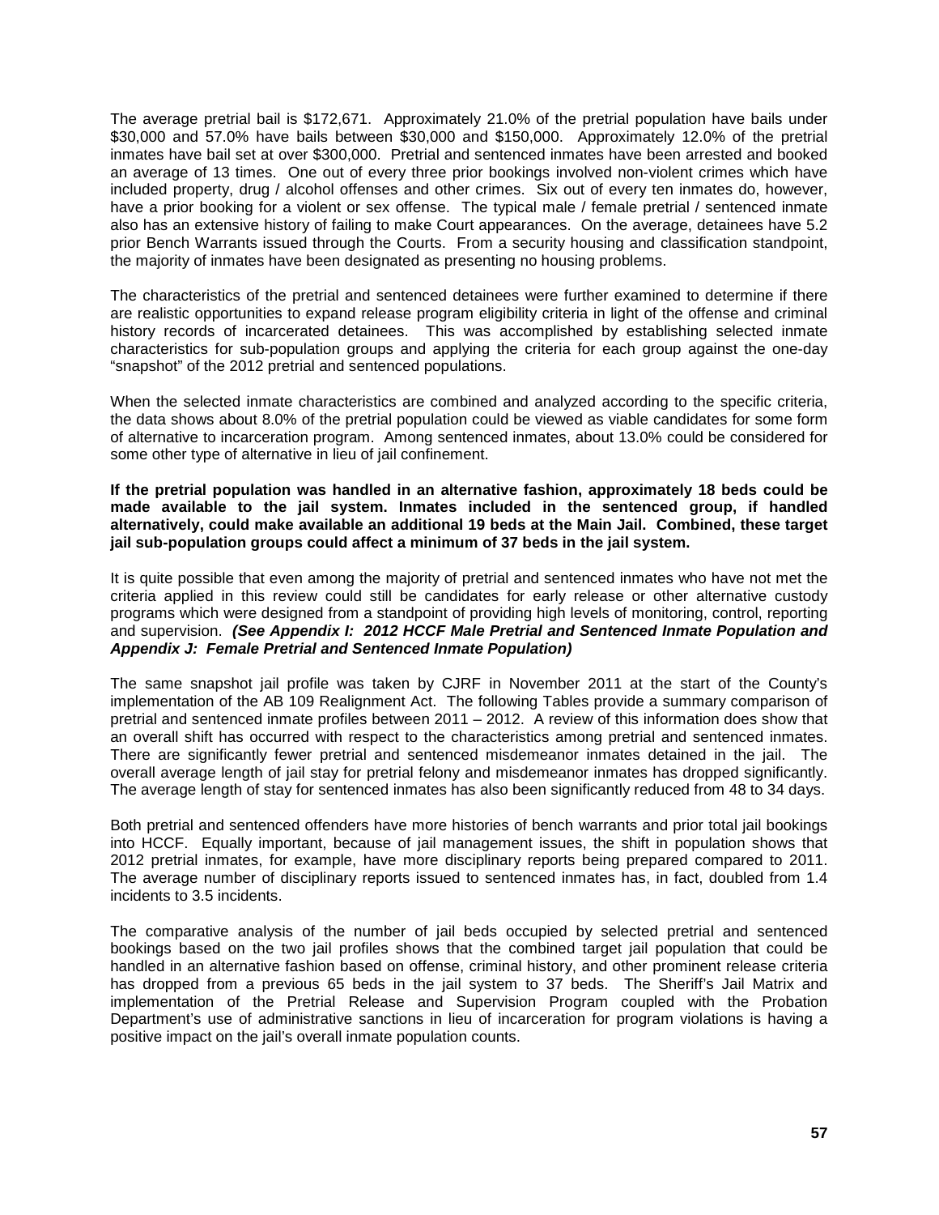The average pretrial bail is $172,671. Approximately 21.0% of the pretrial population have bails under $30,000 and 57.0% have bails between $30,000 and $150,000. Approximately 12.0% of the pretrial inmates have bail set at over $300,000. Pretrial and sentenced inmates have been arrested and booked an average of 13 times. One out of every three prior bookings involved non-violent crimes which have included property, drug / alcohol offenses and other crimes. Six out of every ten inmates do, however, have a prior booking for a violent or sex offense. The typical male / female pretrial / sentenced inmate also has an extensive history of failing to make Court appearances. On the average, detainees have 5.2 prior Bench Warrants issued through the Courts. From a security housing and classification standpoint, the majority of inmates have been designated as presenting no housing problems.

The characteristics of the pretrial and sentenced detainees were further examined to determine if there are realistic opportunities to expand release program eligibility criteria in light of the offense and criminal history records of incarcerated detainees. This was accomplished by establishing selected inmate characteristics for sub-population groups and applying the criteria for each group against the one-day "snapshot" of the 2012 pretrial and sentenced populations.

When the selected inmate characteristics are combined and analyzed according to the specific criteria, the data shows about 8.0% of the pretrial population could be viewed as viable candidates for some form of alternative to incarceration program. Among sentenced inmates, about 13.0% could be considered for some other type of alternative in lieu of jail confinement.

**If the pretrial population was handled in an alternative fashion, approximately 18 beds could be made available to the jail system. Inmates included in the sentenced group, if handled alternatively, could make available an additional 19 beds at the Main Jail. Combined, these target jail sub-population groups could affect a minimum of 37 beds in the jail system.**

It is quite possible that even among the majority of pretrial and sentenced inmates who have not met the criteria applied in this review could still be candidates for early release or other alternative custody programs which were designed from a standpoint of providing high levels of monitoring, control, reporting and supervision. ***(See Appendix I: 2012 HCCF Male Pretrial and Sentenced Inmate Population and Appendix J: Female Pretrial and Sentenced Inmate Population)***

The same snapshot jail profile was taken by CJRF in November 2011 at the start of the County's implementation of the AB 109 Realignment Act. The following Tables provide a summary comparison of pretrial and sentenced inmate profiles between 2011 – 2012. A review of this information does show that an overall shift has occurred with respect to the characteristics among pretrial and sentenced inmates. There are significantly fewer pretrial and sentenced misdemeanor inmates detained in the jail. The overall average length of jail stay for pretrial felony and misdemeanor inmates has dropped significantly. The average length of stay for sentenced inmates has also been significantly reduced from 48 to 34 days.

Both pretrial and sentenced offenders have more histories of bench warrants and prior total jail bookings into HCCF. Equally important, because of jail management issues, the shift in population shows that 2012 pretrial inmates, for example, have more disciplinary reports being prepared compared to 2011. The average number of disciplinary reports issued to sentenced inmates has, in fact, doubled from 1.4 incidents to 3.5 incidents.

The comparative analysis of the number of jail beds occupied by selected pretrial and sentenced bookings based on the two jail profiles shows that the combined target jail population that could be handled in an alternative fashion based on offense, criminal history, and other prominent release criteria has dropped from a previous 65 beds in the jail system to 37 beds. The Sheriff's Jail Matrix and implementation of the Pretrial Release and Supervision Program coupled with the Probation Department's use of administrative sanctions in lieu of incarceration for program violations is having a positive impact on the jail's overall inmate population counts.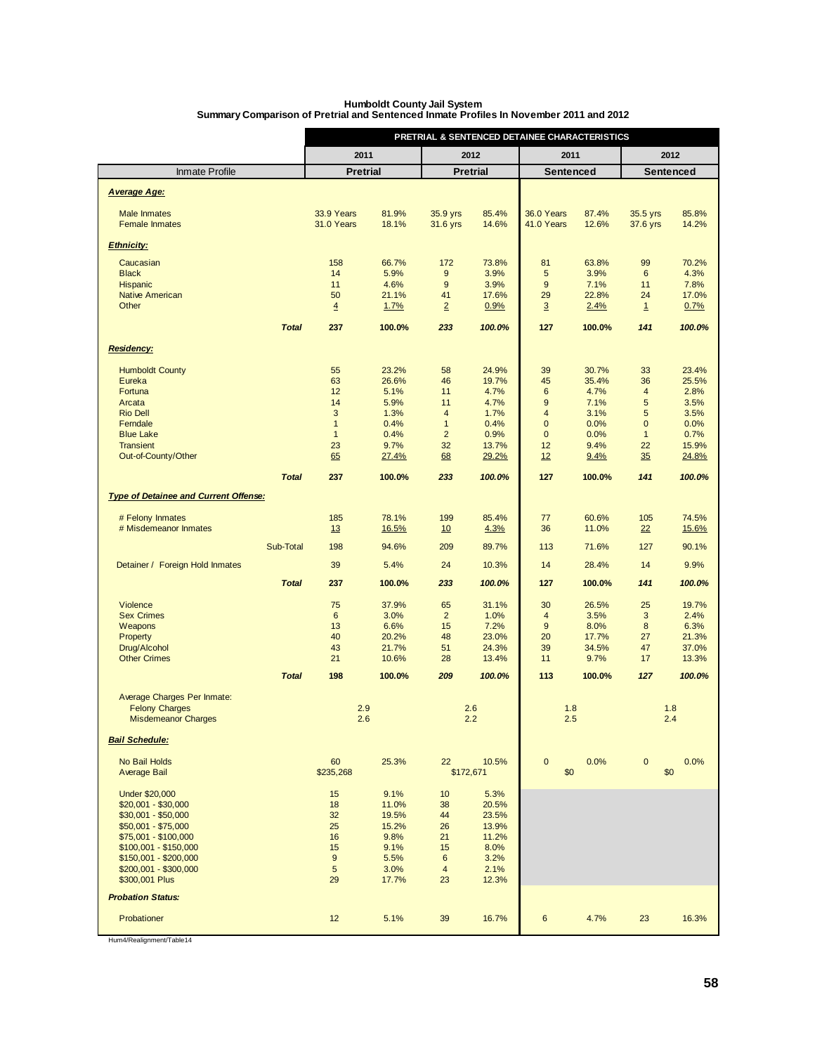**Humboldt County Jail System**
**Summary Comparison of Pretrial and Sentenced Inmate Profiles In November 2011 and 2012**

| | PRETRIAL & SENTENCED DETAINEE CHARACTERISTICS | | | | | | | |
|---|---|---|---|---|---|---|---|---|
| | 2011 | | 2012 | | 2011 | | 2012 | |
| Inmate Profile | Pretrial | | Pretrial | | Sentenced | | Sentenced | |
| ***Average Age:*** | | | | | | | | |
| Male Inmates | 33.9 Years | 81.9% | 35.9 yrs | 85.4% | 36.0 Years | 87.4% | 35.5 yrs | 85.8% |
| Female Inmates | 31.0 Years | 18.1% | 31.6 yrs | 14.6% | 41.0 Years | 12.6% | 37.6 yrs | 14.2% |
| ***Ethnicity:*** | | | | | | | | |
| Caucasian | 158 | 66.7% | 172 | 73.8% | 81 | 63.8% | 99 | 70.2% |
| Black | 14 | 5.9% | 9 | 3.9% | 5 | 3.9% | 6 | 4.3% |
| Hispanic | 11 | 4.6% | 9 | 3.9% | 9 | 7.1% | 11 | 7.8% |
| Native American | 50 | 21.1% | 41 | 17.6% | 29 | 22.8% | 24 | 17.0% |
| Other | 4 | 1.7% | 2 | 0.9% | 3 | 2.4% | 1 | 0.7% |
| ***Total*** | 237 | 100.0% | 233 | 100.0% | 127 | 100.0% | 141 | 100.0% |
| ***Residency:*** | | | | | | | | |
| Humboldt County | 55 | 23.2% | 58 | 24.9% | 39 | 30.7% | 33 | 23.4% |
| Eureka | 63 | 26.6% | 46 | 19.7% | 45 | 35.4% | 36 | 25.5% |
| Fortuna | 12 | 5.1% | 11 | 4.7% | 6 | 4.7% | 4 | 2.8% |
| Arcata | 14 | 5.9% | 11 | 4.7% | 9 | 7.1% | 5 | 3.5% |
| Rio Dell | 3 | 1.3% | 4 | 1.7% | 4 | 3.1% | 5 | 3.5% |
| Ferndale | 1 | 0.4% | 1 | 0.4% | 0 | 0.0% | 0 | 0.0% |
| Blue Lake | 1 | 0.4% | 2 | 0.9% | 0 | 0.0% | 1 | 0.7% |
| Transient | 23 | 9.7% | 32 | 13.7% | 12 | 9.4% | 22 | 15.9% |
| Out-of-County/Other | 65 | 27.4% | 68 | 29.2% | 12 | 9.4% | 35 | 24.8% |
| ***Total*** | 237 | 100.0% | 233 | 100.0% | 127 | 100.0% | 141 | 100.0% |
| ***Type of Detainee and Current Offense:*** | | | | | | | | |
| # Felony Inmates | 185 | 78.1% | 199 | 85.4% | 77 | 60.6% | 105 | 74.5% |
| # Misdemeanor Inmates | 13 | 16.5% | 10 | 4.3% | 36 | 11.0% | 22 | 15.6% |
| Sub-Total | 198 | 94.6% | 209 | 89.7% | 113 | 71.6% | 127 | 90.1% |
| Detainer / Foreign Hold Inmates | 39 | 5.4% | 24 | 10.3% | 14 | 28.4% | 14 | 9.9% |
| ***Total*** | 237 | 100.0% | 233 | 100.0% | 127 | 100.0% | 141 | 100.0% |
| Violence | 75 | 37.9% | 65 | 31.1% | 30 | 26.5% | 25 | 19.7% |
| Sex Crimes | 6 | 3.0% | 2 | 1.0% | 4 | 3.5% | 3 | 2.4% |
| Weapons | 13 | 6.6% | 15 | 7.2% | 9 | 8.0% | 8 | 6.3% |
| Property | 40 | 20.2% | 48 | 23.0% | 20 | 17.7% | 27 | 21.3% |
| Drug/Alcohol | 43 | 21.7% | 51 | 24.3% | 39 | 34.5% | 47 | 37.0% |
| Other Crimes | 21 | 10.6% | 28 | 13.4% | 11 | 9.7% | 17 | 13.3% |
| ***Total*** | 198 | 100.0% | 209 | 100.0% | 113 | 100.0% | 127 | 100.0% |
| Average Charges Per Inmate: | | | | | | | | |
| Felony Charges | 2.9 | | 2.6 | | 1.8 | | 1.8 | |
| Misdemeanor Charges | 2.6 | | 2.2 | | 2.5 | | 2.4 | |
| ***Bail Schedule:*** | | | | | | | | |
| No Bail Holds | 60 | 25.3% | 22 | 10.5% | 0 | 0.0% | 0 | 0.0% |
| Average Bail | $235,268 | | $172,671 | | $0 | | $0 | |
| Under $20,000 | 15 | 9.1% | 10 | 5.3% | | | | |
| $20,001 - $30,000 | 18 | 11.0% | 38 | 20.5% | | | | |
| $30,001 - $50,000 | 32 | 19.5% | 44 | 23.5% | | | | |
| $50,001 - $75,000 | 25 | 15.2% | 26 | 13.9% | | | | |
| $75,001 - $100,000 | 16 | 9.8% | 21 | 11.2% | | | | |
| $100,001 - $150,000 | 15 | 9.1% | 15 | 8.0% | | | | |
| $150,001 - $200,000 | 9 | 5.5% | 6 | 3.2% | | | | |
| $200,001 - $300,000 | 5 | 3.0% | 4 | 2.1% | | | | |
| $300,001 Plus | 29 | 17.7% | 23 | 12.3% | | | | |
| ***Probation Status:*** | | | | | | | | |
| Probationer | 12 | 5.1% | 39 | 16.7% | 6 | 4.7% | 23 | 16.3% |

Hum4/Realignment/Table14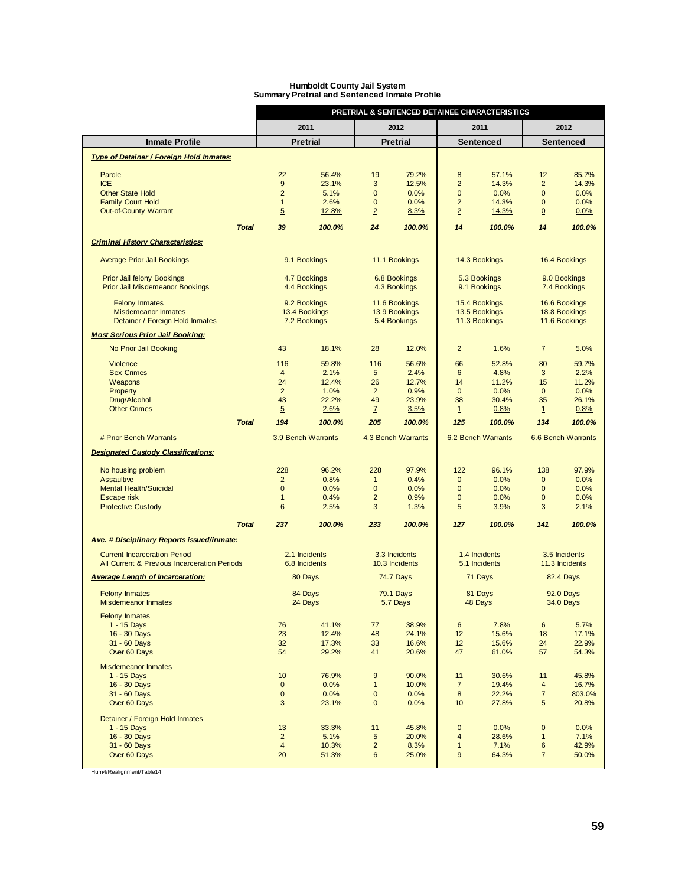**Humboldt County Jail System**
**Summary Pretrial and Sentenced Inmate Profile**

| | PRETRIAL & SENTENCED DETAINEE CHARACTERISTICS | | | | | | | |
|---|---|---|---|---|---|---|---|---|
| | 2011 | | 2012 | | 2011 | | 2012 | |
| **Inmate Profile** | **Pretrial** | | **Pretrial** | | **Sentenced** | | **Sentenced** | |
| ***Type of Detainer / Foreign Hold Inmates:*** | | | | | | | | |
| Parole | 22 | 56.4% | 19 | 79.2% | 8 | 57.1% | 12 | 85.7% |
| ICE | 9 | 23.1% | 3 | 12.5% | 2 | 14.3% | 2 | 14.3% |
| Other State Hold | 2 | 5.1% | 0 | 0.0% | 0 | 0.0% | 0 | 0.0% |
| Family Court Hold | 1 | 2.6% | 0 | 0.0% | 2 | 14.3% | 0 | 0.0% |
| Out-of-County Warrant | 5 | 12.8% | 2 | 8.3% | 2 | 14.3% | 0 | 0.0% |
| ***Total*** | ***39*** | ***100.0%*** | ***24*** | ***100.0%*** | ***14*** | ***100.0%*** | ***14*** | ***100.0%*** |
| ***Criminal History Characteristics:*** | | | | | | | | |
| Average Prior Jail Bookings | 9.1 Bookings | | 11.1 Bookings | | 14.3 Bookings | | 16.4 Bookings | |
| Prior Jail felony Bookings | 4.7 Bookings | | 6.8 Bookings | | 5.3 Bookings | | 9.0 Bookings | |
| Prior Jail Misdemeanor Bookings | 4.4 Bookings | | 4.3 Bookings | | 9.1 Bookings | | 7.4 Bookings | |
| Felony Inmates | 9.2 Bookings | | 11.6 Bookings | | 15.4 Bookings | | 16.6 Bookings | |
| Misdemeanor Inmates | 13.4 Bookings | | 13.9 Bookings | | 13.5 Bookings | | 18.8 Bookings | |
| Detainer / Foreign Hold Inmates | 7.2 Bookings | | 5.4 Bookings | | 11.3 Bookings | | 11.6 Bookings | |
| ***Most Serious Prior Jail Booking:*** | | | | | | | | |
| No Prior Jail Booking | 43 | 18.1% | 28 | 12.0% | 2 | 1.6% | 7 | 5.0% |
| Violence | 116 | 59.8% | 116 | 56.6% | 66 | 52.8% | 80 | 59.7% |
| Sex Crimes | 4 | 2.1% | 5 | 2.4% | 6 | 4.8% | 3 | 2.2% |
| Weapons | 24 | 12.4% | 26 | 12.7% | 14 | 11.2% | 15 | 11.2% |
| Property | 2 | 1.0% | 2 | 0.9% | 0 | 0.0% | 0 | 0.0% |
| Drug/Alcohol | 43 | 22.2% | 49 | 23.9% | 38 | 30.4% | 35 | 26.1% |
| Other Crimes | 5 | 2.6% | 7 | 3.5% | 1 | 0.8% | 1 | 0.8% |
| ***Total*** | ***194*** | ***100.0%*** | ***205*** | ***100.0%*** | ***125*** | ***100.0%*** | ***134*** | ***100.0%*** |
| # Prior Bench Warrants | 3.9 Bench Warrants | | 4.3 Bench Warrants | | 6.2 Bench Warrants | | 6.6 Bench Warrants | |
| ***Designated Custody Classifications:*** | | | | | | | | |
| No housing problem | 228 | 96.2% | 228 | 97.9% | 122 | 96.1% | 138 | 97.9% |
| Assaultive | 2 | 0.8% | 1 | 0.4% | 0 | 0.0% | 0 | 0.0% |
| Mental Health/Suicidal | 0 | 0.0% | 0 | 0.0% | 0 | 0.0% | 0 | 0.0% |
| Escape risk | 1 | 0.4% | 2 | 0.9% | 0 | 0.0% | 0 | 0.0% |
| Protective Custody | 6 | 2.5% | 3 | 1.3% | 5 | 3.9% | 3 | 2.1% |
| ***Total*** | ***237*** | ***100.0%*** | ***233*** | ***100.0%*** | ***127*** | ***100.0%*** | ***141*** | ***100.0%*** |
| ***Ave. # Disciplinary Reports issued/inmate:*** | | | | | | | | |
| Current Incarceration Period | 2.1 Incidents | | 3.3 Incidents | | 1.4 Incidents | | 3.5 Incidents | |
| All Current & Previous Incarceration Periods | 6.8 Incidents | | 10.3 Incidents | | 5.1 Incidents | | 11.3 Incidents | |
| ***Average Length of Incarceration:*** | 80 Days | | 74.7 Days | | 71 Days | | 82.4 Days | |
| Felony Inmates | 84 Days | | 79.1 Days | | 81 Days | | 92.0 Days | |
| Misdemeanor Inmates | 24 Days | | 5.7 Days | | 48 Days | | 34.0 Days | |
| Felony Inmates | | | | | | | | |
| 1 - 15 Days | 76 | 41.1% | 77 | 38.9% | 6 | 7.8% | 6 | 5.7% |
| 16 - 30 Days | 23 | 12.4% | 48 | 24.1% | 12 | 15.6% | 18 | 17.1% |
| 31 - 60 Days | 32 | 17.3% | 33 | 16.6% | 12 | 15.6% | 24 | 22.9% |
| Over 60 Days | 54 | 29.2% | 41 | 20.6% | 47 | 61.0% | 57 | 54.3% |
| Misdemeanor Inmates | | | | | | | | |
| 1 - 15 Days | 10 | 76.9% | 9 | 90.0% | 11 | 30.6% | 11 | 45.8% |
| 16 - 30 Days | 0 | 0.0% | 1 | 10.0% | 7 | 19.4% | 4 | 16.7% |
| 31 - 60 Days | 0 | 0.0% | 0 | 0.0% | 8 | 22.2% | 7 | 803.0% |
| Over 60 Days | 3 | 23.1% | 0 | 0.0% | 10 | 27.8% | 5 | 20.8% |
| Detainer / Foreign Hold Inmates | | | | | | | | |
| 1 - 15 Days | 13 | 33.3% | 11 | 45.8% | 0 | 0.0% | 0 | 0.0% |
| 16 - 30 Days | 2 | 5.1% | 5 | 20.0% | 4 | 28.6% | 1 | 7.1% |
| 31 - 60 Days | 4 | 10.3% | 2 | 8.3% | 1 | 7.1% | 6 | 42.9% |
| Over 60 Days | 20 | 51.3% | 6 | 25.0% | 9 | 64.3% | 7 | 50.0% |

Hum4/Realignment/Table14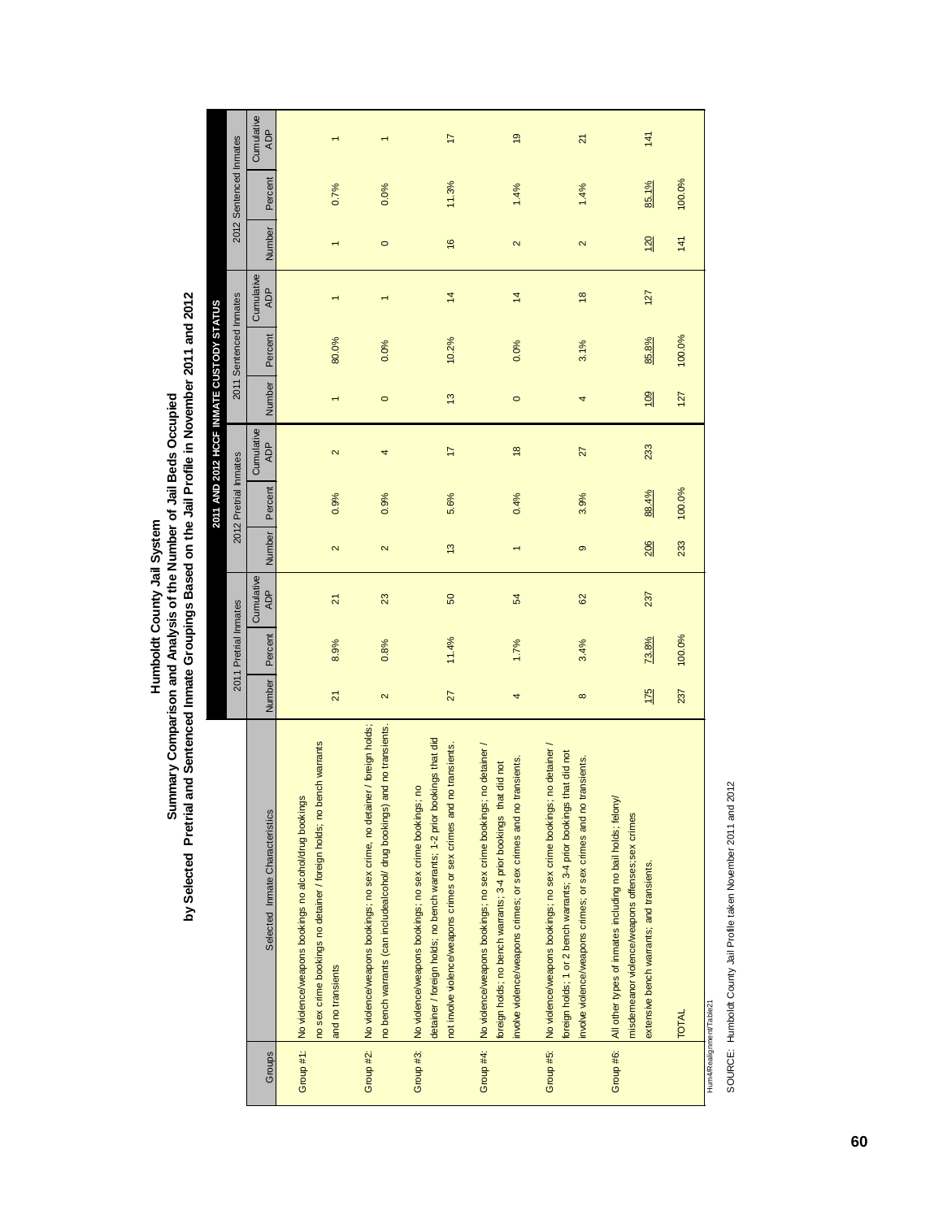# Humboldt County Jail System

## Summary Comparison and Analysis of the Number of Jail Beds Occupied by Selected Pretrial and Sentenced Inmate Groupings Based on the Jail Profile in November 2011 and 2012

| | | 2011 AND 2012 HCCF INMATE CUSTODY STATUS | | | | | | | | | | | |
|---|---|---|---|---|---|---|---|---|---|---|---|---|---|
| | | 2011 Pretrial Inmates | | | 2012 Pretrial Inmates | | | 2011 Sentenced Inmates | | | 2012 Sentenced Inmates | | |
| Groups | Selected Inmate Characteristics | Number | Percent | Cumulative ADP | Number | Percent | Cumulative ADP | Number | Percent | Cumulative ADP | Number | Percent | Cumulative ADP |
| Group #1: | No violence/weapons bookings no alcohol/drug bookings no sex crime bookings no detainer / foreign holds; no bench warrants and no transients | 21 | 8.9% | 21 | 2 | 0.9% | 2 | 1 | 80.0% | 1 | 1 | 0.7% | 1 |
| Group #2: | No violence/weapons bookings; no sex crime, no detainer / foreign holds; no bench warrants (can includealcohol/ drug bookings) and no transients. | 2 | 0.8% | 23 | 2 | 0.9% | 4 | 0 | 0.0% | 1 | 0 | 0.0% | 1 |
| Group #3: | No violence/weapons bookings; no sex crime bookings; no detainer / foreign holds; no bench warrants; 1-2 prior bookings that did not involve violence/weapons crimes or sex crimes and no transients. | 27 | 11.4% | 50 | 13 | 5.6% | 17 | 13 | 10.2% | 14 | 16 | 11.3% | 17 |
| Group #4: | No violence/weapons bookings; no sex crime bookings; no detainer / foreign holds; no bench warrants; 3-4 prior bookings that did not involve violence/weapons crimes; or sex crimes and no transients. | 4 | 1.7% | 54 | 1 | 0.4% | 18 | 0 | 0.0% | 14 | 2 | 1.4% | 19 |
| Group #5: | No violence/weapons bookings; no sex crime bookings; no detainer / foreign holds; 1 or 2 bench warrants; 3-4 prior bookings that did not involve violence/weapons crimes; or sex crimes and no transients. | 8 | 3.4% | 62 | 9 | 3.9% | 27 | 4 | 3.1% | 18 | 2 | 1.4% | 21 |
| Group #6: | All other types of inmates including no bail holds; felony/ misdemeanor violence/weapons offenses;sex crimes extensive bench warrants; and transients. | 175 | 73.8% | 237 | 206 | 88.4% | 233 | 109 | 85.8% | 127 | 120 | 85.1% | 141 |
| | TOTAL | 237 | 100.0% | | 233 | 100.0% | | 127 | 100.0% | | 141 | 100.0% | |

Hum4Realignment/Table21

SOURCE: Humboldt County Jail Profile taken November 2011 and 2012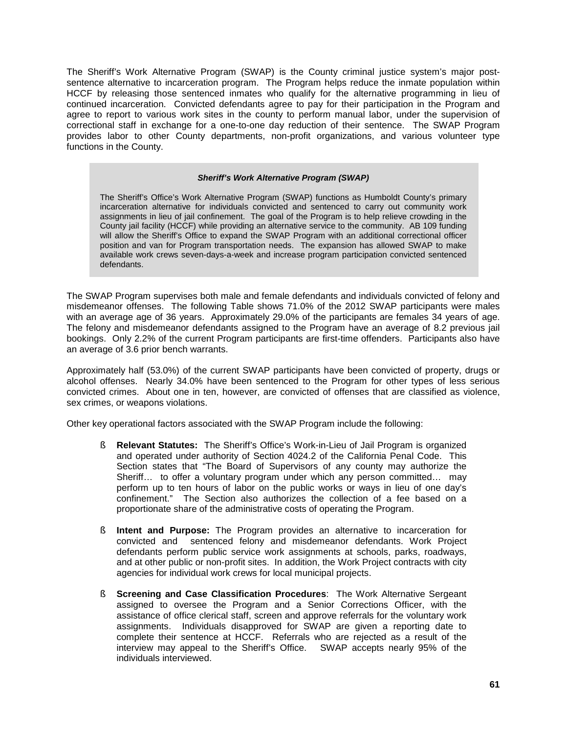The Sheriff's Work Alternative Program (SWAP) is the County criminal justice system's major post-sentence alternative to incarceration program. The Program helps reduce the inmate population within HCCF by releasing those sentenced inmates who qualify for the alternative programming in lieu of continued incarceration. Convicted defendants agree to pay for their participation in the Program and agree to report to various work sites in the county to perform manual labor, under the supervision of correctional staff in exchange for a one-to-one day reduction of their sentence. The SWAP Program provides labor to other County departments, non-profit organizations, and various volunteer type functions in the County.

> ***Sheriff's Work Alternative Program (SWAP)***
>
> The Sheriff's Office's Work Alternative Program (SWAP) functions as Humboldt County's primary incarceration alternative for individuals convicted and sentenced to carry out community work assignments in lieu of jail confinement. The goal of the Program is to help relieve crowding in the County jail facility (HCCF) while providing an alternative service to the community. AB 109 funding will allow the Sheriff's Office to expand the SWAP Program with an additional correctional officer position and van for Program transportation needs. The expansion has allowed SWAP to make available work crews seven-days-a-week and increase program participation convicted sentenced defendants.

The SWAP Program supervises both male and female defendants and individuals convicted of felony and misdemeanor offenses. The following Table shows 71.0% of the 2012 SWAP participants were males with an average age of 36 years. Approximately 29.0% of the participants are females 34 years of age. The felony and misdemeanor defendants assigned to the Program have an average of 8.2 previous jail bookings. Only 2.2% of the current Program participants are first-time offenders. Participants also have an average of 3.6 prior bench warrants.

Approximately half (53.0%) of the current SWAP participants have been convicted of property, drugs or alcohol offenses. Nearly 34.0% have been sentenced to the Program for other types of less serious convicted crimes. About one in ten, however, are convicted of offenses that are classified as violence, sex crimes, or weapons violations.

Other key operational factors associated with the SWAP Program include the following:

- **Relevant Statutes:** The Sheriff's Office's Work-in-Lieu of Jail Program is organized and operated under authority of Section 4024.2 of the California Penal Code. This Section states that "The Board of Supervisors of any county may authorize the Sheriff… to offer a voluntary program under which any person committed… may perform up to ten hours of labor on the public works or ways in lieu of one day's confinement." The Section also authorizes the collection of a fee based on a proportionate share of the administrative costs of operating the Program.

- **Intent and Purpose:** The Program provides an alternative to incarceration for convicted and sentenced felony and misdemeanor defendants. Work Project defendants perform public service work assignments at schools, parks, roadways, and at other public or non-profit sites. In addition, the Work Project contracts with city agencies for individual work crews for local municipal projects.

- **Screening and Case Classification Procedures**: The Work Alternative Sergeant assigned to oversee the Program and a Senior Corrections Officer, with the assistance of office clerical staff, screen and approve referrals for the voluntary work assignments. Individuals disapproved for SWAP are given a reporting date to complete their sentence at HCCF. Referrals who are rejected as a result of the interview may appeal to the Sheriff's Office. SWAP accepts nearly 95% of the individuals interviewed.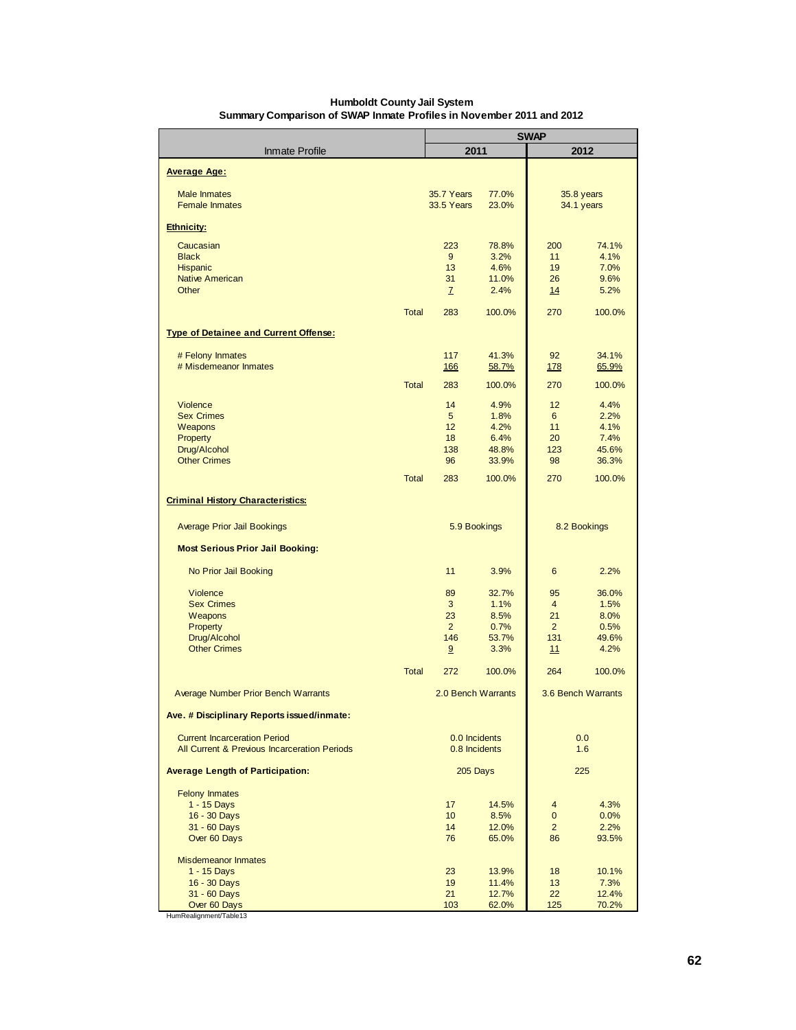**Humboldt County Jail System**
**Summary Comparison of SWAP Inmate Profiles in November 2011 and 2012**

| Inmate Profile | | SWAP 2011 | | SWAP 2012 | |
|---|---|---|---|---|---|
| **Average Age:** | | | | | |
| Male Inmates | | 35.7 Years | 77.0% | 35.8 years | |
| Female Inmates | | 33.5 Years | 23.0% | 34.1 years | |
| **Ethnicity:** | | | | | |
| Caucasian | | 223 | 78.8% | 200 | 74.1% |
| Black | | 9 | 3.2% | 11 | 4.1% |
| Hispanic | | 13 | 4.6% | 19 | 7.0% |
| Native American | | 31 | 11.0% | 26 | 9.6% |
| Other | | 7 | 2.4% | 14 | 5.2% |
| | Total | 283 | 100.0% | 270 | 100.0% |
| **Type of Detainee and Current Offense:** | | | | | |
| # Felony Inmates | | 117 | 41.3% | 92 | 34.1% |
| # Misdemeanor Inmates | | 166 | 58.7% | 178 | 65.9% |
| | Total | 283 | 100.0% | 270 | 100.0% |
| Violence | | 14 | 4.9% | 12 | 4.4% |
| Sex Crimes | | 5 | 1.8% | 6 | 2.2% |
| Weapons | | 12 | 4.2% | 11 | 4.1% |
| Property | | 18 | 6.4% | 20 | 7.4% |
| Drug/Alcohol | | 138 | 48.8% | 123 | 45.6% |
| Other Crimes | | 96 | 33.9% | 98 | 36.3% |
| | Total | 283 | 100.0% | 270 | 100.0% |
| **Criminal History Characteristics:** | | | | | |
| Average Prior Jail Bookings | | 5.9 Bookings | | 8.2 Bookings | |
| **Most Serious Prior Jail Booking:** | | | | | |
| No Prior Jail Booking | | 11 | 3.9% | 6 | 2.2% |
| Violence | | 89 | 32.7% | 95 | 36.0% |
| Sex Crimes | | 3 | 1.1% | 4 | 1.5% |
| Weapons | | 23 | 8.5% | 21 | 8.0% |
| Property | | 2 | 0.7% | 2 | 0.5% |
| Drug/Alcohol | | 146 | 53.7% | 131 | 49.6% |
| Other Crimes | | 9 | 3.3% | 11 | 4.2% |
| | Total | 272 | 100.0% | 264 | 100.0% |
| Average Number Prior Bench Warrants | | 2.0 Bench Warrants | | 3.6 Bench Warrants | |
| **Ave. # Disciplinary Reports issued/inmate:** | | | | | |
| Current Incarceration Period | | 0.0 Incidents | | 0.0 | |
| All Current & Previous Incarceration Periods | | 0.8 Incidents | | 1.6 | |
| **Average Length of Participation:** | | 205 Days | | 225 | |
| Felony Inmates | | | | | |
| 1 - 15 Days | | 17 | 14.5% | 4 | 4.3% |
| 16 - 30 Days | | 10 | 8.5% | 0 | 0.0% |
| 31 - 60 Days | | 14 | 12.0% | 2 | 2.2% |
| Over 60 Days | | 76 | 65.0% | 86 | 93.5% |
| Misdemeanor Inmates | | | | | |
| 1 - 15 Days | | 23 | 13.9% | 18 | 10.1% |
| 16 - 30 Days | | 19 | 11.4% | 13 | 7.3% |
| 31 - 60 Days | | 21 | 12.7% | 22 | 12.4% |
| Over 60 Days | | 103 | 62.0% | 125 | 70.2% |

HumRealignment/Table13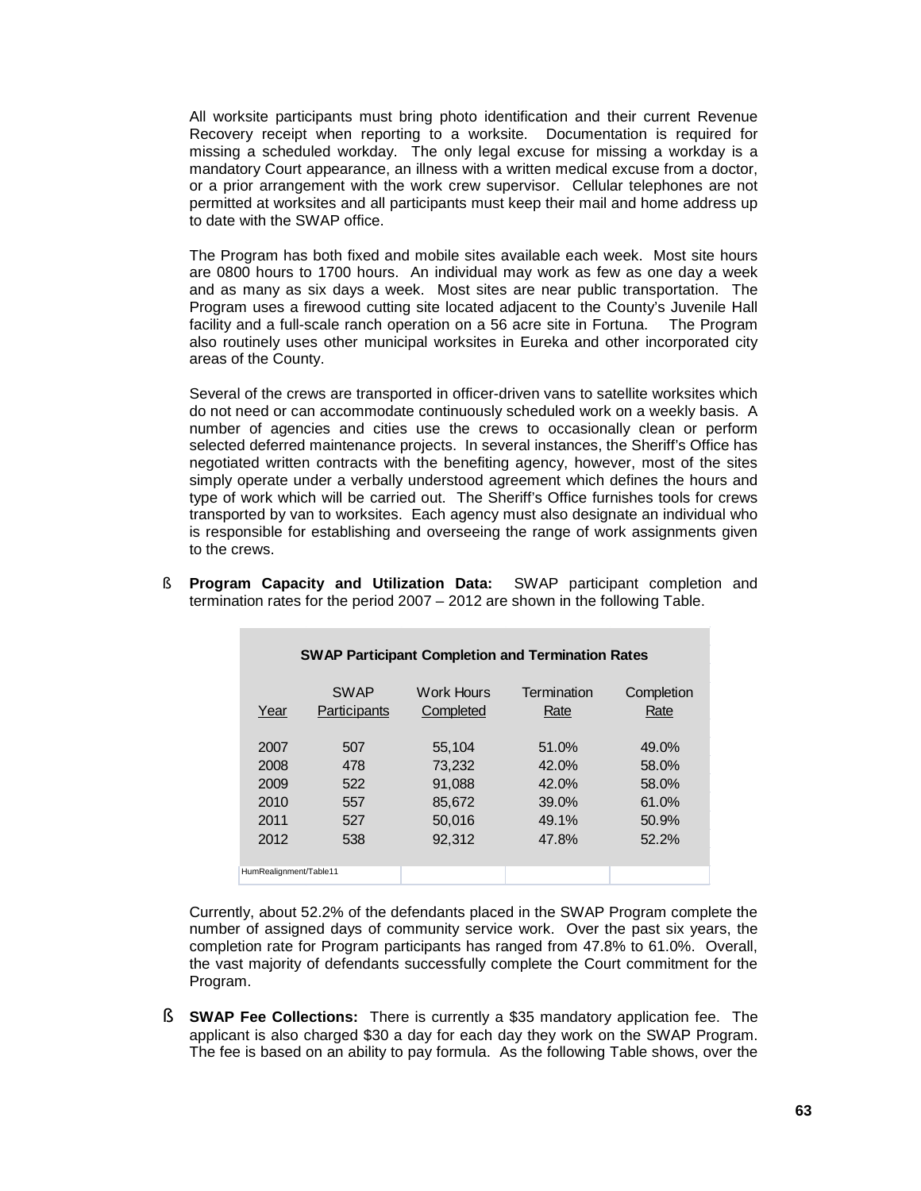All worksite participants must bring photo identification and their current Revenue Recovery receipt when reporting to a worksite. Documentation is required for missing a scheduled workday. The only legal excuse for missing a workday is a mandatory Court appearance, an illness with a written medical excuse from a doctor, or a prior arrangement with the work crew supervisor. Cellular telephones are not permitted at worksites and all participants must keep their mail and home address up to date with the SWAP office.

The Program has both fixed and mobile sites available each week. Most site hours are 0800 hours to 1700 hours. An individual may work as few as one day a week and as many as six days a week. Most sites are near public transportation. The Program uses a firewood cutting site located adjacent to the County's Juvenile Hall facility and a full-scale ranch operation on a 56 acre site in Fortuna. The Program also routinely uses other municipal worksites in Eureka and other incorporated city areas of the County.

Several of the crews are transported in officer-driven vans to satellite worksites which do not need or can accommodate continuously scheduled work on a weekly basis. A number of agencies and cities use the crews to occasionally clean or perform selected deferred maintenance projects. In several instances, the Sheriff's Office has negotiated written contracts with the benefiting agency, however, most of the sites simply operate under a verbally understood agreement which defines the hours and type of work which will be carried out. The Sheriff's Office furnishes tools for crews transported by van to worksites. Each agency must also designate an individual who is responsible for establishing and overseeing the range of work assignments given to the crews.

- **Program Capacity and Utilization Data:** SWAP participant completion and termination rates for the period 2007 – 2012 are shown in the following Table.

**SWAP Participant Completion and Termination Rates**

| Year | SWAP Participants | Work Hours Completed | Termination Rate | Completion Rate |
|---|---|---|---|---|
| 2007 | 507 | 55,104 | 51.0% | 49.0% |
| 2008 | 478 | 73,232 | 42.0% | 58.0% |
| 2009 | 522 | 91,088 | 42.0% | 58.0% |
| 2010 | 557 | 85,672 | 39.0% | 61.0% |
| 2011 | 527 | 50,016 | 49.1% | 50.9% |
| 2012 | 538 | 92,312 | 47.8% | 52.2% |

HumRealignment/Table11

Currently, about 52.2% of the defendants placed in the SWAP Program complete the number of assigned days of community service work. Over the past six years, the completion rate for Program participants has ranged from 47.8% to 61.0%. Overall, the vast majority of defendants successfully complete the Court commitment for the Program.

- **SWAP Fee Collections:** There is currently a $35 mandatory application fee. The applicant is also charged $30 a day for each day they work on the SWAP Program. The fee is based on an ability to pay formula. As the following Table shows, over the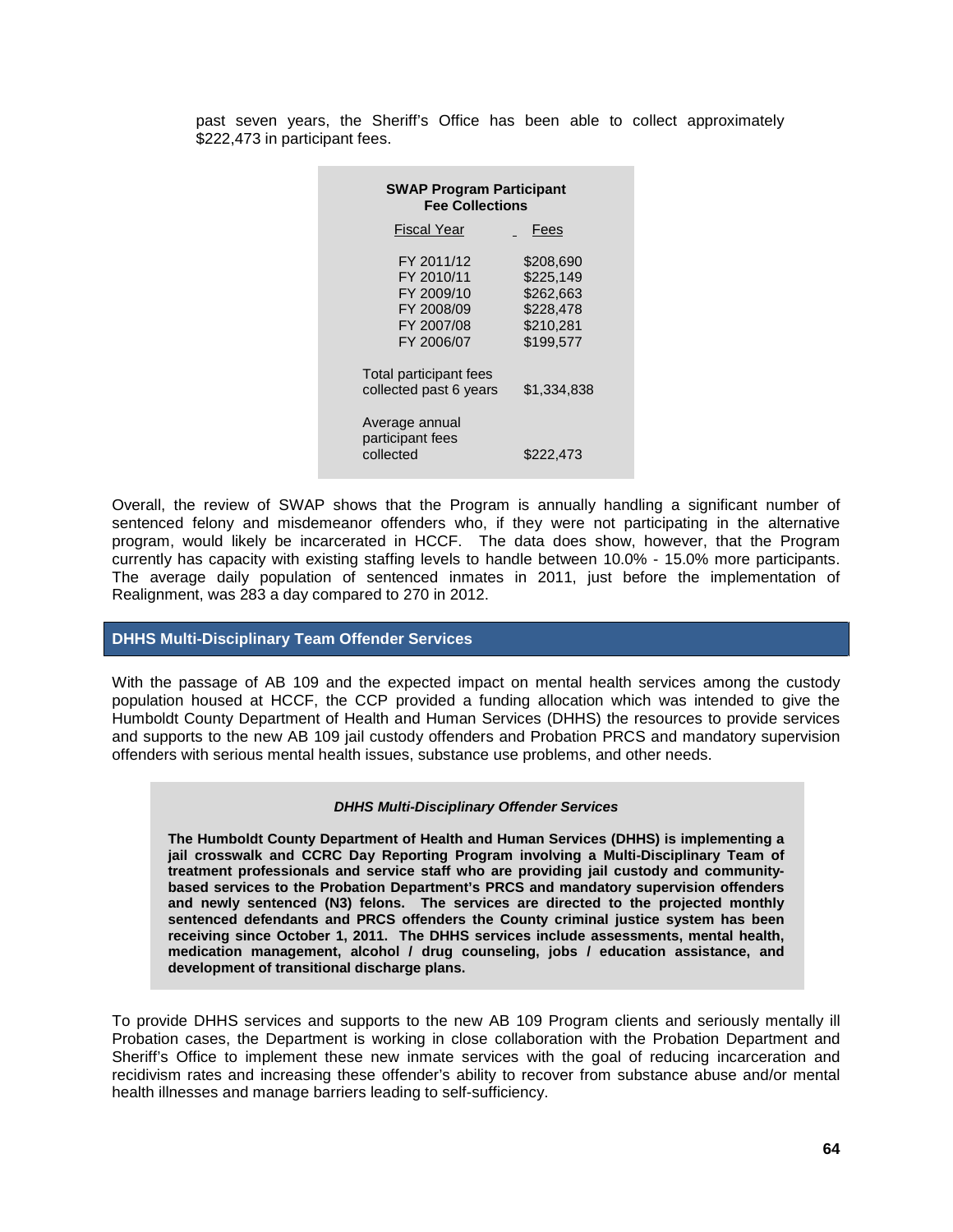past seven years, the Sheriff's Office has been able to collect approximately $222,473 in participant fees.

**SWAP Program Participant Fee Collections**

| Fiscal Year | Fees |
|---|---|
| FY 2011/12 | $208,690 |
| FY 2010/11 | $225,149 |
| FY 2009/10 | $262,663 |
| FY 2008/09 | $228,478 |
| FY 2007/08 | $210,281 |
| FY 2006/07 | $199,577 |
| Total participant fees collected past 6 years | $1,334,838 |
| Average annual participant fees collected | $222,473 |

Overall, the review of SWAP shows that the Program is annually handling a significant number of sentenced felony and misdemeanor offenders who, if they were not participating in the alternative program, would likely be incarcerated in HCCF. The data does show, however, that the Program currently has capacity with existing staffing levels to handle between 10.0% - 15.0% more participants. The average daily population of sentenced inmates in 2011, just before the implementation of Realignment, was 283 a day compared to 270 in 2012.

## DHHS Multi-Disciplinary Team Offender Services

With the passage of AB 109 and the expected impact on mental health services among the custody population housed at HCCF, the CCP provided a funding allocation which was intended to give the Humboldt County Department of Health and Human Services (DHHS) the resources to provide services and supports to the new AB 109 jail custody offenders and Probation PRCS and mandatory supervision offenders with serious mental health issues, substance use problems, and other needs.

***DHHS Multi-Disciplinary Offender Services***

**The Humboldt County Department of Health and Human Services (DHHS) is implementing a jail crosswalk and CCRC Day Reporting Program involving a Multi-Disciplinary Team of treatment professionals and service staff who are providing jail custody and community-based services to the Probation Department's PRCS and mandatory supervision offenders and newly sentenced (N3) felons. The services are directed to the projected monthly sentenced defendants and PRCS offenders the County criminal justice system has been receiving since October 1, 2011. The DHHS services include assessments, mental health, medication management, alcohol / drug counseling, jobs / education assistance, and development of transitional discharge plans.**

To provide DHHS services and supports to the new AB 109 Program clients and seriously mentally ill Probation cases, the Department is working in close collaboration with the Probation Department and Sheriff's Office to implement these new inmate services with the goal of reducing incarceration and recidivism rates and increasing these offender's ability to recover from substance abuse and/or mental health illnesses and manage barriers leading to self-sufficiency.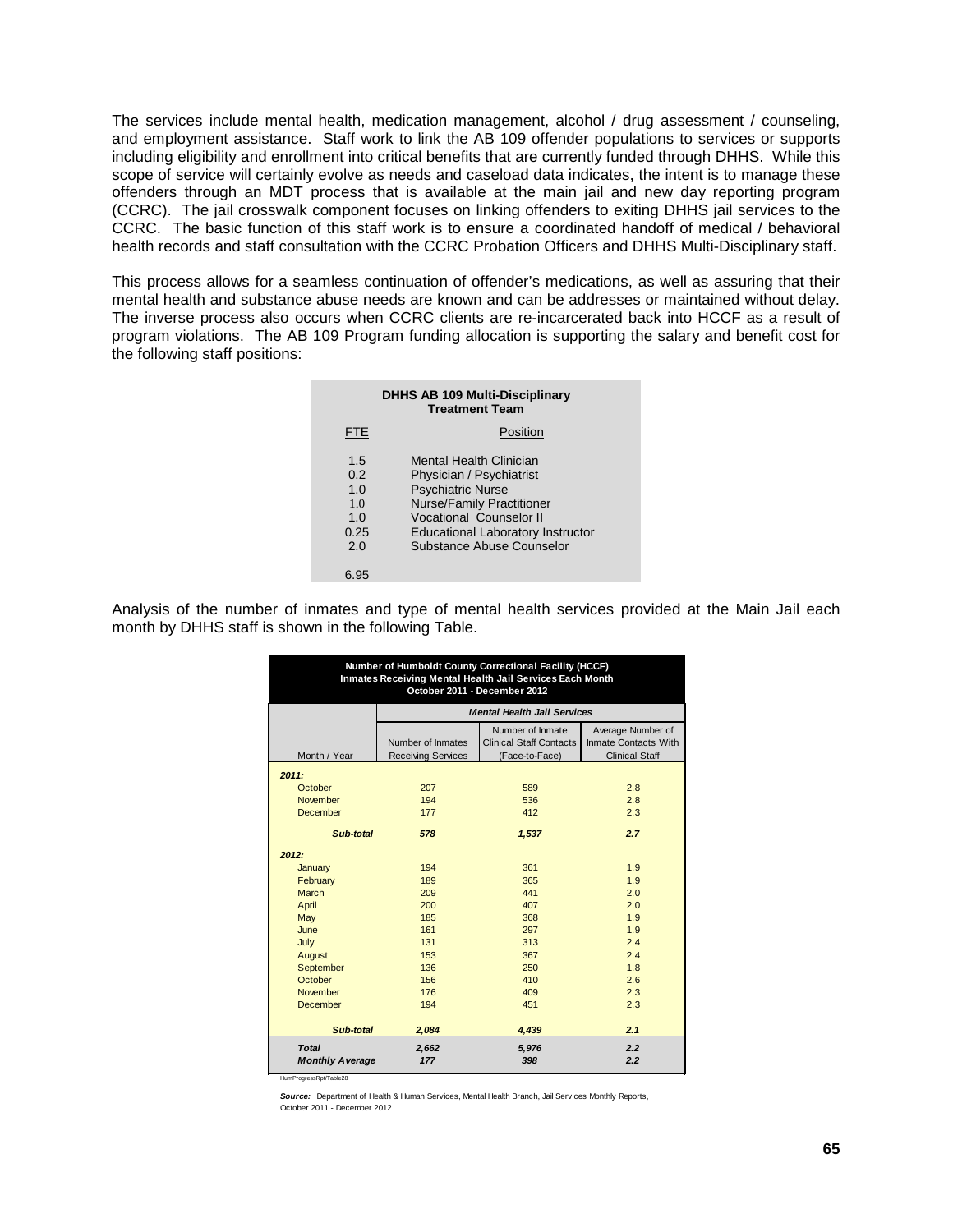The services include mental health, medication management, alcohol / drug assessment / counseling, and employment assistance. Staff work to link the AB 109 offender populations to services or supports including eligibility and enrollment into critical benefits that are currently funded through DHHS. While this scope of service will certainly evolve as needs and caseload data indicates, the intent is to manage these offenders through an MDT process that is available at the main jail and new day reporting program (CCRC). The jail crosswalk component focuses on linking offenders to exiting DHHS jail services to the CCRC. The basic function of this staff work is to ensure a coordinated handoff of medical / behavioral health records and staff consultation with the CCRC Probation Officers and DHHS Multi-Disciplinary staff.

This process allows for a seamless continuation of offender's medications, as well as assuring that their mental health and substance abuse needs are known and can be addresses or maintained without delay. The inverse process also occurs when CCRC clients are re-incarcerated back into HCCF as a result of program violations. The AB 109 Program funding allocation is supporting the salary and benefit cost for the following staff positions:

**DHHS AB 109 Multi-Disciplinary Treatment Team**

| FTE | Position |
|---|---|
| 1.5 | Mental Health Clinician |
| 0.2 | Physician / Psychiatrist |
| 1.0 | Psychiatric Nurse |
| 1.0 | Nurse/Family Practitioner |
| 1.0 | Vocational Counselor II |
| 0.25 | Educational Laboratory Instructor |
| 2.0 | Substance Abuse Counselor |
| 6.95 | |

Analysis of the number of inmates and type of mental health services provided at the Main Jail each month by DHHS staff is shown in the following Table.

**Number of Humboldt County Correctional Facility (HCCF) Inmates Receiving Mental Health Jail Services Each Month October 2011 - December 2012**

| | *Mental Health Jail Services* | | |
|---|---|---|---|
| Month / Year | Number of Inmates Receiving Services | Number of Inmate Clinical Staff Contacts (Face-to-Face) | Average Number of Inmate Contacts With Clinical Staff |
| ***2011:*** | | | |
| October | 207 | 589 | 2.8 |
| November | 194 | 536 | 2.8 |
| December | 177 | 412 | 2.3 |
| ***Sub-total*** | ***578*** | ***1,537*** | ***2.7*** |
| ***2012:*** | | | |
| January | 194 | 361 | 1.9 |
| February | 189 | 365 | 1.9 |
| March | 209 | 441 | 2.0 |
| April | 200 | 407 | 2.0 |
| May | 185 | 368 | 1.9 |
| June | 161 | 297 | 1.9 |
| July | 131 | 313 | 2.4 |
| August | 153 | 367 | 2.4 |
| September | 136 | 250 | 1.8 |
| October | 156 | 410 | 2.6 |
| November | 176 | 409 | 2.3 |
| December | 194 | 451 | 2.3 |
| ***Sub-total*** | ***2,084*** | ***4,439*** | ***2.1*** |
| ***Total*** | ***2,662*** | ***5,976*** | ***2.2*** |
| ***Monthly Average*** | ***177*** | ***398*** | ***2.2*** |

HumProgressRpt/Table28

***Source:*** Department of Health & Human Services, Mental Health Branch, Jail Services Monthly Reports, October 2011 - December 2012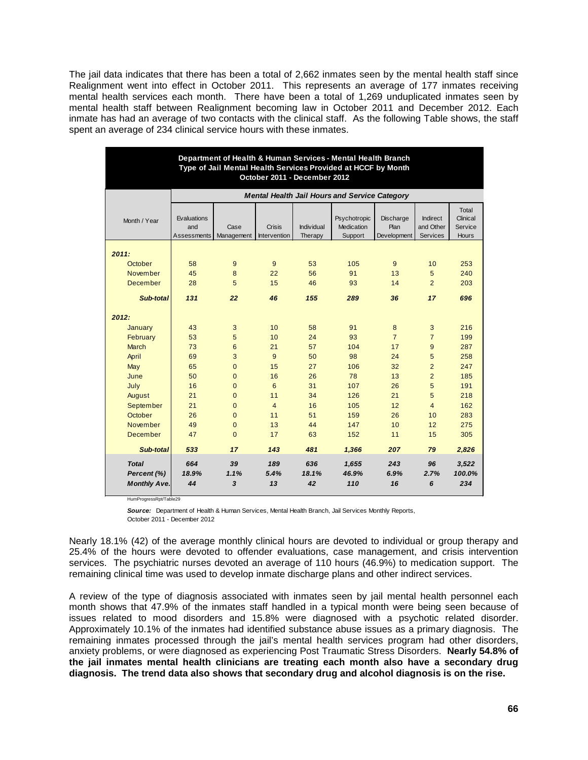The jail data indicates that there has been a total of 2,662 inmates seen by the mental health staff since Realignment went into effect in October 2011. This represents an average of 177 inmates receiving mental health services each month. There have been a total of 1,269 unduplicated inmates seen by mental health staff between Realignment becoming law in October 2011 and December 2012. Each inmate has had an average of two contacts with the clinical staff. As the following Table shows, the staff spent an average of 234 clinical service hours with these inmates.

**Department of Health & Human Services - Mental Health Branch**
**Type of Jail Mental Health Services Provided at HCCF by Month**
**October 2011 - December 2012**

| | *Mental Health Jail Hours and Service Category* | | | | | | | |
|---|---|---|---|---|---|---|---|---|
| Month / Year | Evaluations and Assessments | Case Management | Crisis Intervention | Individual Therapy | Psychotropic Medication Support | Discharge Plan Development | Indirect and Other Services | Total Clinical Service Hours |
| ***2011:*** | | | | | | | | |
| October | 58 | 9 | 9 | 53 | 105 | 9 | 10 | 253 |
| November | 45 | 8 | 22 | 56 | 91 | 13 | 5 | 240 |
| December | 28 | 5 | 15 | 46 | 93 | 14 | 2 | 203 |
| ***Sub-total*** | ***131*** | ***22*** | ***46*** | ***155*** | ***289*** | ***36*** | ***17*** | ***696*** |
| ***2012:*** | | | | | | | | |
| January | 43 | 3 | 10 | 58 | 91 | 8 | 3 | 216 |
| February | 53 | 5 | 10 | 24 | 93 | 7 | 7 | 199 |
| March | 73 | 6 | 21 | 57 | 104 | 17 | 9 | 287 |
| April | 69 | 3 | 9 | 50 | 98 | 24 | 5 | 258 |
| May | 65 | 0 | 15 | 27 | 106 | 32 | 2 | 247 |
| June | 50 | 0 | 16 | 26 | 78 | 13 | 2 | 185 |
| July | 16 | 0 | 6 | 31 | 107 | 26 | 5 | 191 |
| August | 21 | 0 | 11 | 34 | 126 | 21 | 5 | 218 |
| September | 21 | 0 | 4 | 16 | 105 | 12 | 4 | 162 |
| October | 26 | 0 | 11 | 51 | 159 | 26 | 10 | 283 |
| November | 49 | 0 | 13 | 44 | 147 | 10 | 12 | 275 |
| December | 47 | 0 | 17 | 63 | 152 | 11 | 15 | 305 |
| ***Sub-total*** | ***533*** | ***17*** | ***143*** | ***481*** | ***1,366*** | ***207*** | ***79*** | ***2,826*** |
| ***Total*** | ***664*** | ***39*** | ***189*** | ***636*** | ***1,655*** | ***243*** | ***96*** | ***3,522*** |
| ***Percent (%)*** | ***18.9%*** | ***1.1%*** | ***5.4%*** | ***18.1%*** | ***46.9%*** | ***6.9%*** | ***2.7%*** | ***100.0%*** |
| ***Monthly Ave.*** | ***44*** | ***3*** | ***13*** | ***42*** | ***110*** | ***16*** | ***6*** | ***234*** |

HumProgressRpt/Table29

***Source:*** Department of Health & Human Services, Mental Health Branch, Jail Services Monthly Reports, October 2011 - December 2012

Nearly 18.1% (42) of the average monthly clinical hours are devoted to individual or group therapy and 25.4% of the hours were devoted to offender evaluations, case management, and crisis intervention services. The psychiatric nurses devoted an average of 110 hours (46.9%) to medication support. The remaining clinical time was used to develop inmate discharge plans and other indirect services.

A review of the type of diagnosis associated with inmates seen by jail mental health personnel each month shows that 47.9% of the inmates staff handled in a typical month were being seen because of issues related to mood disorders and 15.8% were diagnosed with a psychotic related disorder. Approximately 10.1% of the inmates had identified substance abuse issues as a primary diagnosis. The remaining inmates processed through the jail's mental health services program had other disorders, anxiety problems, or were diagnosed as experiencing Post Traumatic Stress Disorders. **Nearly 54.8% of the jail inmates mental health clinicians are treating each month also have a secondary drug diagnosis. The trend data also shows that secondary drug and alcohol diagnosis is on the rise.**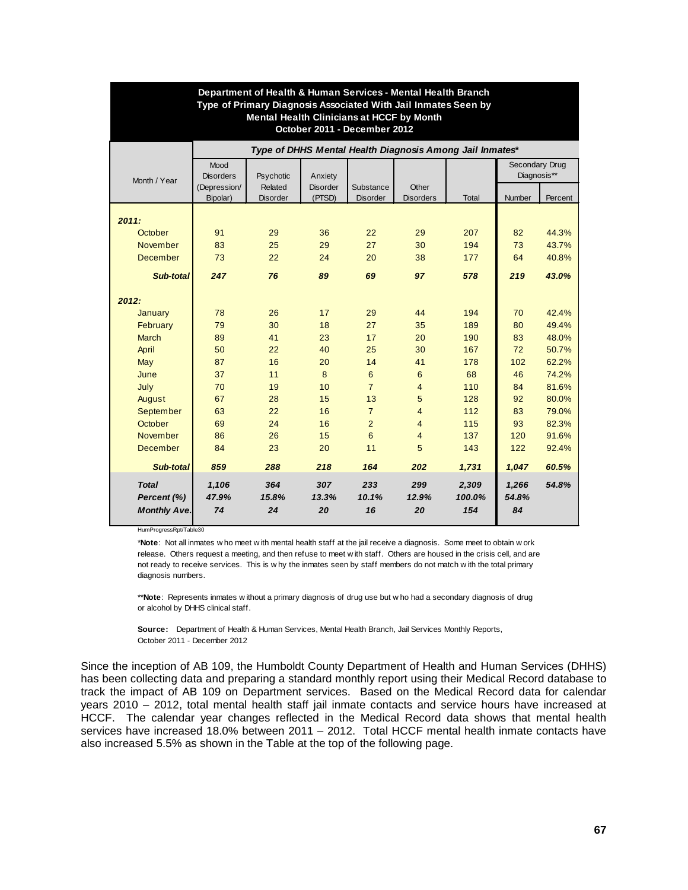| Department of Health & Human Services - Mental Health Branch<br>Type of Primary Diagnosis Associated With Jail Inmates Seen by<br>Mental Health Clinicians at HCCF by Month<br>October 2011 - December 2012 | | | | | | | | |
|---|---|---|---|---|---|---|---|---|
| | **Type of DHHS Mental Health Diagnosis Among Jail Inmates*** | | | | | | | |
| Month / Year | Mood Disorders (Depression/ Bipolar) | Psychotic Related Disorder | Anxiety Disorder (PTSD) | Substance Disorder | Other Disorders | Total | Secondary Drug Diagnosis** Number | Percent |
| ***2011:*** | | | | | | | | |
| October | 91 | 29 | 36 | 22 | 29 | 207 | 82 | 44.3% |
| November | 83 | 25 | 29 | 27 | 30 | 194 | 73 | 43.7% |
| December | 73 | 22 | 24 | 20 | 38 | 177 | 64 | 40.8% |
| ***Sub-total*** | ***247*** | ***76*** | ***89*** | ***69*** | ***97*** | ***578*** | ***219*** | ***43.0%*** |
| ***2012:*** | | | | | | | | |
| January | 78 | 26 | 17 | 29 | 44 | 194 | 70 | 42.4% |
| February | 79 | 30 | 18 | 27 | 35 | 189 | 80 | 49.4% |
| March | 89 | 41 | 23 | 17 | 20 | 190 | 83 | 48.0% |
| April | 50 | 22 | 40 | 25 | 30 | 167 | 72 | 50.7% |
| May | 87 | 16 | 20 | 14 | 41 | 178 | 102 | 62.2% |
| June | 37 | 11 | 8 | 6 | 6 | 68 | 46 | 74.2% |
| July | 70 | 19 | 10 | 7 | 4 | 110 | 84 | 81.6% |
| August | 67 | 28 | 15 | 13 | 5 | 128 | 92 | 80.0% |
| September | 63 | 22 | 16 | 7 | 4 | 112 | 83 | 79.0% |
| October | 69 | 24 | 16 | 2 | 4 | 115 | 93 | 82.3% |
| November | 86 | 26 | 15 | 6 | 4 | 137 | 120 | 91.6% |
| December | 84 | 23 | 20 | 11 | 5 | 143 | 122 | 92.4% |
| ***Sub-total*** | ***859*** | ***288*** | ***218*** | ***164*** | ***202*** | ***1,731*** | ***1,047*** | ***60.5%*** |
| ***Total*** | ***1,106*** | ***364*** | ***307*** | ***233*** | ***299*** | ***2,309*** | ***1,266*** | ***54.8%*** |
| ***Percent (%)*** | ***47.9%*** | ***15.8%*** | ***13.3%*** | ***10.1%*** | ***12.9%*** | ***100.0%*** | ***54.8%*** | |
| ***Monthly Ave.*** | ***74*** | ***24*** | ***20*** | ***16*** | ***20*** | ***154*** | ***84*** | |

HumProgressRpt/Table30

*__Note__: Not all inmates who meet with mental health staff at the jail receive a diagnosis. Some meet to obtain work release. Others request a meeting, and then refuse to meet with staff. Others are housed in the crisis cell, and are not ready to receive services. This is why the inmates seen by staff members do not match with the total primary diagnosis numbers.

**__Note__: Represents inmates without a primary diagnosis of drug use but who had a secondary diagnosis of drug or alcohol by DHHS clinical staff.

**Source:** Department of Health & Human Services, Mental Health Branch, Jail Services Monthly Reports, October 2011 - December 2012

Since the inception of AB 109, the Humboldt County Department of Health and Human Services (DHHS) has been collecting data and preparing a standard monthly report using their Medical Record database to track the impact of AB 109 on Department services. Based on the Medical Record data for calendar years 2010 – 2012, total mental health staff jail inmate contacts and service hours have increased at HCCF. The calendar year changes reflected in the Medical Record data shows that mental health services have increased 18.0% between 2011 – 2012. Total HCCF mental health inmate contacts have also increased 5.5% as shown in the Table at the top of the following page.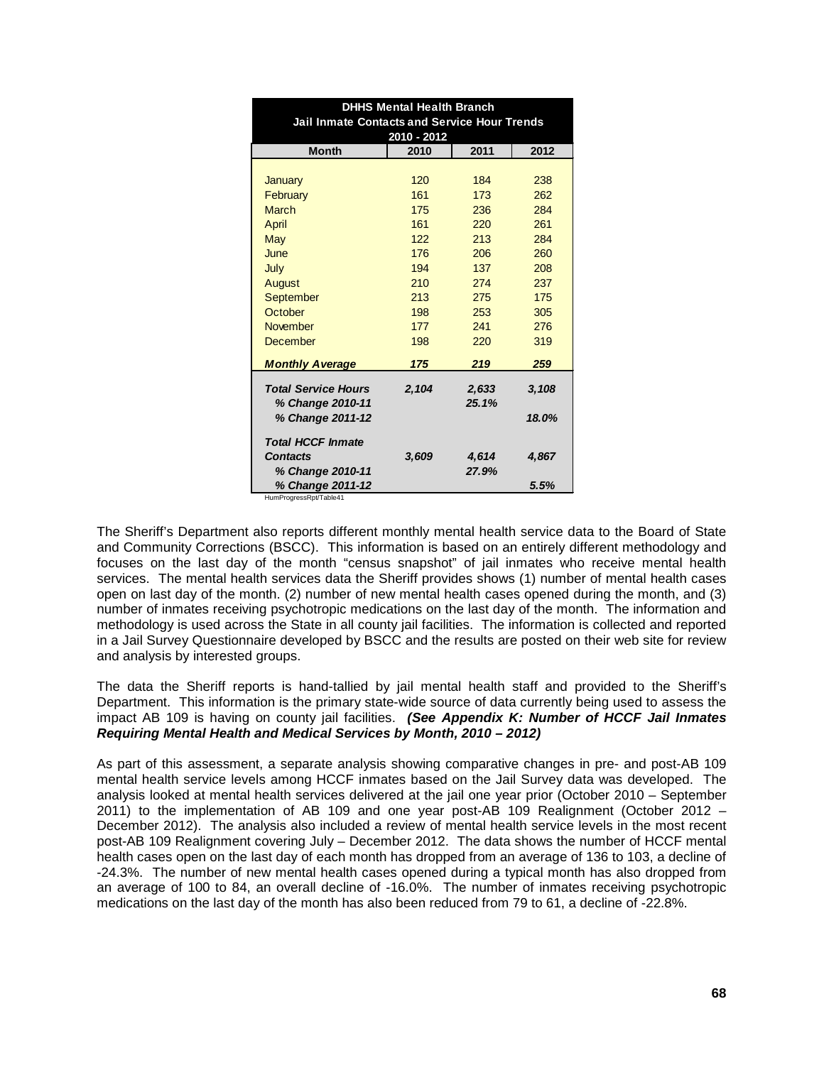| DHHS Mental Health Branch<br>Jail Inmate Contacts and Service Hour Trends<br>2010 - 2012 | | | |
|---|---|---|---|
| **Month** | **2010** | **2011** | **2012** |
| January | 120 | 184 | 238 |
| February | 161 | 173 | 262 |
| March | 175 | 236 | 284 |
| April | 161 | 220 | 261 |
| May | 122 | 213 | 284 |
| June | 176 | 206 | 260 |
| July | 194 | 137 | 208 |
| August | 210 | 274 | 237 |
| September | 213 | 275 | 175 |
| October | 198 | 253 | 305 |
| November | 177 | 241 | 276 |
| December | 198 | 220 | 319 |
| ***Monthly Average*** | ***175*** | ***219*** | ***259*** |
| ***Total Service Hours*** | ***2,104*** | ***2,633*** | ***3,108*** |
| ***% Change 2010-11*** | | ***25.1%*** | |
| ***% Change 2011-12*** | | | ***18.0%*** |
| ***Total HCCF Inmate Contacts*** | ***3,609*** | ***4,614*** | ***4,867*** |
| ***% Change 2010-11*** | | ***27.9%*** | |
| ***% Change 2011-12*** | | | ***5.5%*** |

HumProgressRpt/Table41

The Sheriff's Department also reports different monthly mental health service data to the Board of State and Community Corrections (BSCC). This information is based on an entirely different methodology and focuses on the last day of the month "census snapshot" of jail inmates who receive mental health services. The mental health services data the Sheriff provides shows (1) number of mental health cases open on last day of the month. (2) number of new mental health cases opened during the month, and (3) number of inmates receiving psychotropic medications on the last day of the month. The information and methodology is used across the State in all county jail facilities. The information is collected and reported in a Jail Survey Questionnaire developed by BSCC and the results are posted on their web site for review and analysis by interested groups.

The data the Sheriff reports is hand-tallied by jail mental health staff and provided to the Sheriff's Department. This information is the primary state-wide source of data currently being used to assess the impact AB 109 is having on county jail facilities. ***(See Appendix K: Number of HCCF Jail Inmates Requiring Mental Health and Medical Services by Month, 2010 – 2012)***

As part of this assessment, a separate analysis showing comparative changes in pre- and post-AB 109 mental health service levels among HCCF inmates based on the Jail Survey data was developed. The analysis looked at mental health services delivered at the jail one year prior (October 2010 – September 2011) to the implementation of AB 109 and one year post-AB 109 Realignment (October 2012 – December 2012). The analysis also included a review of mental health service levels in the most recent post-AB 109 Realignment covering July – December 2012. The data shows the number of HCCF mental health cases open on the last day of each month has dropped from an average of 136 to 103, a decline of -24.3%. The number of new mental health cases opened during a typical month has also dropped from an average of 100 to 84, an overall decline of -16.0%. The number of inmates receiving psychotropic medications on the last day of the month has also been reduced from 79 to 61, a decline of -22.8%.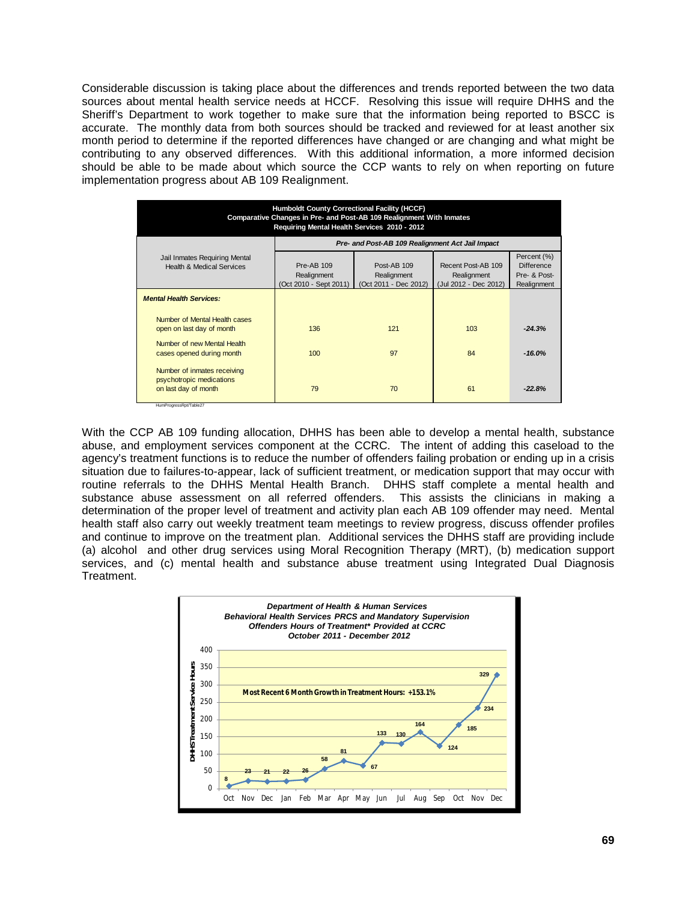Considerable discussion is taking place about the differences and trends reported between the two data sources about mental health service needs at HCCF. Resolving this issue will require DHHS and the Sheriff's Department to work together to make sure that the information being reported to BSCC is accurate. The monthly data from both sources should be tracked and reviewed for at least another six month period to determine if the reported differences have changed or are changing and what might be contributing to any observed differences. With this additional information, a more informed decision should be able to be made about which source the CCP wants to rely on when reporting on future implementation progress about AB 109 Realignment.

**Humboldt County Correctional Facility (HCCF)**
**Comparative Changes in Pre- and Post-AB 109 Realignment With Inmates Requiring Mental Health Services 2010 - 2012**

| Jail Inmates Requiring Mental Health & Medical Services | *Pre- and Post-AB 109 Realignment Act Jail Impact* | | | |
|---|---|---|---|---|
| | Pre-AB 109 Realignment (Oct 2010 - Sept 2011) | Post-AB 109 Realignment (Oct 2011 - Dec 2012) | Recent Post-AB 109 Realignment (Jul 2012 - Dec 2012) | Percent (%) Difference Pre- & Post-Realignment |
| ***Mental Health Services:*** | | | | |
| Number of Mental Health cases open on last day of month | 136 | 121 | 103 | *-24.3%* |
| Number of new Mental Health cases opened during month | 100 | 97 | 84 | *-16.0%* |
| Number of inmates receiving psychotropic medications on last day of month | 79 | 70 | 61 | *-22.8%* |

HumProgressRpt/Table27

With the CCP AB 109 funding allocation, DHHS has been able to develop a mental health, substance abuse, and employment services component at the CCRC. The intent of adding this caseload to the agency's treatment functions is to reduce the number of offenders failing probation or ending up in a crisis situation due to failures-to-appear, lack of sufficient treatment, or medication support that may occur with routine referrals to the DHHS Mental Health Branch. DHHS staff complete a mental health and substance abuse assessment on all referred offenders. This assists the clinicians in making a determination of the proper level of treatment and activity plan each AB 109 offender may need. Mental health staff also carry out weekly treatment team meetings to review progress, discuss offender profiles and continue to improve on the treatment plan. Additional services the DHHS staff are providing include (a) alcohol and other drug services using Moral Recognition Therapy (MRT), (b) medication support services, and (c) mental health and substance abuse treatment using Integrated Dual Diagnosis Treatment.

***Department of Health & Human Services***
***Behavioral Health Services PRCS and Mandatory Supervision Offenders Hours of Treatment\* Provided at CCRC***
***October 2011 - December 2012***

**Most Recent 6 Month Growth in Treatment Hours: +153.1%**

| Month | DHHS Treatment Service Hours |
|---|---|
| Oct | 8 |
| Nov | 23 |
| Dec | 21 |
| Jan | 22 |
| Feb | 26 |
| Mar | 58 |
| Apr | 81 |
| May | 67 |
| Jun | 133 |
| Jul | 130 |
| Aug | 164 |
| Sep | 124 |
| Oct | 185 |
| Nov | 234 |
| Dec | 329 |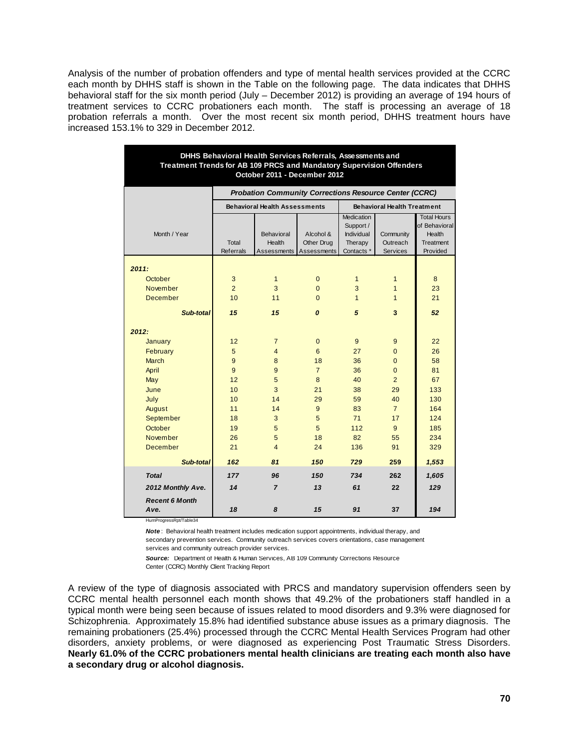Analysis of the number of probation offenders and type of mental health services provided at the CCRC each month by DHHS staff is shown in the Table on the following page. The data indicates that DHHS behavioral staff for the six month period (July – December 2012) is providing an average of 194 hours of treatment services to CCRC probationers each month. The staff is processing an average of 18 probation referrals a month. Over the most recent six month period, DHHS treatment hours have increased 153.1% to 329 in December 2012.

**DHHS Behavioral Health Services Referrals, Assessments and Treatment Trends for AB 109 PRCS and Mandatory Supervision Offenders October 2011 - December 2012**

| | Probation Community Corrections Resource Center (CCRC) | | | | | |
|---|---|---|---|---|---|---|
| | Behavioral Health Assessments | | | Behavioral Health Treatment | | |
| Month / Year | Total Referrals | Behavioral Health Assessments | Alcohol & Other Drug Assessments | Medication Support / Individual Therapy Contacts * | Community Outreach Services | Total Hours of Behavioral Health Treatment Provided |
| ***2011:*** | | | | | | |
| October | 3 | 1 | 0 | 1 | 1 | 8 |
| November | 2 | 3 | 0 | 3 | 1 | 23 |
| December | 10 | 11 | 0 | 1 | 1 | 21 |
| ***Sub-total*** | ***15*** | ***15*** | ***0*** | ***5*** | **3** | ***52*** |
| ***2012:*** | | | | | | |
| January | 12 | 7 | 0 | 9 | 9 | 22 |
| February | 5 | 4 | 6 | 27 | 0 | 26 |
| March | 9 | 8 | 18 | 36 | 0 | 58 |
| April | 9 | 9 | 7 | 36 | 0 | 81 |
| May | 12 | 5 | 8 | 40 | 2 | 67 |
| June | 10 | 3 | 21 | 38 | 29 | 133 |
| July | 10 | 14 | 29 | 59 | 40 | 130 |
| August | 11 | 14 | 9 | 83 | 7 | 164 |
| September | 18 | 3 | 5 | 71 | 17 | 124 |
| October | 19 | 5 | 5 | 112 | 9 | 185 |
| November | 26 | 5 | 18 | 82 | 55 | 234 |
| December | 21 | 4 | 24 | 136 | 91 | 329 |
| ***Sub-total*** | ***162*** | ***81*** | ***150*** | ***729*** | **259** | ***1,553*** |
| ***Total*** | ***177*** | ***96*** | ***150*** | ***734*** | **262** | ***1,605*** |
| ***2012 Monthly Ave.*** | ***14*** | ***7*** | ***13*** | ***61*** | **22** | ***129*** |
| ***Recent 6 Month Ave.*** | ***18*** | ***8*** | ***15*** | ***91*** | **37** | ***194*** |

HumProgressRpt/Table34

***Note***: Behavioral health treatment includes medication support appointments, individual therapy, and secondary prevention services. Community outreach services covers orientations, case management services and community outreach provider services.

***Source:*** Department of Health & Human Services, AB 109 Community Corrections Resource Center (CCRC) Monthly Client Tracking Report

A review of the type of diagnosis associated with PRCS and mandatory supervision offenders seen by CCRC mental health personnel each month shows that 49.2% of the probationers staff handled in a typical month were being seen because of issues related to mood disorders and 9.3% were diagnosed for Schizophrenia. Approximately 15.8% had identified substance abuse issues as a primary diagnosis. The remaining probationers (25.4%) processed through the CCRC Mental Health Services Program had other disorders, anxiety problems, or were diagnosed as experiencing Post Traumatic Stress Disorders. **Nearly 61.0% of the CCRC probationers mental health clinicians are treating each month also have a secondary drug or alcohol diagnosis.**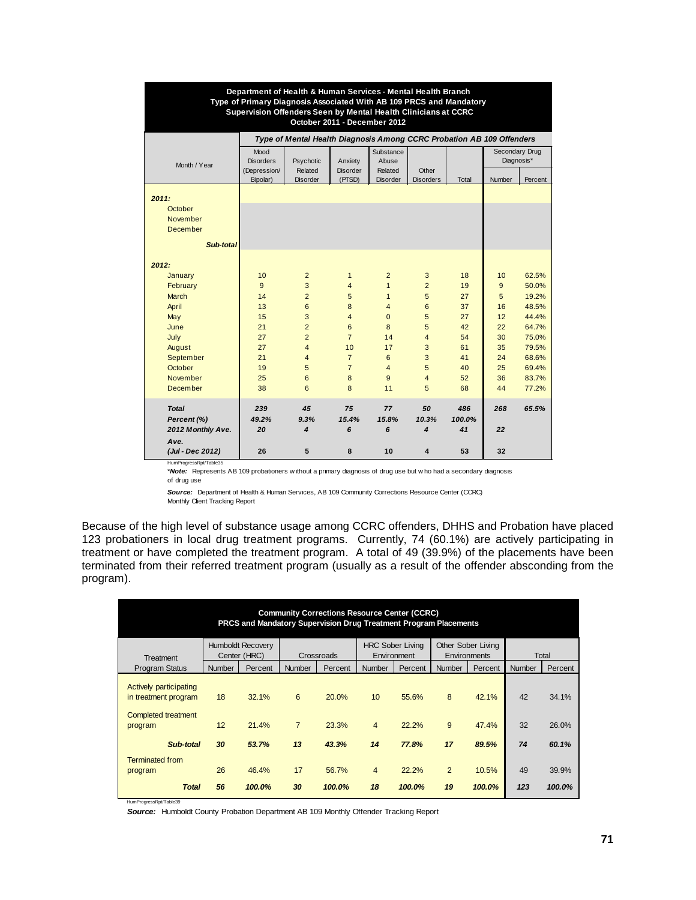**Department of Health & Human Services - Mental Health Branch**
**Type of Primary Diagnosis Associated With AB 109 PRCS and Mandatory Supervision Offenders Seen by Mental Health Clinicians at CCRC**
**October 2011 - December 2012**

| Month / Year | *Type of Mental Health Diagnosis Among CCRC Probation AB 109 Offenders* | | | | | | Secondary Drug Diagnosis* | |
|---|---|---|---|---|---|---|---|---|
| | Mood Disorders (Depression/ Bipolar) | Psychotic Related Disorder | Anxiety Disorder (PTSD) | Substance Abuse Related Disorder | Other Disorders | Total | Number | Percent |
| ***2011:*** | | | | | | | | |
| October | | | | | | | | |
| November | | | | | | | | |
| December | | | | | | | | |
| ***Sub-total*** | | | | | | | | |
| ***2012:*** | | | | | | | | |
| January | 10 | 2 | 1 | 2 | 3 | 18 | 10 | 62.5% |
| February | 9 | 3 | 4 | 1 | 2 | 19 | 9 | 50.0% |
| March | 14 | 2 | 5 | 1 | 5 | 27 | 5 | 19.2% |
| April | 13 | 6 | 8 | 4 | 6 | 37 | 16 | 48.5% |
| May | 15 | 3 | 4 | 0 | 5 | 27 | 12 | 44.4% |
| June | 21 | 2 | 6 | 8 | 5 | 42 | 22 | 64.7% |
| July | 27 | 2 | 7 | 14 | 4 | 54 | 30 | 75.0% |
| August | 27 | 4 | 10 | 17 | 3 | 61 | 35 | 79.5% |
| September | 21 | 4 | 7 | 6 | 3 | 41 | 24 | 68.6% |
| October | 19 | 5 | 7 | 4 | 5 | 40 | 25 | 69.4% |
| November | 25 | 6 | 8 | 9 | 4 | 52 | 36 | 83.7% |
| December | 38 | 6 | 8 | 11 | 5 | 68 | 44 | 77.2% |
| ***Total*** | ***239*** | ***45*** | ***75*** | ***77*** | ***50*** | ***486*** | ***268*** | ***65.5%*** |
| ***Percent (%)*** | ***49.2%*** | ***9.3%*** | ***15.4%*** | ***15.8%*** | ***10.3%*** | ***100.0%*** | | |
| ***2012 Monthly Ave.*** | ***20*** | ***4*** | ***6*** | ***6*** | ***4*** | ***41*** | ***22*** | |
| ***Ave. (Jul - Dec 2012)*** | **26** | **5** | **8** | **10** | **4** | **53** | **32** | |

HumProgressRpt/Table35

****Note:*** Represents AB 109 probationers without a primary diagnosis of drug use but who had a secondary diagnosis of drug use

***Source:*** Department of Health & Human Services, AB 109 Community Corrections Resource Center (CCRC) Monthly Client Tracking Report

Because of the high level of substance usage among CCRC offenders, DHHS and Probation have placed 123 probationers in local drug treatment programs. Currently, 74 (60.1%) are actively participating in treatment or have completed the treatment program. A total of 49 (39.9%) of the placements have been terminated from their referred treatment program (usually as a result of the offender absconding from the program).

**Community Corrections Resource Center (CCRC)**
**PRCS and Mandatory Supervision Drug Treatment Program Placements**

| Treatment Program Status | Humboldt Recovery Center (HRC) | | Crossroads | | HRC Sober Living Environment | | Other Sober Living Environments | | Total | |
|---|---|---|---|---|---|---|---|---|---|---|
| | Number | Percent | Number | Percent | Number | Percent | Number | Percent | Number | Percent |
| Actively participating in treatment program | 18 | 32.1% | 6 | 20.0% | 10 | 55.6% | 8 | 42.1% | 42 | 34.1% |
| Completed treatment program | 12 | 21.4% | 7 | 23.3% | 4 | 22.2% | 9 | 47.4% | 32 | 26.0% |
| ***Sub-total*** | ***30*** | ***53.7%*** | ***13*** | ***43.3%*** | ***14*** | ***77.8%*** | ***17*** | ***89.5%*** | ***74*** | ***60.1%*** |
| Terminated from program | 26 | 46.4% | 17 | 56.7% | 4 | 22.2% | 2 | 10.5% | 49 | 39.9% |
| ***Total*** | ***56*** | ***100.0%*** | ***30*** | ***100.0%*** | ***18*** | ***100.0%*** | ***19*** | ***100.0%*** | ***123*** | ***100.0%*** |

HumProgressRpt/Table39

***Source:*** Humboldt County Probation Department AB 109 Monthly Offender Tracking Report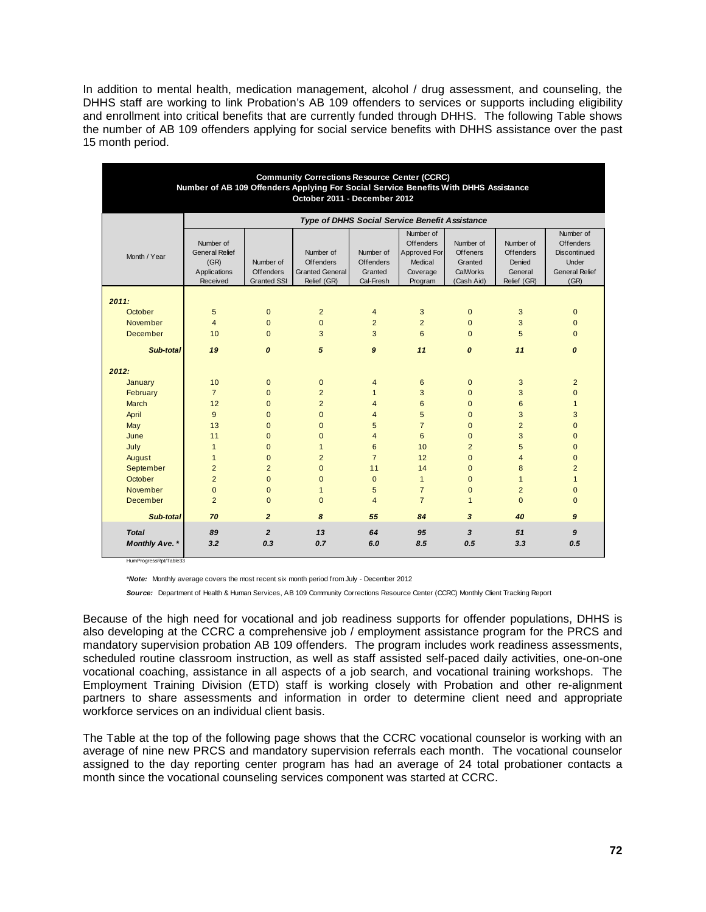In addition to mental health, medication management, alcohol / drug assessment, and counseling, the DHHS staff are working to link Probation's AB 109 offenders to services or supports including eligibility and enrollment into critical benefits that are currently funded through DHHS. The following Table shows the number of AB 109 offenders applying for social service benefits with DHHS assistance over the past 15 month period.

**Community Corrections Resource Center (CCRC)**
**Number of AB 109 Offenders Applying For Social Service Benefits With DHHS Assistance**
**October 2011 - December 2012**

| Month / Year | *Type of DHHS Social Service Benefit Assistance* | | | | | | | |
|---|---|---|---|---|---|---|---|---|
| | Number of General Relief (GR) Applications Received | Number of Offenders Granted SSI | Number of Offenders Granted General Relief (GR) | Number of Offenders Granted Cal-Fresh | Number of Offenders Approved For Medical Coverage Program | Number of Offeners Granted CalWorks (Cash Aid) | Number of Offenders Denied General Relief (GR) | Number of Offenders Discontinued Under General Relief (GR) |
| ***2011:*** | | | | | | | | |
| October | 5 | 0 | 2 | 4 | 3 | 0 | 3 | 0 |
| November | 4 | 0 | 0 | 2 | 2 | 0 | 3 | 0 |
| December | 10 | 0 | 3 | 3 | 6 | 0 | 5 | 0 |
| ***Sub-total*** | ***19*** | ***0*** | ***5*** | ***9*** | ***11*** | ***0*** | ***11*** | ***0*** |
| ***2012:*** | | | | | | | | |
| January | 10 | 0 | 0 | 4 | 6 | 0 | 3 | 2 |
| February | 7 | 0 | 2 | 1 | 3 | 0 | 3 | 0 |
| March | 12 | 0 | 2 | 4 | 6 | 0 | 6 | 1 |
| April | 9 | 0 | 0 | 4 | 5 | 0 | 3 | 3 |
| May | 13 | 0 | 0 | 5 | 7 | 0 | 2 | 0 |
| June | 11 | 0 | 0 | 4 | 6 | 0 | 3 | 0 |
| July | 1 | 0 | 1 | 6 | 10 | 2 | 5 | 0 |
| August | 1 | 0 | 2 | 7 | 12 | 0 | 4 | 0 |
| September | 2 | 2 | 0 | 11 | 14 | 0 | 8 | 2 |
| October | 2 | 0 | 0 | 0 | 1 | 0 | 1 | 1 |
| November | 0 | 0 | 1 | 5 | 7 | 0 | 2 | 0 |
| December | 2 | 0 | 0 | 4 | 7 | 1 | 0 | 0 |
| ***Sub-total*** | ***70*** | ***2*** | ***8*** | ***55*** | ***84*** | ***3*** | ***40*** | ***9*** |
| ***Total*** | ***89*** | ***2*** | ***13*** | ***64*** | ***95*** | ***3*** | ***51*** | ***9*** |
| ***Monthly Ave. **** | ***3.2*** | ***0.3*** | ***0.7*** | ***6.0*** | ***8.5*** | ***0.5*** | ***3.3*** | ***0.5*** |

HumProgressRpt/Table33

*****Note:*** Monthly average covers the most recent six month period from July - December 2012

***Source:*** Department of Health & Human Services, AB 109 Community Corrections Resource Center (CCRC) Monthly Client Tracking Report

Because of the high need for vocational and job readiness supports for offender populations, DHHS is also developing at the CCRC a comprehensive job / employment assistance program for the PRCS and mandatory supervision probation AB 109 offenders. The program includes work readiness assessments, scheduled routine classroom instruction, as well as staff assisted self-paced daily activities, one-on-one vocational coaching, assistance in all aspects of a job search, and vocational training workshops. The Employment Training Division (ETD) staff is working closely with Probation and other re-alignment partners to share assessments and information in order to determine client need and appropriate workforce services on an individual client basis.

The Table at the top of the following page shows that the CCRC vocational counselor is working with an average of nine new PRCS and mandatory supervision referrals each month. The vocational counselor assigned to the day reporting center program has had an average of 24 total probationer contacts a month since the vocational counseling services component was started at CCRC.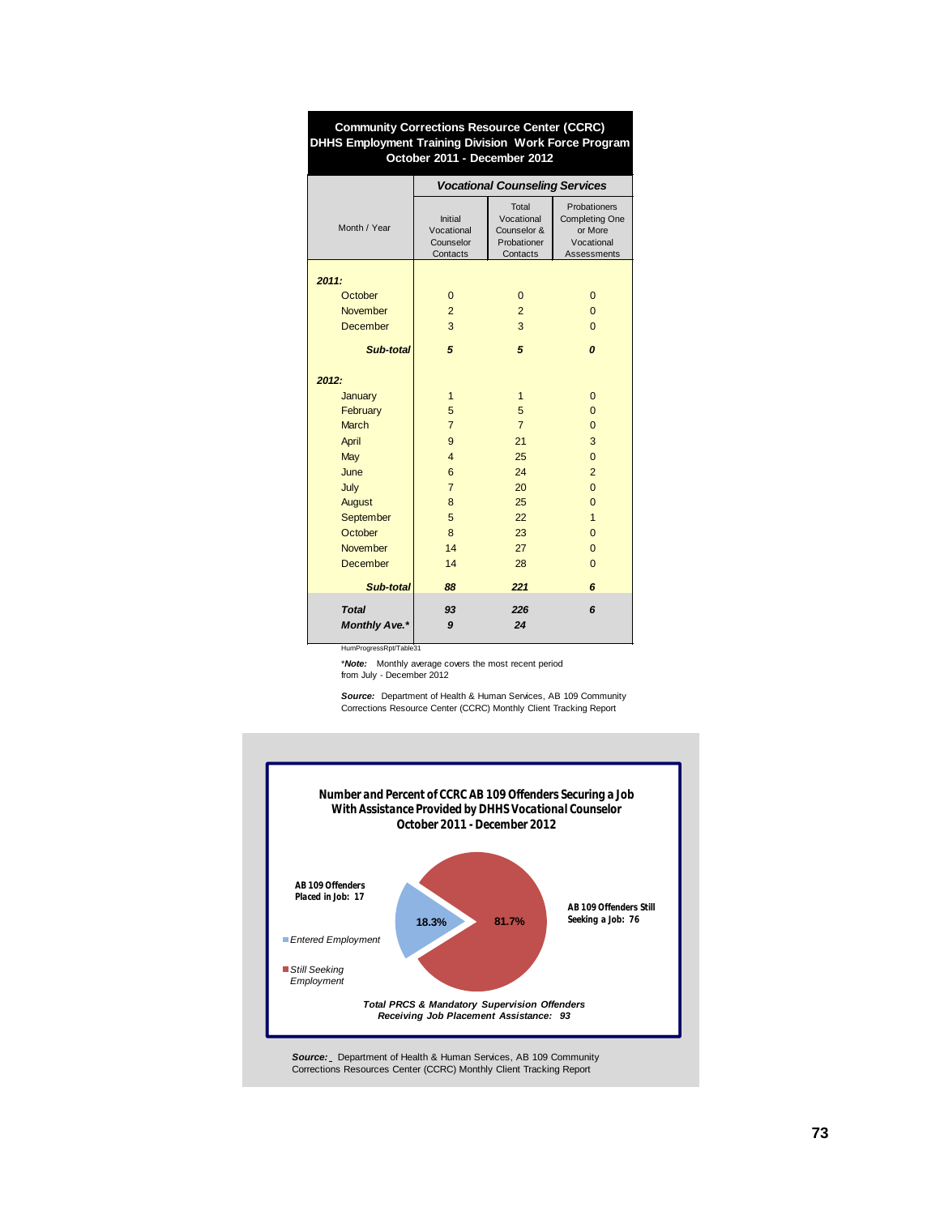**Community Corrections Resource Center (CCRC)**
**DHHS Employment Training Division Work Force Program**
**October 2011 - December 2012**

| Month / Year | *Vocational Counseling Services* | | |
|---|---|---|---|
| | Initial Vocational Counselor Contacts | Total Vocational Counselor & Probationer Contacts | Probationers Completing One or More Vocational Assessments |
| ***2011:*** | | | |
| October | 0 | 0 | 0 |
| November | 2 | 2 | 0 |
| December | 3 | 3 | 0 |
| ***Sub-total*** | ***5*** | ***5*** | ***0*** |
| ***2012:*** | | | |
| January | 1 | 1 | 0 |
| February | 5 | 5 | 0 |
| March | 7 | 7 | 0 |
| April | 9 | 21 | 3 |
| May | 4 | 25 | 0 |
| June | 6 | 24 | 2 |
| July | 7 | 20 | 0 |
| August | 8 | 25 | 0 |
| September | 5 | 22 | 1 |
| October | 8 | 23 | 0 |
| November | 14 | 27 | 0 |
| December | 14 | 28 | 0 |
| ***Sub-total*** | ***88*** | ***221*** | ***6*** |
| ***Total*** | ***93*** | ***226*** | ***6*** |
| ***Monthly Ave.**** | ***9*** | ***24*** | |

HumProgressRpt/Table31

**Note:* Monthly average covers the most recent period from July - December 2012

***Source:*** Department of Health & Human Services, AB 109 Community Corrections Resource Center (CCRC) Monthly Client Tracking Report

**Number and Percent of CCRC AB 109 Offenders Securing a Job With Assistance Provided by DHHS Vocational Counselor**
**October 2011 - December 2012**

**AB 109 Offenders Placed in Job: 17**

18.3%

81.7%

**AB 109 Offenders Still Seeking a Job: 76**

*Entered Employment*

*Still Seeking Employment*

***Total PRCS & Mandatory Supervision Offenders Receiving Job Placement Assistance: 93***

***Source:*** Department of Health & Human Services, AB 109 Community Corrections Resources Center (CCRC) Monthly Client Tracking Report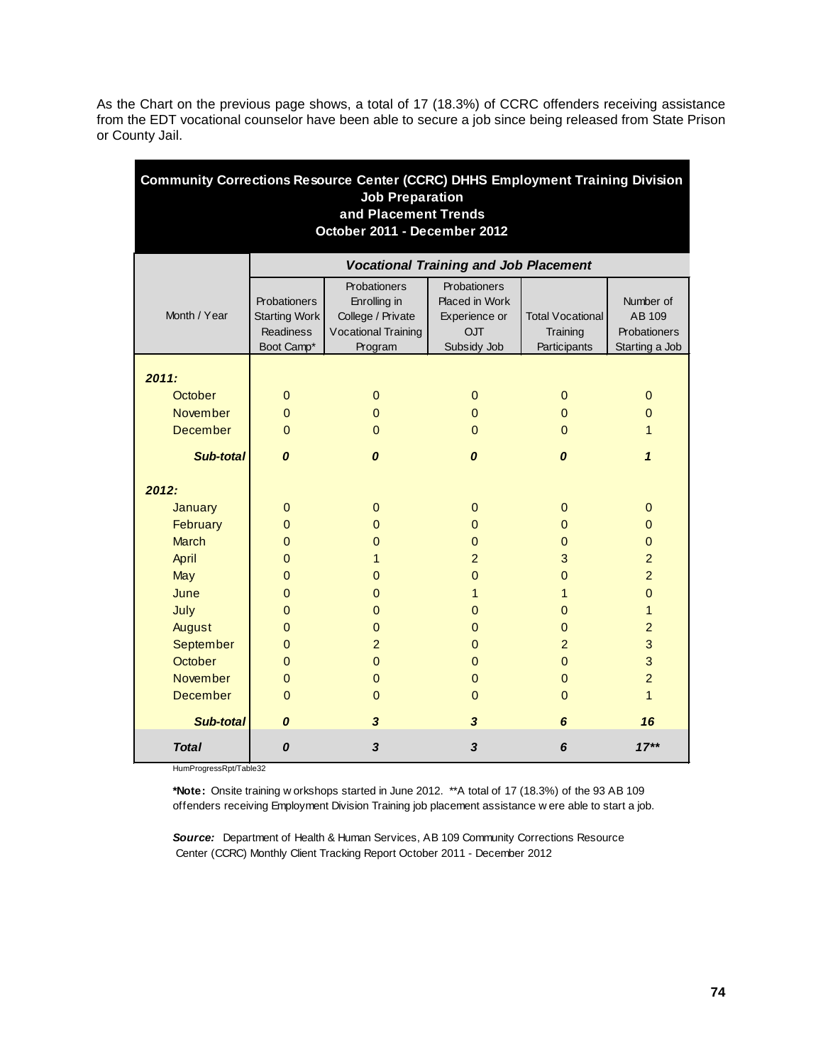As the Chart on the previous page shows, a total of 17 (18.3%) of CCRC offenders receiving assistance from the EDT vocational counselor have been able to secure a job since being released from State Prison or County Jail.

| **Community Corrections Resource Center (CCRC) DHHS Employment Training Division Job Preparation and Placement Trends October 2011 - December 2012** | | | | | |
|---|---|---|---|---|---|
| | ***Vocational Training and Job Placement*** | | | | |
| Month / Year | Probationers Starting Work Readiness Boot Camp* | Probationers Enrolling in College / Private Vocational Training Program | Probationers Placed in Work Experience or OJT Subsidy Job | Total Vocational Training Participants | Number of AB 109 Probationers Starting a Job |
| ***2011:*** | | | | | |
| October | 0 | 0 | 0 | 0 | 0 |
| November | 0 | 0 | 0 | 0 | 0 |
| December | 0 | 0 | 0 | 0 | 1 |
| ***Sub-total*** | ***0*** | ***0*** | ***0*** | ***0*** | ***1*** |
| ***2012:*** | | | | | |
| January | 0 | 0 | 0 | 0 | 0 |
| February | 0 | 0 | 0 | 0 | 0 |
| March | 0 | 0 | 0 | 0 | 0 |
| April | 0 | 1 | 2 | 3 | 2 |
| May | 0 | 0 | 0 | 0 | 2 |
| June | 0 | 0 | 1 | 1 | 0 |
| July | 0 | 0 | 0 | 0 | 1 |
| August | 0 | 0 | 0 | 0 | 2 |
| September | 0 | 2 | 0 | 2 | 3 |
| October | 0 | 0 | 0 | 0 | 3 |
| November | 0 | 0 | 0 | 0 | 2 |
| December | 0 | 0 | 0 | 0 | 1 |
| ***Sub-total*** | ***0*** | ***3*** | ***3*** | ***6*** | ***16*** |
| ***Total*** | ***0*** | ***3*** | ***3*** | ***6*** | ***17\*\**** |

HumProgressRpt/Table32

**\*Note:** Onsite training workshops started in June 2012. \*\*A total of 17 (18.3%) of the 93 AB 109 offenders receiving Employment Division Training job placement assistance were able to start a job.

***Source:*** Department of Health & Human Services, AB 109 Community Corrections Resource Center (CCRC) Monthly Client Tracking Report October 2011 - December 2012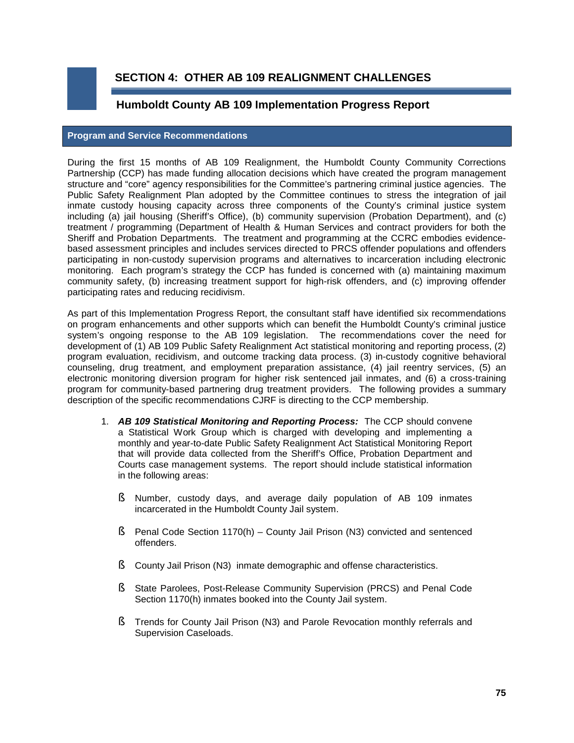## SECTION 4: OTHER AB 109 REALIGNMENT CHALLENGES

### Humboldt County AB 109 Implementation Progress Report

### Program and Service Recommendations

During the first 15 months of AB 109 Realignment, the Humboldt County Community Corrections Partnership (CCP) has made funding allocation decisions which have created the program management structure and "core" agency responsibilities for the Committee's partnering criminal justice agencies. The Public Safety Realignment Plan adopted by the Committee continues to stress the integration of jail inmate custody housing capacity across three components of the County's criminal justice system including (a) jail housing (Sheriff's Office), (b) community supervision (Probation Department), and (c) treatment / programming (Department of Health & Human Services and contract providers for both the Sheriff and Probation Departments. The treatment and programming at the CCRC embodies evidence-based assessment principles and includes services directed to PRCS offender populations and offenders participating in non-custody supervision programs and alternatives to incarceration including electronic monitoring. Each program's strategy the CCP has funded is concerned with (a) maintaining maximum community safety, (b) increasing treatment support for high-risk offenders, and (c) improving offender participating rates and reducing recidivism.

As part of this Implementation Progress Report, the consultant staff have identified six recommendations on program enhancements and other supports which can benefit the Humboldt County's criminal justice system's ongoing response to the AB 109 legislation. The recommendations cover the need for development of (1) AB 109 Public Safety Realignment Act statistical monitoring and reporting process, (2) program evaluation, recidivism, and outcome tracking data process. (3) in-custody cognitive behavioral counseling, drug treatment, and employment preparation assistance, (4) jail reentry services, (5) an electronic monitoring diversion program for higher risk sentenced jail inmates, and (6) a cross-training program for community-based partnering drug treatment providers. The following provides a summary description of the specific recommendations CJRF is directing to the CCP membership.

1. ***AB 109 Statistical Monitoring and Reporting Process:*** The CCP should convene a Statistical Work Group which is charged with developing and implementing a monthly and year-to-date Public Safety Realignment Act Statistical Monitoring Report that will provide data collected from the Sheriff's Office, Probation Department and Courts case management systems. The report should include statistical information in the following areas:

    - Number, custody days, and average daily population of AB 109 inmates incarcerated in the Humboldt County Jail system.

    - Penal Code Section 1170(h) – County Jail Prison (N3) convicted and sentenced offenders.

    - County Jail Prison (N3) inmate demographic and offense characteristics.

    - State Parolees, Post-Release Community Supervision (PRCS) and Penal Code Section 1170(h) inmates booked into the County Jail system.

    - Trends for County Jail Prison (N3) and Parole Revocation monthly referrals and Supervision Caseloads.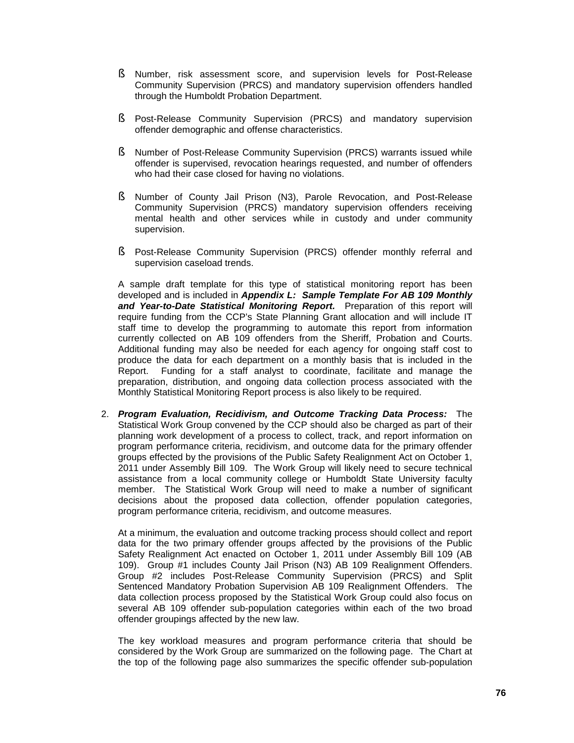- Number, risk assessment score, and supervision levels for Post-Release Community Supervision (PRCS) and mandatory supervision offenders handled through the Humboldt Probation Department.

- Post-Release Community Supervision (PRCS) and mandatory supervision offender demographic and offense characteristics.

- Number of Post-Release Community Supervision (PRCS) warrants issued while offender is supervised, revocation hearings requested, and number of offenders who had their case closed for having no violations.

- Number of County Jail Prison (N3), Parole Revocation, and Post-Release Community Supervision (PRCS) mandatory supervision offenders receiving mental health and other services while in custody and under community supervision.

- Post-Release Community Supervision (PRCS) offender monthly referral and supervision caseload trends.

A sample draft template for this type of statistical monitoring report has been developed and is included in ***Appendix L: Sample Template For AB 109 Monthly and Year-to-Date Statistical Monitoring Report.*** Preparation of this report will require funding from the CCP's State Planning Grant allocation and will include IT staff time to develop the programming to automate this report from information currently collected on AB 109 offenders from the Sheriff, Probation and Courts. Additional funding may also be needed for each agency for ongoing staff cost to produce the data for each department on a monthly basis that is included in the Report. Funding for a staff analyst to coordinate, facilitate and manage the preparation, distribution, and ongoing data collection process associated with the Monthly Statistical Monitoring Report process is also likely to be required.

2. ***Program Evaluation, Recidivism, and Outcome Tracking Data Process:*** The Statistical Work Group convened by the CCP should also be charged as part of their planning work development of a process to collect, track, and report information on program performance criteria, recidivism, and outcome data for the primary offender groups effected by the provisions of the Public Safety Realignment Act on October 1, 2011 under Assembly Bill 109. The Work Group will likely need to secure technical assistance from a local community college or Humboldt State University faculty member. The Statistical Work Group will need to make a number of significant decisions about the proposed data collection, offender population categories, program performance criteria, recidivism, and outcome measures.

   At a minimum, the evaluation and outcome tracking process should collect and report data for the two primary offender groups affected by the provisions of the Public Safety Realignment Act enacted on October 1, 2011 under Assembly Bill 109 (AB 109). Group #1 includes County Jail Prison (N3) AB 109 Realignment Offenders. Group #2 includes Post-Release Community Supervision (PRCS) and Split Sentenced Mandatory Probation Supervision AB 109 Realignment Offenders. The data collection process proposed by the Statistical Work Group could also focus on several AB 109 offender sub-population categories within each of the two broad offender groupings affected by the new law.

   The key workload measures and program performance criteria that should be considered by the Work Group are summarized on the following page. The Chart at the top of the following page also summarizes the specific offender sub-population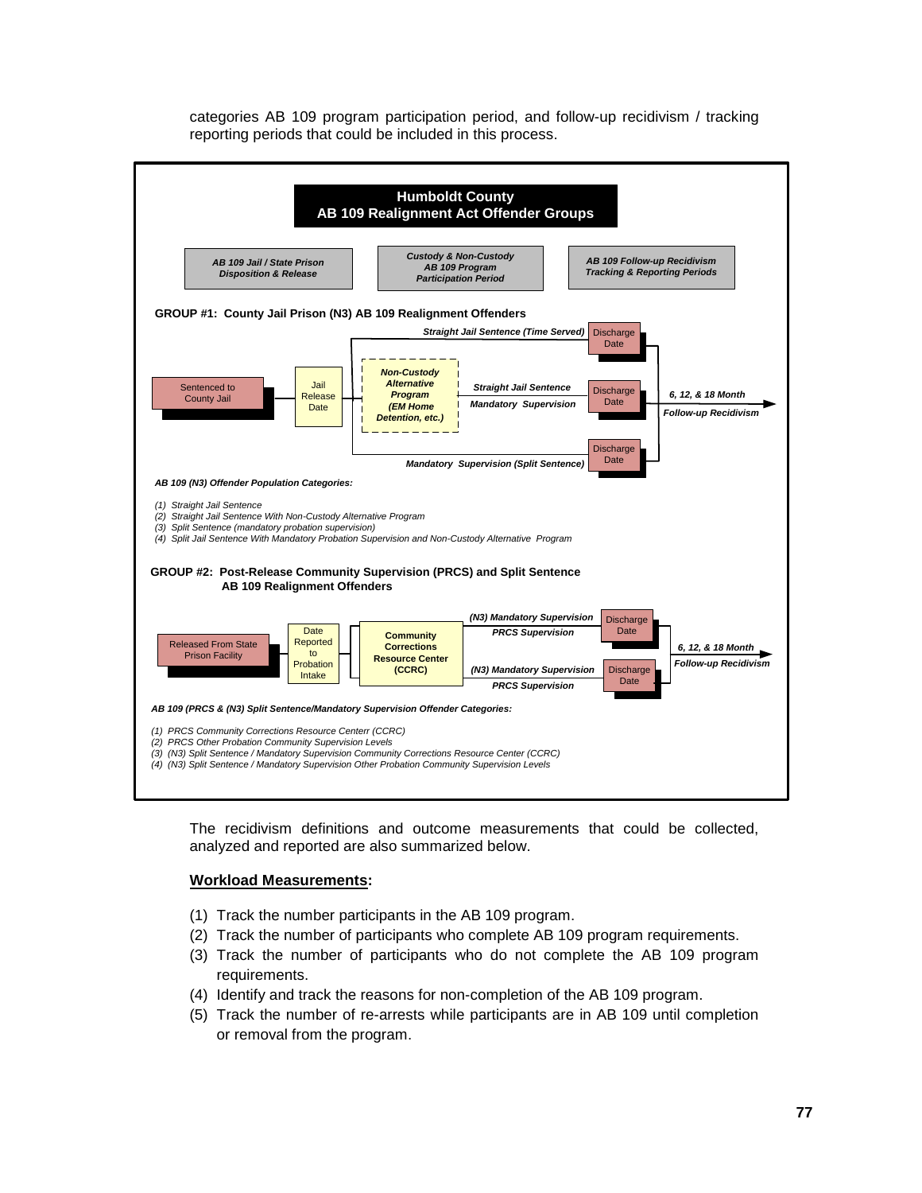categories AB 109 program participation period, and follow-up recidivism / tracking reporting periods that could be included in this process.

**Humboldt County**
**AB 109 Realignment Act Offender Groups**

*AB 109 Jail / State Prison Disposition & Release* | *Custody & Non-Custody AB 109 Program Participation Period* | *AB 109 Follow-up Recidivism Tracking & Reporting Periods*

**GROUP #1: County Jail Prison (N3) AB 109 Realignment Offenders**

Sentenced to County Jail → Jail Release Date → *Straight Jail Sentence (Time Served)* → Discharge Date

Sentenced to County Jail → Jail Release Date → *Non-Custody Alternative Program (EM Home Detention, etc.)* → *Straight Jail Sentence* / *Mandatory Supervision* → Discharge Date

Sentenced to County Jail → Jail Release Date → *Mandatory Supervision (Split Sentence)* → Discharge Date

Discharge Date → *6, 12, & 18 Month Follow-up Recidivism*

*AB 109 (N3) Offender Population Categories:*

*(1) Straight Jail Sentence*
*(2) Straight Jail Sentence With Non-Custody Alternative Program*
*(3) Split Sentence (mandatory probation supervision)*
*(4) Split Jail Sentence With Mandatory Probation Supervision and Non-Custody Alternative Program*

**GROUP #2: Post-Release Community Supervision (PRCS) and Split Sentence AB 109 Realignment Offenders**

Released From State Prison Facility → Date Reported to Probation Intake → Community Corrections Resource Center (CCRC) → *(N3) Mandatory Supervision* / *PRCS Supervision* → Discharge Date

Released From State Prison Facility → Date Reported to Probation Intake → Community Corrections Resource Center (CCRC) → *(N3) Mandatory Supervision* / *PRCS Supervision* → Discharge Date

Discharge Date → *6, 12, & 18 Month Follow-up Recidivism*

*AB 109 (PRCS & (N3) Split Sentence/Mandatory Supervision Offender Categories:*

*(1) PRCS Community Corrections Resource Centerr (CCRC)*
*(2) PRCS Other Probation Community Supervision Levels*
*(3) (N3) Split Sentence / Mandatory Supervision Community Corrections Resource Center (CCRC)*
*(4) (N3) Split Sentence / Mandatory Supervision Other Probation Community Supervision Levels*

The recidivism definitions and outcome measurements that could be collected, analyzed and reported are also summarized below.

**Workload Measurements:**

(1) Track the number participants in the AB 109 program.
(2) Track the number of participants who complete AB 109 program requirements.
(3) Track the number of participants who do not complete the AB 109 program requirements.
(4) Identify and track the reasons for non-completion of the AB 109 program.
(5) Track the number of re-arrests while participants are in AB 109 until completion or removal from the program.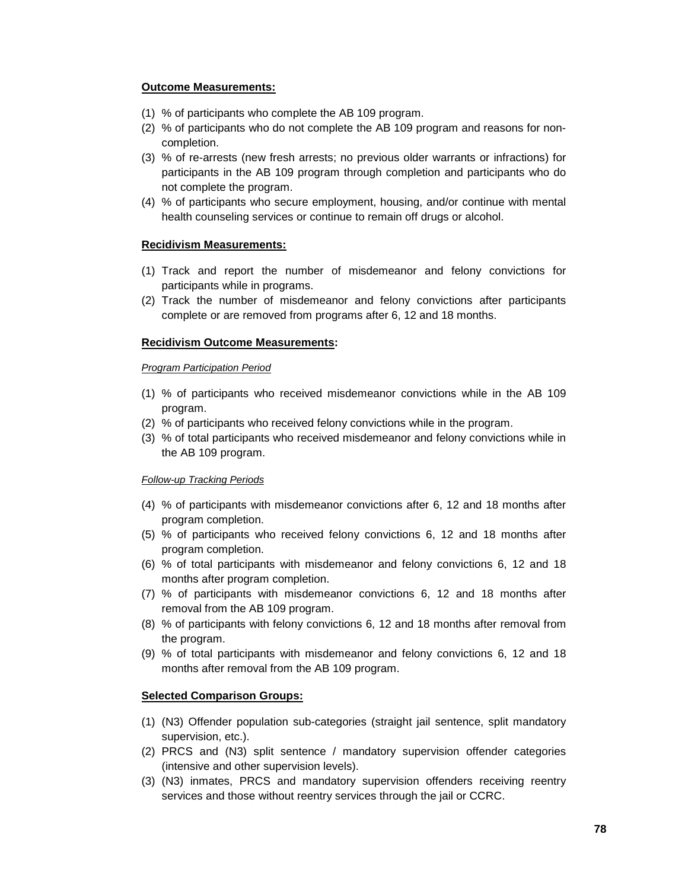**Outcome Measurements:**

(1) % of participants who complete the AB 109 program.
(2) % of participants who do not complete the AB 109 program and reasons for non-completion.
(3) % of re-arrests (new fresh arrests; no previous older warrants or infractions) for participants in the AB 109 program through completion and participants who do not complete the program.
(4) % of participants who secure employment, housing, and/or continue with mental health counseling services or continue to remain off drugs or alcohol.

**Recidivism Measurements:**

(1) Track and report the number of misdemeanor and felony convictions for participants while in programs.
(2) Track the number of misdemeanor and felony convictions after participants complete or are removed from programs after 6, 12 and 18 months.

**Recidivism Outcome Measurements:**

*Program Participation Period*

(1) % of participants who received misdemeanor convictions while in the AB 109 program.
(2) % of participants who received felony convictions while in the program.
(3) % of total participants who received misdemeanor and felony convictions while in the AB 109 program.

*Follow-up Tracking Periods*

(4) % of participants with misdemeanor convictions after 6, 12 and 18 months after program completion.
(5) % of participants who received felony convictions 6, 12 and 18 months after program completion.
(6) % of total participants with misdemeanor and felony convictions 6, 12 and 18 months after program completion.
(7) % of participants with misdemeanor convictions 6, 12 and 18 months after removal from the AB 109 program.
(8) % of participants with felony convictions 6, 12 and 18 months after removal from the program.
(9) % of total participants with misdemeanor and felony convictions 6, 12 and 18 months after removal from the AB 109 program.

**Selected Comparison Groups:**

(1) (N3) Offender population sub-categories (straight jail sentence, split mandatory supervision, etc.).
(2) PRCS and (N3) split sentence / mandatory supervision offender categories (intensive and other supervision levels).
(3) (N3) inmates, PRCS and mandatory supervision offenders receiving reentry services and those without reentry services through the jail or CCRC.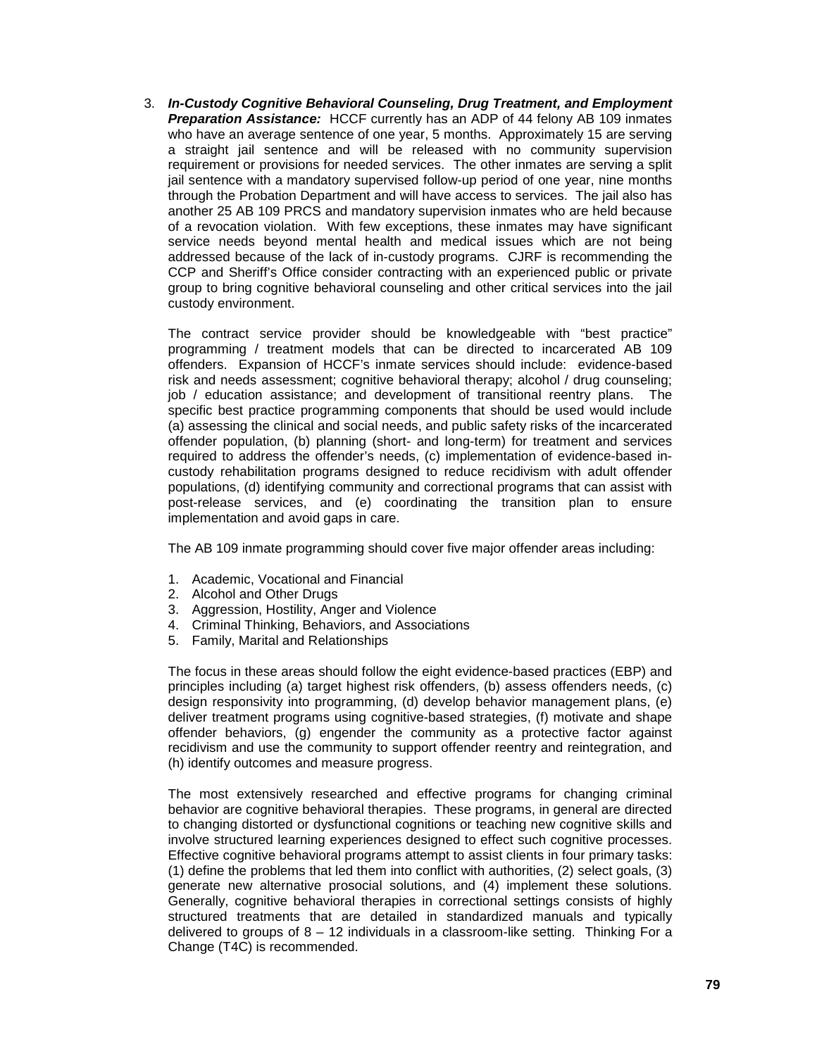3. ***In-Custody Cognitive Behavioral Counseling, Drug Treatment, and Employment Preparation Assistance:*** HCCF currently has an ADP of 44 felony AB 109 inmates who have an average sentence of one year, 5 months. Approximately 15 are serving a straight jail sentence and will be released with no community supervision requirement or provisions for needed services. The other inmates are serving a split jail sentence with a mandatory supervised follow-up period of one year, nine months through the Probation Department and will have access to services. The jail also has another 25 AB 109 PRCS and mandatory supervision inmates who are held because of a revocation violation. With few exceptions, these inmates may have significant service needs beyond mental health and medical issues which are not being addressed because of the lack of in-custody programs. CJRF is recommending the CCP and Sheriff's Office consider contracting with an experienced public or private group to bring cognitive behavioral counseling and other critical services into the jail custody environment.

   The contract service provider should be knowledgeable with "best practice" programming / treatment models that can be directed to incarcerated AB 109 offenders. Expansion of HCCF's inmate services should include: evidence-based risk and needs assessment; cognitive behavioral therapy; alcohol / drug counseling; job / education assistance; and development of transitional reentry plans. The specific best practice programming components that should be used would include (a) assessing the clinical and social needs, and public safety risks of the incarcerated offender population, (b) planning (short- and long-term) for treatment and services required to address the offender's needs, (c) implementation of evidence-based in-custody rehabilitation programs designed to reduce recidivism with adult offender populations, (d) identifying community and correctional programs that can assist with post-release services, and (e) coordinating the transition plan to ensure implementation and avoid gaps in care.

   The AB 109 inmate programming should cover five major offender areas including:

   1. Academic, Vocational and Financial
   2. Alcohol and Other Drugs
   3. Aggression, Hostility, Anger and Violence
   4. Criminal Thinking, Behaviors, and Associations
   5. Family, Marital and Relationships

   The focus in these areas should follow the eight evidence-based practices (EBP) and principles including (a) target highest risk offenders, (b) assess offenders needs, (c) design responsivity into programming, (d) develop behavior management plans, (e) deliver treatment programs using cognitive-based strategies, (f) motivate and shape offender behaviors, (g) engender the community as a protective factor against recidivism and use the community to support offender reentry and reintegration, and (h) identify outcomes and measure progress.

   The most extensively researched and effective programs for changing criminal behavior are cognitive behavioral therapies. These programs, in general are directed to changing distorted or dysfunctional cognitions or teaching new cognitive skills and involve structured learning experiences designed to effect such cognitive processes. Effective cognitive behavioral programs attempt to assist clients in four primary tasks: (1) define the problems that led them into conflict with authorities, (2) select goals, (3) generate new alternative prosocial solutions, and (4) implement these solutions. Generally, cognitive behavioral therapies in correctional settings consists of highly structured treatments that are detailed in standardized manuals and typically delivered to groups of 8 – 12 individuals in a classroom-like setting. Thinking For a Change (T4C) is recommended.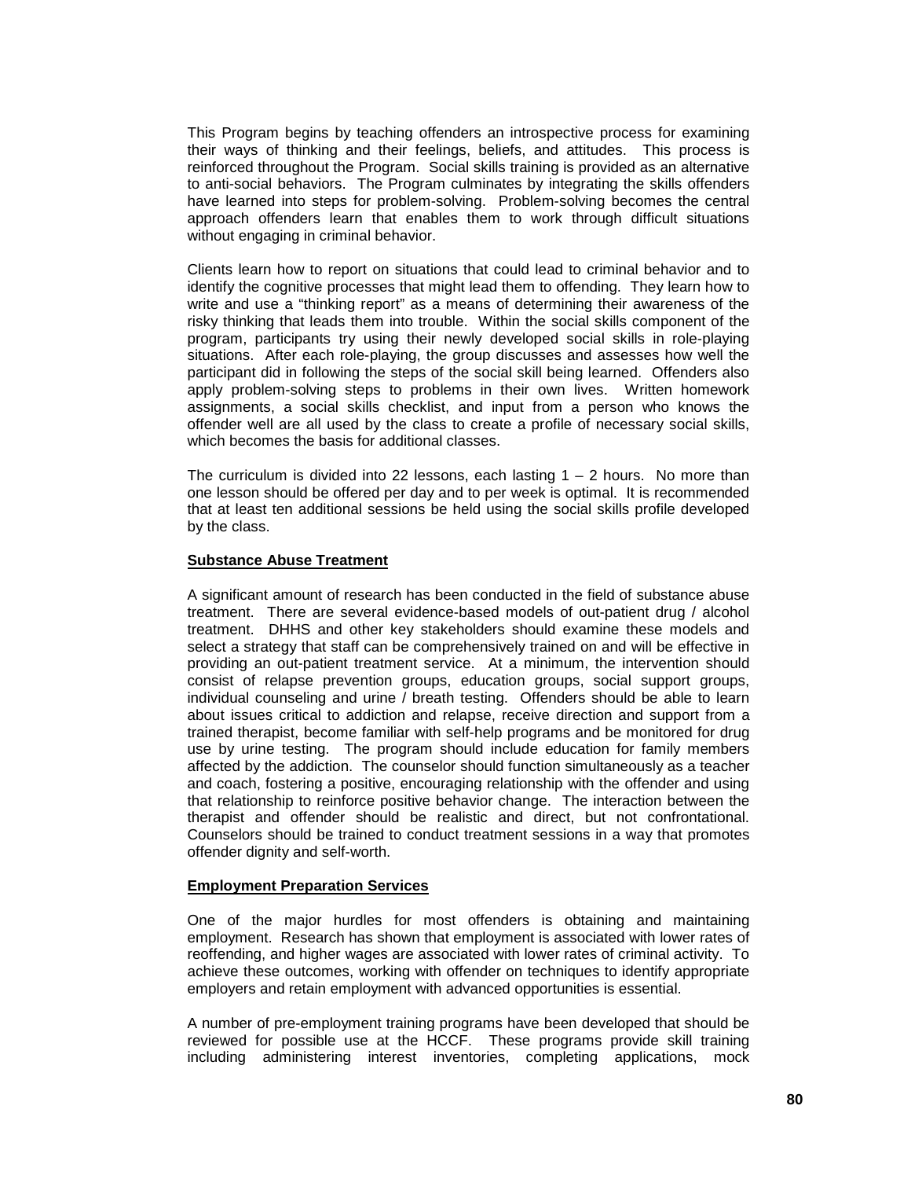This Program begins by teaching offenders an introspective process for examining their ways of thinking and their feelings, beliefs, and attitudes. This process is reinforced throughout the Program. Social skills training is provided as an alternative to anti-social behaviors. The Program culminates by integrating the skills offenders have learned into steps for problem-solving. Problem-solving becomes the central approach offenders learn that enables them to work through difficult situations without engaging in criminal behavior.

Clients learn how to report on situations that could lead to criminal behavior and to identify the cognitive processes that might lead them to offending. They learn how to write and use a "thinking report" as a means of determining their awareness of the risky thinking that leads them into trouble. Within the social skills component of the program, participants try using their newly developed social skills in role-playing situations. After each role-playing, the group discusses and assesses how well the participant did in following the steps of the social skill being learned. Offenders also apply problem-solving steps to problems in their own lives. Written homework assignments, a social skills checklist, and input from a person who knows the offender well are all used by the class to create a profile of necessary social skills, which becomes the basis for additional classes.

The curriculum is divided into 22 lessons, each lasting 1 – 2 hours. No more than one lesson should be offered per day and to per week is optimal. It is recommended that at least ten additional sessions be held using the social skills profile developed by the class.

**Substance Abuse Treatment**

A significant amount of research has been conducted in the field of substance abuse treatment. There are several evidence-based models of out-patient drug / alcohol treatment. DHHS and other key stakeholders should examine these models and select a strategy that staff can be comprehensively trained on and will be effective in providing an out-patient treatment service. At a minimum, the intervention should consist of relapse prevention groups, education groups, social support groups, individual counseling and urine / breath testing. Offenders should be able to learn about issues critical to addiction and relapse, receive direction and support from a trained therapist, become familiar with self-help programs and be monitored for drug use by urine testing. The program should include education for family members affected by the addiction. The counselor should function simultaneously as a teacher and coach, fostering a positive, encouraging relationship with the offender and using that relationship to reinforce positive behavior change. The interaction between the therapist and offender should be realistic and direct, but not confrontational. Counselors should be trained to conduct treatment sessions in a way that promotes offender dignity and self-worth.

**Employment Preparation Services**

One of the major hurdles for most offenders is obtaining and maintaining employment. Research has shown that employment is associated with lower rates of reoffending, and higher wages are associated with lower rates of criminal activity. To achieve these outcomes, working with offender on techniques to identify appropriate employers and retain employment with advanced opportunities is essential.

A number of pre-employment training programs have been developed that should be reviewed for possible use at the HCCF. These programs provide skill training including administering interest inventories, completing applications, mock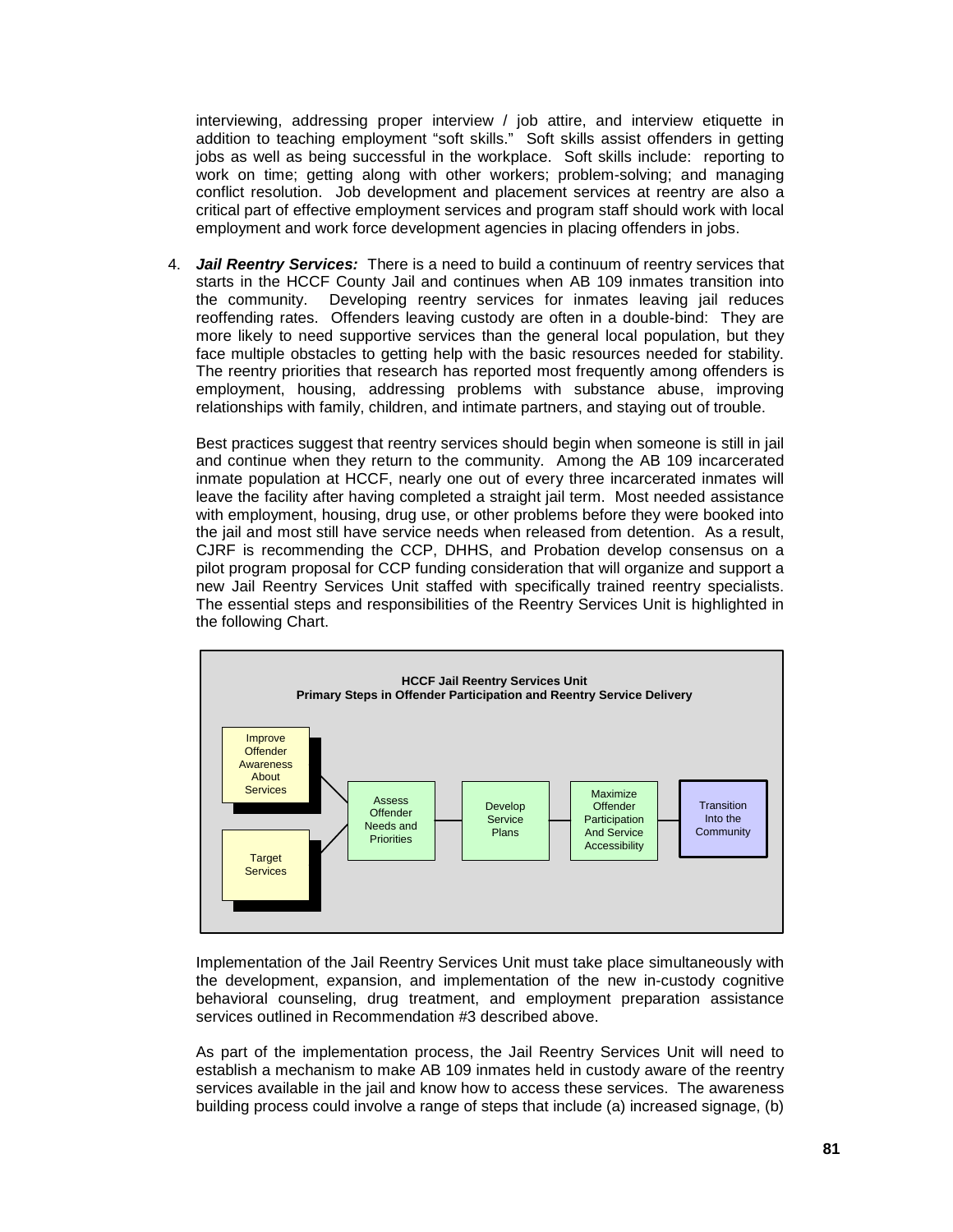interviewing, addressing proper interview / job attire, and interview etiquette in addition to teaching employment "soft skills." Soft skills assist offenders in getting jobs as well as being successful in the workplace. Soft skills include: reporting to work on time; getting along with other workers; problem-solving; and managing conflict resolution. Job development and placement services at reentry are also a critical part of effective employment services and program staff should work with local employment and work force development agencies in placing offenders in jobs.

4. ***Jail Reentry Services:*** There is a need to build a continuum of reentry services that starts in the HCCF County Jail and continues when AB 109 inmates transition into the community. Developing reentry services for inmates leaving jail reduces reoffending rates. Offenders leaving custody are often in a double-bind: They are more likely to need supportive services than the general local population, but they face multiple obstacles to getting help with the basic resources needed for stability. The reentry priorities that research has reported most frequently among offenders is employment, housing, addressing problems with substance abuse, improving relationships with family, children, and intimate partners, and staying out of trouble.

   Best practices suggest that reentry services should begin when someone is still in jail and continue when they return to the community. Among the AB 109 incarcerated inmate population at HCCF, nearly one out of every three incarcerated inmates will leave the facility after having completed a straight jail term. Most needed assistance with employment, housing, drug use, or other problems before they were booked into the jail and most still have service needs when released from detention. As a result, CJRF is recommending the CCP, DHHS, and Probation develop consensus on a pilot program proposal for CCP funding consideration that will organize and support a new Jail Reentry Services Unit staffed with specifically trained reentry specialists. The essential steps and responsibilities of the Reentry Services Unit is highlighted in the following Chart.

   **HCCF Jail Reentry Services Unit**
   **Primary Steps in Offender Participation and Reentry Service Delivery**

   - Improve Offender Awareness About Services
   - Target Services

   → Assess Offender Needs and Priorities → Develop Service Plans → Maximize Offender Participation And Service Accessibility → Transition Into the Community

   Implementation of the Jail Reentry Services Unit must take place simultaneously with the development, expansion, and implementation of the new in-custody cognitive behavioral counseling, drug treatment, and employment preparation assistance services outlined in Recommendation #3 described above.

   As part of the implementation process, the Jail Reentry Services Unit will need to establish a mechanism to make AB 109 inmates held in custody aware of the reentry services available in the jail and know how to access these services. The awareness building process could involve a range of steps that include (a) increased signage, (b)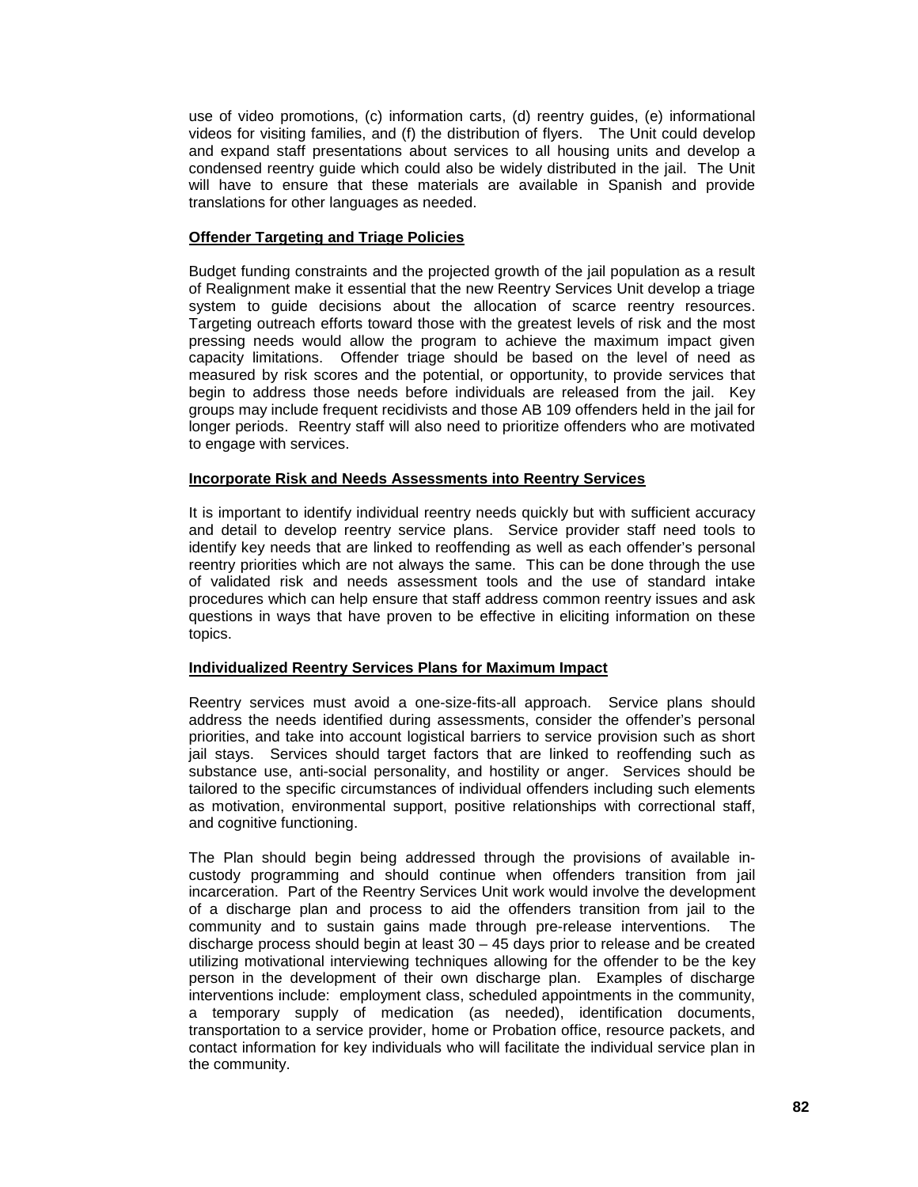use of video promotions, (c) information carts, (d) reentry guides, (e) informational videos for visiting families, and (f) the distribution of flyers. The Unit could develop and expand staff presentations about services to all housing units and develop a condensed reentry guide which could also be widely distributed in the jail. The Unit will have to ensure that these materials are available in Spanish and provide translations for other languages as needed.

**Offender Targeting and Triage Policies**

Budget funding constraints and the projected growth of the jail population as a result of Realignment make it essential that the new Reentry Services Unit develop a triage system to guide decisions about the allocation of scarce reentry resources. Targeting outreach efforts toward those with the greatest levels of risk and the most pressing needs would allow the program to achieve the maximum impact given capacity limitations. Offender triage should be based on the level of need as measured by risk scores and the potential, or opportunity, to provide services that begin to address those needs before individuals are released from the jail. Key groups may include frequent recidivists and those AB 109 offenders held in the jail for longer periods. Reentry staff will also need to prioritize offenders who are motivated to engage with services.

**Incorporate Risk and Needs Assessments into Reentry Services**

It is important to identify individual reentry needs quickly but with sufficient accuracy and detail to develop reentry service plans. Service provider staff need tools to identify key needs that are linked to reoffending as well as each offender's personal reentry priorities which are not always the same. This can be done through the use of validated risk and needs assessment tools and the use of standard intake procedures which can help ensure that staff address common reentry issues and ask questions in ways that have proven to be effective in eliciting information on these topics.

**Individualized Reentry Services Plans for Maximum Impact**

Reentry services must avoid a one-size-fits-all approach. Service plans should address the needs identified during assessments, consider the offender's personal priorities, and take into account logistical barriers to service provision such as short jail stays. Services should target factors that are linked to reoffending such as substance use, anti-social personality, and hostility or anger. Services should be tailored to the specific circumstances of individual offenders including such elements as motivation, environmental support, positive relationships with correctional staff, and cognitive functioning.

The Plan should begin being addressed through the provisions of available in-custody programming and should continue when offenders transition from jail incarceration. Part of the Reentry Services Unit work would involve the development of a discharge plan and process to aid the offenders transition from jail to the community and to sustain gains made through pre-release interventions. The discharge process should begin at least 30 – 45 days prior to release and be created utilizing motivational interviewing techniques allowing for the offender to be the key person in the development of their own discharge plan. Examples of discharge interventions include: employment class, scheduled appointments in the community, a temporary supply of medication (as needed), identification documents, transportation to a service provider, home or Probation office, resource packets, and contact information for key individuals who will facilitate the individual service plan in the community.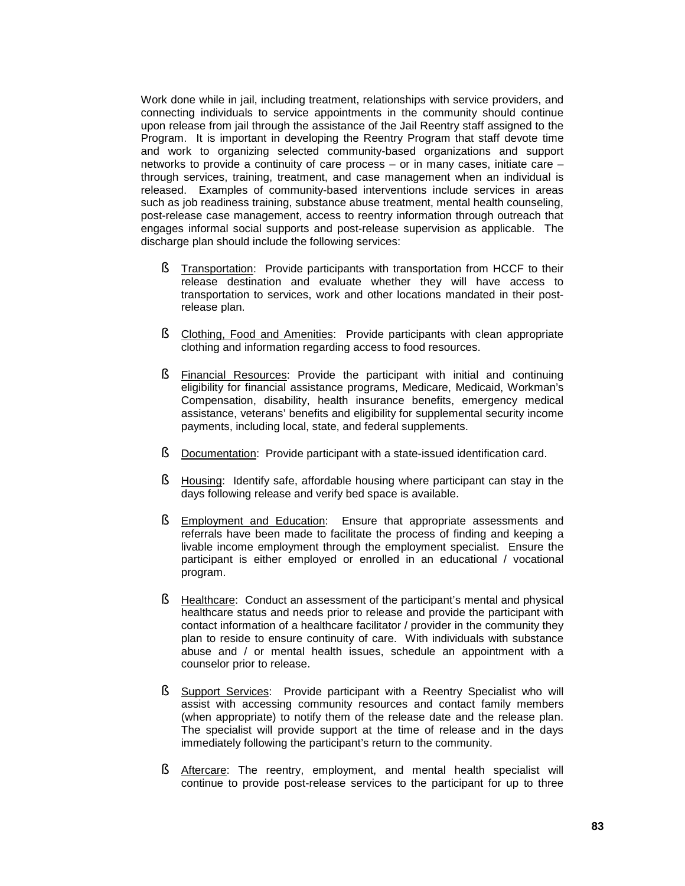Work done while in jail, including treatment, relationships with service providers, and connecting individuals to service appointments in the community should continue upon release from jail through the assistance of the Jail Reentry staff assigned to the Program. It is important in developing the Reentry Program that staff devote time and work to organizing selected community-based organizations and support networks to provide a continuity of care process – or in many cases, initiate care – through services, training, treatment, and case management when an individual is released. Examples of community-based interventions include services in areas such as job readiness training, substance abuse treatment, mental health counseling, post-release case management, access to reentry information through outreach that engages informal social supports and post-release supervision as applicable. The discharge plan should include the following services:

- Transportation: Provide participants with transportation from HCCF to their release destination and evaluate whether they will have access to transportation to services, work and other locations mandated in their post-release plan.
- Clothing, Food and Amenities: Provide participants with clean appropriate clothing and information regarding access to food resources.
- Financial Resources: Provide the participant with initial and continuing eligibility for financial assistance programs, Medicare, Medicaid, Workman's Compensation, disability, health insurance benefits, emergency medical assistance, veterans' benefits and eligibility for supplemental security income payments, including local, state, and federal supplements.
- Documentation: Provide participant with a state-issued identification card.
- Housing: Identify safe, affordable housing where participant can stay in the days following release and verify bed space is available.
- Employment and Education: Ensure that appropriate assessments and referrals have been made to facilitate the process of finding and keeping a livable income employment through the employment specialist. Ensure the participant is either employed or enrolled in an educational / vocational program.
- Healthcare: Conduct an assessment of the participant's mental and physical healthcare status and needs prior to release and provide the participant with contact information of a healthcare facilitator / provider in the community they plan to reside to ensure continuity of care. With individuals with substance abuse and / or mental health issues, schedule an appointment with a counselor prior to release.
- Support Services: Provide participant with a Reentry Specialist who will assist with accessing community resources and contact family members (when appropriate) to notify them of the release date and the release plan. The specialist will provide support at the time of release and in the days immediately following the participant's return to the community.
- Aftercare: The reentry, employment, and mental health specialist will continue to provide post-release services to the participant for up to three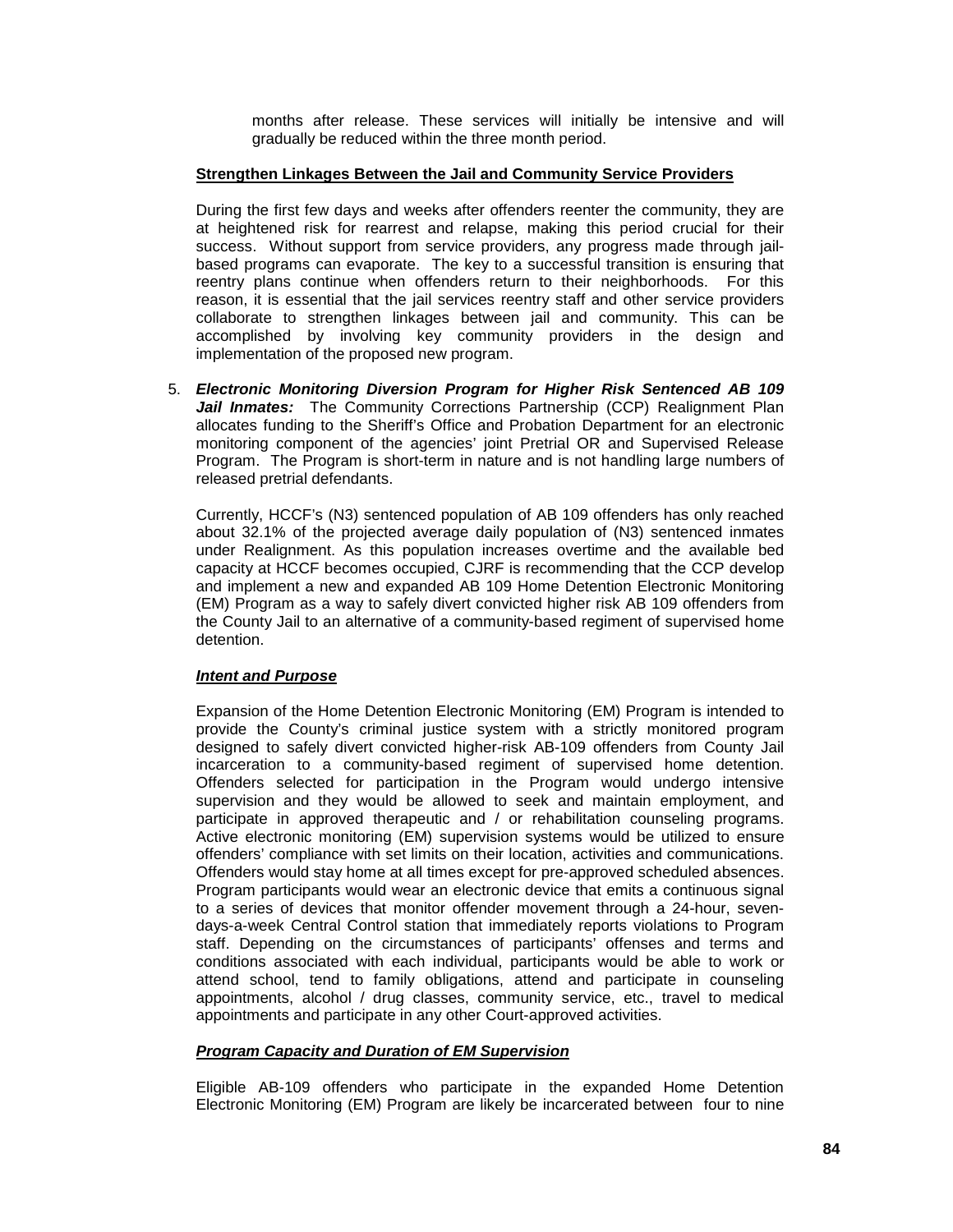months after release. These services will initially be intensive and will gradually be reduced within the three month period.

**Strengthen Linkages Between the Jail and Community Service Providers**

During the first few days and weeks after offenders reenter the community, they are at heightened risk for rearrest and relapse, making this period crucial for their success. Without support from service providers, any progress made through jail-based programs can evaporate. The key to a successful transition is ensuring that reentry plans continue when offenders return to their neighborhoods. For this reason, it is essential that the jail services reentry staff and other service providers collaborate to strengthen linkages between jail and community. This can be accomplished by involving key community providers in the design and implementation of the proposed new program.

5. ***Electronic Monitoring Diversion Program for Higher Risk Sentenced AB 109 Jail Inmates:*** The Community Corrections Partnership (CCP) Realignment Plan allocates funding to the Sheriff's Office and Probation Department for an electronic monitoring component of the agencies' joint Pretrial OR and Supervised Release Program. The Program is short-term in nature and is not handling large numbers of released pretrial defendants.

   Currently, HCCF's (N3) sentenced population of AB 109 offenders has only reached about 32.1% of the projected average daily population of (N3) sentenced inmates under Realignment. As this population increases overtime and the available bed capacity at HCCF becomes occupied, CJRF is recommending that the CCP develop and implement a new and expanded AB 109 Home Detention Electronic Monitoring (EM) Program as a way to safely divert convicted higher risk AB 109 offenders from the County Jail to an alternative of a community-based regiment of supervised home detention.

   ***Intent and Purpose***

   Expansion of the Home Detention Electronic Monitoring (EM) Program is intended to provide the County's criminal justice system with a strictly monitored program designed to safely divert convicted higher-risk AB-109 offenders from County Jail incarceration to a community-based regiment of supervised home detention. Offenders selected for participation in the Program would undergo intensive supervision and they would be allowed to seek and maintain employment, and participate in approved therapeutic and / or rehabilitation counseling programs. Active electronic monitoring (EM) supervision systems would be utilized to ensure offenders' compliance with set limits on their location, activities and communications. Offenders would stay home at all times except for pre-approved scheduled absences. Program participants would wear an electronic device that emits a continuous signal to a series of devices that monitor offender movement through a 24-hour, seven-days-a-week Central Control station that immediately reports violations to Program staff. Depending on the circumstances of participants' offenses and terms and conditions associated with each individual, participants would be able to work or attend school, tend to family obligations, attend and participate in counseling appointments, alcohol / drug classes, community service, etc., travel to medical appointments and participate in any other Court-approved activities.

   ***Program Capacity and Duration of EM Supervision***

   Eligible AB-109 offenders who participate in the expanded Home Detention Electronic Monitoring (EM) Program are likely be incarcerated between four to nine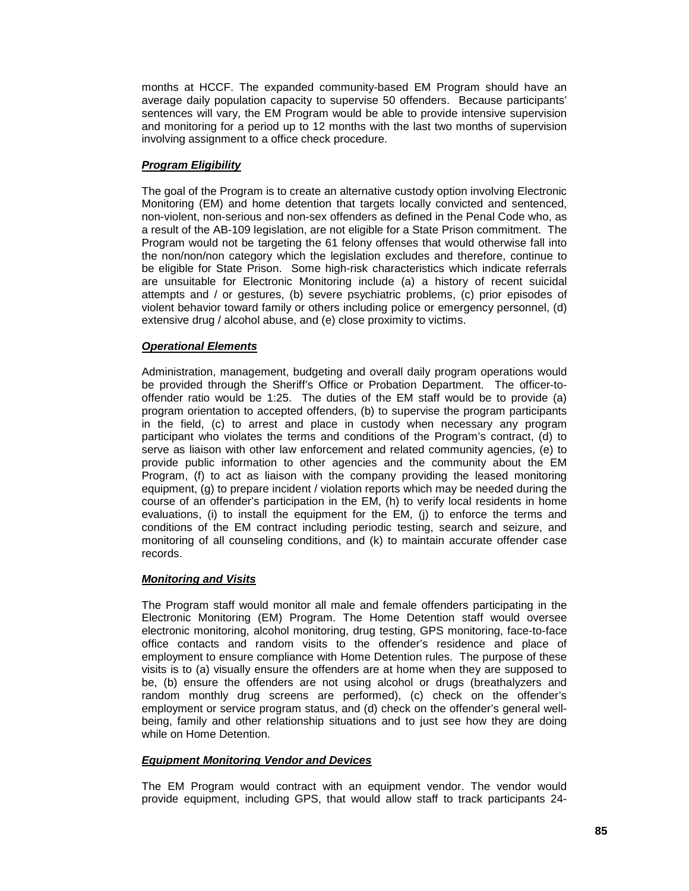months at HCCF. The expanded community-based EM Program should have an average daily population capacity to supervise 50 offenders. Because participants' sentences will vary, the EM Program would be able to provide intensive supervision and monitoring for a period up to 12 months with the last two months of supervision involving assignment to a office check procedure.

***Program Eligibility***

The goal of the Program is to create an alternative custody option involving Electronic Monitoring (EM) and home detention that targets locally convicted and sentenced, non-violent, non-serious and non-sex offenders as defined in the Penal Code who, as a result of the AB-109 legislation, are not eligible for a State Prison commitment. The Program would not be targeting the 61 felony offenses that would otherwise fall into the non/non/non category which the legislation excludes and therefore, continue to be eligible for State Prison. Some high-risk characteristics which indicate referrals are unsuitable for Electronic Monitoring include (a) a history of recent suicidal attempts and / or gestures, (b) severe psychiatric problems, (c) prior episodes of violent behavior toward family or others including police or emergency personnel, (d) extensive drug / alcohol abuse, and (e) close proximity to victims.

***Operational Elements***

Administration, management, budgeting and overall daily program operations would be provided through the Sheriff's Office or Probation Department. The officer-to-offender ratio would be 1:25. The duties of the EM staff would be to provide (a) program orientation to accepted offenders, (b) to supervise the program participants in the field, (c) to arrest and place in custody when necessary any program participant who violates the terms and conditions of the Program's contract, (d) to serve as liaison with other law enforcement and related community agencies, (e) to provide public information to other agencies and the community about the EM Program, (f) to act as liaison with the company providing the leased monitoring equipment, (g) to prepare incident / violation reports which may be needed during the course of an offender's participation in the EM, (h) to verify local residents in home evaluations, (i) to install the equipment for the EM, (j) to enforce the terms and conditions of the EM contract including periodic testing, search and seizure, and monitoring of all counseling conditions, and (k) to maintain accurate offender case records.

***Monitoring and Visits***

The Program staff would monitor all male and female offenders participating in the Electronic Monitoring (EM) Program. The Home Detention staff would oversee electronic monitoring, alcohol monitoring, drug testing, GPS monitoring, face-to-face office contacts and random visits to the offender's residence and place of employment to ensure compliance with Home Detention rules. The purpose of these visits is to (a) visually ensure the offenders are at home when they are supposed to be, (b) ensure the offenders are not using alcohol or drugs (breathalyzers and random monthly drug screens are performed), (c) check on the offender's employment or service program status, and (d) check on the offender's general well-being, family and other relationship situations and to just see how they are doing while on Home Detention.

***Equipment Monitoring Vendor and Devices***

The EM Program would contract with an equipment vendor. The vendor would provide equipment, including GPS, that would allow staff to track participants 24-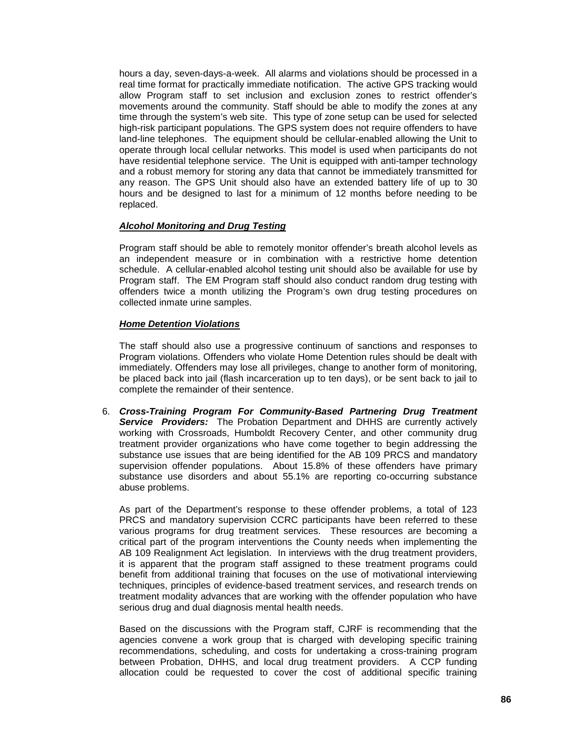hours a day, seven-days-a-week. All alarms and violations should be processed in a real time format for practically immediate notification. The active GPS tracking would allow Program staff to set inclusion and exclusion zones to restrict offender's movements around the community. Staff should be able to modify the zones at any time through the system's web site. This type of zone setup can be used for selected high-risk participant populations. The GPS system does not require offenders to have land-line telephones. The equipment should be cellular-enabled allowing the Unit to operate through local cellular networks. This model is used when participants do not have residential telephone service. The Unit is equipped with anti-tamper technology and a robust memory for storing any data that cannot be immediately transmitted for any reason. The GPS Unit should also have an extended battery life of up to 30 hours and be designed to last for a minimum of 12 months before needing to be replaced.

***Alcohol Monitoring and Drug Testing***

Program staff should be able to remotely monitor offender's breath alcohol levels as an independent measure or in combination with a restrictive home detention schedule. A cellular-enabled alcohol testing unit should also be available for use by Program staff. The EM Program staff should also conduct random drug testing with offenders twice a month utilizing the Program's own drug testing procedures on collected inmate urine samples.

***Home Detention Violations***

The staff should also use a progressive continuum of sanctions and responses to Program violations. Offenders who violate Home Detention rules should be dealt with immediately. Offenders may lose all privileges, change to another form of monitoring, be placed back into jail (flash incarceration up to ten days), or be sent back to jail to complete the remainder of their sentence.

6. ***Cross-Training Program For Community-Based Partnering Drug Treatment Service Providers:*** The Probation Department and DHHS are currently actively working with Crossroads, Humboldt Recovery Center, and other community drug treatment provider organizations who have come together to begin addressing the substance use issues that are being identified for the AB 109 PRCS and mandatory supervision offender populations. About 15.8% of these offenders have primary substance use disorders and about 55.1% are reporting co-occurring substance abuse problems.

   As part of the Department's response to these offender problems, a total of 123 PRCS and mandatory supervision CCRC participants have been referred to these various programs for drug treatment services. These resources are becoming a critical part of the program interventions the County needs when implementing the AB 109 Realignment Act legislation. In interviews with the drug treatment providers, it is apparent that the program staff assigned to these treatment programs could benefit from additional training that focuses on the use of motivational interviewing techniques, principles of evidence-based treatment services, and research trends on treatment modality advances that are working with the offender population who have serious drug and dual diagnosis mental health needs.

   Based on the discussions with the Program staff, CJRF is recommending that the agencies convene a work group that is charged with developing specific training recommendations, scheduling, and costs for undertaking a cross-training program between Probation, DHHS, and local drug treatment providers. A CCP funding allocation could be requested to cover the cost of additional specific training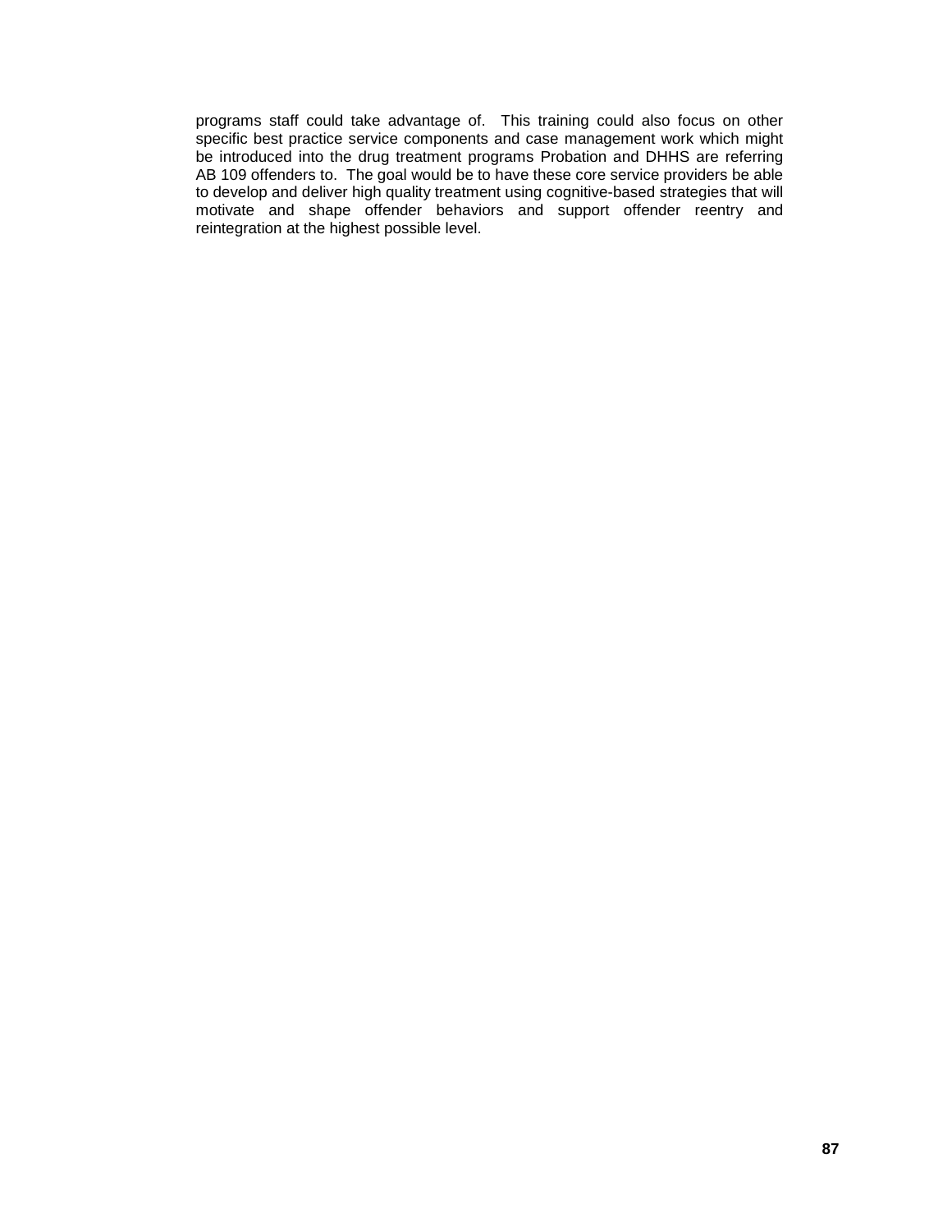programs staff could take advantage of.  This training could also focus on other specific best practice service components and case management work which might be introduced into the drug treatment programs Probation and DHHS are referring AB 109 offenders to.  The goal would be to have these core service providers be able to develop and deliver high quality treatment using cognitive-based strategies that will motivate and shape offender behaviors and support offender reentry and reintegration at the highest possible level.